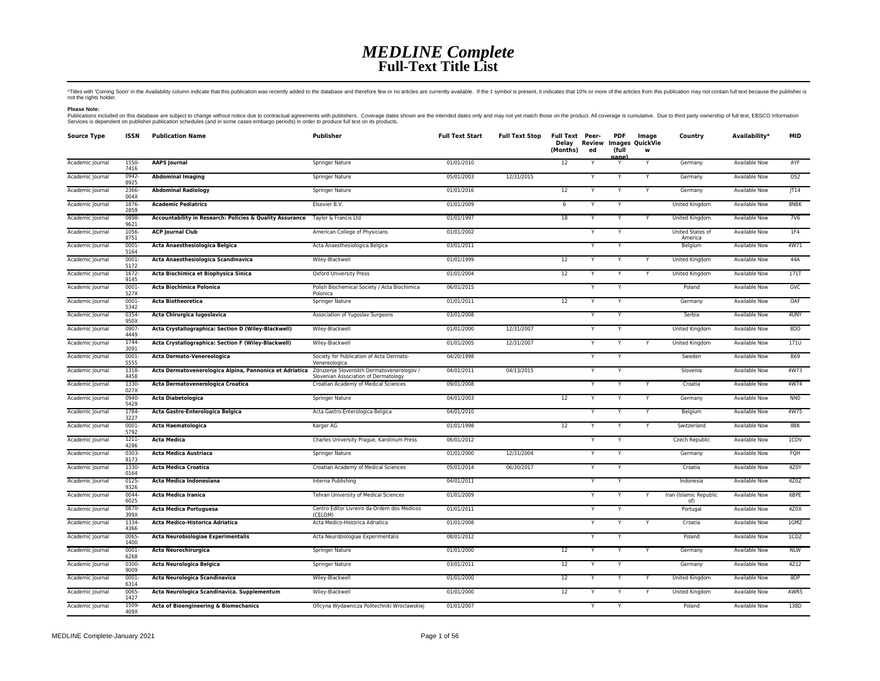# *MEDLINE Complete*
## Full-Text Title List

*Titles with 'Coming Soon' in the Availability column indicate that this publication was recently added to the database and therefore few or no articles are currently available. If the ‡ symbol is present, it indicates that 10% or more of the articles from this publication may not contain full text because the publisher is not the rights holder.

**Please Note:**
Publications included on this database are subject to change without notice due to contractual agreements with publishers. Coverage dates shown are the intended dates only and may not yet match those on the product. All coverage is cumulative. Due to third party ownership of full text, EBSCO Information Services is dependent on publisher publication schedules (and in some cases embargo periods) in order to produce full text on its products.

| Source Type | ISSN | Publication Name | Publisher | Full Text Start | Full Text Stop | Full Text Delay (Months) | Peer-Reviewed | PDF Images (full page) | Image QuickView | Country | Availability* | MID |
|---|---|---|---|---|---|---|---|---|---|---|---|---|
| Academic Journal | 1550-7416 | **AAPS Journal** | Springer Nature | 01/01/2010 | | 12 | Y | Y | Y | Germany | Available Now | AYF |
| Academic Journal | 0942-8925 | **Abdominal Imaging** | Springer Nature | 05/01/2003 | 12/31/2015 | | Y | Y | Y | Germany | Available Now | O52 |
| Academic Journal | 2366-004X | **Abdominal Radiology** | Springer Nature | 01/01/2016 | | 12 | Y | Y | Y | Germany | Available Now | JT14 |
| Academic Journal | 1876-2859 | **Academic Pediatrics** | Elsevier B.V. | 01/01/2009 | | 6 | Y | Y | | United Kingdom | Available Now | 8NBK |
| Academic Journal | 0898-9621 | **Accountability in Research: Policies & Quality Assurance** | Taylor & Francis Ltd | 01/01/1997 | | 18 | Y | Y | Y | United Kingdom | Available Now | 7V6 |
| Academic Journal | 1056-8751 | **ACP Journal Club** | American College of Physicians | 01/01/2002 | | | Y | Y | | United States of America | Available Now | 1F4 |
| Academic Journal | 0001-5164 | **Acta Anaesthesiologica Belgica** | Acta Anaesthesiologica Belgica | 03/01/2011 | | | Y | Y | | Belgium | Available Now | 4W71 |
| Academic Journal | 0001-5172 | **Acta Anaesthesiologica Scandinavica** | Wiley-Blackwell | 01/01/1999 | | 12 | Y | Y | Y | United Kingdom | Available Now | 44A |
| Academic Journal | 1672-9145 | **Acta Biochimica et Biophysica Sinica** | Oxford University Press | 01/01/2004 | | 12 | Y | Y | Y | United Kingdom | Available Now | 171T |
| Academic Journal | 0001-527X | **Acta Biochimica Polonica** | Polish Biochemical Society / Acta Biochimica Polonica | 06/01/2015 | | | Y | Y | | Poland | Available Now | GVC |
| Academic Journal | 0001-5342 | **Acta Biotheoretica** | Springer Nature | 01/01/2011 | | 12 | Y | Y | | Germany | Available Now | OAF |
| Academic Journal | 0354-950X | **Acta Chirurgica Iugoslavica** | Association of Yugoslav Surgeons | 03/01/2008 | | | Y | Y | | Serbia | Available Now | 4UNY |
| Academic Journal | 0907-4449 | **Acta Crystallographica: Section D (Wiley-Blackwell)** | Wiley-Blackwell | 01/01/2000 | 12/31/2007 | | Y | Y | | United Kingdom | Available Now | 8DO |
| Academic Journal | 1744-3091 | **Acta Crystallographica: Section F (Wiley-Blackwell)** | Wiley-Blackwell | 01/01/2005 | 12/31/2007 | | Y | Y | Y | United Kingdom | Available Now | 171U |
| Academic Journal | 0001-5555 | **Acta Dermato-Venereologica** | Society for Publication of Acta Dermato-Venereologica | 04/20/1998 | | | Y | Y | | Sweden | Available Now | B69 |
| Academic Journal | 1318-4458 | **Acta Dermatovenerologica Alpina, Pannonica et Adriatica** | Zdruzenje Slovenskih Dermatovenerologov / Slovenian Association of Dermatology | 04/01/2011 | 04/13/2015 | | Y | Y | | Slovenia | Available Now | 4W73 |
| Academic Journal | 1330-027X | **Acta Dermatovenerologica Croatica** | Croatian Academy of Medical Sciences | 09/01/2008 | | | Y | Y | Y | Croatia | Available Now | 4W74 |
| Academic Journal | 0940-5429 | **Acta Diabetologica** | Springer Nature | 04/01/2003 | | 12 | Y | Y | Y | Germany | Available Now | NN0 |
| Academic Journal | 1784-3227 | **Acta Gastro-Enterologica Belgica** | Acta Gastro-Enterologica Belgica | 04/01/2010 | | | Y | Y | Y | Belgium | Available Now | 4W75 |
| Academic Journal | 0001-5792 | **Acta Haematologica** | Karger AG | 01/01/1998 | | 12 | Y | Y | Y | Switzerland | Available Now | 8BK |
| Academic Journal | 1211-4286 | **Acta Medica** | Charles University Prague, Karolinum Press | 06/01/2012 | | | Y | Y | | Czech Republic | Available Now | 1CDV |
| Academic Journal | 0303-8173 | **Acta Medica Austriaca** | Springer Nature | 01/01/2000 | 12/31/2004 | | Y | Y | | Germany | Available Now | FQH |
| Academic Journal | 1330-0164 | **Acta Medica Croatica** | Croatian Academy of Medical Sciences | 05/01/2014 | 06/30/2017 | | Y | Y | | Croatia | Available Now | 4Z0Y |
| Academic Journal | 0125-9326 | **Acta Medica Indonesiana** | Interna Publishing | 04/01/2011 | | | Y | Y | | Indonesia | Available Now | 4Z0Z |
| Academic Journal | 0044-6025 | **Acta Medica Iranica** | Tehran University of Medical Sciences | 01/01/2009 | | | Y | Y | Y | Iran (Islamic Republic of) | Available Now | 6BPE |
| Academic Journal | 0870-399X | **Acta Medica Portuguesa** | Centro Editor Livreiro da Ordem dos Medicos (CELOM) | 01/01/2011 | | | Y | Y | | Portugal | Available Now | 4Z0X |
| Academic Journal | 1334-4366 | **Acta Medico-Historica Adriatica** | Acta Medico-Historica Adriatica | 01/01/2008 | | | Y | Y | Y | Croatia | Available Now | 1GMZ |
| Academic Journal | 0065-1400 | **Acta Neurobiologiae Experimentalis** | Acta Neurobiologiae Experimentalis | 08/01/2012 | | | Y | Y | | Poland | Available Now | 1CDZ |
| Academic Journal | 0001-6268 | **Acta Neurochirurgica** | Springer Nature | 01/01/2000 | | 12 | Y | Y | Y | Germany | Available Now | NLW |
| Academic Journal | 0300-9009 | **Acta Neurologica Belgica** | Springer Nature | 03/01/2011 | | 12 | Y | Y | | Germany | Available Now | 4Z12 |
| Academic Journal | 0001-6314 | **Acta Neurologica Scandinavica** | Wiley-Blackwell | 01/01/2000 | | 12 | Y | Y | Y | United Kingdom | Available Now | 8DP |
| Academic Journal | 0065-1427 | **Acta Neurologica Scandinavica. Supplementum** | Wiley-Blackwell | 01/01/2000 | | 12 | Y | Y | Y | United Kingdom | Available Now | AWR5 |
| Academic Journal | 1509-409X | **Acta of Bioengineering & Biomechanics** | Oficyna Wydawnicza Politechniki Wroclawskiej | 01/01/2007 | | | Y | Y | | Poland | Available Now | 138D |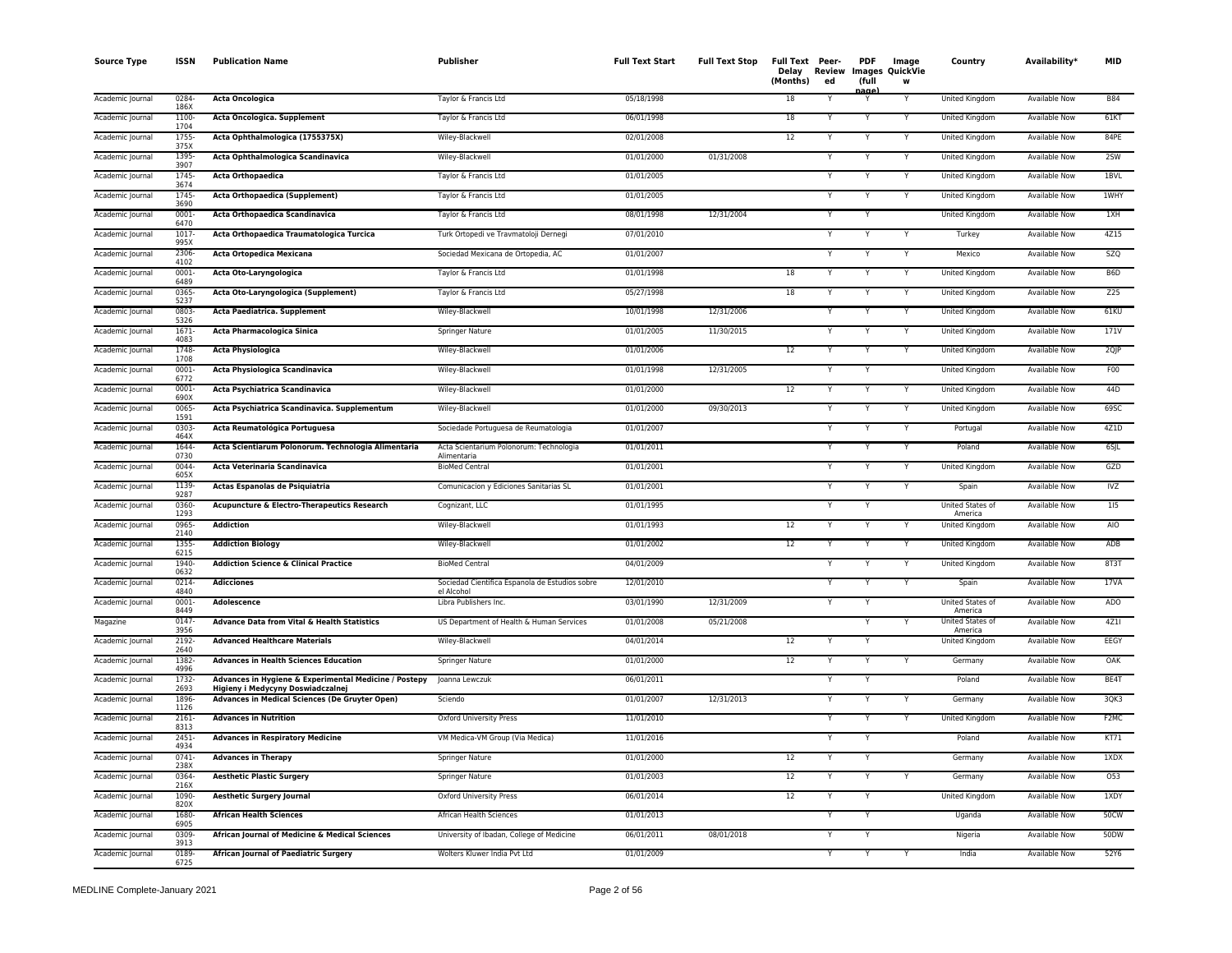| Source Type | ISSN | Publication Name | Publisher | Full Text Start | Full Text Stop | Full Text Delay (Months) | Peer-Reviewed | PDF Images (full page) | Image QuickView | Country | Availability* | MID |
|---|---|---|---|---|---|---|---|---|---|---|---|---|
| Academic Journal | 0284-186X | **Acta Oncologica** | Taylor & Francis Ltd | 05/18/1998 | | 18 | Y | Y | Y | United Kingdom | Available Now | B84 |
| Academic Journal | 1100-1704 | **Acta Oncologica. Supplement** | Taylor & Francis Ltd | 06/01/1998 | | 18 | Y | Y | Y | United Kingdom | Available Now | 61KT |
| Academic Journal | 1755-375X | **Acta Ophthalmologica (1755375X)** | Wiley-Blackwell | 02/01/2008 | | 12 | Y | Y | Y | United Kingdom | Available Now | 84PE |
| Academic Journal | 1395-3907 | **Acta Ophthalmologica Scandinavica** | Wiley-Blackwell | 01/01/2000 | 01/31/2008 | | Y | Y | Y | United Kingdom | Available Now | 2SW |
| Academic Journal | 1745-3674 | **Acta Orthopaedica** | Taylor & Francis Ltd | 01/01/2005 | | | Y | Y | Y | United Kingdom | Available Now | 1BVL |
| Academic Journal | 1745-3690 | **Acta Orthopaedica (Supplement)** | Taylor & Francis Ltd | 01/01/2005 | | | Y | Y | Y | United Kingdom | Available Now | 1WHY |
| Academic Journal | 0001-6470 | **Acta Orthopaedica Scandinavica** | Taylor & Francis Ltd | 08/01/1998 | 12/31/2004 | | Y | Y | | United Kingdom | Available Now | 1XH |
| Academic Journal | 1017-995X | **Acta Orthopaedica Traumatologica Turcica** | Turk Ortopedi ve Travmatoloji Dernegi | 07/01/2010 | | | Y | Y | Y | Turkey | Available Now | 4Z15 |
| Academic Journal | 2306-4102 | **Acta Ortopedica Mexicana** | Sociedad Mexicana de Ortopedia, AC | 01/01/2007 | | | Y | Y | Y | Mexico | Available Now | SZQ |
| Academic Journal | 0001-6489 | **Acta Oto-Laryngologica** | Taylor & Francis Ltd | 01/01/1998 | | 18 | Y | Y | Y | United Kingdom | Available Now | B6D |
| Academic Journal | 0365-5237 | **Acta Oto-Laryngologica (Supplement)** | Taylor & Francis Ltd | 05/27/1998 | | 18 | Y | Y | Y | United Kingdom | Available Now | Z25 |
| Academic Journal | 0803-5326 | **Acta Paediatrica. Supplement** | Wiley-Blackwell | 10/01/1998 | 12/31/2006 | | Y | Y | Y | United Kingdom | Available Now | 61KU |
| Academic Journal | 1671-4083 | **Acta Pharmacologica Sinica** | Springer Nature | 01/01/2005 | 11/30/2015 | | Y | Y | Y | United Kingdom | Available Now | 171V |
| Academic Journal | 1748-1708 | **Acta Physiologica** | Wiley-Blackwell | 01/01/2006 | | 12 | Y | Y | Y | United Kingdom | Available Now | 2QJP |
| Academic Journal | 0001-6772 | **Acta Physiologica Scandinavica** | Wiley-Blackwell | 01/01/1998 | 12/31/2005 | | Y | Y | | United Kingdom | Available Now | F00 |
| Academic Journal | 0001-690X | **Acta Psychiatrica Scandinavica** | Wiley-Blackwell | 01/01/2000 | | 12 | Y | Y | Y | United Kingdom | Available Now | 44D |
| Academic Journal | 0065-1591 | **Acta Psychiatrica Scandinavica. Supplementum** | Wiley-Blackwell | 01/01/2000 | 09/30/2013 | | Y | Y | Y | United Kingdom | Available Now | 69SC |
| Academic Journal | 0303-464X | **Acta Reumatológica Portuguesa** | Sociedade Portuguesa de Reumatologia | 01/01/2007 | | | Y | Y | Y | Portugal | Available Now | 4Z1D |
| Academic Journal | 1644-0730 | **Acta Scientiarum Polonorum. Technologia Alimentaria** | Acta Scientiarum Polonorum: Technologia Alimentaria | 01/01/2011 | | | Y | Y | Y | Poland | Available Now | 6SJL |
| Academic Journal | 0044-605X | **Acta Veterinaria Scandinavica** | BioMed Central | 01/01/2001 | | | Y | Y | Y | United Kingdom | Available Now | GZD |
| Academic Journal | 1139-9287 | **Actas Espanolas de Psiquiatria** | Comunicacion y Ediciones Sanitarias SL | 01/01/2001 | | | Y | Y | Y | Spain | Available Now | IVZ |
| Academic Journal | 0360-1293 | **Acupuncture & Electro-Therapeutics Research** | Cognizant, LLC | 01/01/1995 | | | Y | Y | | United States of America | Available Now | 1I5 |
| Academic Journal | 0965-2140 | **Addiction** | Wiley-Blackwell | 01/01/1993 | | 12 | Y | Y | Y | United Kingdom | Available Now | AIO |
| Academic Journal | 1355-6215 | **Addiction Biology** | Wiley-Blackwell | 01/01/2002 | | 12 | Y | Y | Y | United Kingdom | Available Now | ADB |
| Academic Journal | 1940-0632 | **Addiction Science & Clinical Practice** | BioMed Central | 04/01/2009 | | | Y | Y | Y | United Kingdom | Available Now | 8T3T |
| Academic Journal | 0214-4840 | **Adicciones** | Sociedad Cientifica Espanola de Estudios sobre el Alcohol | 12/01/2010 | | | Y | Y | Y | Spain | Available Now | 17VA |
| Academic Journal | 0001-8449 | **Adolescence** | Libra Publishers Inc. | 03/01/1990 | 12/31/2009 | | Y | Y | | United States of America | Available Now | ADO |
| Magazine | 0147-3956 | **Advance Data from Vital & Health Statistics** | US Department of Health & Human Services | 01/01/2008 | 05/21/2008 | | | Y | Y | United States of America | Available Now | 4Z1I |
| Academic Journal | 2192-2640 | **Advanced Healthcare Materials** | Wiley-Blackwell | 04/01/2014 | | 12 | Y | Y | | United Kingdom | Available Now | EEGY |
| Academic Journal | 1382-4996 | **Advances in Health Sciences Education** | Springer Nature | 01/01/2000 | | 12 | Y | Y | Y | Germany | Available Now | OAK |
| Academic Journal | 1732-2693 | **Advances in Hygiene & Experimental Medicine / Postepy Higieny i Medycyny Doswiadczalnej** | Joanna Lewczuk | 06/01/2011 | | | Y | Y | | Poland | Available Now | BE4T |
| Academic Journal | 1896-1126 | **Advances in Medical Sciences (De Gruyter Open)** | Sciendo | 01/01/2007 | 12/31/2013 | | Y | Y | Y | Germany | Available Now | 3QK3 |
| Academic Journal | 2161-8313 | **Advances in Nutrition** | Oxford University Press | 11/01/2010 | | | Y | Y | Y | United Kingdom | Available Now | F2MC |
| Academic Journal | 2451-4934 | **Advances in Respiratory Medicine** | VM Medica-VM Group (Via Medica) | 11/01/2016 | | | Y | Y | | Poland | Available Now | KT71 |
| Academic Journal | 0741-238X | **Advances in Therapy** | Springer Nature | 01/01/2000 | | 12 | Y | Y | | Germany | Available Now | 1XDX |
| Academic Journal | 0364-216X | **Aesthetic Plastic Surgery** | Springer Nature | 01/01/2003 | | 12 | Y | Y | Y | Germany | Available Now | O53 |
| Academic Journal | 1090-820X | **Aesthetic Surgery Journal** | Oxford University Press | 06/01/2014 | | 12 | Y | Y | | United Kingdom | Available Now | 1XDY |
| Academic Journal | 1680-6905 | **African Health Sciences** | African Health Sciences | 01/01/2013 | | | Y | Y | | Uganda | Available Now | 50CW |
| Academic Journal | 0309-3913 | **African Journal of Medicine & Medical Sciences** | University of Ibadan, College of Medicine | 06/01/2011 | 08/01/2018 | | Y | Y | | Nigeria | Available Now | 50DW |
| Academic Journal | 0189-6725 | **African Journal of Paediatric Surgery** | Wolters Kluwer India Pvt Ltd | 01/01/2009 | | | Y | Y | Y | India | Available Now | 52Y6 |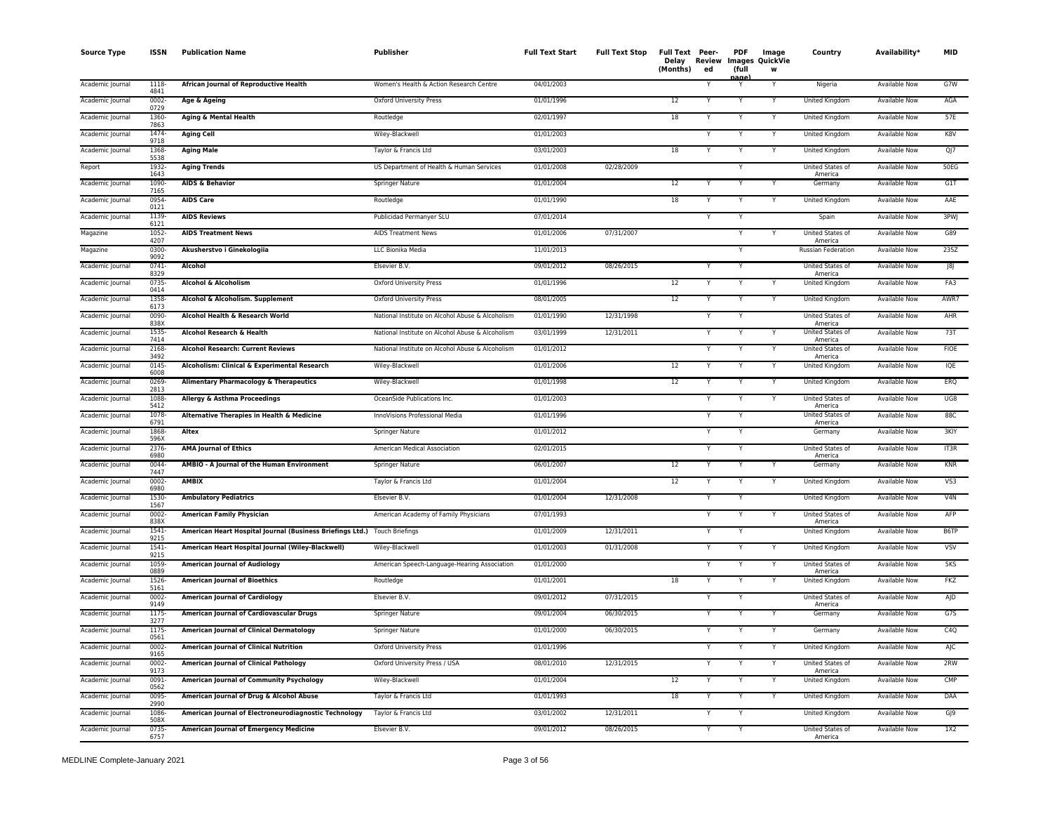| Source Type | ISSN | Publication Name | Publisher | Full Text Start | Full Text Stop | Full Text Delay (Months) | Peer-Reviewed | PDF (full page) | Image QuickView | Country | Availability* | MID |
|---|---|---|---|---|---|---|---|---|---|---|---|---|
| Academic Journal | 1118-4841 | **African Journal of Reproductive Health** | Women's Health & Action Research Centre | 04/01/2003 | | | Y | Y | Y | Nigeria | Available Now | G7W |
| Academic Journal | 0002-0729 | **Age & Ageing** | Oxford University Press | 01/01/1996 | | 12 | Y | Y | Y | United Kingdom | Available Now | AGA |
| Academic Journal | 1360-7863 | **Aging & Mental Health** | Routledge | 02/01/1997 | | 18 | Y | Y | Y | United Kingdom | Available Now | 57E |
| Academic Journal | 1474-9718 | **Aging Cell** | Wiley-Blackwell | 01/01/2003 | | | Y | Y | Y | United Kingdom | Available Now | K8V |
| Academic Journal | 1368-5538 | **Aging Male** | Taylor & Francis Ltd | 03/01/2003 | | 18 | Y | Y | Y | United Kingdom | Available Now | QJ7 |
| Report | 1932-1643 | **Aging Trends** | US Department of Health & Human Services | 01/01/2008 | 02/28/2009 | | | Y | | United States of America | Available Now | 50EG |
| Academic Journal | 1090-7165 | **AIDS & Behavior** | Springer Nature | 01/01/2004 | | 12 | Y | Y | Y | Germany | Available Now | G1T |
| Academic Journal | 0954-0121 | **AIDS Care** | Routledge | 01/01/1990 | | 18 | Y | Y | Y | United Kingdom | Available Now | AAE |
| Academic Journal | 1139-6121 | **AIDS Reviews** | Publicidad Permanyer SLU | 07/01/2014 | | | Y | Y | | Spain | Available Now | 3PWJ |
| Magazine | 1052-4207 | **AIDS Treatment News** | AIDS Treatment News | 01/01/2006 | 07/31/2007 | | | Y | Y | United States of America | Available Now | G89 |
| Magazine | 0300-9092 | **Akusherstvo i Ginekologiia** | LLC Bionika Media | 11/01/2013 | | | | Y | | Russian Federation | Available Now | 235Z |
| Academic Journal | 0741-8329 | **Alcohol** | Elsevier B.V. | 09/01/2012 | 08/26/2015 | | Y | Y | | United States of America | Available Now | J8J |
| Academic Journal | 0735-0414 | **Alcohol & Alcoholism** | Oxford University Press | 01/01/1996 | | 12 | Y | Y | Y | United Kingdom | Available Now | FA3 |
| Academic Journal | 1358-6173 | **Alcohol & Alcoholism. Supplement** | Oxford University Press | 08/01/2005 | | 12 | Y | Y | Y | United Kingdom | Available Now | AWR7 |
| Academic Journal | 0090-838X | **Alcohol Health & Research World** | National Institute on Alcohol Abuse & Alcoholism | 01/01/1990 | 12/31/1998 | | Y | Y | | United States of America | Available Now | AHR |
| Academic Journal | 1535-7414 | **Alcohol Research & Health** | National Institute on Alcohol Abuse & Alcoholism | 03/01/1999 | 12/31/2011 | | Y | Y | Y | United States of America | Available Now | 73T |
| Academic Journal | 2168-3492 | **Alcohol Research: Current Reviews** | National Institute on Alcohol Abuse & Alcoholism | 01/01/2012 | | | Y | Y | Y | United States of America | Available Now | FIOE |
| Academic Journal | 0145-6008 | **Alcoholism: Clinical & Experimental Research** | Wiley-Blackwell | 01/01/2006 | | 12 | Y | Y | Y | United Kingdom | Available Now | IQE |
| Academic Journal | 0269-2813 | **Alimentary Pharmacology & Therapeutics** | Wiley-Blackwell | 01/01/1998 | | 12 | Y | Y | Y | United Kingdom | Available Now | ERQ |
| Academic Journal | 1088-5412 | **Allergy & Asthma Proceedings** | OceanSide Publications Inc. | 01/01/2003 | | | Y | Y | Y | United States of America | Available Now | UG8 |
| Academic Journal | 1078-6791 | **Alternative Therapies in Health & Medicine** | InnoVisions Professional Media | 01/01/1996 | | | Y | Y | | United States of America | Available Now | 88C |
| Academic Journal | 1868-596X | **Altex** | Springer Nature | 01/01/2012 | | | Y | Y | | Germany | Available Now | 3KIY |
| Academic Journal | 2376-6980 | **AMA Journal of Ethics** | American Medical Association | 02/01/2015 | | | Y | Y | | United States of America | Available Now | IT3R |
| Academic Journal | 0044-7447 | **AMBIO - A Journal of the Human Environment** | Springer Nature | 06/01/2007 | | 12 | Y | Y | Y | Germany | Available Now | KNR |
| Academic Journal | 0002-6980 | **AMBIX** | Taylor & Francis Ltd | 01/01/2004 | | 12 | Y | Y | Y | United Kingdom | Available Now | VS3 |
| Academic Journal | 1530-1567 | **Ambulatory Pediatrics** | Elsevier B.V. | 01/01/2004 | 12/31/2008 | | Y | Y | | United Kingdom | Available Now | V4N |
| Academic Journal | 0002-838X | **American Family Physician** | American Academy of Family Physicians | 07/01/1993 | | | Y | Y | Y | United States of America | Available Now | AFP |
| Academic Journal | 1541-9215 | **American Heart Hospital Journal (Business Briefings Ltd.)** | Touch Briefings | 01/01/2009 | 12/31/2011 | | Y | Y | | United Kingdom | Available Now | B6TP |
| Academic Journal | 1541-9215 | **American Heart Hospital Journal (Wiley-Blackwell)** | Wiley-Blackwell | 01/01/2003 | 01/31/2008 | | Y | Y | Y | United Kingdom | Available Now | VSV |
| Academic Journal | 1059-0889 | **American Journal of Audiology** | American Speech-Language-Hearing Association | 01/01/2000 | | | Y | Y | Y | United States of America | Available Now | 5KS |
| Academic Journal | 1526-5161 | **American Journal of Bioethics** | Routledge | 01/01/2001 | | 18 | Y | Y | Y | United Kingdom | Available Now | FKZ |
| Academic Journal | 0002-9149 | **American Journal of Cardiology** | Elsevier B.V. | 09/01/2012 | 07/31/2015 | | Y | Y | | United States of America | Available Now | AJD |
| Academic Journal | 1175-3277 | **American Journal of Cardiovascular Drugs** | Springer Nature | 09/01/2004 | 06/30/2015 | | Y | Y | Y | Germany | Available Now | G7S |
| Academic Journal | 1175-0561 | **American Journal of Clinical Dermatology** | Springer Nature | 01/01/2000 | 06/30/2015 | | Y | Y | Y | Germany | Available Now | C4Q |
| Academic Journal | 0002-9165 | **American Journal of Clinical Nutrition** | Oxford University Press | 01/01/1996 | | | Y | Y | Y | United Kingdom | Available Now | AJC |
| Academic Journal | 0002-9173 | **American Journal of Clinical Pathology** | Oxford University Press / USA | 08/01/2010 | 12/31/2015 | | Y | Y | Y | United States of America | Available Now | 2RW |
| Academic Journal | 0091-0562 | **American Journal of Community Psychology** | Wiley-Blackwell | 01/01/2004 | | 12 | Y | Y | Y | United Kingdom | Available Now | CMP |
| Academic Journal | 0095-2990 | **American Journal of Drug & Alcohol Abuse** | Taylor & Francis Ltd | 01/01/1993 | | 18 | Y | Y | Y | United Kingdom | Available Now | DAA |
| Academic Journal | 1086-508X | **American Journal of Electroneurodiagnostic Technology** | Taylor & Francis Ltd | 03/01/2002 | 12/31/2011 | | Y | Y | | United Kingdom | Available Now | GJ9 |
| Academic Journal | 0735-6757 | **American Journal of Emergency Medicine** | Elsevier B.V. | 09/01/2012 | 08/26/2015 | | Y | Y | | United States of America | Available Now | 1X2 |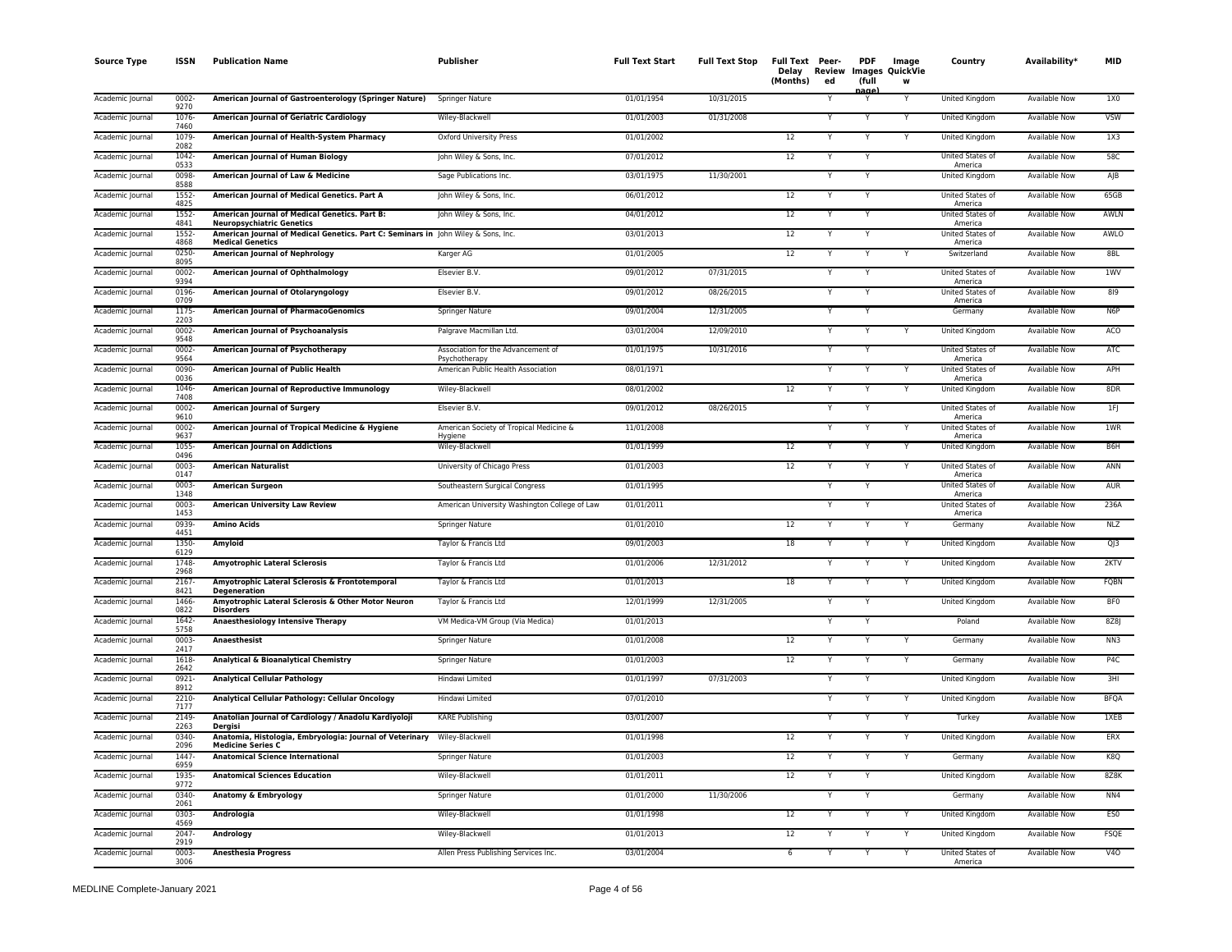| Source Type | ISSN | Publication Name | Publisher | Full Text Start | Full Text Stop | Full Text Delay (Months) | Peer-Reviewed | PDF (full page) | Image QuickView | Country | Availability* | MID |
|---|---|---|---|---|---|---|---|---|---|---|---|---|
| Academic Journal | 0002-9270 | **American Journal of Gastroenterology (Springer Nature)** | Springer Nature | 01/01/1954 | 10/31/2015 | | Y | Y | Y | United Kingdom | Available Now | 1X0 |
| Academic Journal | 1076-7460 | **American Journal of Geriatric Cardiology** | Wiley-Blackwell | 01/01/2003 | 01/31/2008 | | Y | Y | Y | United Kingdom | Available Now | VSW |
| Academic Journal | 1079-2082 | **American Journal of Health-System Pharmacy** | Oxford University Press | 01/01/2002 | | 12 | Y | Y | Y | United Kingdom | Available Now | 1X3 |
| Academic Journal | 1042-0533 | **American Journal of Human Biology** | John Wiley & Sons, Inc. | 07/01/2012 | | 12 | Y | Y | | United States of America | Available Now | 58C |
| Academic Journal | 0098-8588 | **American Journal of Law & Medicine** | Sage Publications Inc. | 03/01/1975 | 11/30/2001 | | Y | Y | | United Kingdom | Available Now | AJB |
| Academic Journal | 1552-4825 | **American Journal of Medical Genetics. Part A** | John Wiley & Sons, Inc. | 06/01/2012 | | 12 | Y | Y | | United States of America | Available Now | 65GB |
| Academic Journal | 1552-4841 | **American Journal of Medical Genetics. Part B: Neuropsychiatric Genetics** | John Wiley & Sons, Inc. | 04/01/2012 | | 12 | Y | Y | | United States of America | Available Now | AWLN |
| Academic Journal | 1552-4868 | **American Journal of Medical Genetics. Part C: Seminars in Medical Genetics** | John Wiley & Sons, Inc. | 03/01/2013 | | 12 | Y | Y | | United States of America | Available Now | AWLO |
| Academic Journal | 0250-8095 | **American Journal of Nephrology** | Karger AG | 01/01/2005 | | 12 | Y | Y | Y | Switzerland | Available Now | 8BL |
| Academic Journal | 0002-9394 | **American Journal of Ophthalmology** | Elsevier B.V. | 09/01/2012 | 07/31/2015 | | Y | Y | | United States of America | Available Now | 1WV |
| Academic Journal | 0196-0709 | **American Journal of Otolaryngology** | Elsevier B.V. | 09/01/2012 | 08/26/2015 | | Y | Y | | United States of America | Available Now | 8I9 |
| Academic Journal | 1175-2203 | **American Journal of PharmacoGenomics** | Springer Nature | 09/01/2004 | 12/31/2005 | | Y | Y | | Germany | Available Now | N6P |
| Academic Journal | 0002-9548 | **American Journal of Psychoanalysis** | Palgrave Macmillan Ltd. | 03/01/2004 | 12/09/2010 | | Y | Y | Y | United Kingdom | Available Now | ACO |
| Academic Journal | 0002-9564 | **American Journal of Psychotherapy** | Association for the Advancement of Psychotherapy | 01/01/1975 | 10/31/2016 | | Y | Y | | United States of America | Available Now | ATC |
| Academic Journal | 0090-0036 | **American Journal of Public Health** | American Public Health Association | 08/01/1971 | | | Y | Y | Y | United States of America | Available Now | APH |
| Academic Journal | 1046-7408 | **American Journal of Reproductive Immunology** | Wiley-Blackwell | 08/01/2002 | | 12 | Y | Y | Y | United Kingdom | Available Now | 8DR |
| Academic Journal | 0002-9610 | **American Journal of Surgery** | Elsevier B.V. | 09/01/2012 | 08/26/2015 | | Y | Y | | United States of America | Available Now | 1FJ |
| Academic Journal | 0002-9637 | **American Journal of Tropical Medicine & Hygiene** | American Society of Tropical Medicine & Hygiene | 11/01/2008 | | | Y | Y | Y | United States of America | Available Now | 1WR |
| Academic Journal | 1055-0496 | **American Journal on Addictions** | Wiley-Blackwell | 01/01/1999 | | 12 | Y | Y | Y | United Kingdom | Available Now | B6H |
| Academic Journal | 0003-0147 | **American Naturalist** | University of Chicago Press | 01/01/2003 | | 12 | Y | Y | Y | United States of America | Available Now | ANN |
| Academic Journal | 0003-1348 | **American Surgeon** | Southeastern Surgical Congress | 01/01/1995 | | | Y | Y | | United States of America | Available Now | AUR |
| Academic Journal | 0003-1453 | **American University Law Review** | American University Washington College of Law | 01/01/2011 | | | Y | Y | | United States of America | Available Now | 236A |
| Academic Journal | 0939-4451 | **Amino Acids** | Springer Nature | 01/01/2010 | | 12 | Y | Y | Y | Germany | Available Now | NLZ |
| Academic Journal | 1350-6129 | **Amyloid** | Taylor & Francis Ltd | 09/01/2003 | | 18 | Y | Y | Y | United Kingdom | Available Now | QJ3 |
| Academic Journal | 1748-2968 | **Amyotrophic Lateral Sclerosis** | Taylor & Francis Ltd | 01/01/2006 | 12/31/2012 | | Y | Y | Y | United Kingdom | Available Now | 2KTV |
| Academic Journal | 2167-8421 | **Amyotrophic Lateral Sclerosis & Frontotemporal Degeneration** | Taylor & Francis Ltd | 01/01/2013 | | 18 | Y | Y | Y | United Kingdom | Available Now | FQBN |
| Academic Journal | 1466-0822 | **Amyotrophic Lateral Sclerosis & Other Motor Neuron Disorders** | Taylor & Francis Ltd | 12/01/1999 | 12/31/2005 | | Y | Y | | United Kingdom | Available Now | BF0 |
| Academic Journal | 1642-5758 | **Anaesthesiology Intensive Therapy** | VM Medica-VM Group (Via Medica) | 01/01/2013 | | | Y | Y | | Poland | Available Now | 8Z8J |
| Academic Journal | 0003-2417 | **Anaesthesist** | Springer Nature | 01/01/2008 | | 12 | Y | Y | Y | Germany | Available Now | NN3 |
| Academic Journal | 1618-2642 | **Analytical & Bioanalytical Chemistry** | Springer Nature | 01/01/2003 | | 12 | Y | Y | Y | Germany | Available Now | P4C |
| Academic Journal | 0921-8912 | **Analytical Cellular Pathology** | Hindawi Limited | 01/01/1997 | 07/31/2003 | | Y | Y | | United Kingdom | Available Now | 3HI |
| Academic Journal | 2210-7177 | **Analytical Cellular Pathology: Cellular Oncology** | Hindawi Limited | 07/01/2010 | | | Y | Y | Y | United Kingdom | Available Now | BFQA |
| Academic Journal | 2149-2263 | **Anatolian Journal of Cardiology / Anadolu Kardiyoloji Dergisi** | KARE Publishing | 03/01/2007 | | | Y | Y | Y | Turkey | Available Now | 1XEB |
| Academic Journal | 0340-2096 | **Anatomia, Histologia, Embryologia: Journal of Veterinary Medicine Series C** | Wiley-Blackwell | 01/01/1998 | | 12 | Y | Y | Y | United Kingdom | Available Now | ERX |
| Academic Journal | 1447-6959 | **Anatomical Science International** | Springer Nature | 01/01/2003 | | 12 | Y | Y | Y | Germany | Available Now | K8Q |
| Academic Journal | 1935-9772 | **Anatomical Sciences Education** | Wiley-Blackwell | 01/01/2011 | | 12 | Y | Y | | United Kingdom | Available Now | 8Z8K |
| Academic Journal | 0340-2061 | **Anatomy & Embryology** | Springer Nature | 01/01/2000 | 11/30/2006 | | Y | Y | | Germany | Available Now | NN4 |
| Academic Journal | 0303-4569 | **Andrologia** | Wiley-Blackwell | 01/01/1998 | | 12 | Y | Y | Y | United Kingdom | Available Now | ES0 |
| Academic Journal | 2047-2919 | **Andrology** | Wiley-Blackwell | 01/01/2013 | | 12 | Y | Y | Y | United Kingdom | Available Now | FSQE |
| Academic Journal | 0003-3006 | **Anesthesia Progress** | Allen Press Publishing Services Inc. | 03/01/2004 | | 6 | Y | Y | Y | United States of America | Available Now | V4O |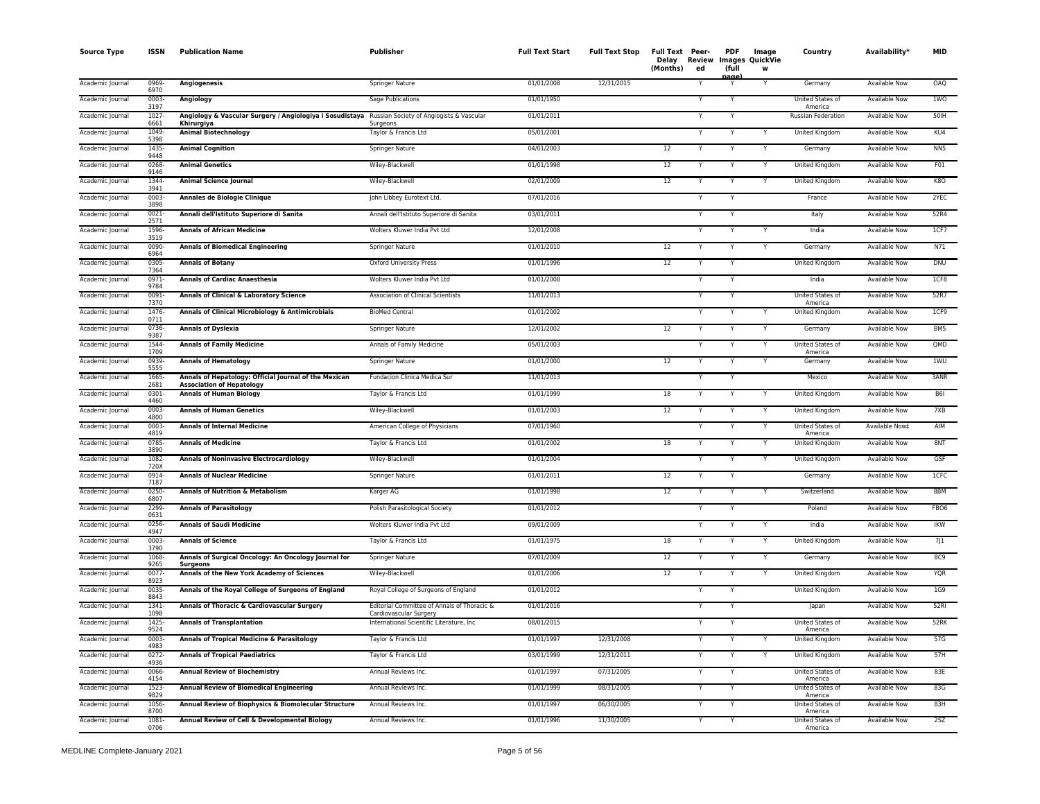| Source Type | ISSN | Publication Name | Publisher | Full Text Start | Full Text Stop | Full Text Delay (Months) | Peer-Reviewed | PDF Images (full page) | Image QuickView | Country | Availability* | MID |
|---|---|---|---|---|---|---|---|---|---|---|---|---|
| Academic Journal | 0969-6970 | **Angiogenesis** | Springer Nature | 01/01/2008 | 12/31/2015 | | Y | Y | Y | Germany | Available Now | OAQ |
| Academic Journal | 0003-3197 | **Angiology** | Sage Publications | 01/01/1950 | | | Y | Y | | United States of America | Available Now | 1WO |
| Academic Journal | 1027-6661 | **Angiology & Vascular Surgery / Angiologiya i Sosudistaya Khirurgiya** | Russian Society of Angiogists & Vascular Surgeons | 01/01/2011 | | | Y | Y | | Russian Federation | Available Now | 50IH |
| Academic Journal | 1049-5398 | **Animal Biotechnology** | Taylor & Francis Ltd | 05/01/2001 | | | Y | Y | Y | United Kingdom | Available Now | KU4 |
| Academic Journal | 1435-9448 | **Animal Cognition** | Springer Nature | 04/01/2003 | | 12 | Y | Y | Y | Germany | Available Now | NN5 |
| Academic Journal | 0268-9146 | **Animal Genetics** | Wiley-Blackwell | 01/01/1998 | | 12 | Y | Y | Y | United Kingdom | Available Now | F01 |
| Academic Journal | 1344-3941 | **Animal Science Journal** | Wiley-Blackwell | 02/01/2009 | | 12 | Y | Y | Y | United Kingdom | Available Now | K8O |
| Academic Journal | 0003-3898 | **Annales de Biologie Clinique** | John Libbey Eurotext Ltd. | 07/01/2016 | | | Y | Y | | France | Available Now | 2YEC |
| Academic Journal | 0021-2571 | **Annali dell'Istituto Superiore di Sanita** | Annali dell'Istituto Superiore di Sanita | 03/01/2011 | | | Y | Y | | Italy | Available Now | 52R4 |
| Academic Journal | 1596-3519 | **Annals of African Medicine** | Wolters Kluwer India Pvt Ltd | 12/01/2008 | | | Y | Y | Y | India | Available Now | 1CF7 |
| Academic Journal | 0090-6964 | **Annals of Biomedical Engineering** | Springer Nature | 01/01/2010 | | 12 | Y | Y | Y | Germany | Available Now | N71 |
| Academic Journal | 0305-7364 | **Annals of Botany** | Oxford University Press | 01/01/1996 | | 12 | Y | Y | | United Kingdom | Available Now | DNU |
| Academic Journal | 0971-9784 | **Annals of Cardiac Anaesthesia** | Wolters Kluwer India Pvt Ltd | 01/01/2008 | | | Y | Y | | India | Available Now | 1CF8 |
| Academic Journal | 0091-7370 | **Annals of Clinical & Laboratory Science** | Association of Clinical Scientists | 11/01/2013 | | | Y | Y | | United States of America | Available Now | 52R7 |
| Academic Journal | 1476-0711 | **Annals of Clinical Microbiology & Antimicrobials** | BioMed Central | 01/01/2002 | | | Y | Y | Y | United Kingdom | Available Now | 1CF9 |
| Academic Journal | 0736-9387 | **Annals of Dyslexia** | Springer Nature | 12/01/2002 | | 12 | Y | Y | Y | Germany | Available Now | BM5 |
| Academic Journal | 1544-1709 | **Annals of Family Medicine** | Annals of Family Medicine | 05/01/2003 | | | Y | Y | Y | United States of America | Available Now | QMD |
| Academic Journal | 0939-5555 | **Annals of Hematology** | Springer Nature | 01/01/2000 | | 12 | Y | Y | Y | Germany | Available Now | 1WU |
| Academic Journal | 1665-2681 | **Annals of Hepatology: Official Journal of the Mexican Association of Hepatology** | Fundacion Clinica Medica Sur | 11/01/2013 | | | Y | Y | | Mexico | Available Now | 3ANR |
| Academic Journal | 0301-4460 | **Annals of Human Biology** | Taylor & Francis Ltd | 01/01/1999 | | 18 | Y | Y | Y | United Kingdom | Available Now | B6I |
| Academic Journal | 0003-4800 | **Annals of Human Genetics** | Wiley-Blackwell | 01/01/2003 | | 12 | Y | Y | Y | United Kingdom | Available Now | 7XB |
| Academic Journal | 0003-4819 | **Annals of Internal Medicine** | American College of Physicians | 07/01/1960 | | | Y | Y | Y | United States of America | Available Now‡ | AIM |
| Academic Journal | 0785-3890 | **Annals of Medicine** | Taylor & Francis Ltd | 01/01/2002 | | 18 | Y | Y | Y | United Kingdom | Available Now | 8NT |
| Academic Journal | 1082-720X | **Annals of Noninvasive Electrocardiology** | Wiley-Blackwell | 01/01/2004 | | | Y | Y | Y | United Kingdom | Available Now | GSF |
| Academic Journal | 0914-7187 | **Annals of Nuclear Medicine** | Springer Nature | 01/01/2011 | | 12 | Y | Y | | Germany | Available Now | 1CFC |
| Academic Journal | 0250-6807 | **Annals of Nutrition & Metabolism** | Karger AG | 01/01/1998 | | 12 | Y | Y | Y | Switzerland | Available Now | 8BM |
| Academic Journal | 2299-0631 | **Annals of Parasitology** | Polish Parasitological Society | 01/01/2012 | | | Y | Y | | Poland | Available Now | FBO6 |
| Academic Journal | 0256-4947 | **Annals of Saudi Medicine** | Wolters Kluwer India Pvt Ltd | 09/01/2009 | | | Y | Y | Y | India | Available Now | IKW |
| Academic Journal | 0003-3790 | **Annals of Science** | Taylor & Francis Ltd | 01/01/1975 | | 18 | Y | Y | Y | United Kingdom | Available Now | 7J1 |
| Academic Journal | 1068-9265 | **Annals of Surgical Oncology: An Oncology Journal for Surgeons** | Springer Nature | 07/01/2009 | | 12 | Y | Y | Y | Germany | Available Now | 8C9 |
| Academic Journal | 0077-8923 | **Annals of the New York Academy of Sciences** | Wiley-Blackwell | 01/01/2006 | | 12 | Y | Y | Y | United Kingdom | Available Now | YQR |
| Academic Journal | 0035-8843 | **Annals of the Royal College of Surgeons of England** | Royal College of Surgeons of England | 01/01/2012 | | | Y | Y | | United Kingdom | Available Now | 1G9 |
| Academic Journal | 1341-1098 | **Annals of Thoracic & Cardiovascular Surgery** | Editorial Committee of Annals of Thoracic & Cardiovascular Surgery | 01/01/2016 | | | Y | Y | | Japan | Available Now | 52RI |
| Academic Journal | 1425-9524 | **Annals of Transplantation** | International Scientific Literature, Inc | 08/01/2015 | | | Y | Y | | United States of America | Available Now | 52RK |
| Academic Journal | 0003-4983 | **Annals of Tropical Medicine & Parasitology** | Taylor & Francis Ltd | 01/01/1997 | 12/31/2008 | | Y | Y | Y | United Kingdom | Available Now | 57G |
| Academic Journal | 0272-4936 | **Annals of Tropical Paediatrics** | Taylor & Francis Ltd | 03/01/1999 | 12/31/2011 | | Y | Y | Y | United Kingdom | Available Now | 57H |
| Academic Journal | 0066-4154 | **Annual Review of Biochemistry** | Annual Reviews Inc. | 01/01/1997 | 07/31/2005 | | Y | Y | | United States of America | Available Now | 83E |
| Academic Journal | 1523-9829 | **Annual Review of Biomedical Engineering** | Annual Reviews Inc. | 01/01/1999 | 08/31/2005 | | Y | Y | | United States of America | Available Now | 83G |
| Academic Journal | 1056-8700 | **Annual Review of Biophysics & Biomolecular Structure** | Annual Reviews Inc. | 01/01/1997 | 06/30/2005 | | Y | Y | | United States of America | Available Now | 83H |
| Academic Journal | 1081-0706 | **Annual Review of Cell & Developmental Biology** | Annual Reviews Inc. | 01/01/1996 | 11/30/2005 | | Y | Y | | United States of America | Available Now | 2SZ |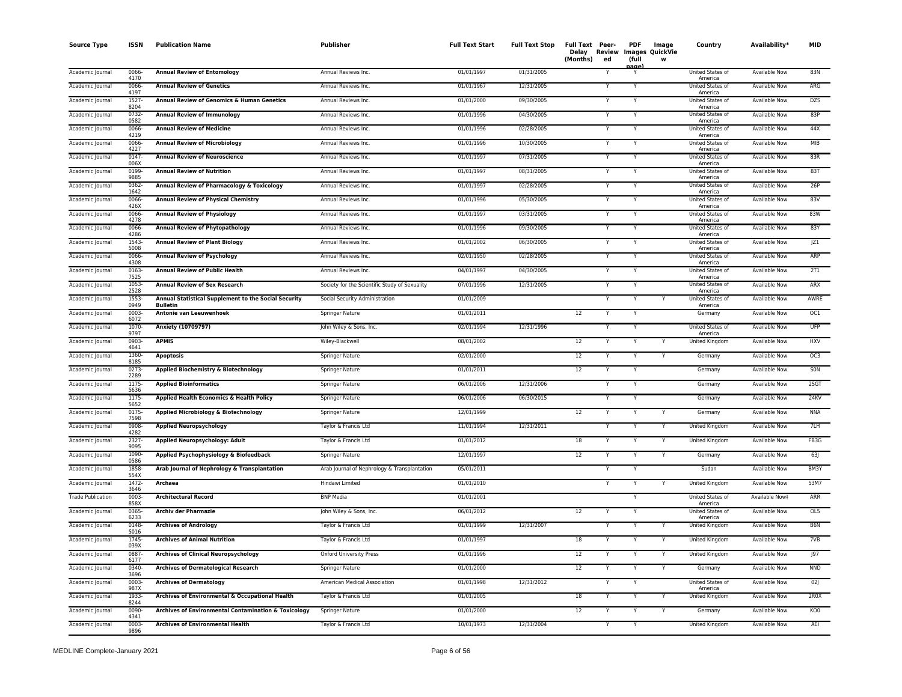| Source Type | ISSN | Publication Name | Publisher | Full Text Start | Full Text Stop | Full Text Delay (Months) | Peer-Reviewed | PDF Images (full page) | Image QuickView | Country | Availability* | MID |
|---|---|---|---|---|---|---|---|---|---|---|---|---|
| Academic Journal | 0066-4170 | **Annual Review of Entomology** | Annual Reviews Inc. | 01/01/1997 | 01/31/2005 | | Y | Y | | United States of America | Available Now | 83N |
| Academic Journal | 0066-4197 | **Annual Review of Genetics** | Annual Reviews Inc. | 01/01/1967 | 12/31/2005 | | Y | Y | | United States of America | Available Now | ARG |
| Academic Journal | 1527-8204 | **Annual Review of Genomics & Human Genetics** | Annual Reviews Inc. | 01/01/2000 | 09/30/2005 | | Y | Y | | United States of America | Available Now | DZS |
| Academic Journal | 0732-0582 | **Annual Review of Immunology** | Annual Reviews Inc. | 01/01/1996 | 04/30/2005 | | Y | Y | | United States of America | Available Now | 83P |
| Academic Journal | 0066-4219 | **Annual Review of Medicine** | Annual Reviews Inc. | 01/01/1996 | 02/28/2005 | | Y | Y | | United States of America | Available Now | 44X |
| Academic Journal | 0066-4227 | **Annual Review of Microbiology** | Annual Reviews Inc. | 01/01/1996 | 10/30/2005 | | Y | Y | | United States of America | Available Now | MIB |
| Academic Journal | 0147-006X | **Annual Review of Neuroscience** | Annual Reviews Inc. | 01/01/1997 | 07/31/2005 | | Y | Y | | United States of America | Available Now | 83R |
| Academic Journal | 0199-9885 | **Annual Review of Nutrition** | Annual Reviews Inc. | 01/01/1997 | 08/31/2005 | | Y | Y | | United States of America | Available Now | 83T |
| Academic Journal | 0362-1642 | **Annual Review of Pharmacology & Toxicology** | Annual Reviews Inc. | 01/01/1997 | 02/28/2005 | | Y | Y | | United States of America | Available Now | 26P |
| Academic Journal | 0066-426X | **Annual Review of Physical Chemistry** | Annual Reviews Inc. | 01/01/1996 | 05/30/2005 | | Y | Y | | United States of America | Available Now | 83V |
| Academic Journal | 0066-4278 | **Annual Review of Physiology** | Annual Reviews Inc. | 01/01/1997 | 03/31/2005 | | Y | Y | | United States of America | Available Now | 83W |
| Academic Journal | 0066-4286 | **Annual Review of Phytopathology** | Annual Reviews Inc. | 01/01/1996 | 09/30/2005 | | Y | Y | | United States of America | Available Now | 83Y |
| Academic Journal | 1543-5008 | **Annual Review of Plant Biology** | Annual Reviews Inc. | 01/01/2002 | 06/30/2005 | | Y | Y | | United States of America | Available Now | JZ1 |
| Academic Journal | 0066-4308 | **Annual Review of Psychology** | Annual Reviews Inc. | 02/01/1950 | 02/28/2005 | | Y | Y | | United States of America | Available Now | ARP |
| Academic Journal | 0163-7525 | **Annual Review of Public Health** | Annual Reviews Inc. | 04/01/1997 | 04/30/2005 | | Y | Y | | United States of America | Available Now | 2T1 |
| Academic Journal | 1053-2528 | **Annual Review of Sex Research** | Society for the Scientific Study of Sexuality | 07/01/1996 | 12/31/2005 | | Y | Y | | United States of America | Available Now | ARX |
| Academic Journal | 1553-0949 | **Annual Statistical Supplement to the Social Security Bulletin** | Social Security Administration | 01/01/2009 | | | Y | Y | Y | United States of America | Available Now | AWRE |
| Academic Journal | 0003-6072 | **Antonie van Leeuwenhoek** | Springer Nature | 01/01/2011 | | 12 | Y | Y | | Germany | Available Now | OC1 |
| Academic Journal | 1070-9797 | **Anxiety (10709797)** | John Wiley & Sons, Inc. | 02/01/1994 | 12/31/1996 | | Y | Y | | United States of America | Available Now | UFP |
| Academic Journal | 0903-4641 | **APMIS** | Wiley-Blackwell | 08/01/2002 | | 12 | Y | Y | Y | United Kingdom | Available Now | HXV |
| Academic Journal | 1360-8185 | **Apoptosis** | Springer Nature | 02/01/2000 | | 12 | Y | Y | Y | Germany | Available Now | OC3 |
| Academic Journal | 0273-2289 | **Applied Biochemistry & Biotechnology** | Springer Nature | 01/01/2011 | | 12 | Y | Y | | Germany | Available Now | S0N |
| Academic Journal | 1175-5636 | **Applied Bioinformatics** | Springer Nature | 06/01/2006 | 12/31/2006 | | Y | Y | | Germany | Available Now | 2SGT |
| Academic Journal | 1175-5652 | **Applied Health Economics & Health Policy** | Springer Nature | 06/01/2006 | 06/30/2015 | | Y | Y | | Germany | Available Now | 24KV |
| Academic Journal | 0175-7598 | **Applied Microbiology & Biotechnology** | Springer Nature | 12/01/1999 | | 12 | Y | Y | Y | Germany | Available Now | NNA |
| Academic Journal | 0908-4282 | **Applied Neuropsychology** | Taylor & Francis Ltd | 11/01/1994 | 12/31/2011 | | Y | Y | Y | United Kingdom | Available Now | 7LH |
| Academic Journal | 2327-9095 | **Applied Neuropsychology: Adult** | Taylor & Francis Ltd | 01/01/2012 | | 18 | Y | Y | Y | United Kingdom | Available Now | FB3G |
| Academic Journal | 1090-0586 | **Applied Psychophysiology & Biofeedback** | Springer Nature | 12/01/1997 | | 12 | Y | Y | Y | Germany | Available Now | 63J |
| Academic Journal | 1858-554X | **Arab Journal of Nephrology & Transplantation** | Arab Journal of Nephrology & Transplantation | 05/01/2011 | | | Y | Y | | Sudan | Available Now | BM3Y |
| Academic Journal | 1472-3646 | **Archaea** | Hindawi Limited | 01/01/2010 | | | Y | Y | Y | United Kingdom | Available Now | 53M7 |
| Trade Publication | 0003-858X | **Architectural Record** | BNP Media | 01/01/2001 | | | | Y | | United States of America | Available Now‡ | ARR |
| Academic Journal | 0365-6233 | **Archiv der Pharmazie** | John Wiley & Sons, Inc. | 06/01/2012 | | 12 | Y | Y | | United States of America | Available Now | OL5 |
| Academic Journal | 0148-5016 | **Archives of Andrology** | Taylor & Francis Ltd | 01/01/1999 | 12/31/2007 | | Y | Y | Y | United Kingdom | Available Now | B6N |
| Academic Journal | 1745-039X | **Archives of Animal Nutrition** | Taylor & Francis Ltd | 01/01/1997 | | 18 | Y | Y | Y | United Kingdom | Available Now | 7VB |
| Academic Journal | 0887-6177 | **Archives of Clinical Neuropsychology** | Oxford University Press | 01/01/1996 | | 12 | Y | Y | Y | United Kingdom | Available Now | J97 |
| Academic Journal | 0340-3696 | **Archives of Dermatological Research** | Springer Nature | 01/01/2000 | | 12 | Y | Y | Y | Germany | Available Now | NND |
| Academic Journal | 0003-987X | **Archives of Dermatology** | American Medical Association | 01/01/1998 | 12/31/2012 | | Y | Y | | United States of America | Available Now | 02J |
| Academic Journal | 1933-8244 | **Archives of Environmental & Occupational Health** | Taylor & Francis Ltd | 01/01/2005 | | 18 | Y | Y | Y | United Kingdom | Available Now | 2R0X |
| Academic Journal | 0090-4341 | **Archives of Environmental Contamination & Toxicology** | Springer Nature | 01/01/2000 | | 12 | Y | Y | Y | Germany | Available Now | KO0 |
| Academic Journal | 0003-9896 | **Archives of Environmental Health** | Taylor & Francis Ltd | 10/01/1973 | 12/31/2004 | | Y | Y | | United Kingdom | Available Now | AEI |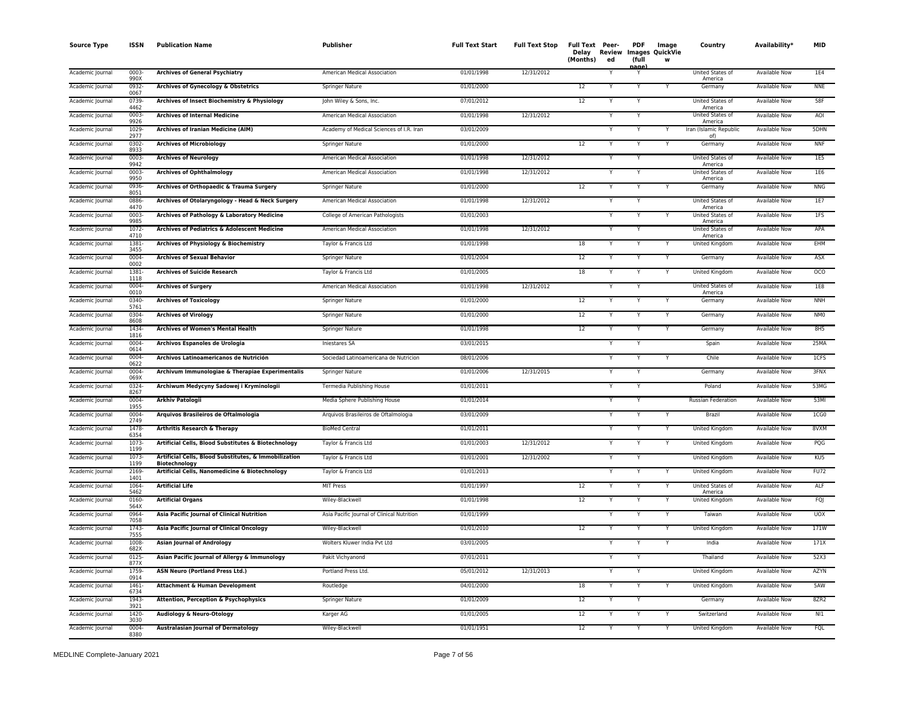| Source Type | ISSN | Publication Name | Publisher | Full Text Start | Full Text Stop | Full Text Delay (Months) | Peer-Reviewed | PDF Images (full page) | Image QuickView | Country | Availability* | MID |
|---|---|---|---|---|---|---|---|---|---|---|---|---|
| Academic Journal | 0003-990X | **Archives of General Psychiatry** | American Medical Association | 01/01/1998 | 12/31/2012 | | Y | Y | | United States of America | Available Now | 1E4 |
| Academic Journal | 0932-0067 | **Archives of Gynecology & Obstetrics** | Springer Nature | 01/01/2000 | | 12 | Y | Y | Y | Germany | Available Now | NNE |
| Academic Journal | 0739-4462 | **Archives of Insect Biochemistry & Physiology** | John Wiley & Sons, Inc. | 07/01/2012 | | 12 | Y | Y | | United States of America | Available Now | 58F |
| Academic Journal | 0003-9926 | **Archives of Internal Medicine** | American Medical Association | 01/01/1998 | 12/31/2012 | | Y | Y | | United States of America | Available Now | AOI |
| Academic Journal | 1029-2977 | **Archives of Iranian Medicine (AIM)** | Academy of Medical Sciences of I.R. Iran | 03/01/2009 | | | Y | Y | Y | Iran (Islamic Republic of) | Available Now | 5DHN |
| Academic Journal | 0302-8933 | **Archives of Microbiology** | Springer Nature | 01/01/2000 | | 12 | Y | Y | Y | Germany | Available Now | NNF |
| Academic Journal | 0003-9942 | **Archives of Neurology** | American Medical Association | 01/01/1998 | 12/31/2012 | | Y | Y | | United States of America | Available Now | 1E5 |
| Academic Journal | 0003-9950 | **Archives of Ophthalmology** | American Medical Association | 01/01/1998 | 12/31/2012 | | Y | Y | | United States of America | Available Now | 1E6 |
| Academic Journal | 0936-8051 | **Archives of Orthopaedic & Trauma Surgery** | Springer Nature | 01/01/2000 | | 12 | Y | Y | Y | Germany | Available Now | NNG |
| Academic Journal | 0886-4470 | **Archives of Otolaryngology - Head & Neck Surgery** | American Medical Association | 01/01/1998 | 12/31/2012 | | Y | Y | | United States of America | Available Now | 1E7 |
| Academic Journal | 0003-9985 | **Archives of Pathology & Laboratory Medicine** | College of American Pathologists | 01/01/2003 | | | Y | Y | Y | United States of America | Available Now | 1FS |
| Academic Journal | 1072-4710 | **Archives of Pediatrics & Adolescent Medicine** | American Medical Association | 01/01/1998 | 12/31/2012 | | Y | Y | | United States of America | Available Now | APA |
| Academic Journal | 1381-3455 | **Archives of Physiology & Biochemistry** | Taylor & Francis Ltd | 01/01/1998 | | 18 | Y | Y | Y | United Kingdom | Available Now | EHM |
| Academic Journal | 0004-0002 | **Archives of Sexual Behavior** | Springer Nature | 01/01/2004 | | 12 | Y | Y | Y | Germany | Available Now | ASX |
| Academic Journal | 1381-1118 | **Archives of Suicide Research** | Taylor & Francis Ltd | 01/01/2005 | | 18 | Y | Y | Y | United Kingdom | Available Now | OCO |
| Academic Journal | 0004-0010 | **Archives of Surgery** | American Medical Association | 01/01/1998 | 12/31/2012 | | Y | Y | | United States of America | Available Now | 1E8 |
| Academic Journal | 0340-5761 | **Archives of Toxicology** | Springer Nature | 01/01/2000 | | 12 | Y | Y | Y | Germany | Available Now | NNH |
| Academic Journal | 0304-8608 | **Archives of Virology** | Springer Nature | 01/01/2000 | | 12 | Y | Y | Y | Germany | Available Now | NM0 |
| Academic Journal | 1434-1816 | **Archives of Women's Mental Health** | Springer Nature | 01/01/1998 | | 12 | Y | Y | Y | Germany | Available Now | 8H5 |
| Academic Journal | 0004-0614 | **Archivos Espanoles de Urologia** | Iniestares SA | 03/01/2015 | | | Y | Y | | Spain | Available Now | 25MA |
| Academic Journal | 0004-0622 | **Archivos Latinoamericanos de Nutrición** | Sociedad Latinoamericana de Nutricion | 08/01/2006 | | | Y | Y | Y | Chile | Available Now | 1CFS |
| Academic Journal | 0004-069X | **Archivum Immunologiae & Therapiae Experimentalis** | Springer Nature | 01/01/2006 | 12/31/2015 | | Y | Y | | Germany | Available Now | 3FNX |
| Academic Journal | 0324-8267 | **Archiwum Medycyny Sadowej i Kryminologii** | Termedia Publishing House | 01/01/2011 | | | Y | Y | | Poland | Available Now | 53MG |
| Academic Journal | 0004-1955 | **Arkhiv Patologii** | Media Sphere Publishing House | 01/01/2014 | | | Y | Y | | Russian Federation | Available Now | 53MI |
| Academic Journal | 0004-2749 | **Arquivos Brasileiros de Oftalmologia** | Arquivos Brasileiros de Oftalmologia | 03/01/2009 | | | Y | Y | Y | Brazil | Available Now | 1CG0 |
| Academic Journal | 1478-6354 | **Arthritis Research & Therapy** | BioMed Central | 01/01/2011 | | | Y | Y | Y | United Kingdom | Available Now | 8VXM |
| Academic Journal | 1073-1199 | **Artificial Cells, Blood Substitutes & Biotechnology** | Taylor & Francis Ltd | 01/01/2003 | 12/31/2012 | | Y | Y | Y | United Kingdom | Available Now | PQG |
| Academic Journal | 1073-1199 | **Artificial Cells, Blood Substitutes, & Immobilization Biotechnology** | Taylor & Francis Ltd | 01/01/2001 | 12/31/2002 | | Y | Y | | United Kingdom | Available Now | KU5 |
| Academic Journal | 2169-1401 | **Artificial Cells, Nanomedicine & Biotechnology** | Taylor & Francis Ltd | 01/01/2013 | | | Y | Y | Y | United Kingdom | Available Now | FU72 |
| Academic Journal | 1064-5462 | **Artificial Life** | MIT Press | 01/01/1997 | | 12 | Y | Y | Y | United States of America | Available Now | ALF |
| Academic Journal | 0160-564X | **Artificial Organs** | Wiley-Blackwell | 01/01/1998 | | 12 | Y | Y | Y | United Kingdom | Available Now | FQJ |
| Academic Journal | 0964-7058 | **Asia Pacific Journal of Clinical Nutrition** | Asia Pacific Journal of Clinical Nutrition | 01/01/1999 | | | Y | Y | Y | Taiwan | Available Now | UOX |
| Academic Journal | 1743-7555 | **Asia Pacific Journal of Clinical Oncology** | Wiley-Blackwell | 01/01/2010 | | 12 | Y | Y | Y | United Kingdom | Available Now | 171W |
| Academic Journal | 1008-682X | **Asian Journal of Andrology** | Wolters Kluwer India Pvt Ltd | 03/01/2005 | | | Y | Y | Y | India | Available Now | 171X |
| Academic Journal | 0125-877X | **Asian Pacific Journal of Allergy & Immunology** | Pakit Vichyanond | 07/01/2011 | | | Y | Y | | Thailand | Available Now | 52X3 |
| Academic Journal | 1759-0914 | **ASN Neuro (Portland Press Ltd.)** | Portland Press Ltd. | 05/01/2012 | 12/31/2013 | | Y | Y | | United Kingdom | Available Now | AZYN |
| Academic Journal | 1461-6734 | **Attachment & Human Development** | Routledge | 04/01/2000 | | 18 | Y | Y | Y | United Kingdom | Available Now | 5AW |
| Academic Journal | 1943-3921 | **Attention, Perception & Psychophysics** | Springer Nature | 01/01/2009 | | 12 | Y | Y | | Germany | Available Now | 8ZR2 |
| Academic Journal | 1420-3030 | **Audiology & Neuro-Otology** | Karger AG | 01/01/2005 | | 12 | Y | Y | Y | Switzerland | Available Now | NI1 |
| Academic Journal | 0004-8380 | **Australasian Journal of Dermatology** | Wiley-Blackwell | 01/01/1951 | | 12 | Y | Y | Y | United Kingdom | Available Now | FQL |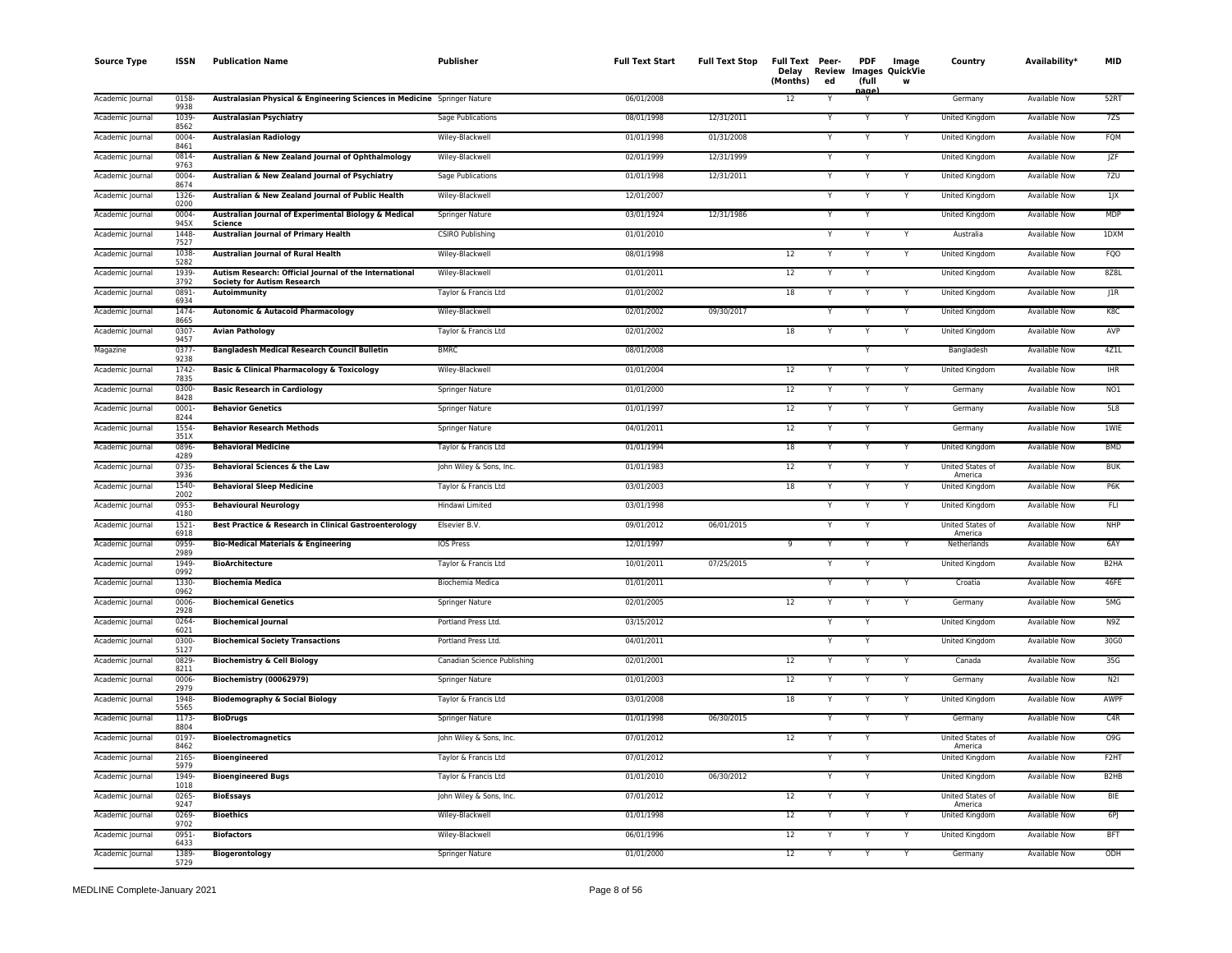| Source Type | ISSN | Publication Name | Publisher | Full Text Start | Full Text Stop | Full Text Delay (Months) | Peer-Reviewed | PDF Images (full page) | Image QuickView | Country | Availability* | MID |
|---|---|---|---|---|---|---|---|---|---|---|---|---|
| Academic Journal | 0158-9938 | **Australasian Physical & Engineering Sciences in Medicine** | Springer Nature | 06/01/2008 | | 12 | Y | Y | | Germany | Available Now | 52RT |
| Academic Journal | 1039-8562 | **Australasian Psychiatry** | Sage Publications | 08/01/1998 | 12/31/2011 | | Y | Y | Y | United Kingdom | Available Now | 7ZS |
| Academic Journal | 0004-8461 | **Australasian Radiology** | Wiley-Blackwell | 01/01/1998 | 01/31/2008 | | Y | Y | Y | United Kingdom | Available Now | FQM |
| Academic Journal | 0814-9763 | **Australian & New Zealand Journal of Ophthalmology** | Wiley-Blackwell | 02/01/1999 | 12/31/1999 | | Y | Y | | United Kingdom | Available Now | JZF |
| Academic Journal | 0004-8674 | **Australian & New Zealand Journal of Psychiatry** | Sage Publications | 01/01/1998 | 12/31/2011 | | Y | Y | Y | United Kingdom | Available Now | 7ZU |
| Academic Journal | 1326-0200 | **Australian & New Zealand Journal of Public Health** | Wiley-Blackwell | 12/01/2007 | | | Y | Y | Y | United Kingdom | Available Now | 1JX |
| Academic Journal | 0004-945X | **Australian Journal of Experimental Biology & Medical Science** | Springer Nature | 03/01/1924 | 12/31/1986 | | Y | Y | | United Kingdom | Available Now | MDP |
| Academic Journal | 1448-7527 | **Australian Journal of Primary Health** | CSIRO Publishing | 01/01/2010 | | | Y | Y | Y | Australia | Available Now | 1DXM |
| Academic Journal | 1038-5282 | **Australian Journal of Rural Health** | Wiley-Blackwell | 08/01/1998 | | 12 | Y | Y | Y | United Kingdom | Available Now | FQO |
| Academic Journal | 1939-3792 | **Autism Research: Official Journal of the International Society for Autism Research** | Wiley-Blackwell | 01/01/2011 | | 12 | Y | Y | | United Kingdom | Available Now | 8Z8L |
| Academic Journal | 0891-6934 | **Autoimmunity** | Taylor & Francis Ltd | 01/01/2002 | | 18 | Y | Y | Y | United Kingdom | Available Now | J1R |
| Academic Journal | 1474-8665 | **Autonomic & Autacoid Pharmacology** | Wiley-Blackwell | 02/01/2002 | 09/30/2017 | | Y | Y | Y | United Kingdom | Available Now | K8C |
| Academic Journal | 0307-9457 | **Avian Pathology** | Taylor & Francis Ltd | 02/01/2002 | | 18 | Y | Y | Y | United Kingdom | Available Now | AVP |
| Magazine | 0377-9238 | **Bangladesh Medical Research Council Bulletin** | BMRC | 08/01/2008 | | | | Y | | Bangladesh | Available Now | 4Z1L |
| Academic Journal | 1742-7835 | **Basic & Clinical Pharmacology & Toxicology** | Wiley-Blackwell | 01/01/2004 | | 12 | Y | Y | Y | United Kingdom | Available Now | IHR |
| Academic Journal | 0300-8428 | **Basic Research in Cardiology** | Springer Nature | 01/01/2000 | | 12 | Y | Y | Y | Germany | Available Now | NO1 |
| Academic Journal | 0001-8244 | **Behavior Genetics** | Springer Nature | 01/01/1997 | | 12 | Y | Y | Y | Germany | Available Now | 5L8 |
| Academic Journal | 1554-351X | **Behavior Research Methods** | Springer Nature | 04/01/2011 | | 12 | Y | Y | | Germany | Available Now | 1WIE |
| Academic Journal | 0896-4289 | **Behavioral Medicine** | Taylor & Francis Ltd | 01/01/1994 | | 18 | Y | Y | Y | United Kingdom | Available Now | BMD |
| Academic Journal | 0735-3936 | **Behavioral Sciences & the Law** | John Wiley & Sons, Inc. | 01/01/1983 | | 12 | Y | Y | Y | United States of America | Available Now | BUK |
| Academic Journal | 1540-2002 | **Behavioral Sleep Medicine** | Taylor & Francis Ltd | 03/01/2003 | | 18 | Y | Y | Y | United Kingdom | Available Now | P6K |
| Academic Journal | 0953-4180 | **Behavioural Neurology** | Hindawi Limited | 03/01/1998 | | | Y | Y | Y | United Kingdom | Available Now | FLI |
| Academic Journal | 1521-6918 | **Best Practice & Research in Clinical Gastroenterology** | Elsevier B.V. | 09/01/2012 | 06/01/2015 | | Y | Y | | United States of America | Available Now | NHP |
| Academic Journal | 0959-2989 | **Bio-Medical Materials & Engineering** | IOS Press | 12/01/1997 | | 9 | Y | Y | Y | Netherlands | Available Now | 6AY |
| Academic Journal | 1949-0992 | **BioArchitecture** | Taylor & Francis Ltd | 10/01/2011 | 07/25/2015 | | Y | Y | | United Kingdom | Available Now | B2HA |
| Academic Journal | 1330-0962 | **Biochemia Medica** | Biochemia Medica | 01/01/2011 | | | Y | Y | Y | Croatia | Available Now | 46FE |
| Academic Journal | 0006-2928 | **Biochemical Genetics** | Springer Nature | 02/01/2005 | | 12 | Y | Y | Y | Germany | Available Now | 5MG |
| Academic Journal | 0264-6021 | **Biochemical Journal** | Portland Press Ltd. | 03/15/2012 | | | Y | Y | | United Kingdom | Available Now | N9Z |
| Academic Journal | 0300-5127 | **Biochemical Society Transactions** | Portland Press Ltd. | 04/01/2011 | | | Y | Y | | United Kingdom | Available Now | 30G0 |
| Academic Journal | 0829-8211 | **Biochemistry & Cell Biology** | Canadian Science Publishing | 02/01/2001 | | 12 | Y | Y | Y | Canada | Available Now | 35G |
| Academic Journal | 0006-2979 | **Biochemistry (00062979)** | Springer Nature | 01/01/2003 | | 12 | Y | Y | Y | Germany | Available Now | N2I |
| Academic Journal | 1948-5565 | **Biodemography & Social Biology** | Taylor & Francis Ltd | 03/01/2008 | | 18 | Y | Y | Y | United Kingdom | Available Now | AWPF |
| Academic Journal | 1173-8804 | **BioDrugs** | Springer Nature | 01/01/1998 | 06/30/2015 | | Y | Y | Y | Germany | Available Now | C4R |
| Academic Journal | 0197-8462 | **Bioelectromagnetics** | John Wiley & Sons, Inc. | 07/01/2012 | | 12 | Y | Y | | United States of America | Available Now | O9G |
| Academic Journal | 2165-5979 | **Bioengineered** | Taylor & Francis Ltd | 07/01/2012 | | | Y | Y | | United Kingdom | Available Now | F2HT |
| Academic Journal | 1949-1018 | **Bioengineered Bugs** | Taylor & Francis Ltd | 01/01/2010 | 06/30/2012 | | Y | Y | | United Kingdom | Available Now | B2HB |
| Academic Journal | 0265-9247 | **BioEssays** | John Wiley & Sons, Inc. | 07/01/2012 | | 12 | Y | Y | | United States of America | Available Now | BIE |
| Academic Journal | 0269-9702 | **Bioethics** | Wiley-Blackwell | 01/01/1998 | | 12 | Y | Y | Y | United Kingdom | Available Now | 6PJ |
| Academic Journal | 0951-6433 | **Biofactors** | Wiley-Blackwell | 06/01/1996 | | 12 | Y | Y | Y | United Kingdom | Available Now | BFT |
| Academic Journal | 1389-5729 | **Biogerontology** | Springer Nature | 01/01/2000 | | 12 | Y | Y | Y | Germany | Available Now | ODH |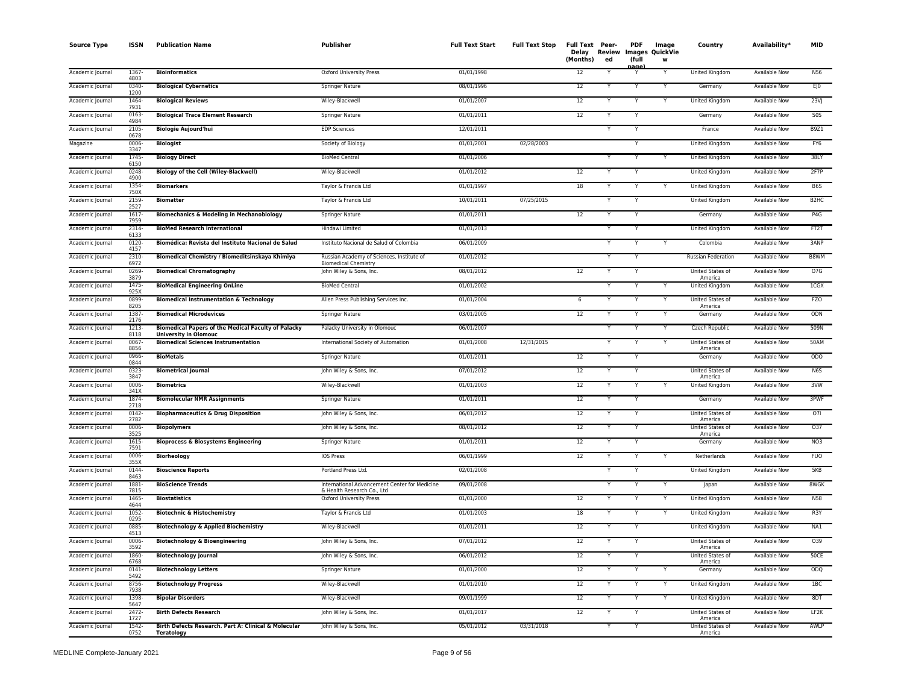| Source Type | ISSN | Publication Name | Publisher | Full Text Start | Full Text Stop | Full Text Delay (Months) | Peer-Reviewed | PDF (full page) | Image QuickView | Country | Availability* | MID |
|---|---|---|---|---|---|---|---|---|---|---|---|---|
| Academic Journal | 1367-4803 | **Bioinformatics** | Oxford University Press | 01/01/1998 | | 12 | Y | Y | Y | United Kingdom | Available Now | N56 |
| Academic Journal | 0340-1200 | **Biological Cybernetics** | Springer Nature | 08/01/1996 | | 12 | Y | Y | Y | Germany | Available Now | EJ0 |
| Academic Journal | 1464-7931 | **Biological Reviews** | Wiley-Blackwell | 01/01/2007 | | 12 | Y | Y | Y | United Kingdom | Available Now | 23VJ |
| Academic Journal | 0163-4984 | **Biological Trace Element Research** | Springer Nature | 01/01/2011 | | 12 | Y | Y | | Germany | Available Now | S0S |
| Academic Journal | 2105-0678 | **Biologie Aujourd'hui** | EDP Sciences | 12/01/2011 | | | Y | Y | | France | Available Now | B9Z1 |
| Magazine | 0006-3347 | **Biologist** | Society of Biology | 01/01/2001 | 02/28/2003 | | | Y | | United Kingdom | Available Now | FY6 |
| Academic Journal | 1745-6150 | **Biology Direct** | BioMed Central | 01/01/2006 | | | Y | Y | Y | United Kingdom | Available Now | 38LY |
| Academic Journal | 0248-4900 | **Biology of the Cell (Wiley-Blackwell)** | Wiley-Blackwell | 01/01/2012 | | 12 | Y | Y | | United Kingdom | Available Now | 2F7P |
| Academic Journal | 1354-750X | **Biomarkers** | Taylor & Francis Ltd | 01/01/1997 | | 18 | Y | Y | Y | United Kingdom | Available Now | B6S |
| Academic Journal | 2159-2527 | **Biomatter** | Taylor & Francis Ltd | 10/01/2011 | 07/25/2015 | | Y | Y | | United Kingdom | Available Now | B2HC |
| Academic Journal | 1617-7959 | **Biomechanics & Modeling in Mechanobiology** | Springer Nature | 01/01/2011 | | 12 | Y | Y | | Germany | Available Now | P4G |
| Academic Journal | 2314-6133 | **BioMed Research International** | Hindawi Limited | 01/01/2013 | | | Y | Y | | United Kingdom | Available Now | FT2T |
| Academic Journal | 0120-4157 | **Biomédica: Revista del Instituto Nacional de Salud** | Instituto Nacional de Salud de Colombia | 06/01/2009 | | | Y | Y | Y | Colombia | Available Now | 3ANP |
| Academic Journal | 2310-6972 | **Biomedical Chemistry / Biomeditsinskaya Khimiya** | Russian Academy of Sciences, Institute of Biomedical Chemistry | 01/01/2012 | | | Y | Y | | Russian Federation | Available Now | B8WM |
| Academic Journal | 0269-3879 | **Biomedical Chromatography** | John Wiley & Sons, Inc. | 08/01/2012 | | 12 | Y | Y | | United States of America | Available Now | O7G |
| Academic Journal | 1475-925X | **BioMedical Engineering OnLine** | BioMed Central | 01/01/2002 | | | Y | Y | Y | United Kingdom | Available Now | 1CGX |
| Academic Journal | 0899-8205 | **Biomedical Instrumentation & Technology** | Allen Press Publishing Services Inc. | 01/01/2004 | | 6 | Y | Y | Y | United States of America | Available Now | FZO |
| Academic Journal | 1387-2176 | **Biomedical Microdevices** | Springer Nature | 03/01/2005 | | 12 | Y | Y | Y | Germany | Available Now | ODN |
| Academic Journal | 1213-8118 | **Biomedical Papers of the Medical Faculty of Palacky University in Olomouc** | Palacky University in Olomouc | 06/01/2007 | | | Y | Y | Y | Czech Republic | Available Now | 509N |
| Academic Journal | 0067-8856 | **Biomedical Sciences Instrumentation** | International Society of Automation | 01/01/2008 | 12/31/2015 | | Y | Y | Y | United States of America | Available Now | 50AM |
| Academic Journal | 0966-0844 | **BioMetals** | Springer Nature | 01/01/2011 | | 12 | Y | Y | | Germany | Available Now | ODO |
| Academic Journal | 0323-3847 | **Biometrical Journal** | John Wiley & Sons, Inc. | 07/01/2012 | | 12 | Y | Y | | United States of America | Available Now | N6S |
| Academic Journal | 0006-341X | **Biometrics** | Wiley-Blackwell | 01/01/2003 | | 12 | Y | Y | Y | United Kingdom | Available Now | 3VW |
| Academic Journal | 1874-2718 | **Biomolecular NMR Assignments** | Springer Nature | 01/01/2011 | | 12 | Y | Y | | Germany | Available Now | 3PWF |
| Academic Journal | 0142-2782 | **Biopharmaceutics & Drug Disposition** | John Wiley & Sons, Inc. | 06/01/2012 | | 12 | Y | Y | | United States of America | Available Now | O7I |
| Academic Journal | 0006-3525 | **Biopolymers** | John Wiley & Sons, Inc. | 08/01/2012 | | 12 | Y | Y | | United States of America | Available Now | O37 |
| Academic Journal | 1615-7591 | **Bioprocess & Biosystems Engineering** | Springer Nature | 01/01/2011 | | 12 | Y | Y | | Germany | Available Now | NO3 |
| Academic Journal | 0006-355X | **Biorheology** | IOS Press | 06/01/1999 | | 12 | Y | Y | Y | Netherlands | Available Now | FUO |
| Academic Journal | 0144-8463 | **Bioscience Reports** | Portland Press Ltd. | 02/01/2008 | | | Y | Y | | United Kingdom | Available Now | 5KB |
| Academic Journal | 1881-7815 | **BioScience Trends** | International Advancement Center for Medicine & Health Research Co., Ltd | 09/01/2008 | | | Y | Y | Y | Japan | Available Now | 8WGK |
| Academic Journal | 1465-4644 | **Biostatistics** | Oxford University Press | 01/01/2000 | | 12 | Y | Y | Y | United Kingdom | Available Now | N58 |
| Academic Journal | 1052-0295 | **Biotechnic & Histochemistry** | Taylor & Francis Ltd | 01/01/2003 | | 18 | Y | Y | Y | United Kingdom | Available Now | R3Y |
| Academic Journal | 0885-4513 | **Biotechnology & Applied Biochemistry** | Wiley-Blackwell | 01/01/2011 | | 12 | Y | Y | | United Kingdom | Available Now | NA1 |
| Academic Journal | 0006-3592 | **Biotechnology & Bioengineering** | John Wiley & Sons, Inc. | 07/01/2012 | | 12 | Y | Y | | United States of America | Available Now | O39 |
| Academic Journal | 1860-6768 | **Biotechnology Journal** | John Wiley & Sons, Inc. | 06/01/2012 | | 12 | Y | Y | | United States of America | Available Now | 50CE |
| Academic Journal | 0141-5492 | **Biotechnology Letters** | Springer Nature | 01/01/2000 | | 12 | Y | Y | Y | Germany | Available Now | ODQ |
| Academic Journal | 8756-7938 | **Biotechnology Progress** | Wiley-Blackwell | 01/01/2010 | | 12 | Y | Y | Y | United Kingdom | Available Now | 1BC |
| Academic Journal | 1398-5647 | **Bipolar Disorders** | Wiley-Blackwell | 09/01/1999 | | 12 | Y | Y | Y | United Kingdom | Available Now | 8DT |
| Academic Journal | 2472-1727 | **Birth Defects Research** | John Wiley & Sons, Inc. | 01/01/2017 | | 12 | Y | Y | | United States of America | Available Now | LF2K |
| Academic Journal | 1542-0752 | **Birth Defects Research. Part A: Clinical & Molecular Teratology** | John Wiley & Sons, Inc. | 05/01/2012 | 03/31/2018 | | Y | Y | | United States of America | Available Now | AWLP |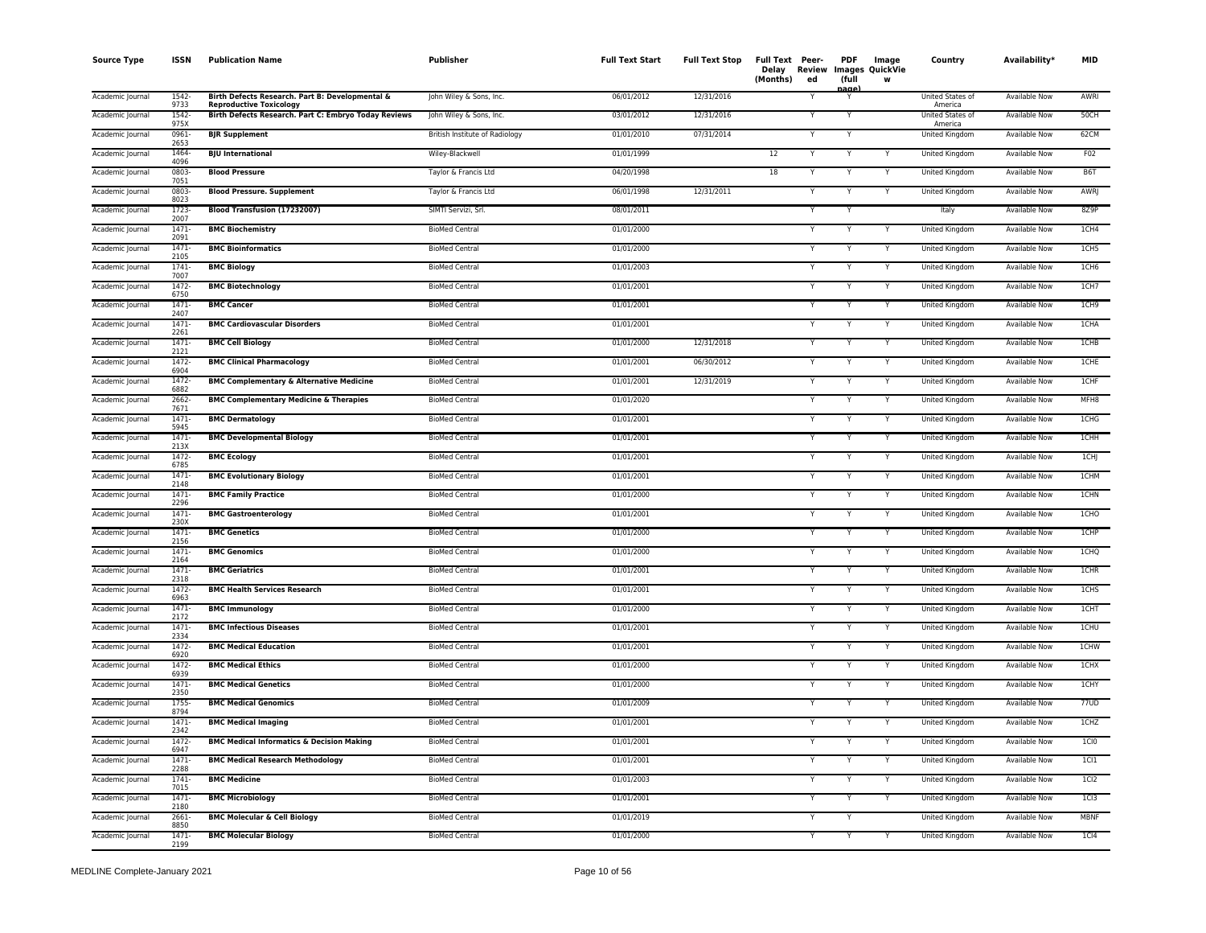| Source Type | ISSN | Publication Name | Publisher | Full Text Start | Full Text Stop | Full Text Delay (Months) | Peer-Reviewed | PDF Images (full page) | Image QuickView | Country | Availability* | MID |
|---|---|---|---|---|---|---|---|---|---|---|---|---|
| Academic Journal | 1542-9733 | **Birth Defects Research. Part B: Developmental & Reproductive Toxicology** | John Wiley & Sons, Inc. | 06/01/2012 | 12/31/2016 | | Y | Y | | United States of America | Available Now | AWRI |
| Academic Journal | 1542-975X | **Birth Defects Research. Part C: Embryo Today Reviews** | John Wiley & Sons, Inc. | 03/01/2012 | 12/31/2016 | | Y | Y | | United States of America | Available Now | 50CH |
| Academic Journal | 0961-2653 | **BJR Supplement** | British Institute of Radiology | 01/01/2010 | 07/31/2014 | | Y | Y | | United Kingdom | Available Now | 62CM |
| Academic Journal | 1464-4096 | **BJU International** | Wiley-Blackwell | 01/01/1999 | | 12 | Y | Y | Y | United Kingdom | Available Now | F02 |
| Academic Journal | 0803-7051 | **Blood Pressure** | Taylor & Francis Ltd | 04/20/1998 | | 18 | Y | Y | Y | United Kingdom | Available Now | B6T |
| Academic Journal | 0803-8023 | **Blood Pressure. Supplement** | Taylor & Francis Ltd | 06/01/1998 | 12/31/2011 | | Y | Y | Y | United Kingdom | Available Now | AWRJ |
| Academic Journal | 1723-2007 | **Blood Transfusion (17232007)** | SIMTI Servizi, Srl. | 08/01/2011 | | | Y | Y | | Italy | Available Now | 8Z9P |
| Academic Journal | 1471-2091 | **BMC Biochemistry** | BioMed Central | 01/01/2000 | | | Y | Y | Y | United Kingdom | Available Now | 1CH4 |
| Academic Journal | 1471-2105 | **BMC Bioinformatics** | BioMed Central | 01/01/2000 | | | Y | Y | Y | United Kingdom | Available Now | 1CH5 |
| Academic Journal | 1741-7007 | **BMC Biology** | BioMed Central | 01/01/2003 | | | Y | Y | Y | United Kingdom | Available Now | 1CH6 |
| Academic Journal | 1472-6750 | **BMC Biotechnology** | BioMed Central | 01/01/2001 | | | Y | Y | Y | United Kingdom | Available Now | 1CH7 |
| Academic Journal | 1471-2407 | **BMC Cancer** | BioMed Central | 01/01/2001 | | | Y | Y | Y | United Kingdom | Available Now | 1CH9 |
| Academic Journal | 1471-2261 | **BMC Cardiovascular Disorders** | BioMed Central | 01/01/2001 | | | Y | Y | Y | United Kingdom | Available Now | 1CHA |
| Academic Journal | 1471-2121 | **BMC Cell Biology** | BioMed Central | 01/01/2000 | 12/31/2018 | | Y | Y | Y | United Kingdom | Available Now | 1CHB |
| Academic Journal | 1472-6904 | **BMC Clinical Pharmacology** | BioMed Central | 01/01/2001 | 06/30/2012 | | Y | Y | Y | United Kingdom | Available Now | 1CHE |
| Academic Journal | 1472-6882 | **BMC Complementary & Alternative Medicine** | BioMed Central | 01/01/2001 | 12/31/2019 | | Y | Y | Y | United Kingdom | Available Now | 1CHF |
| Academic Journal | 2662-7671 | **BMC Complementary Medicine & Therapies** | BioMed Central | 01/01/2020 | | | Y | Y | Y | United Kingdom | Available Now | MFH8 |
| Academic Journal | 1471-5945 | **BMC Dermatology** | BioMed Central | 01/01/2001 | | | Y | Y | Y | United Kingdom | Available Now | 1CHG |
| Academic Journal | 1471-213X | **BMC Developmental Biology** | BioMed Central | 01/01/2001 | | | Y | Y | Y | United Kingdom | Available Now | 1CHH |
| Academic Journal | 1472-6785 | **BMC Ecology** | BioMed Central | 01/01/2001 | | | Y | Y | Y | United Kingdom | Available Now | 1CHJ |
| Academic Journal | 1471-2148 | **BMC Evolutionary Biology** | BioMed Central | 01/01/2001 | | | Y | Y | Y | United Kingdom | Available Now | 1CHM |
| Academic Journal | 1471-2296 | **BMC Family Practice** | BioMed Central | 01/01/2000 | | | Y | Y | Y | United Kingdom | Available Now | 1CHN |
| Academic Journal | 1471-230X | **BMC Gastroenterology** | BioMed Central | 01/01/2001 | | | Y | Y | Y | United Kingdom | Available Now | 1CHO |
| Academic Journal | 1471-2156 | **BMC Genetics** | BioMed Central | 01/01/2000 | | | Y | Y | Y | United Kingdom | Available Now | 1CHP |
| Academic Journal | 1471-2164 | **BMC Genomics** | BioMed Central | 01/01/2000 | | | Y | Y | Y | United Kingdom | Available Now | 1CHQ |
| Academic Journal | 1471-2318 | **BMC Geriatrics** | BioMed Central | 01/01/2001 | | | Y | Y | Y | United Kingdom | Available Now | 1CHR |
| Academic Journal | 1472-6963 | **BMC Health Services Research** | BioMed Central | 01/01/2001 | | | Y | Y | Y | United Kingdom | Available Now | 1CHS |
| Academic Journal | 1471-2172 | **BMC Immunology** | BioMed Central | 01/01/2000 | | | Y | Y | Y | United Kingdom | Available Now | 1CHT |
| Academic Journal | 1471-2334 | **BMC Infectious Diseases** | BioMed Central | 01/01/2001 | | | Y | Y | Y | United Kingdom | Available Now | 1CHU |
| Academic Journal | 1472-6920 | **BMC Medical Education** | BioMed Central | 01/01/2001 | | | Y | Y | Y | United Kingdom | Available Now | 1CHW |
| Academic Journal | 1472-6939 | **BMC Medical Ethics** | BioMed Central | 01/01/2000 | | | Y | Y | Y | United Kingdom | Available Now | 1CHX |
| Academic Journal | 1471-2350 | **BMC Medical Genetics** | BioMed Central | 01/01/2000 | | | Y | Y | Y | United Kingdom | Available Now | 1CHY |
| Academic Journal | 1755-8794 | **BMC Medical Genomics** | BioMed Central | 01/01/2009 | | | Y | Y | Y | United Kingdom | Available Now | 77UD |
| Academic Journal | 1471-2342 | **BMC Medical Imaging** | BioMed Central | 01/01/2001 | | | Y | Y | Y | United Kingdom | Available Now | 1CHZ |
| Academic Journal | 1472-6947 | **BMC Medical Informatics & Decision Making** | BioMed Central | 01/01/2001 | | | Y | Y | Y | United Kingdom | Available Now | 1CI0 |
| Academic Journal | 1471-2288 | **BMC Medical Research Methodology** | BioMed Central | 01/01/2001 | | | Y | Y | Y | United Kingdom | Available Now | 1CI1 |
| Academic Journal | 1741-7015 | **BMC Medicine** | BioMed Central | 01/01/2003 | | | Y | Y | Y | United Kingdom | Available Now | 1CI2 |
| Academic Journal | 1471-2180 | **BMC Microbiology** | BioMed Central | 01/01/2001 | | | Y | Y | Y | United Kingdom | Available Now | 1CI3 |
| Academic Journal | 2661-8850 | **BMC Molecular & Cell Biology** | BioMed Central | 01/01/2019 | | | Y | Y | | United Kingdom | Available Now | MBNF |
| Academic Journal | 1471-2199 | **BMC Molecular Biology** | BioMed Central | 01/01/2000 | | | Y | Y | Y | United Kingdom | Available Now | 1CI4 |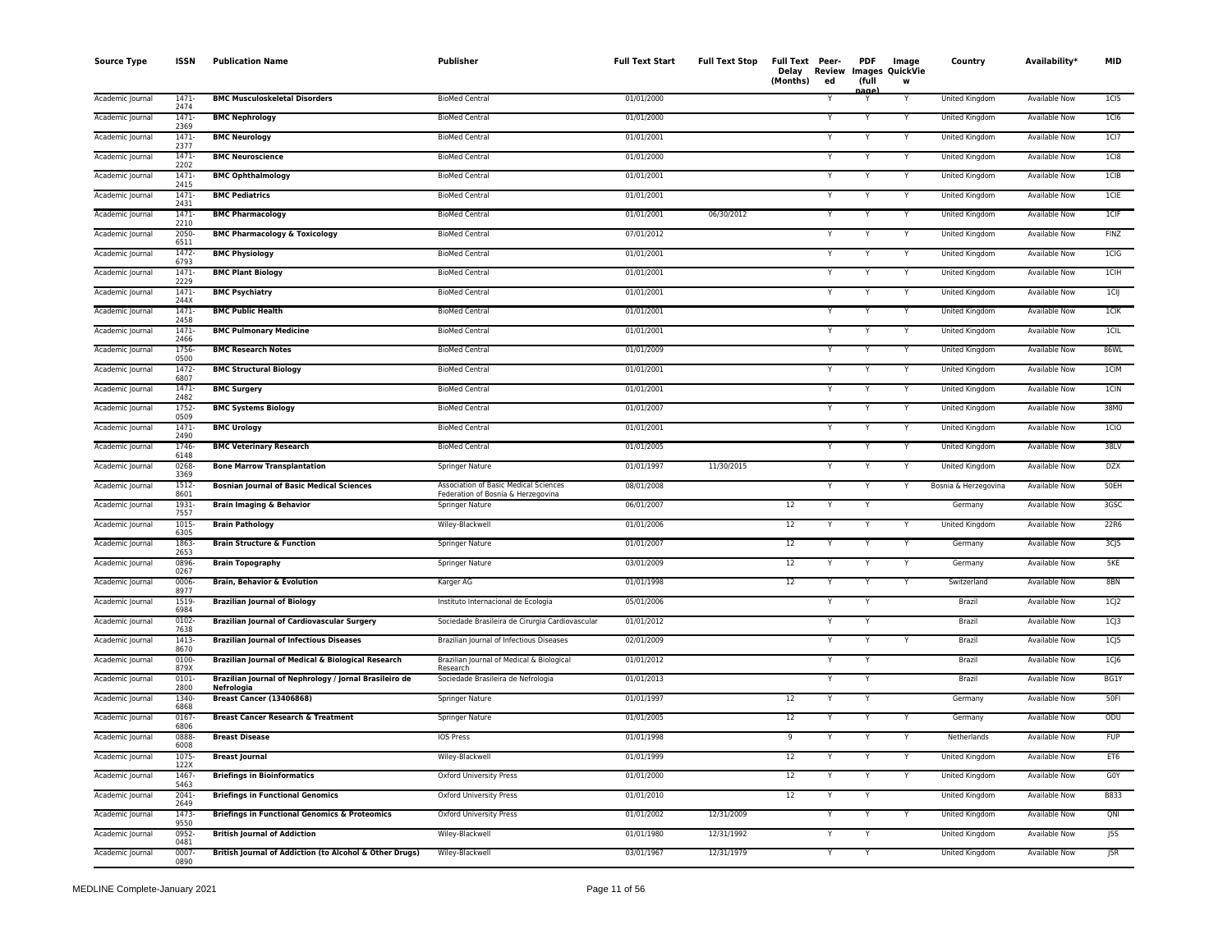| Source Type | ISSN | Publication Name | Publisher | Full Text Start | Full Text Stop | Full Text Delay (Months) | Peer-Reviewed | PDF Images (full page) | Image QuickView | Country | Availability* | MID |
|---|---|---|---|---|---|---|---|---|---|---|---|---|
| Academic Journal | 1471-2474 | **BMC Musculoskeletal Disorders** | BioMed Central | 01/01/2000 | | | Y | Y | Y | United Kingdom | Available Now | 1CI5 |
| Academic Journal | 1471-2369 | **BMC Nephrology** | BioMed Central | 01/01/2000 | | | Y | Y | Y | United Kingdom | Available Now | 1CI6 |
| Academic Journal | 1471-2377 | **BMC Neurology** | BioMed Central | 01/01/2001 | | | Y | Y | Y | United Kingdom | Available Now | 1CI7 |
| Academic Journal | 1471-2202 | **BMC Neuroscience** | BioMed Central | 01/01/2000 | | | Y | Y | Y | United Kingdom | Available Now | 1CI8 |
| Academic Journal | 1471-2415 | **BMC Ophthalmology** | BioMed Central | 01/01/2001 | | | Y | Y | Y | United Kingdom | Available Now | 1CIB |
| Academic Journal | 1471-2431 | **BMC Pediatrics** | BioMed Central | 01/01/2001 | | | Y | Y | Y | United Kingdom | Available Now | 1CIE |
| Academic Journal | 1471-2210 | **BMC Pharmacology** | BioMed Central | 01/01/2001 | 06/30/2012 | | Y | Y | Y | United Kingdom | Available Now | 1CIF |
| Academic Journal | 2050-6511 | **BMC Pharmacology & Toxicology** | BioMed Central | 07/01/2012 | | | Y | Y | Y | United Kingdom | Available Now | FINZ |
| Academic Journal | 1472-6793 | **BMC Physiology** | BioMed Central | 01/01/2001 | | | Y | Y | Y | United Kingdom | Available Now | 1CIG |
| Academic Journal | 1471-2229 | **BMC Plant Biology** | BioMed Central | 01/01/2001 | | | Y | Y | Y | United Kingdom | Available Now | 1CIH |
| Academic Journal | 1471-244X | **BMC Psychiatry** | BioMed Central | 01/01/2001 | | | Y | Y | Y | United Kingdom | Available Now | 1CIJ |
| Academic Journal | 1471-2458 | **BMC Public Health** | BioMed Central | 01/01/2001 | | | Y | Y | Y | United Kingdom | Available Now | 1CIK |
| Academic Journal | 1471-2466 | **BMC Pulmonary Medicine** | BioMed Central | 01/01/2001 | | | Y | Y | Y | United Kingdom | Available Now | 1CIL |
| Academic Journal | 1756-0500 | **BMC Research Notes** | BioMed Central | 01/01/2009 | | | Y | Y | Y | United Kingdom | Available Now | 86WL |
| Academic Journal | 1472-6807 | **BMC Structural Biology** | BioMed Central | 01/01/2001 | | | Y | Y | Y | United Kingdom | Available Now | 1CIM |
| Academic Journal | 1471-2482 | **BMC Surgery** | BioMed Central | 01/01/2001 | | | Y | Y | Y | United Kingdom | Available Now | 1CIN |
| Academic Journal | 1752-0509 | **BMC Systems Biology** | BioMed Central | 01/01/2007 | | | Y | Y | Y | United Kingdom | Available Now | 38M0 |
| Academic Journal | 1471-2490 | **BMC Urology** | BioMed Central | 01/01/2001 | | | Y | Y | Y | United Kingdom | Available Now | 1CIO |
| Academic Journal | 1746-6148 | **BMC Veterinary Research** | BioMed Central | 01/01/2005 | | | Y | Y | Y | United Kingdom | Available Now | 38LV |
| Academic Journal | 0268-3369 | **Bone Marrow Transplantation** | Springer Nature | 01/01/1997 | 11/30/2015 | | Y | Y | Y | United Kingdom | Available Now | DZX |
| Academic Journal | 1512-8601 | **Bosnian Journal of Basic Medical Sciences** | Association of Basic Medical Sciences Federation of Bosnia & Herzegovina | 08/01/2008 | | | Y | Y | Y | Bosnia & Herzegovina | Available Now | 50EH |
| Academic Journal | 1931-7557 | **Brain Imaging & Behavior** | Springer Nature | 06/01/2007 | | 12 | Y | Y | | Germany | Available Now | 3GSC |
| Academic Journal | 1015-6305 | **Brain Pathology** | Wiley-Blackwell | 01/01/2006 | | 12 | Y | Y | Y | United Kingdom | Available Now | 22R6 |
| Academic Journal | 1863-2653 | **Brain Structure & Function** | Springer Nature | 01/01/2007 | | 12 | Y | Y | Y | Germany | Available Now | 3CJ5 |
| Academic Journal | 0896-0267 | **Brain Topography** | Springer Nature | 03/01/2009 | | 12 | Y | Y | Y | Germany | Available Now | 5KE |
| Academic Journal | 0006-8977 | **Brain, Behavior & Evolution** | Karger AG | 01/01/1998 | | 12 | Y | Y | Y | Switzerland | Available Now | 8BN |
| Academic Journal | 1519-6984 | **Brazilian Journal of Biology** | Instituto Internacional de Ecologia | 05/01/2006 | | | Y | Y | | Brazil | Available Now | 1CJ2 |
| Academic Journal | 0102-7638 | **Brazilian Journal of Cardiovascular Surgery** | Sociedade Brasileira de Cirurgia Cardiovascular | 01/01/2012 | | | Y | Y | | Brazil | Available Now | 1CJ3 |
| Academic Journal | 1413-8670 | **Brazilian Journal of Infectious Diseases** | Brazilian Journal of Infectious Diseases | 02/01/2009 | | | Y | Y | Y | Brazil | Available Now | 1CJ5 |
| Academic Journal | 0100-879X | **Brazilian Journal of Medical & Biological Research** | Brazilian Journal of Medical & Biological Research | 01/01/2012 | | | Y | Y | | Brazil | Available Now | 1CJ6 |
| Academic Journal | 0101-2800 | **Brazilian Journal of Nephrology / Jornal Brasileiro de Nefrologia** | Sociedade Brasileira de Nefrologia | 01/01/2013 | | | Y | Y | | Brazil | Available Now | BG1Y |
| Academic Journal | 1340-6868 | **Breast Cancer (13406868)** | Springer Nature | 01/01/1997 | | 12 | Y | Y | | Germany | Available Now | 50FI |
| Academic Journal | 0167-6806 | **Breast Cancer Research & Treatment** | Springer Nature | 01/01/2005 | | 12 | Y | Y | Y | Germany | Available Now | ODU |
| Academic Journal | 0888-6008 | **Breast Disease** | IOS Press | 01/01/1998 | | 9 | Y | Y | Y | Netherlands | Available Now | FUP |
| Academic Journal | 1075-122X | **Breast Journal** | Wiley-Blackwell | 01/01/1999 | | 12 | Y | Y | Y | United Kingdom | Available Now | ET6 |
| Academic Journal | 1467-5463 | **Briefings in Bioinformatics** | Oxford University Press | 01/01/2000 | | 12 | Y | Y | Y | United Kingdom | Available Now | G0Y |
| Academic Journal | 2041-2649 | **Briefings in Functional Genomics** | Oxford University Press | 01/01/2010 | | 12 | Y | Y | | United Kingdom | Available Now | B833 |
| Academic Journal | 1473-9550 | **Briefings in Functional Genomics & Proteomics** | Oxford University Press | 01/01/2002 | 12/31/2009 | | Y | Y | Y | United Kingdom | Available Now | QNI |
| Academic Journal | 0952-0481 | **British Journal of Addiction** | Wiley-Blackwell | 01/01/1980 | 12/31/1992 | | Y | Y | | United Kingdom | Available Now | J5S |
| Academic Journal | 0007-0890 | **British Journal of Addiction (to Alcohol & Other Drugs)** | Wiley-Blackwell | 03/01/1967 | 12/31/1979 | | Y | Y | | United Kingdom | Available Now | J5R |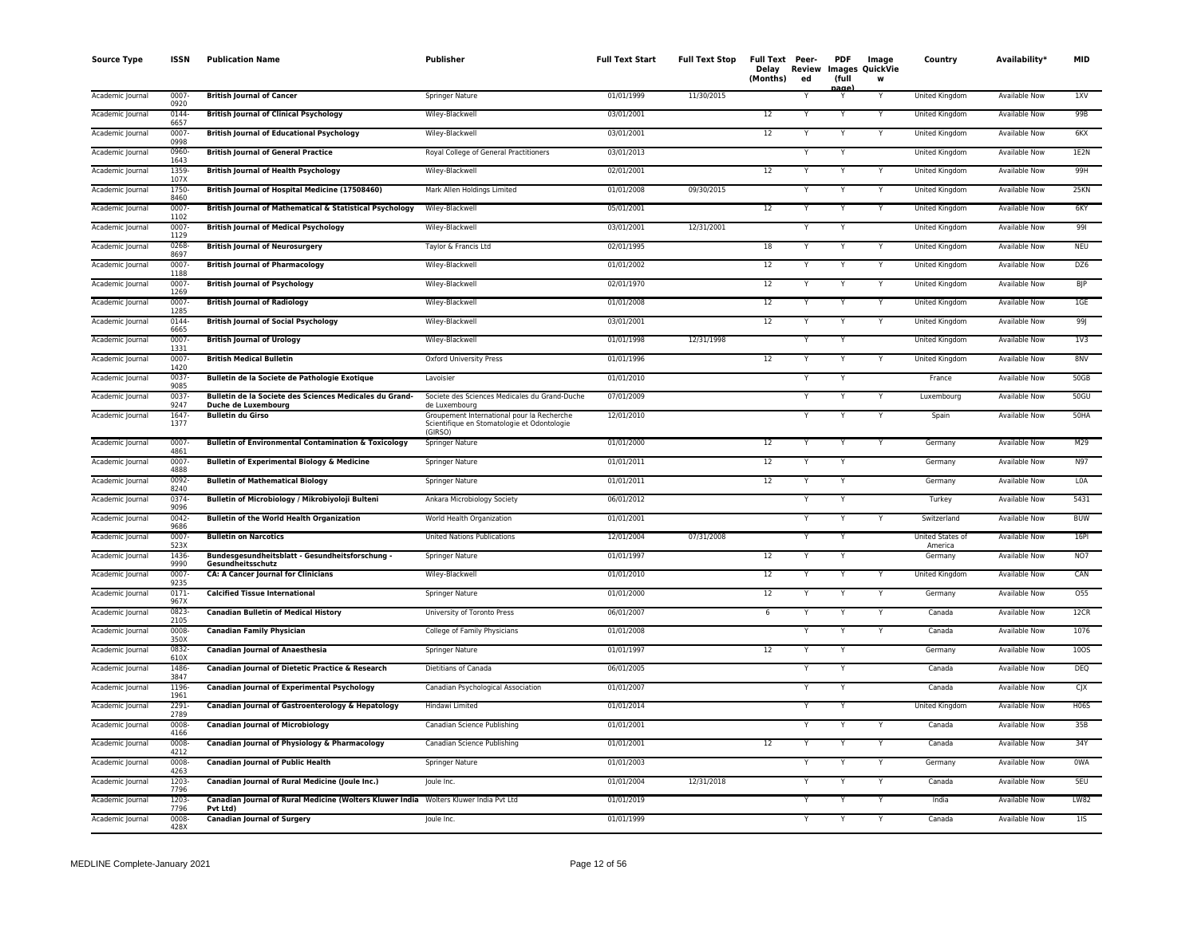| Source Type | ISSN | Publication Name | Publisher | Full Text Start | Full Text Stop | Full Text Delay (Months) | Peer-Reviewed | PDF Images (full page) | Image QuickView | Country | Availability* | MID |
|---|---|---|---|---|---|---|---|---|---|---|---|---|
| Academic Journal | 0007-0920 | **British Journal of Cancer** | Springer Nature | 01/01/1999 | 11/30/2015 | | Y | Y | Y | United Kingdom | Available Now | 1XV |
| Academic Journal | 0144-6657 | **British Journal of Clinical Psychology** | Wiley-Blackwell | 03/01/2001 | | 12 | Y | Y | Y | United Kingdom | Available Now | 99B |
| Academic Journal | 0007-0998 | **British Journal of Educational Psychology** | Wiley-Blackwell | 03/01/2001 | | 12 | Y | Y | Y | United Kingdom | Available Now | 6KX |
| Academic Journal | 0960-1643 | **British Journal of General Practice** | Royal College of General Practitioners | 03/01/2013 | | | Y | Y | | United Kingdom | Available Now | 1E2N |
| Academic Journal | 1359-107X | **British Journal of Health Psychology** | Wiley-Blackwell | 02/01/2001 | | 12 | Y | Y | Y | United Kingdom | Available Now | 99H |
| Academic Journal | 1750-8460 | **British Journal of Hospital Medicine (17508460)** | Mark Allen Holdings Limited | 01/01/2008 | 09/30/2015 | | Y | Y | Y | United Kingdom | Available Now | 25KN |
| Academic Journal | 0007-1102 | **British Journal of Mathematical & Statistical Psychology** | Wiley-Blackwell | 05/01/2001 | | 12 | Y | Y | Y | United Kingdom | Available Now | 6KY |
| Academic Journal | 0007-1129 | **British Journal of Medical Psychology** | Wiley-Blackwell | 03/01/2001 | 12/31/2001 | | Y | Y | | United Kingdom | Available Now | 99I |
| Academic Journal | 0268-8697 | **British Journal of Neurosurgery** | Taylor & Francis Ltd | 02/01/1995 | | 18 | Y | Y | Y | United Kingdom | Available Now | NEU |
| Academic Journal | 0007-1188 | **British Journal of Pharmacology** | Wiley-Blackwell | 01/01/2002 | | 12 | Y | Y | Y | United Kingdom | Available Now | DZ6 |
| Academic Journal | 0007-1269 | **British Journal of Psychology** | Wiley-Blackwell | 02/01/1970 | | 12 | Y | Y | Y | United Kingdom | Available Now | BJP |
| Academic Journal | 0007-1285 | **British Journal of Radiology** | Wiley-Blackwell | 01/01/2008 | | 12 | Y | Y | Y | United Kingdom | Available Now | 1GE |
| Academic Journal | 0144-6665 | **British Journal of Social Psychology** | Wiley-Blackwell | 03/01/2001 | | 12 | Y | Y | Y | United Kingdom | Available Now | 99J |
| Academic Journal | 0007-1331 | **British Journal of Urology** | Wiley-Blackwell | 01/01/1998 | 12/31/1998 | | Y | Y | | United Kingdom | Available Now | 1V3 |
| Academic Journal | 0007-1420 | **British Medical Bulletin** | Oxford University Press | 01/01/1996 | | 12 | Y | Y | Y | United Kingdom | Available Now | 8NV |
| Academic Journal | 0037-9085 | **Bulletin de la Societe de Pathologie Exotique** | Lavoisier | 01/01/2010 | | | Y | Y | | France | Available Now | 50GB |
| Academic Journal | 0037-9247 | **Bulletin de la Societe des Sciences Medicales du Grand-Duche de Luxembourg** | Societe des Sciences Medicales du Grand-Duche de Luxembourg | 07/01/2009 | | | Y | Y | Y | Luxembourg | Available Now | 50GU |
| Academic Journal | 1647-1377 | **Bulletin du Girso** | Groupement International pour la Recherche Scientifique en Stomatologie et Odontologie (GIRSO) | 12/01/2010 | | | Y | Y | Y | Spain | Available Now | 50HA |
| Academic Journal | 0007-4861 | **Bulletin of Environmental Contamination & Toxicology** | Springer Nature | 01/01/2000 | | 12 | Y | Y | Y | Germany | Available Now | M29 |
| Academic Journal | 0007-4888 | **Bulletin of Experimental Biology & Medicine** | Springer Nature | 01/01/2011 | | 12 | Y | Y | | Germany | Available Now | N97 |
| Academic Journal | 0092-8240 | **Bulletin of Mathematical Biology** | Springer Nature | 01/01/2011 | | 12 | Y | Y | | Germany | Available Now | L0A |
| Academic Journal | 0374-9096 | **Bulletin of Microbiology / Mikrobiyoloji Bulteni** | Ankara Microbiology Society | 06/01/2012 | | | Y | Y | | Turkey | Available Now | 5431 |
| Academic Journal | 0042-9686 | **Bulletin of the World Health Organization** | World Health Organization | 01/01/2001 | | | Y | Y | Y | Switzerland | Available Now | BUW |
| Academic Journal | 0007-523X | **Bulletin on Narcotics** | United Nations Publications | 12/01/2004 | 07/31/2008 | | Y | Y | | United States of America | Available Now | 16PI |
| Academic Journal | 1436-9990 | **Bundesgesundheitsblatt - Gesundheitsforschung - Gesundheitsschutz** | Springer Nature | 01/01/1997 | | 12 | Y | Y | | Germany | Available Now | NO7 |
| Academic Journal | 0007-9235 | **CA: A Cancer Journal for Clinicians** | Wiley-Blackwell | 01/01/2010 | | 12 | Y | Y | Y | United Kingdom | Available Now | CAN |
| Academic Journal | 0171-967X | **Calcified Tissue International** | Springer Nature | 01/01/2000 | | 12 | Y | Y | Y | Germany | Available Now | O55 |
| Academic Journal | 0823-2105 | **Canadian Bulletin of Medical History** | University of Toronto Press | 06/01/2007 | | 6 | Y | Y | Y | Canada | Available Now | 12CR |
| Academic Journal | 0008-350X | **Canadian Family Physician** | College of Family Physicians | 01/01/2008 | | | Y | Y | Y | Canada | Available Now | 1076 |
| Academic Journal | 0832-610X | **Canadian Journal of Anaesthesia** | Springer Nature | 01/01/1997 | | 12 | Y | Y | | Germany | Available Now | 10OS |
| Academic Journal | 1486-3847 | **Canadian Journal of Dietetic Practice & Research** | Dietitians of Canada | 06/01/2005 | | | Y | Y | | Canada | Available Now | DEQ |
| Academic Journal | 1196-1961 | **Canadian Journal of Experimental Psychology** | Canadian Psychological Association | 01/01/2007 | | | Y | Y | | Canada | Available Now | CJX |
| Academic Journal | 2291-2789 | **Canadian Journal of Gastroenterology & Hepatology** | Hindawi Limited | 01/01/2014 | | | Y | Y | | United Kingdom | Available Now | H06S |
| Academic Journal | 0008-4166 | **Canadian Journal of Microbiology** | Canadian Science Publishing | 01/01/2001 | | | Y | Y | Y | Canada | Available Now | 35B |
| Academic Journal | 0008-4212 | **Canadian Journal of Physiology & Pharmacology** | Canadian Science Publishing | 01/01/2001 | | 12 | Y | Y | Y | Canada | Available Now | 34Y |
| Academic Journal | 0008-4263 | **Canadian Journal of Public Health** | Springer Nature | 01/01/2003 | | | Y | Y | Y | Germany | Available Now | 0WA |
| Academic Journal | 1203-7796 | **Canadian Journal of Rural Medicine (Joule Inc.)** | Joule Inc. | 01/01/2004 | 12/31/2018 | | Y | Y | Y | Canada | Available Now | 5EU |
| Academic Journal | 1203-7796 | **Canadian Journal of Rural Medicine (Wolters Kluwer India Pvt Ltd)** | Wolters Kluwer India Pvt Ltd | 01/01/2019 | | | Y | Y | Y | India | Available Now | LW82 |
| Academic Journal | 0008-428X | **Canadian Journal of Surgery** | Joule Inc. | 01/01/1999 | | | Y | Y | Y | Canada | Available Now | 1IS |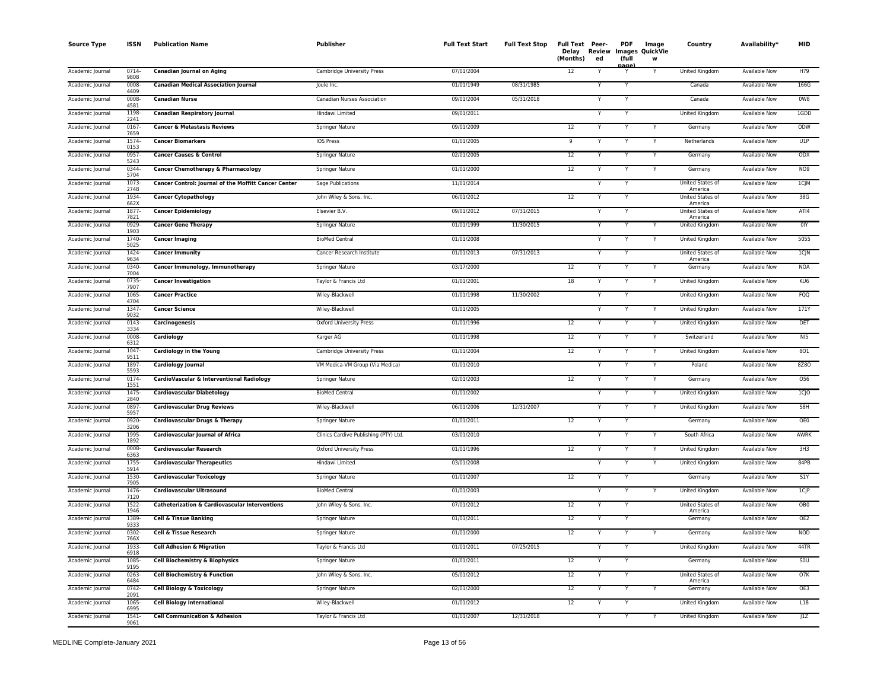| Source Type | ISSN | Publication Name | Publisher | Full Text Start | Full Text Stop | Full Text Delay (Months) | Peer-Reviewed | PDF (full page) | Image QuickView | Country | Availability* | MID |
|---|---|---|---|---|---|---|---|---|---|---|---|---|
| Academic Journal | 0714-9808 | **Canadian Journal on Aging** | Cambridge University Press | 07/01/2004 | | 12 | Y | Y | Y | United Kingdom | Available Now | H79 |
| Academic Journal | 0008-4409 | **Canadian Medical Association Journal** | Joule Inc. | 01/01/1949 | 08/31/1985 | | Y | Y | | Canada | Available Now | 166G |
| Academic Journal | 0008-4581 | **Canadian Nurse** | Canadian Nurses Association | 09/01/2004 | 05/31/2018 | | Y | Y | | Canada | Available Now | 0W8 |
| Academic Journal | 1198-2241 | **Canadian Respiratory Journal** | Hindawi Limited | 09/01/2011 | | | Y | Y | | United Kingdom | Available Now | 1GDD |
| Academic Journal | 0167-7659 | **Cancer & Metastasis Reviews** | Springer Nature | 09/01/2009 | | 12 | Y | Y | Y | Germany | Available Now | ODW |
| Academic Journal | 1574-0153 | **Cancer Biomarkers** | IOS Press | 01/01/2005 | | 9 | Y | Y | Y | Netherlands | Available Now | U1P |
| Academic Journal | 0957-5243 | **Cancer Causes & Control** | Springer Nature | 02/01/2005 | | 12 | Y | Y | Y | Germany | Available Now | ODX |
| Academic Journal | 0344-5704 | **Cancer Chemotherapy & Pharmacology** | Springer Nature | 01/01/2000 | | 12 | Y | Y | Y | Germany | Available Now | NO9 |
| Academic Journal | 1073-2748 | **Cancer Control: Journal of the Moffitt Cancer Center** | Sage Publications | 11/01/2014 | | | Y | Y | | United States of America | Available Now | 1CJM |
| Academic Journal | 1934-662X | **Cancer Cytopathology** | John Wiley & Sons, Inc. | 06/01/2012 | | 12 | Y | Y | | United States of America | Available Now | 38G |
| Academic Journal | 1877-7821 | **Cancer Epidemiology** | Elsevier B.V. | 09/01/2012 | 07/31/2015 | | Y | Y | | United States of America | Available Now | ATI4 |
| Academic Journal | 0929-1903 | **Cancer Gene Therapy** | Springer Nature | 01/01/1999 | 11/30/2015 | | Y | Y | Y | United Kingdom | Available Now | 0IY |
| Academic Journal | 1740-5025 | **Cancer Imaging** | BioMed Central | 01/01/2008 | | | Y | Y | Y | United Kingdom | Available Now | 5055 |
| Academic Journal | 1424-9634 | **Cancer Immunity** | Cancer Research Institute | 01/01/2013 | 07/31/2013 | | Y | Y | | United States of America | Available Now | 1CJN |
| Academic Journal | 0340-7004 | **Cancer Immunology, Immunotherapy** | Springer Nature | 03/17/2000 | | 12 | Y | Y | Y | Germany | Available Now | NOA |
| Academic Journal | 0735-7907 | **Cancer Investigation** | Taylor & Francis Ltd | 01/01/2001 | | 18 | Y | Y | Y | United Kingdom | Available Now | KU6 |
| Academic Journal | 1065-4704 | **Cancer Practice** | Wiley-Blackwell | 01/01/1998 | 11/30/2002 | | Y | Y | | United Kingdom | Available Now | FQQ |
| Academic Journal | 1347-9032 | **Cancer Science** | Wiley-Blackwell | 01/01/2005 | | | Y | Y | Y | United Kingdom | Available Now | 171Y |
| Academic Journal | 0143-3334 | **Carcinogenesis** | Oxford University Press | 01/01/1996 | | 12 | Y | Y | Y | United Kingdom | Available Now | DET |
| Academic Journal | 0008-6312 | **Cardiology** | Karger AG | 01/01/1998 | | 12 | Y | Y | Y | Switzerland | Available Now | NI5 |
| Academic Journal | 1047-9511 | **Cardiology in the Young** | Cambridge University Press | 01/01/2004 | | 12 | Y | Y | Y | United Kingdom | Available Now | 8O1 |
| Academic Journal | 1897-5593 | **Cardiology Journal** | VM Medica-VM Group (Via Medica) | 01/01/2010 | | | Y | Y | Y | Poland | Available Now | 8Z8O |
| Academic Journal | 0174-1551 | **CardioVascular & Interventional Radiology** | Springer Nature | 02/01/2003 | | 12 | Y | Y | Y | Germany | Available Now | O56 |
| Academic Journal | 1475-2840 | **Cardiovascular Diabetology** | BioMed Central | 01/01/2002 | | | Y | Y | Y | United Kingdom | Available Now | 1CJO |
| Academic Journal | 0897-5957 | **Cardiovascular Drug Reviews** | Wiley-Blackwell | 06/01/2006 | 12/31/2007 | | Y | Y | Y | United Kingdom | Available Now | S8H |
| Academic Journal | 0920-3206 | **Cardiovascular Drugs & Therapy** | Springer Nature | 01/01/2011 | | 12 | Y | Y | | Germany | Available Now | OE0 |
| Academic Journal | 1995-1892 | **Cardiovascular Journal of Africa** | Clinics Cardive Publishing (PTY) Ltd. | 03/01/2010 | | | Y | Y | Y | South Africa | Available Now | AWRK |
| Academic Journal | 0008-6363 | **Cardiovascular Research** | Oxford University Press | 01/01/1996 | | 12 | Y | Y | Y | United Kingdom | Available Now | 3H3 |
| Academic Journal | 1755-5914 | **Cardiovascular Therapeutics** | Hindawi Limited | 03/01/2008 | | | Y | Y | Y | United Kingdom | Available Now | 84PB |
| Academic Journal | 1530-7905 | **Cardiovascular Toxicology** | Springer Nature | 01/01/2007 | | 12 | Y | Y | | Germany | Available Now | S1Y |
| Academic Journal | 1476-7120 | **Cardiovascular Ultrasound** | BioMed Central | 01/01/2003 | | | Y | Y | Y | United Kingdom | Available Now | 1CJP |
| Academic Journal | 1522-1946 | **Catheterization & Cardiovascular Interventions** | John Wiley & Sons, Inc. | 07/01/2012 | | 12 | Y | Y | | United States of America | Available Now | OB0 |
| Academic Journal | 1389-9333 | **Cell & Tissue Banking** | Springer Nature | 01/01/2011 | | 12 | Y | Y | | Germany | Available Now | OE2 |
| Academic Journal | 0302-766X | **Cell & Tissue Research** | Springer Nature | 01/01/2000 | | 12 | Y | Y | Y | Germany | Available Now | NOD |
| Academic Journal | 1933-6918 | **Cell Adhesion & Migration** | Taylor & Francis Ltd | 01/01/2011 | 07/25/2015 | | Y | Y | | United Kingdom | Available Now | 44TR |
| Academic Journal | 1085-9195 | **Cell Biochemistry & Biophysics** | Springer Nature | 01/01/2011 | | 12 | Y | Y | | Germany | Available Now | S0U |
| Academic Journal | 0263-6484 | **Cell Biochemistry & Function** | John Wiley & Sons, Inc. | 05/01/2012 | | 12 | Y | Y | | United States of America | Available Now | O7K |
| Academic Journal | 0742-2091 | **Cell Biology & Toxicology** | Springer Nature | 02/01/2000 | | 12 | Y | Y | Y | Germany | Available Now | OE3 |
| Academic Journal | 1065-6995 | **Cell Biology International** | Wiley-Blackwell | 01/01/2012 | | 12 | Y | Y | | United Kingdom | Available Now | L18 |
| Academic Journal | 1541-9061 | **Cell Communication & Adhesion** | Taylor & Francis Ltd | 01/01/2007 | 12/31/2018 | | Y | Y | Y | United Kingdom | Available Now | J1Z |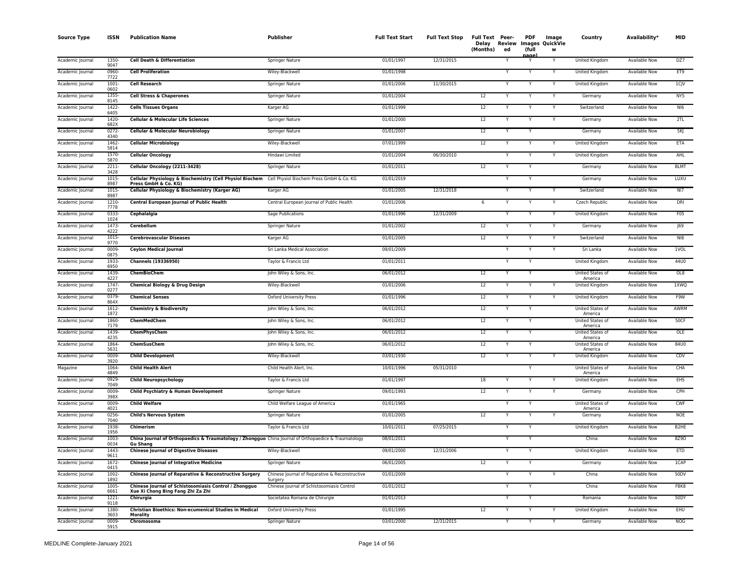| Source Type | ISSN | Publication Name | Publisher | Full Text Start | Full Text Stop | Full Text Delay (Months) | Peer-Review ed | PDF Images (full page) | Image QuickView | Country | Availability* | MID |
|---|---|---|---|---|---|---|---|---|---|---|---|---|
| Academic Journal | 1350-9047 | **Cell Death & Differentiation** | Springer Nature | 01/01/1997 | 12/31/2015 | | Y | Y | Y | United Kingdom | Available Now | DZ7 |
| Academic Journal | 0960-7722 | **Cell Proliferation** | Wiley-Blackwell | 01/01/1998 | | | Y | Y | Y | United Kingdom | Available Now | ET9 |
| Academic Journal | 1001-0602 | **Cell Research** | Springer Nature | 01/01/2006 | 11/30/2015 | | Y | Y | Y | United Kingdom | Available Now | 1CJV |
| Academic Journal | 1355-8145 | **Cell Stress & Chaperones** | Springer Nature | 01/01/2004 | | 12 | Y | Y | Y | Germany | Available Now | NY5 |
| Academic Journal | 1422-6405 | **Cells Tissues Organs** | Karger AG | 01/01/1999 | | 12 | Y | Y | Y | Switzerland | Available Now | NI6 |
| Academic Journal | 1420-682X | **Cellular & Molecular Life Sciences** | Springer Nature | 01/01/2000 | | 12 | Y | Y | Y | Germany | Available Now | 2TL |
| Academic Journal | 0272-4340 | **Cellular & Molecular Neurobiology** | Springer Nature | 01/01/2007 | | 12 | Y | Y | | Germany | Available Now | 5KJ |
| Academic Journal | 1462-5814 | **Cellular Microbiology** | Wiley-Blackwell | 07/01/1999 | | 12 | Y | Y | Y | United Kingdom | Available Now | ETA |
| Academic Journal | 1570-5870 | **Cellular Oncology** | Hindawi Limited | 01/01/2004 | 06/30/2010 | | Y | Y | Y | United Kingdom | Available Now | AHL |
| Academic Journal | 2211-3428 | **Cellular Oncology (2211-3428)** | Springer Nature | 01/01/2011 | | 12 | Y | Y | | Germany | Available Now | BLMT |
| Academic Journal | 1015-8987 | **Cellular Physiology & Biochemistry (Cell Physiol Biochem Press GmbH & Co. KG)** | Cell Physiol Biochem Press GmbH & Co. KG | 01/01/2019 | | | Y | Y | | Germany | Available Now | LUXU |
| Academic Journal | 1015-8987 | **Cellular Physiology & Biochemistry (Karger AG)** | Karger AG | 01/01/2005 | 12/31/2018 | | Y | Y | Y | Switzerland | Available Now | NI7 |
| Academic Journal | 1210-7778 | **Central European Journal of Public Health** | Central European Journal of Public Health | 01/01/2006 | | 6 | Y | Y | Y | Czech Republic | Available Now | DRI |
| Academic Journal | 0333-1024 | **Cephalalgia** | Sage Publications | 01/01/1996 | 12/31/2009 | | Y | Y | Y | United Kingdom | Available Now | F05 |
| Academic Journal | 1473-4222 | **Cerebellum** | Springer Nature | 01/01/2002 | | 12 | Y | Y | Y | Germany | Available Now | J69 |
| Academic Journal | 1015-9770 | **Cerebrovascular Diseases** | Karger AG | 01/01/2005 | | 12 | Y | Y | Y | Switzerland | Available Now | NI8 |
| Academic Journal | 0009-0875 | **Ceylon Medical Journal** | Sri Lanka Medical Association | 09/01/2009 | | | Y | Y | Y | Sri Lanka | Available Now | 1VOL |
| Academic Journal | 1933-6950 | **Channels (19336950)** | Taylor & Francis Ltd | 01/01/2011 | | | Y | Y | | United Kingdom | Available Now | 44U0 |
| Academic Journal | 1439-4227 | **ChemBioChem** | John Wiley & Sons, Inc. | 06/01/2012 | | 12 | Y | Y | | United States of America | Available Now | OL8 |
| Academic Journal | 1747-0277 | **Chemical Biology & Drug Design** | Wiley-Blackwell | 01/01/2006 | | 12 | Y | Y | Y | United Kingdom | Available Now | 1XWQ |
| Academic Journal | 0379-864X | **Chemical Senses** | Oxford University Press | 01/01/1996 | | 12 | Y | Y | Y | United Kingdom | Available Now | F9W |
| Academic Journal | 1612-1872 | **Chemistry & Biodiversity** | John Wiley & Sons, Inc. | 06/01/2012 | | 12 | Y | Y | | United States of America | Available Now | AWRM |
| Academic Journal | 1860-7179 | **ChemMedChem** | John Wiley & Sons, Inc. | 06/01/2012 | | 12 | Y | Y | | United States of America | Available Now | 50CF |
| Academic Journal | 1439-4235 | **ChemPhysChem** | John Wiley & Sons, Inc. | 06/01/2012 | | 12 | Y | Y | | United States of America | Available Now | OLE |
| Academic Journal | 1864-5631 | **ChemSusChem** | John Wiley & Sons, Inc. | 06/01/2012 | | 12 | Y | Y | | United States of America | Available Now | 84U0 |
| Academic Journal | 0009-3920 | **Child Development** | Wiley-Blackwell | 03/01/1930 | | 12 | Y | Y | Y | United Kingdom | Available Now | CDV |
| Magazine | 1064-4849 | **Child Health Alert** | Child Health Alert, Inc. | 10/01/1996 | 05/31/2010 | | | Y | | United States of America | Available Now | CHA |
| Academic Journal | 0929-7049 | **Child Neuropsychology** | Taylor & Francis Ltd | 01/01/1997 | | 18 | Y | Y | Y | United Kingdom | Available Now | EHS |
| Academic Journal | 0009-398X | **Child Psychiatry & Human Development** | Springer Nature | 09/01/1993 | | 12 | Y | Y | Y | Germany | Available Now | CPH |
| Academic Journal | 0009-4021 | **Child Welfare** | Child Welfare League of America | 01/01/1965 | | | Y | Y | | United States of America | Available Now | CWF |
| Academic Journal | 0256-7040 | **Child's Nervous System** | Springer Nature | 01/01/2005 | | 12 | Y | Y | Y | Germany | Available Now | NOE |
| Academic Journal | 1938-1956 | **Chimerism** | Taylor & Francis Ltd | 10/01/2011 | 07/25/2015 | | Y | Y | | United Kingdom | Available Now | B2HE |
| Academic Journal | 1003-0034 | **China Journal of Orthopaedics & Traumatology / Zhongguo Gu Shang** | China Journal of Orthopaedice & Traumatology | 08/01/2011 | | | Y | Y | | China | Available Now | 8Z9O |
| Academic Journal | 1443-9611 | **Chinese Journal of Digestive Diseases** | Wiley-Blackwell | 09/01/2000 | 12/31/2006 | | Y | Y | | United Kingdom | Available Now | ETD |
| Academic Journal | 1672-0415 | **Chinese Journal of Integrative Medicine** | Springer Nature | 06/01/2005 | | 12 | Y | Y | | Germany | Available Now | 1CAP |
| Academic Journal | 1002-1892 | **Chinese Journal of Reparative & Reconstructive Surgery** | Chinese Journal of Reparative & Reconstructive Surgery | 01/01/2009 | | | Y | Y | Y | China | Available Now | 50DV |
| Academic Journal | 1005-6661 | **Chinese Journal of Schistosomiasis Control / Zhongguo Xue Xi Chong Bing Fang Zhi Za Zhi** | Chinese Journal of Schistosomiasis Control | 01/01/2012 | | | Y | Y | | China | Available Now | FBK8 |
| Academic Journal | 1221-9118 | **Chirurgia** | Societatea Romana de Chirurgie | 01/01/2013 | | | Y | Y | | Romania | Available Now | 50DY |
| Academic Journal | 1380-3603 | **Christian Bioethics: Non-ecumenical Studies in Medical Morality** | Oxford University Press | 01/01/1995 | | 12 | Y | Y | Y | United Kingdom | Available Now | EHU |
| Academic Journal | 0009-5915 | **Chromosoma** | Springer Nature | 03/01/2000 | 12/31/2015 | | Y | Y | Y | Germany | Available Now | NOG |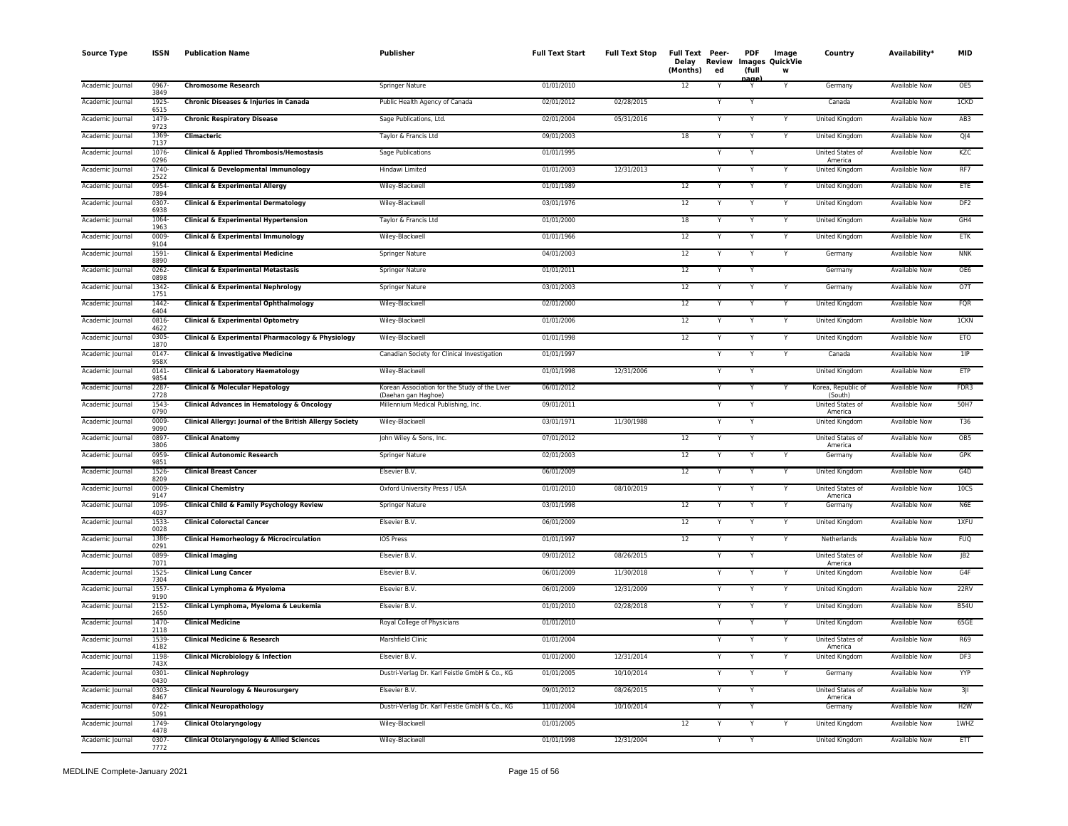| Source Type | ISSN | Publication Name | Publisher | Full Text Start | Full Text Stop | Full Text Delay (Months) | Peer-Reviewed | PDF (full page) | Image QuickView | Country | Availability* | MID |
|---|---|---|---|---|---|---|---|---|---|---|---|---|
| Academic Journal | 0967-3849 | **Chromosome Research** | Springer Nature | 01/01/2010 | | 12 | Y | Y | Y | Germany | Available Now | OE5 |
| Academic Journal | 1925-6515 | **Chronic Diseases & Injuries in Canada** | Public Health Agency of Canada | 02/01/2012 | 02/28/2015 | | Y | Y | | Canada | Available Now | 1CKD |
| Academic Journal | 1479-9723 | **Chronic Respiratory Disease** | Sage Publications, Ltd. | 02/01/2004 | 05/31/2016 | | Y | Y | Y | United Kingdom | Available Now | AB3 |
| Academic Journal | 1369-7137 | **Climacteric** | Taylor & Francis Ltd | 09/01/2003 | | 18 | Y | Y | Y | United Kingdom | Available Now | QJ4 |
| Academic Journal | 1076-0296 | **Clinical & Applied Thrombosis/Hemostasis** | Sage Publications | 01/01/1995 | | | Y | Y | | United States of America | Available Now | KZC |
| Academic Journal | 1740-2522 | **Clinical & Developmental Immunology** | Hindawi Limited | 01/01/2003 | 12/31/2013 | | Y | Y | Y | United Kingdom | Available Now | RF7 |
| Academic Journal | 0954-7894 | **Clinical & Experimental Allergy** | Wiley-Blackwell | 01/01/1989 | | 12 | Y | Y | Y | United Kingdom | Available Now | ETE |
| Academic Journal | 0307-6938 | **Clinical & Experimental Dermatology** | Wiley-Blackwell | 03/01/1976 | | 12 | Y | Y | Y | United Kingdom | Available Now | DF2 |
| Academic Journal | 1064-1963 | **Clinical & Experimental Hypertension** | Taylor & Francis Ltd | 01/01/2000 | | 18 | Y | Y | Y | United Kingdom | Available Now | GH4 |
| Academic Journal | 0009-9104 | **Clinical & Experimental Immunology** | Wiley-Blackwell | 01/01/1966 | | 12 | Y | Y | Y | United Kingdom | Available Now | ETK |
| Academic Journal | 1591-8890 | **Clinical & Experimental Medicine** | Springer Nature | 04/01/2003 | | 12 | Y | Y | Y | Germany | Available Now | NNK |
| Academic Journal | 0262-0898 | **Clinical & Experimental Metastasis** | Springer Nature | 01/01/2011 | | 12 | Y | Y | | Germany | Available Now | OE6 |
| Academic Journal | 1342-1751 | **Clinical & Experimental Nephrology** | Springer Nature | 03/01/2003 | | 12 | Y | Y | Y | Germany | Available Now | O7T |
| Academic Journal | 1442-6404 | **Clinical & Experimental Ophthalmology** | Wiley-Blackwell | 02/01/2000 | | 12 | Y | Y | Y | United Kingdom | Available Now | FQR |
| Academic Journal | 0816-4622 | **Clinical & Experimental Optometry** | Wiley-Blackwell | 01/01/2006 | | 12 | Y | Y | Y | United Kingdom | Available Now | 1CKN |
| Academic Journal | 0305-1870 | **Clinical & Experimental Pharmacology & Physiology** | Wiley-Blackwell | 01/01/1998 | | 12 | Y | Y | Y | United Kingdom | Available Now | ETO |
| Academic Journal | 0147-958X | **Clinical & Investigative Medicine** | Canadian Society for Clinical Investigation | 01/01/1997 | | | Y | Y | Y | Canada | Available Now | 1IP |
| Academic Journal | 0141-9854 | **Clinical & Laboratory Haematology** | Wiley-Blackwell | 01/01/1998 | 12/31/2006 | | Y | Y | | United Kingdom | Available Now | ETP |
| Academic Journal | 2287-2728 | **Clinical & Molecular Hepatology** | Korean Association for the Study of the Liver (Daehan gan Haghoe) | 06/01/2012 | | | Y | Y | Y | Korea, Republic of (South) | Available Now | FDR3 |
| Academic Journal | 1543-0790 | **Clinical Advances in Hematology & Oncology** | Millennium Medical Publishing, Inc. | 09/01/2011 | | | Y | Y | | United States of America | Available Now | 50H7 |
| Academic Journal | 0009-9090 | **Clinical Allergy: Journal of the British Allergy Society** | Wiley-Blackwell | 03/01/1971 | 11/30/1988 | | Y | Y | | United Kingdom | Available Now | T36 |
| Academic Journal | 0897-3806 | **Clinical Anatomy** | John Wiley & Sons, Inc. | 07/01/2012 | | 12 | Y | Y | | United States of America | Available Now | OB5 |
| Academic Journal | 0959-9851 | **Clinical Autonomic Research** | Springer Nature | 02/01/2003 | | 12 | Y | Y | Y | Germany | Available Now | GPK |
| Academic Journal | 1526-8209 | **Clinical Breast Cancer** | Elsevier B.V. | 06/01/2009 | | 12 | Y | Y | Y | United Kingdom | Available Now | G4D |
| Academic Journal | 0009-9147 | **Clinical Chemistry** | Oxford University Press / USA | 01/01/2010 | 08/10/2019 | | Y | Y | Y | United States of America | Available Now | 10CS |
| Academic Journal | 1096-4037 | **Clinical Child & Family Psychology Review** | Springer Nature | 03/01/1998 | | 12 | Y | Y | Y | Germany | Available Now | N6E |
| Academic Journal | 1533-0028 | **Clinical Colorectal Cancer** | Elsevier B.V. | 06/01/2009 | | 12 | Y | Y | Y | United Kingdom | Available Now | 1XFU |
| Academic Journal | 1386-0291 | **Clinical Hemorheology & Microcirculation** | IOS Press | 01/01/1997 | | 12 | Y | Y | Y | Netherlands | Available Now | FUQ |
| Academic Journal | 0899-7071 | **Clinical Imaging** | Elsevier B.V. | 09/01/2012 | 08/26/2015 | | Y | Y | | United States of America | Available Now | JB2 |
| Academic Journal | 1525-7304 | **Clinical Lung Cancer** | Elsevier B.V. | 06/01/2009 | 11/30/2018 | | Y | Y | Y | United Kingdom | Available Now | G4F |
| Academic Journal | 1557-9190 | **Clinical Lymphoma & Myeloma** | Elsevier B.V. | 06/01/2009 | 12/31/2009 | | Y | Y | Y | United Kingdom | Available Now | 22RV |
| Academic Journal | 2152-2650 | **Clinical Lymphoma, Myeloma & Leukemia** | Elsevier B.V. | 01/01/2010 | 02/28/2018 | | Y | Y | Y | United Kingdom | Available Now | B54U |
| Academic Journal | 1470-2118 | **Clinical Medicine** | Royal College of Physicians | 01/01/2010 | | | Y | Y | Y | United Kingdom | Available Now | 65GE |
| Academic Journal | 1539-4182 | **Clinical Medicine & Research** | Marshfield Clinic | 01/01/2004 | | | Y | Y | Y | United States of America | Available Now | R69 |
| Academic Journal | 1198-743X | **Clinical Microbiology & Infection** | Elsevier B.V. | 01/01/2000 | 12/31/2014 | | Y | Y | Y | United Kingdom | Available Now | DF3 |
| Academic Journal | 0301-0430 | **Clinical Nephrology** | Dustri-Verlag Dr. Karl Feistle GmbH & Co., KG | 01/01/2005 | 10/10/2014 | | Y | Y | Y | Germany | Available Now | YYP |
| Academic Journal | 0303-8467 | **Clinical Neurology & Neurosurgery** | Elsevier B.V. | 09/01/2012 | 08/26/2015 | | Y | Y | | United States of America | Available Now | 3JI |
| Academic Journal | 0722-5091 | **Clinical Neuropathology** | Dustri-Verlag Dr. Karl Feistle GmbH & Co., KG | 11/01/2004 | 10/10/2014 | | Y | Y | | Germany | Available Now | H2W |
| Academic Journal | 1749-4478 | **Clinical Otolaryngology** | Wiley-Blackwell | 01/01/2005 | | 12 | Y | Y | Y | United Kingdom | Available Now | 1WHZ |
| Academic Journal | 0307-7772 | **Clinical Otolaryngology & Allied Sciences** | Wiley-Blackwell | 01/01/1998 | 12/31/2004 | | Y | Y | | United Kingdom | Available Now | ETT |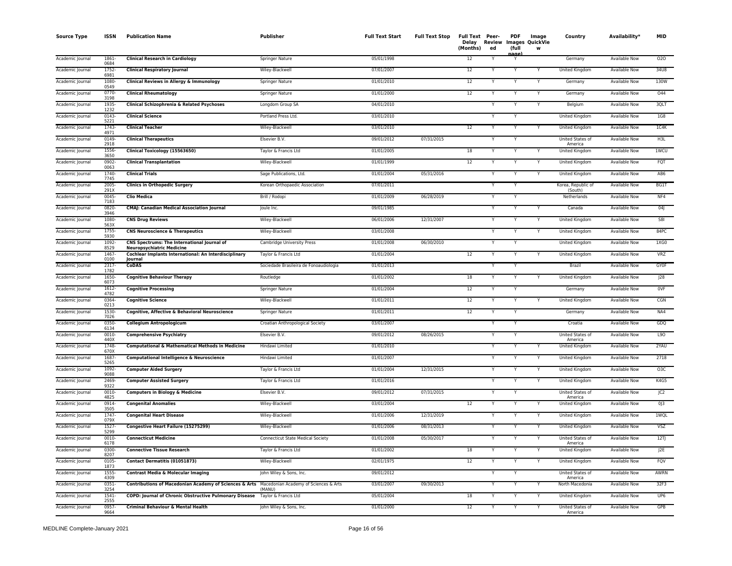| Source Type | ISSN | Publication Name | Publisher | Full Text Start | Full Text Stop | Full Text Delay (Months) | Peer-Review ed | PDF (full page) | Image Images QuickView | Country | Availability* | MID |
|---|---|---|---|---|---|---|---|---|---|---|---|---|
| Academic Journal | 1861-0684 | **Clinical Research in Cardiology** | Springer Nature | 05/01/1998 | | 12 | Y | Y | | Germany | Available Now | O2O |
| Academic Journal | 1752-6981 | **Clinical Respiratory Journal** | Wiley-Blackwell | 07/01/2007 | | 12 | Y | Y | Y | United Kingdom | Available Now | 34U8 |
| Academic Journal | 1080-0549 | **Clinical Reviews in Allergy & Immunology** | Springer Nature | 01/01/2010 | | 12 | Y | Y | Y | Germany | Available Now | 130W |
| Academic Journal | 0770-3198 | **Clinical Rheumatology** | Springer Nature | 01/01/2000 | | 12 | Y | Y | Y | Germany | Available Now | O44 |
| Academic Journal | 1935-1232 | **Clinical Schizophrenia & Related Psychoses** | Longdom Group SA | 04/01/2010 | | | Y | Y | Y | Belgium | Available Now | 3QLT |
| Academic Journal | 0143-5221 | **Clinical Science** | Portland Press Ltd. | 03/01/2010 | | | Y | Y | | United Kingdom | Available Now | 1G8 |
| Academic Journal | 1743-4971 | **Clinical Teacher** | Wiley-Blackwell | 03/01/2010 | | 12 | Y | Y | Y | United Kingdom | Available Now | 1C4K |
| Academic Journal | 0149-2918 | **Clinical Therapeutics** | Elsevier B.V. | 09/01/2012 | 07/31/2015 | | Y | Y | | United States of America | Available Now | H3L |
| Academic Journal | 1556-3650 | **Clinical Toxicology (15563650)** | Taylor & Francis Ltd | 01/01/2005 | | 18 | Y | Y | Y | United Kingdom | Available Now | 1WCU |
| Academic Journal | 0902-0063 | **Clinical Transplantation** | Wiley-Blackwell | 01/01/1999 | | 12 | Y | Y | Y | United Kingdom | Available Now | FQT |
| Academic Journal | 1740-7745 | **Clinical Trials** | Sage Publications, Ltd. | 01/01/2004 | 05/31/2016 | | Y | Y | Y | United Kingdom | Available Now | AB6 |
| Academic Journal | 2005-291X | **Clinics in Orthopedic Surgery** | Korean Orthopaedic Association | 07/01/2011 | | | Y | Y | | Korea, Republic of (South) | Available Now | BG1T |
| Academic Journal | 0045-7183 | **Clio Medica** | Brill / Rodopi | 01/01/2009 | 06/28/2019 | | Y | Y | | Netherlands | Available Now | NF4 |
| Academic Journal | 0820-3946 | **CMAJ: Canadian Medical Association Journal** | Joule Inc. | 09/01/1985 | | | Y | Y | Y | Canada | Available Now | 04J |
| Academic Journal | 1080-563X | **CNS Drug Reviews** | Wiley-Blackwell | 06/01/2006 | 12/31/2007 | | Y | Y | Y | United Kingdom | Available Now | S8I |
| Academic Journal | 1755-5930 | **CNS Neuroscience & Therapeutics** | Wiley-Blackwell | 03/01/2008 | | | Y | Y | Y | United Kingdom | Available Now | 84PC |
| Academic Journal | 1092-8529 | **CNS Spectrums: The International Journal of Neuropsychiatric Medicine** | Cambridge University Press | 01/01/2008 | 06/30/2010 | | Y | Y | | United Kingdom | Available Now | 1XG0 |
| Academic Journal | 1467-0100 | **Cochlear Implants International: An Interdisciplinary Journal** | Taylor & Francis Ltd | 01/01/2004 | | 12 | Y | Y | Y | United Kingdom | Available Now | VRZ |
| Academic Journal | 2317-1782 | **CoDAS** | Sociedade Brasileira de Fonoaudiologia | 01/01/2013 | | | Y | Y | | Brazil | Available Now | GY0F |
| Academic Journal | 1650-6073 | **Cognitive Behaviour Therapy** | Routledge | 01/01/2002 | | 18 | Y | Y | Y | United Kingdom | Available Now | J28 |
| Academic Journal | 1612-4782 | **Cognitive Processing** | Springer Nature | 01/01/2004 | | 12 | Y | Y | | Germany | Available Now | 0VF |
| Academic Journal | 0364-0213 | **Cognitive Science** | Wiley-Blackwell | 01/01/2011 | | 12 | Y | Y | Y | United Kingdom | Available Now | CGN |
| Academic Journal | 1530-7026 | **Cognitive, Affective & Behavioral Neuroscience** | Springer Nature | 01/01/2011 | | 12 | Y | Y | | Germany | Available Now | NA4 |
| Academic Journal | 0350-6134 | **Collegium Antropologicum** | Croatian Anthropological Society | 03/01/2007 | | | Y | Y | | Croatia | Available Now | GDQ |
| Academic Journal | 0010-440X | **Comprehensive Psychiatry** | Elsevier B.V. | 09/01/2012 | 08/26/2015 | | Y | Y | | United States of America | Available Now | L9O |
| Academic Journal | 1748-670X | **Computational & Mathematical Methods in Medicine** | Hindawi Limited | 01/01/2010 | | | Y | Y | Y | United Kingdom | Available Now | 2YAU |
| Academic Journal | 1687-5265 | **Computational Intelligence & Neuroscience** | Hindawi Limited | 01/01/2007 | | | Y | Y | Y | United Kingdom | Available Now | 2718 |
| Academic Journal | 1092-9088 | **Computer Aided Surgery** | Taylor & Francis Ltd | 01/01/2004 | 12/31/2015 | | Y | Y | Y | United Kingdom | Available Now | O3C |
| Academic Journal | 2469-9322 | **Computer Assisted Surgery** | Taylor & Francis Ltd | 01/01/2016 | | | Y | Y | Y | United Kingdom | Available Now | K4G5 |
| Academic Journal | 0010-4825 | **Computers in Biology & Medicine** | Elsevier B.V. | 09/01/2012 | 07/31/2015 | | Y | Y | | United States of America | Available Now | JC2 |
| Academic Journal | 0914-3505 | **Congenital Anomalies** | Wiley-Blackwell | 03/01/2004 | | 12 | Y | Y | Y | United Kingdom | Available Now | 0J3 |
| Academic Journal | 1747-079X | **Congenital Heart Disease** | Wiley-Blackwell | 01/01/2006 | 12/31/2019 | | Y | Y | Y | United Kingdom | Available Now | 1WQL |
| Academic Journal | 1527-5299 | **Congestive Heart Failure (15275299)** | Wiley-Blackwell | 01/01/2006 | 08/31/2013 | | Y | Y | Y | United Kingdom | Available Now | VSZ |
| Academic Journal | 0010-6178 | **Connecticut Medicine** | Connecticut State Medical Society | 01/01/2008 | 05/30/2017 | | Y | Y | Y | United States of America | Available Now | 12TJ |
| Academic Journal | 0300-8207 | **Connective Tissue Research** | Taylor & Francis Ltd | 01/01/2002 | | 18 | Y | Y | Y | United Kingdom | Available Now | J2E |
| Academic Journal | 0105-1873 | **Contact Dermatitis (01051873)** | Wiley-Blackwell | 02/01/1975 | | 12 | Y | Y | Y | United Kingdom | Available Now | FQV |
| Academic Journal | 1555-4309 | **Contrast Media & Molecular Imaging** | John Wiley & Sons, Inc. | 09/01/2012 | | | Y | Y | | United States of America | Available Now | AWRN |
| Academic Journal | 0351-3254 | **Contributions of Macedonian Academy of Sciences & Arts** | Macedonian Academy of Sciences & Arts (MANU) | 03/01/2007 | 09/30/2013 | | Y | Y | Y | North Macedonia | Available Now | 32F3 |
| Academic Journal | 1541-2555 | **COPD: Journal of Chronic Obstructive Pulmonary Disease** | Taylor & Francis Ltd | 05/01/2004 | | 18 | Y | Y | Y | United Kingdom | Available Now | UP6 |
| Academic Journal | 0957-9664 | **Criminal Behaviour & Mental Health** | John Wiley & Sons, Inc. | 01/01/2000 | | 12 | Y | Y | Y | United States of America | Available Now | GPB |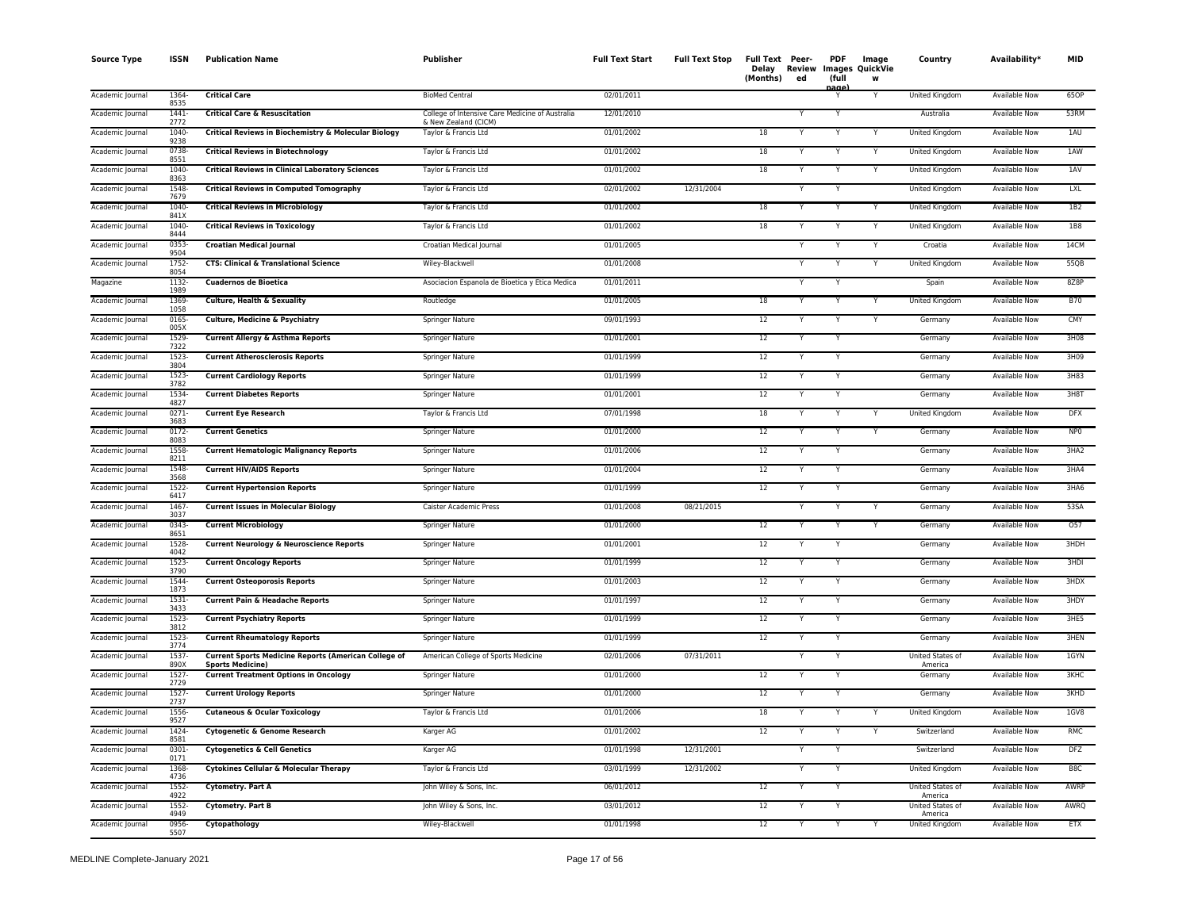| Source Type | ISSN | Publication Name | Publisher | Full Text Start | Full Text Stop | Full Text Delay (Months) | Peer-Reviewed | PDF (full page) | Image QuickView | Country | Availability* | MID |
|---|---|---|---|---|---|---|---|---|---|---|---|---|
| Academic Journal | 1364-8535 | **Critical Care** | BioMed Central | 02/01/2011 | | | | Y | Y | United Kingdom | Available Now | 65OP |
| Academic Journal | 1441-2772 | **Critical Care & Resuscitation** | College of Intensive Care Medicine of Australia & New Zealand (CICM) | 12/01/2010 | | | Y | Y | | Australia | Available Now | 53RM |
| Academic Journal | 1040-9238 | **Critical Reviews in Biochemistry & Molecular Biology** | Taylor & Francis Ltd | 01/01/2002 | | 18 | Y | Y | Y | United Kingdom | Available Now | 1AU |
| Academic Journal | 0738-8551 | **Critical Reviews in Biotechnology** | Taylor & Francis Ltd | 01/01/2002 | | 18 | Y | Y | Y | United Kingdom | Available Now | 1AW |
| Academic Journal | 1040-8363 | **Critical Reviews in Clinical Laboratory Sciences** | Taylor & Francis Ltd | 01/01/2002 | | 18 | Y | Y | Y | United Kingdom | Available Now | 1AV |
| Academic Journal | 1548-7679 | **Critical Reviews in Computed Tomography** | Taylor & Francis Ltd | 02/01/2002 | 12/31/2004 | | Y | Y | | United Kingdom | Available Now | LXL |
| Academic Journal | 1040-841X | **Critical Reviews in Microbiology** | Taylor & Francis Ltd | 01/01/2002 | | 18 | Y | Y | Y | United Kingdom | Available Now | 1B2 |
| Academic Journal | 1040-8444 | **Critical Reviews in Toxicology** | Taylor & Francis Ltd | 01/01/2002 | | 18 | Y | Y | Y | United Kingdom | Available Now | 1B8 |
| Academic Journal | 0353-9504 | **Croatian Medical Journal** | Croatian Medical Journal | 01/01/2005 | | | Y | Y | Y | Croatia | Available Now | 14CM |
| Academic Journal | 1752-8054 | **CTS: Clinical & Translational Science** | Wiley-Blackwell | 01/01/2008 | | | Y | Y | Y | United Kingdom | Available Now | 55QB |
| Magazine | 1132-1989 | **Cuadernos de Bioetica** | Asociacion Espanola de Bioetica y Etica Medica | 01/01/2011 | | | Y | Y | | Spain | Available Now | 8Z8P |
| Academic Journal | 1369-1058 | **Culture, Health & Sexuality** | Routledge | 01/01/2005 | | 18 | Y | Y | Y | United Kingdom | Available Now | B70 |
| Academic Journal | 0165-005X | **Culture, Medicine & Psychiatry** | Springer Nature | 09/01/1993 | | 12 | Y | Y | Y | Germany | Available Now | CMY |
| Academic Journal | 1529-7322 | **Current Allergy & Asthma Reports** | Springer Nature | 01/01/2001 | | 12 | Y | Y | | Germany | Available Now | 3H08 |
| Academic Journal | 1523-3804 | **Current Atherosclerosis Reports** | Springer Nature | 01/01/1999 | | 12 | Y | Y | | Germany | Available Now | 3H09 |
| Academic Journal | 1523-3782 | **Current Cardiology Reports** | Springer Nature | 01/01/1999 | | 12 | Y | Y | | Germany | Available Now | 3H83 |
| Academic Journal | 1534-4827 | **Current Diabetes Reports** | Springer Nature | 01/01/2001 | | 12 | Y | Y | | Germany | Available Now | 3H8T |
| Academic Journal | 0271-3683 | **Current Eye Research** | Taylor & Francis Ltd | 07/01/1998 | | 18 | Y | Y | Y | United Kingdom | Available Now | DFX |
| Academic Journal | 0172-8083 | **Current Genetics** | Springer Nature | 01/01/2000 | | 12 | Y | Y | Y | Germany | Available Now | NP0 |
| Academic Journal | 1558-8211 | **Current Hematologic Malignancy Reports** | Springer Nature | 01/01/2006 | | 12 | Y | Y | | Germany | Available Now | 3HA2 |
| Academic Journal | 1548-3568 | **Current HIV/AIDS Reports** | Springer Nature | 01/01/2004 | | 12 | Y | Y | | Germany | Available Now | 3HA4 |
| Academic Journal | 1522-6417 | **Current Hypertension Reports** | Springer Nature | 01/01/1999 | | 12 | Y | Y | | Germany | Available Now | 3HA6 |
| Academic Journal | 1467-3037 | **Current Issues in Molecular Biology** | Caister Academic Press | 01/01/2008 | 08/21/2015 | | Y | Y | Y | Germany | Available Now | 53SA |
| Academic Journal | 0343-8651 | **Current Microbiology** | Springer Nature | 01/01/2000 | | 12 | Y | Y | Y | Germany | Available Now | O57 |
| Academic Journal | 1528-4042 | **Current Neurology & Neuroscience Reports** | Springer Nature | 01/01/2001 | | 12 | Y | Y | | Germany | Available Now | 3HDH |
| Academic Journal | 1523-3790 | **Current Oncology Reports** | Springer Nature | 01/01/1999 | | 12 | Y | Y | | Germany | Available Now | 3HDI |
| Academic Journal | 1544-1873 | **Current Osteoporosis Reports** | Springer Nature | 01/01/2003 | | 12 | Y | Y | | Germany | Available Now | 3HDX |
| Academic Journal | 1531-3433 | **Current Pain & Headache Reports** | Springer Nature | 01/01/1997 | | 12 | Y | Y | | Germany | Available Now | 3HDY |
| Academic Journal | 1523-3812 | **Current Psychiatry Reports** | Springer Nature | 01/01/1999 | | 12 | Y | Y | | Germany | Available Now | 3HE5 |
| Academic Journal | 1523-3774 | **Current Rheumatology Reports** | Springer Nature | 01/01/1999 | | 12 | Y | Y | | Germany | Available Now | 3HEN |
| Academic Journal | 1537-890X | **Current Sports Medicine Reports (American College of Sports Medicine)** | American College of Sports Medicine | 02/01/2006 | 07/31/2011 | | Y | Y | | United States of America | Available Now | 1GYN |
| Academic Journal | 1527-2729 | **Current Treatment Options in Oncology** | Springer Nature | 01/01/2000 | | 12 | Y | Y | | Germany | Available Now | 3KHC |
| Academic Journal | 1527-2737 | **Current Urology Reports** | Springer Nature | 01/01/2000 | | 12 | Y | Y | | Germany | Available Now | 3KHD |
| Academic Journal | 1556-9527 | **Cutaneous & Ocular Toxicology** | Taylor & Francis Ltd | 01/01/2006 | | 18 | Y | Y | Y | United Kingdom | Available Now | 1GV8 |
| Academic Journal | 1424-8581 | **Cytogenetic & Genome Research** | Karger AG | 01/01/2002 | | 12 | Y | Y | Y | Switzerland | Available Now | RMC |
| Academic Journal | 0301-0171 | **Cytogenetics & Cell Genetics** | Karger AG | 01/01/1998 | 12/31/2001 | | Y | Y | | Switzerland | Available Now | DFZ |
| Academic Journal | 1368-4736 | **Cytokines Cellular & Molecular Therapy** | Taylor & Francis Ltd | 03/01/1999 | 12/31/2002 | | Y | Y | | United Kingdom | Available Now | B8C |
| Academic Journal | 1552-4922 | **Cytometry. Part A** | John Wiley & Sons, Inc. | 06/01/2012 | | 12 | Y | Y | | United States of America | Available Now | AWRP |
| Academic Journal | 1552-4949 | **Cytometry. Part B** | John Wiley & Sons, Inc. | 03/01/2012 | | 12 | Y | Y | | United States of America | Available Now | AWRQ |
| Academic Journal | 0956-5507 | **Cytopathology** | Wiley-Blackwell | 01/01/1998 | | 12 | Y | Y | Y | United Kingdom | Available Now | ETX |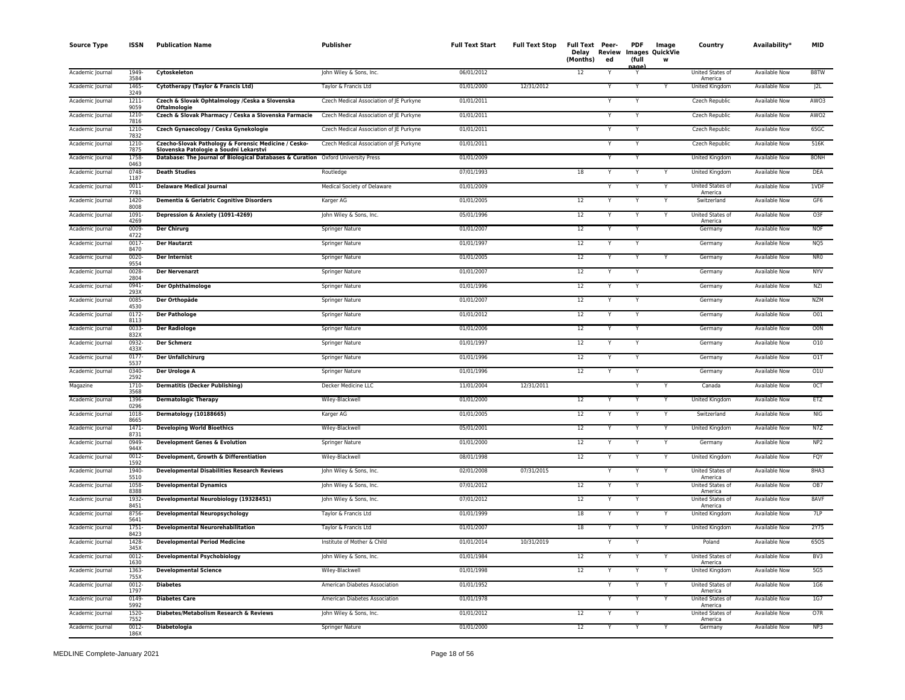| Source Type | ISSN | Publication Name | Publisher | Full Text Start | Full Text Stop | Full Text Delay (Months) | Peer-Reviewed | PDF Images (full page) | Image QuickView | Country | Availability* | MID |
|---|---|---|---|---|---|---|---|---|---|---|---|---|
| Academic Journal | 1949-3584 | **Cytoskeleton** | John Wiley & Sons, Inc. | 06/01/2012 | | 12 | Y | Y | | United States of America | Available Now | B8TW |
| Academic Journal | 1465-3249 | **Cytotherapy (Taylor & Francis Ltd)** | Taylor & Francis Ltd | 01/01/2000 | 12/31/2012 | | Y | Y | Y | United Kingdom | Available Now | J2L |
| Academic Journal | 1211-9059 | **Czech & Slovak Ophtalmology /Ceska a Slovenska Oftalmologie** | Czech Medical Association of JE Purkyne | 01/01/2011 | | | Y | Y | | Czech Republic | Available Now | AWO3 |
| Academic Journal | 1210-7816 | **Czech & Slovak Pharmacy / Ceska a Slovenska Farmacie** | Czech Medical Association of JE Purkyne | 01/01/2011 | | | Y | Y | | Czech Republic | Available Now | AWO2 |
| Academic Journal | 1210-7832 | **Czech Gynaecology / Ceska Gynekologie** | Czech Medical Association of JE Purkyne | 01/01/2011 | | | Y | Y | | Czech Republic | Available Now | 65GC |
| Academic Journal | 1210-7875 | **Czecho-Slovak Pathology & Forensic Medicine / Cesko-Slovenska Patologie a Soudni Lekarstvi** | Czech Medical Association of JE Purkyne | 01/01/2011 | | | Y | Y | | Czech Republic | Available Now | 516K |
| Academic Journal | 1758-0463 | **Database: The Journal of Biological Databases & Curation** | Oxford University Press | 01/01/2009 | | | Y | Y | | United Kingdom | Available Now | 8ONH |
| Academic Journal | 0748-1187 | **Death Studies** | Routledge | 07/01/1993 | | 18 | Y | Y | Y | United Kingdom | Available Now | DEA |
| Academic Journal | 0011-7781 | **Delaware Medical Journal** | Medical Society of Delaware | 01/01/2009 | | | Y | Y | Y | United States of America | Available Now | 1VDF |
| Academic Journal | 1420-8008 | **Dementia & Geriatric Cognitive Disorders** | Karger AG | 01/01/2005 | | 12 | Y | Y | Y | Switzerland | Available Now | GF6 |
| Academic Journal | 1091-4269 | **Depression & Anxiety (1091-4269)** | John Wiley & Sons, Inc. | 05/01/1996 | | 12 | Y | Y | Y | United States of America | Available Now | O3F |
| Academic Journal | 0009-4722 | **Der Chirurg** | Springer Nature | 01/01/2007 | | 12 | Y | Y | | Germany | Available Now | NOF |
| Academic Journal | 0017-8470 | **Der Hautarzt** | Springer Nature | 01/01/1997 | | 12 | Y | Y | | Germany | Available Now | NQ5 |
| Academic Journal | 0020-9554 | **Der Internist** | Springer Nature | 01/01/2005 | | 12 | Y | Y | Y | Germany | Available Now | NR0 |
| Academic Journal | 0028-2804 | **Der Nervenarzt** | Springer Nature | 01/01/2007 | | 12 | Y | Y | | Germany | Available Now | NYV |
| Academic Journal | 0941-293X | **Der Ophthalmologe** | Springer Nature | 01/01/1996 | | 12 | Y | Y | | Germany | Available Now | NZI |
| Academic Journal | 0085-4530 | **Der Orthopäde** | Springer Nature | 01/01/2007 | | 12 | Y | Y | | Germany | Available Now | NZM |
| Academic Journal | 0172-8113 | **Der Pathologe** | Springer Nature | 01/01/2012 | | 12 | Y | Y | | Germany | Available Now | O01 |
| Academic Journal | 0033-832X | **Der Radiologe** | Springer Nature | 01/01/2006 | | 12 | Y | Y | | Germany | Available Now | O0N |
| Academic Journal | 0932-433X | **Der Schmerz** | Springer Nature | 01/01/1997 | | 12 | Y | Y | | Germany | Available Now | O10 |
| Academic Journal | 0177-5537 | **Der Unfallchirurg** | Springer Nature | 01/01/1996 | | 12 | Y | Y | | Germany | Available Now | O1T |
| Academic Journal | 0340-2592 | **Der Urologe A** | Springer Nature | 01/01/1996 | | 12 | Y | Y | | Germany | Available Now | O1U |
| Magazine | 1710-3568 | **Dermatitis (Decker Publishing)** | Decker Medicine LLC | 11/01/2004 | 12/31/2011 | | | Y | Y | Canada | Available Now | 0CT |
| Academic Journal | 1396-0296 | **Dermatologic Therapy** | Wiley-Blackwell | 01/01/2000 | | 12 | Y | Y | Y | United Kingdom | Available Now | ETZ |
| Academic Journal | 1018-8665 | **Dermatology (10188665)** | Karger AG | 01/01/2005 | | 12 | Y | Y | Y | Switzerland | Available Now | NIG |
| Academic Journal | 1471-8731 | **Developing World Bioethics** | Wiley-Blackwell | 05/01/2001 | | 12 | Y | Y | Y | United Kingdom | Available Now | N7Z |
| Academic Journal | 0949-944X | **Development Genes & Evolution** | Springer Nature | 01/01/2000 | | 12 | Y | Y | Y | Germany | Available Now | NP2 |
| Academic Journal | 0012-1592 | **Development, Growth & Differentiation** | Wiley-Blackwell | 08/01/1998 | | 12 | Y | Y | Y | United Kingdom | Available Now | FQY |
| Academic Journal | 1940-5510 | **Developmental Disabilities Research Reviews** | John Wiley & Sons, Inc. | 02/01/2008 | 07/31/2015 | | Y | Y | Y | United States of America | Available Now | 8HA3 |
| Academic Journal | 1058-8388 | **Developmental Dynamics** | John Wiley & Sons, Inc. | 07/01/2012 | | 12 | Y | Y | | United States of America | Available Now | OB7 |
| Academic Journal | 1932-8451 | **Developmental Neurobiology (19328451)** | John Wiley & Sons, Inc. | 07/01/2012 | | 12 | Y | Y | | United States of America | Available Now | 8AVF |
| Academic Journal | 8756-5641 | **Developmental Neuropsychology** | Taylor & Francis Ltd | 01/01/1999 | | 18 | Y | Y | Y | United Kingdom | Available Now | 7LP |
| Academic Journal | 1751-8423 | **Developmental Neurorehabilitation** | Taylor & Francis Ltd | 01/01/2007 | | 18 | Y | Y | Y | United Kingdom | Available Now | 2Y75 |
| Academic Journal | 1428-345X | **Developmental Period Medicine** | Institute of Mother & Child | 01/01/2014 | 10/31/2019 | | Y | Y | | Poland | Available Now | 65OS |
| Academic Journal | 0012-1630 | **Developmental Psychobiology** | John Wiley & Sons, Inc. | 01/01/1984 | | 12 | Y | Y | Y | United States of America | Available Now | BV3 |
| Academic Journal | 1363-755X | **Developmental Science** | Wiley-Blackwell | 01/01/1998 | | 12 | Y | Y | Y | United Kingdom | Available Now | 5G5 |
| Academic Journal | 0012-1797 | **Diabetes** | American Diabetes Association | 01/01/1952 | | | Y | Y | Y | United States of America | Available Now | 1G6 |
| Academic Journal | 0149-5992 | **Diabetes Care** | American Diabetes Association | 01/01/1978 | | | Y | Y | Y | United States of America | Available Now | 1G7 |
| Academic Journal | 1520-7552 | **Diabetes/Metabolism Research & Reviews** | John Wiley & Sons, Inc. | 01/01/2012 | | 12 | Y | Y | | United States of America | Available Now | O7R |
| Academic Journal | 0012-186X | **Diabetologia** | Springer Nature | 01/01/2000 | | 12 | Y | Y | Y | Germany | Available Now | NP3 |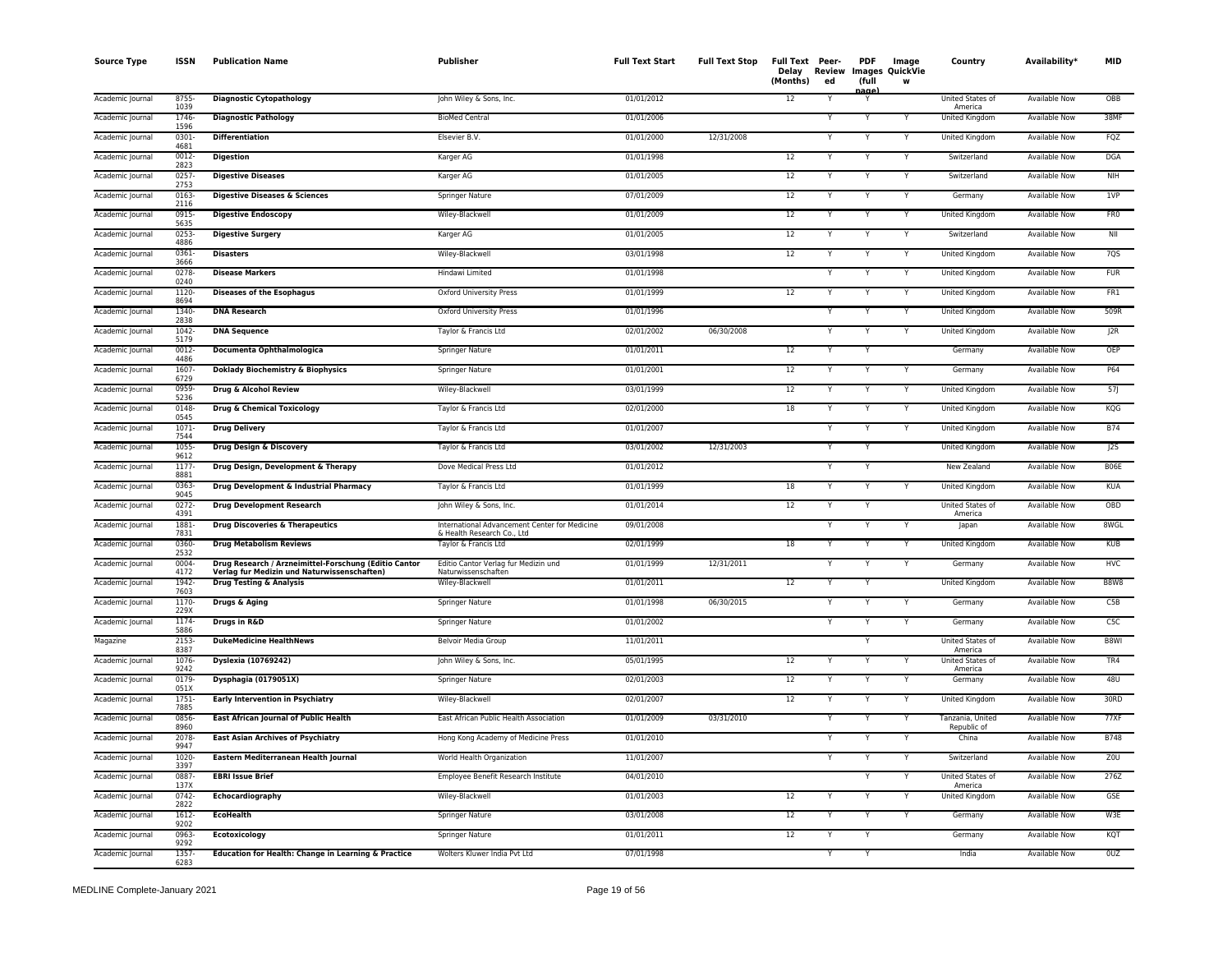| Source Type | ISSN | Publication Name | Publisher | Full Text Start | Full Text Stop | Full Text Delay (Months) | Peer-Reviewed | PDF Images (full page) | Image QuickView | Country | Availability* | MID |
|---|---|---|---|---|---|---|---|---|---|---|---|---|
| Academic Journal | 8755-1039 | **Diagnostic Cytopathology** | John Wiley & Sons, Inc. | 01/01/2012 | | 12 | Y | Y | | United States of America | Available Now | OBB |
| Academic Journal | 1746-1596 | **Diagnostic Pathology** | BioMed Central | 01/01/2006 | | | Y | Y | Y | United Kingdom | Available Now | 38MF |
| Academic Journal | 0301-4681 | **Differentiation** | Elsevier B.V. | 01/01/2000 | 12/31/2008 | | Y | Y | Y | United Kingdom | Available Now | FQZ |
| Academic Journal | 0012-2823 | **Digestion** | Karger AG | 01/01/1998 | | 12 | Y | Y | Y | Switzerland | Available Now | DGA |
| Academic Journal | 0257-2753 | **Digestive Diseases** | Karger AG | 01/01/2005 | | 12 | Y | Y | Y | Switzerland | Available Now | NIH |
| Academic Journal | 0163-2116 | **Digestive Diseases & Sciences** | Springer Nature | 07/01/2009 | | 12 | Y | Y | Y | Germany | Available Now | 1VP |
| Academic Journal | 0915-5635 | **Digestive Endoscopy** | Wiley-Blackwell | 01/01/2009 | | 12 | Y | Y | Y | United Kingdom | Available Now | FR0 |
| Academic Journal | 0253-4886 | **Digestive Surgery** | Karger AG | 01/01/2005 | | 12 | Y | Y | Y | Switzerland | Available Now | NII |
| Academic Journal | 0361-3666 | **Disasters** | Wiley-Blackwell | 03/01/1998 | | 12 | Y | Y | Y | United Kingdom | Available Now | 7QS |
| Academic Journal | 0278-0240 | **Disease Markers** | Hindawi Limited | 01/01/1998 | | | Y | Y | Y | United Kingdom | Available Now | FUR |
| Academic Journal | 1120-8694 | **Diseases of the Esophagus** | Oxford University Press | 01/01/1999 | | 12 | Y | Y | Y | United Kingdom | Available Now | FR1 |
| Academic Journal | 1340-2838 | **DNA Research** | Oxford University Press | 01/01/1996 | | | Y | Y | Y | United Kingdom | Available Now | 509R |
| Academic Journal | 1042-5179 | **DNA Sequence** | Taylor & Francis Ltd | 02/01/2002 | 06/30/2008 | | Y | Y | Y | United Kingdom | Available Now | J2R |
| Academic Journal | 0012-4486 | **Documenta Ophthalmologica** | Springer Nature | 01/01/2011 | | 12 | Y | Y | | Germany | Available Now | OEP |
| Academic Journal | 1607-6729 | **Doklady Biochemistry & Biophysics** | Springer Nature | 01/01/2001 | | 12 | Y | Y | Y | Germany | Available Now | P64 |
| Academic Journal | 0959-5236 | **Drug & Alcohol Review** | Wiley-Blackwell | 03/01/1999 | | 12 | Y | Y | Y | United Kingdom | Available Now | 57J |
| Academic Journal | 0148-0545 | **Drug & Chemical Toxicology** | Taylor & Francis Ltd | 02/01/2000 | | 18 | Y | Y | Y | United Kingdom | Available Now | KQG |
| Academic Journal | 1071-7544 | **Drug Delivery** | Taylor & Francis Ltd | 01/01/2007 | | | Y | Y | Y | United Kingdom | Available Now | B74 |
| Academic Journal | 1055-9612 | **Drug Design & Discovery** | Taylor & Francis Ltd | 03/01/2002 | 12/31/2003 | | Y | Y | | United Kingdom | Available Now | J2S |
| Academic Journal | 1177-8881 | **Drug Design, Development & Therapy** | Dove Medical Press Ltd | 01/01/2012 | | | Y | Y | | New Zealand | Available Now | B06E |
| Academic Journal | 0363-9045 | **Drug Development & Industrial Pharmacy** | Taylor & Francis Ltd | 01/01/1999 | | 18 | Y | Y | Y | United Kingdom | Available Now | KUA |
| Academic Journal | 0272-4391 | **Drug Development Research** | John Wiley & Sons, Inc. | 01/01/2014 | | 12 | Y | Y | | United States of America | Available Now | OBD |
| Academic Journal | 1881-7831 | **Drug Discoveries & Therapeutics** | International Advancement Center for Medicine & Health Research Co., Ltd | 09/01/2008 | | | Y | Y | Y | Japan | Available Now | 8WGL |
| Academic Journal | 0360-2532 | **Drug Metabolism Reviews** | Taylor & Francis Ltd | 02/01/1999 | | 18 | Y | Y | Y | United Kingdom | Available Now | KUB |
| Academic Journal | 0004-4172 | **Drug Research / Arzneimittel-Forschung (Editio Cantor Verlag fur Medizin und Naturwissenschaften)** | Editio Cantor Verlag fur Medizin und Naturwissenschaften | 01/01/1999 | 12/31/2011 | | Y | Y | Y | Germany | Available Now | HVC |
| Academic Journal | 1942-7603 | **Drug Testing & Analysis** | Wiley-Blackwell | 01/01/2011 | | 12 | Y | Y | | United Kingdom | Available Now | B8W8 |
| Academic Journal | 1170-229X | **Drugs & Aging** | Springer Nature | 01/01/1998 | 06/30/2015 | | Y | Y | Y | Germany | Available Now | C5B |
| Academic Journal | 1174-5886 | **Drugs in R&D** | Springer Nature | 01/01/2002 | | | Y | Y | Y | Germany | Available Now | C5C |
| Magazine | 2153-8387 | **DukeMedicine HealthNews** | Belvoir Media Group | 11/01/2011 | | | | Y | | United States of America | Available Now | B8WI |
| Academic Journal | 1076-9242 | **Dyslexia (10769242)** | John Wiley & Sons, Inc. | 05/01/1995 | | 12 | Y | Y | Y | United States of America | Available Now | TR4 |
| Academic Journal | 0179-051X | **Dysphagia (0179051X)** | Springer Nature | 02/01/2003 | | 12 | Y | Y | Y | Germany | Available Now | 48U |
| Academic Journal | 1751-7885 | **Early Intervention in Psychiatry** | Wiley-Blackwell | 02/01/2007 | | 12 | Y | Y | Y | United Kingdom | Available Now | 30RD |
| Academic Journal | 0856-8960 | **East African Journal of Public Health** | East African Public Health Association | 01/01/2009 | 03/31/2010 | | Y | Y | Y | Tanzania, United Republic of | Available Now | 77XF |
| Academic Journal | 2078-9947 | **East Asian Archives of Psychiatry** | Hong Kong Academy of Medicine Press | 01/01/2010 | | | Y | Y | Y | China | Available Now | B748 |
| Academic Journal | 1020-3397 | **Eastern Mediterranean Health Journal** | World Health Organization | 11/01/2007 | | | Y | Y | Y | Switzerland | Available Now | Z0U |
| Academic Journal | 0887-137X | **EBRI Issue Brief** | Employee Benefit Research Institute | 04/01/2010 | | | | Y | Y | United States of America | Available Now | 276Z |
| Academic Journal | 0742-2822 | **Echocardiography** | Wiley-Blackwell | 01/01/2003 | | 12 | Y | Y | Y | United Kingdom | Available Now | GSE |
| Academic Journal | 1612-9202 | **EcoHealth** | Springer Nature | 03/01/2008 | | 12 | Y | Y | Y | Germany | Available Now | W3E |
| Academic Journal | 0963-9292 | **Ecotoxicology** | Springer Nature | 01/01/2011 | | 12 | Y | Y | | Germany | Available Now | KQT |
| Academic Journal | 1357-6283 | **Education for Health: Change in Learning & Practice** | Wolters Kluwer India Pvt Ltd | 07/01/1998 | | | Y | Y | | India | Available Now | 0UZ |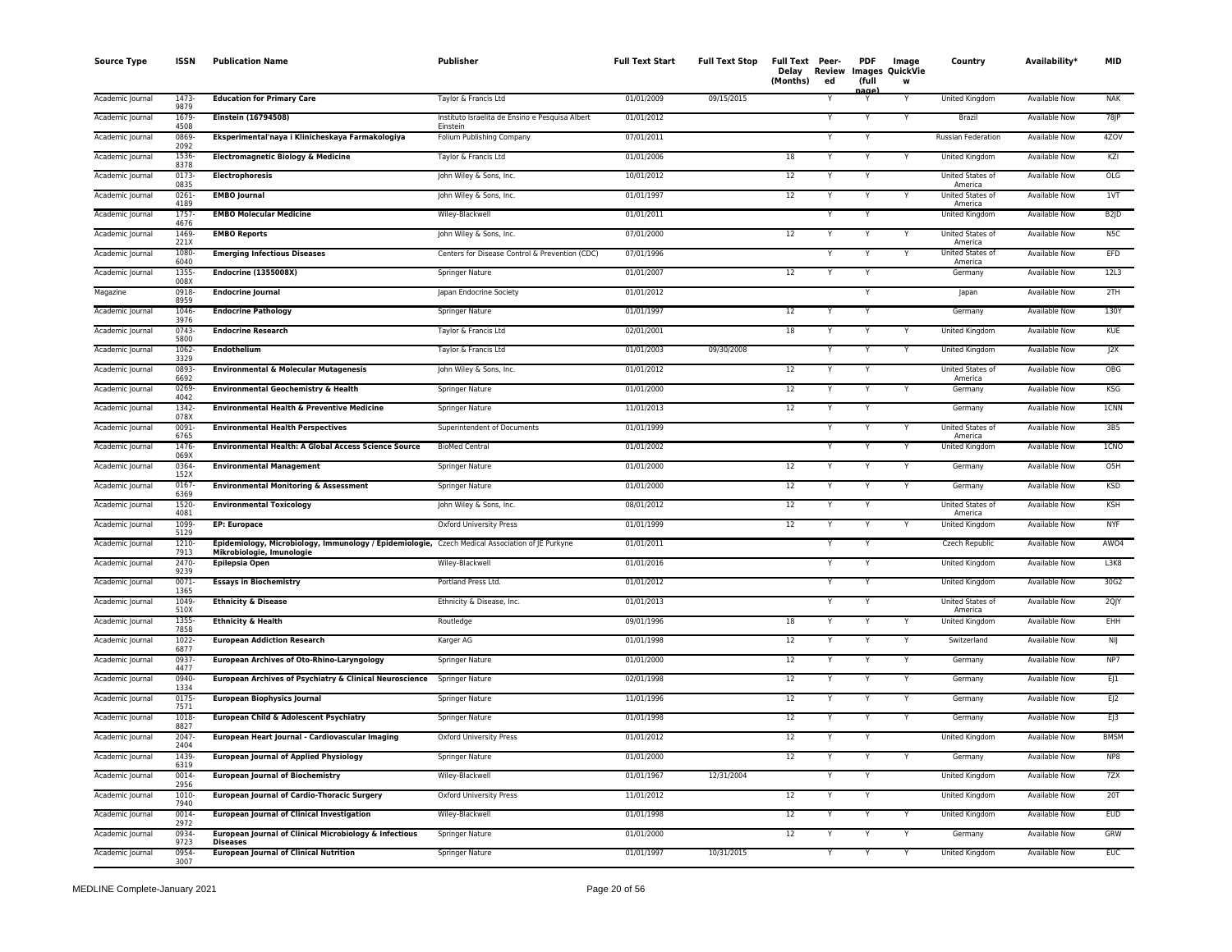| Source Type | ISSN | Publication Name | Publisher | Full Text Start | Full Text Stop | Full Text Delay (Months) | Peer-Reviewed | PDF Images (full page) | Image QuickView | Country | Availability* | MID |
|---|---|---|---|---|---|---|---|---|---|---|---|---|
| Academic Journal | 1473-9879 | **Education for Primary Care** | Taylor & Francis Ltd | 01/01/2009 | 09/15/2015 | | Y | Y | Y | United Kingdom | Available Now | NAK |
| Academic Journal | 1679-4508 | **Einstein (16794508)** | Instituto Israelita de Ensino e Pesquisa Albert Einstein | 01/01/2012 | | | Y | Y | Y | Brazil | Available Now | 78JP |
| Academic Journal | 0869-2092 | **Eksperimental'naya i Klinicheskaya Farmakologiya** | Folium Publishing Company | 07/01/2011 | | | Y | Y | | Russian Federation | Available Now | 4ZOV |
| Academic Journal | 1536-8378 | **Electromagnetic Biology & Medicine** | Taylor & Francis Ltd | 01/01/2006 | | 18 | Y | Y | Y | United Kingdom | Available Now | KZI |
| Academic Journal | 0173-0835 | **Electrophoresis** | John Wiley & Sons, Inc. | 10/01/2012 | | 12 | Y | Y | | United States of America | Available Now | OLG |
| Academic Journal | 0261-4189 | **EMBO Journal** | John Wiley & Sons, Inc. | 01/01/1997 | | 12 | Y | Y | Y | United States of America | Available Now | 1VT |
| Academic Journal | 1757-4676 | **EMBO Molecular Medicine** | Wiley-Blackwell | 01/01/2011 | | | Y | Y | | United Kingdom | Available Now | B2JD |
| Academic Journal | 1469-221X | **EMBO Reports** | John Wiley & Sons, Inc. | 07/01/2000 | | 12 | Y | Y | Y | United States of America | Available Now | N5C |
| Academic Journal | 1080-6040 | **Emerging Infectious Diseases** | Centers for Disease Control & Prevention (CDC) | 07/01/1996 | | | Y | Y | Y | United States of America | Available Now | EFD |
| Academic Journal | 1355-008X | **Endocrine (1355008X)** | Springer Nature | 01/01/2007 | | 12 | Y | Y | | Germany | Available Now | 12L3 |
| Magazine | 0918-8959 | **Endocrine Journal** | Japan Endocrine Society | 01/01/2012 | | | | Y | | Japan | Available Now | 2TH |
| Academic Journal | 1046-3976 | **Endocrine Pathology** | Springer Nature | 01/01/1997 | | 12 | Y | Y | | Germany | Available Now | 130Y |
| Academic Journal | 0743-5800 | **Endocrine Research** | Taylor & Francis Ltd | 02/01/2001 | | 18 | Y | Y | Y | United Kingdom | Available Now | KUE |
| Academic Journal | 1062-3329 | **Endothelium** | Taylor & Francis Ltd | 01/01/2003 | 09/30/2008 | | Y | Y | Y | United Kingdom | Available Now | J2X |
| Academic Journal | 0893-6692 | **Environmental & Molecular Mutagenesis** | John Wiley & Sons, Inc. | 01/01/2012 | | 12 | Y | Y | | United States of America | Available Now | OBG |
| Academic Journal | 0269-4042 | **Environmental Geochemistry & Health** | Springer Nature | 01/01/2000 | | 12 | Y | Y | Y | Germany | Available Now | KSG |
| Academic Journal | 1342-078X | **Environmental Health & Preventive Medicine** | Springer Nature | 11/01/2013 | | 12 | Y | Y | | Germany | Available Now | 1CNN |
| Academic Journal | 0091-6765 | **Environmental Health Perspectives** | Superintendent of Documents | 01/01/1999 | | | Y | Y | Y | United States of America | Available Now | 3B5 |
| Academic Journal | 1476-069X | **Environmental Health: A Global Access Science Source** | BioMed Central | 01/01/2002 | | | Y | Y | Y | United Kingdom | Available Now | 1CNO |
| Academic Journal | 0364-152X | **Environmental Management** | Springer Nature | 01/01/2000 | | 12 | Y | Y | Y | Germany | Available Now | O5H |
| Academic Journal | 0167-6369 | **Environmental Monitoring & Assessment** | Springer Nature | 01/01/2000 | | 12 | Y | Y | Y | Germany | Available Now | KSD |
| Academic Journal | 1520-4081 | **Environmental Toxicology** | John Wiley & Sons, Inc. | 08/01/2012 | | 12 | Y | Y | | United States of America | Available Now | KSH |
| Academic Journal | 1099-5129 | **EP: Europace** | Oxford University Press | 01/01/1999 | | 12 | Y | Y | Y | United Kingdom | Available Now | NYF |
| Academic Journal | 1210-7913 | **Epidemiology, Microbiology, Immunology / Epidemiologie, Mikrobiologie, Imunologie** | Czech Medical Association of JE Purkyne | 01/01/2011 | | | Y | Y | | Czech Republic | Available Now | AWO4 |
| Academic Journal | 2470-9239 | **Epilepsia Open** | Wiley-Blackwell | 01/01/2016 | | | Y | Y | | United Kingdom | Available Now | L3K8 |
| Academic Journal | 0071-1365 | **Essays in Biochemistry** | Portland Press Ltd. | 01/01/2012 | | | Y | Y | | United Kingdom | Available Now | 30G2 |
| Academic Journal | 1049-510X | **Ethnicity & Disease** | Ethnicity & Disease, Inc. | 01/01/2013 | | | Y | Y | | United States of America | Available Now | 2QJY |
| Academic Journal | 1355-7858 | **Ethnicity & Health** | Routledge | 09/01/1996 | | 18 | Y | Y | Y | United Kingdom | Available Now | EHH |
| Academic Journal | 1022-6877 | **European Addiction Research** | Karger AG | 01/01/1998 | | 12 | Y | Y | Y | Switzerland | Available Now | NIJ |
| Academic Journal | 0937-4477 | **European Archives of Oto-Rhino-Laryngology** | Springer Nature | 01/01/2000 | | 12 | Y | Y | Y | Germany | Available Now | NP7 |
| Academic Journal | 0940-1334 | **European Archives of Psychiatry & Clinical Neuroscience** | Springer Nature | 02/01/1998 | | 12 | Y | Y | Y | Germany | Available Now | EJ1 |
| Academic Journal | 0175-7571 | **European Biophysics Journal** | Springer Nature | 11/01/1996 | | 12 | Y | Y | Y | Germany | Available Now | EJ2 |
| Academic Journal | 1018-8827 | **European Child & Adolescent Psychiatry** | Springer Nature | 01/01/1998 | | 12 | Y | Y | Y | Germany | Available Now | EJ3 |
| Academic Journal | 2047-2404 | **European Heart Journal - Cardiovascular Imaging** | Oxford University Press | 01/01/2012 | | 12 | Y | Y | | United Kingdom | Available Now | BMSM |
| Academic Journal | 1439-6319 | **European Journal of Applied Physiology** | Springer Nature | 01/01/2000 | | 12 | Y | Y | Y | Germany | Available Now | NP8 |
| Academic Journal | 0014-2956 | **European Journal of Biochemistry** | Wiley-Blackwell | 01/01/1967 | 12/31/2004 | | Y | Y | | United Kingdom | Available Now | 7ZX |
| Academic Journal | 1010-7940 | **European Journal of Cardio-Thoracic Surgery** | Oxford University Press | 11/01/2012 | | 12 | Y | Y | | United Kingdom | Available Now | 20T |
| Academic Journal | 0014-2972 | **European Journal of Clinical Investigation** | Wiley-Blackwell | 01/01/1998 | | 12 | Y | Y | Y | United Kingdom | Available Now | EUD |
| Academic Journal | 0934-9723 | **European Journal of Clinical Microbiology & Infectious Diseases** | Springer Nature | 01/01/2000 | | 12 | Y | Y | Y | Germany | Available Now | GRW |
| Academic Journal | 0954-3007 | **European Journal of Clinical Nutrition** | Springer Nature | 01/01/1997 | 10/31/2015 | | Y | Y | Y | United Kingdom | Available Now | EUC |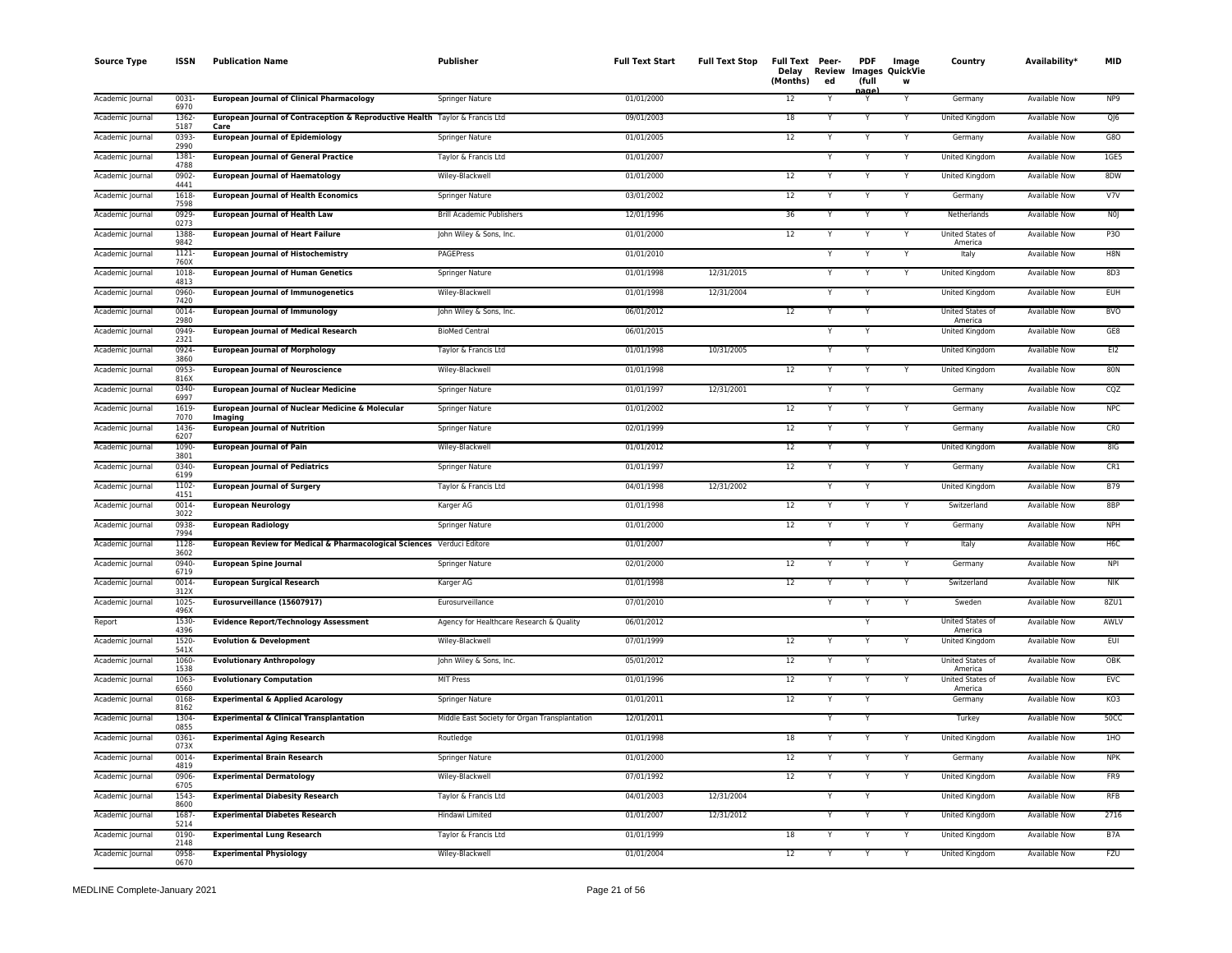| Source Type | ISSN | Publication Name | Publisher | Full Text Start | Full Text Stop | Full Text Delay (Months) | Peer-Reviewed | PDF Images (full page) | Image QuickView | Country | Availability* | MID |
|---|---|---|---|---|---|---|---|---|---|---|---|---|
| Academic Journal | 0031-6970 | **European Journal of Clinical Pharmacology** | Springer Nature | 01/01/2000 | | 12 | Y | Y | Y | Germany | Available Now | NP9 |
| Academic Journal | 1362-5187 | **European Journal of Contraception & Reproductive Health Care** | Taylor & Francis Ltd | 09/01/2003 | | 18 | Y | Y | Y | United Kingdom | Available Now | QJ6 |
| Academic Journal | 0393-2990 | **European Journal of Epidemiology** | Springer Nature | 01/01/2005 | | 12 | Y | Y | Y | Germany | Available Now | G8O |
| Academic Journal | 1381-4788 | **European Journal of General Practice** | Taylor & Francis Ltd | 01/01/2007 | | | Y | Y | Y | United Kingdom | Available Now | 1GE5 |
| Academic Journal | 0902-4441 | **European Journal of Haematology** | Wiley-Blackwell | 01/01/2000 | | 12 | Y | Y | Y | United Kingdom | Available Now | 8DW |
| Academic Journal | 1618-7598 | **European Journal of Health Economics** | Springer Nature | 03/01/2002 | | 12 | Y | Y | Y | Germany | Available Now | V7V |
| Academic Journal | 0929-0273 | **European Journal of Health Law** | Brill Academic Publishers | 12/01/1996 | | 36 | Y | Y | Y | Netherlands | Available Now | N0J |
| Academic Journal | 1388-9842 | **European Journal of Heart Failure** | John Wiley & Sons, Inc. | 01/01/2000 | | 12 | Y | Y | Y | United States of America | Available Now | P3O |
| Academic Journal | 1121-760X | **European Journal of Histochemistry** | PAGEPress | 01/01/2010 | | | Y | Y | Y | Italy | Available Now | H8N |
| Academic Journal | 1018-4813 | **European Journal of Human Genetics** | Springer Nature | 01/01/1998 | 12/31/2015 | | Y | Y | Y | United Kingdom | Available Now | 8D3 |
| Academic Journal | 0960-7420 | **European Journal of Immunogenetics** | Wiley-Blackwell | 01/01/1998 | 12/31/2004 | | Y | Y | | United Kingdom | Available Now | EUH |
| Academic Journal | 0014-2980 | **European Journal of Immunology** | John Wiley & Sons, Inc. | 06/01/2012 | | 12 | Y | Y | | United States of America | Available Now | 8VO |
| Academic Journal | 0949-2321 | **European Journal of Medical Research** | BioMed Central | 06/01/2015 | | | Y | Y | | United Kingdom | Available Now | GE8 |
| Academic Journal | 0924-3860 | **European Journal of Morphology** | Taylor & Francis Ltd | 01/01/1998 | 10/31/2005 | | Y | Y | | United Kingdom | Available Now | EI2 |
| Academic Journal | 0953-816X | **European Journal of Neuroscience** | Wiley-Blackwell | 01/01/1998 | | 12 | Y | Y | Y | United Kingdom | Available Now | 80N |
| Academic Journal | 0340-6997 | **European Journal of Nuclear Medicine** | Springer Nature | 01/01/1997 | 12/31/2001 | | Y | Y | | Germany | Available Now | CQZ |
| Academic Journal | 1619-7070 | **European Journal of Nuclear Medicine & Molecular Imaging** | Springer Nature | 01/01/2002 | | 12 | Y | Y | Y | Germany | Available Now | NPC |
| Academic Journal | 1436-6207 | **European Journal of Nutrition** | Springer Nature | 02/01/1999 | | 12 | Y | Y | Y | Germany | Available Now | CR0 |
| Academic Journal | 1090-3801 | **European Journal of Pain** | Wiley-Blackwell | 01/01/2012 | | 12 | Y | Y | | United Kingdom | Available Now | 8IG |
| Academic Journal | 0340-6199 | **European Journal of Pediatrics** | Springer Nature | 01/01/1997 | | 12 | Y | Y | Y | Germany | Available Now | CR1 |
| Academic Journal | 1102-4151 | **European Journal of Surgery** | Taylor & Francis Ltd | 04/01/1998 | 12/31/2002 | | Y | Y | | United Kingdom | Available Now | B79 |
| Academic Journal | 0014-3022 | **European Neurology** | Karger AG | 01/01/1998 | | 12 | Y | Y | Y | Switzerland | Available Now | 8BP |
| Academic Journal | 0938-7994 | **European Radiology** | Springer Nature | 01/01/2000 | | 12 | Y | Y | Y | Germany | Available Now | NPH |
| Academic Journal | 1128-3602 | **European Review for Medical & Pharmacological Sciences** | Verduci Editore | 01/01/2007 | | | Y | Y | Y | Italy | Available Now | H6C |
| Academic Journal | 0940-6719 | **European Spine Journal** | Springer Nature | 02/01/2000 | | 12 | Y | Y | Y | Germany | Available Now | NPI |
| Academic Journal | 0014-312X | **European Surgical Research** | Karger AG | 01/01/1998 | | 12 | Y | Y | Y | Switzerland | Available Now | NIK |
| Academic Journal | 1025-496X | **Eurosurveillance (15607917)** | Eurosurveillance | 07/01/2010 | | | Y | Y | Y | Sweden | Available Now | 8ZU1 |
| Report | 1530-4396 | **Evidence Report/Technology Assessment** | Agency for Healthcare Research & Quality | 06/01/2012 | | | | Y | | United States of America | Available Now | AWLV |
| Academic Journal | 1520-541X | **Evolution & Development** | Wiley-Blackwell | 07/01/1999 | | 12 | Y | Y | Y | United Kingdom | Available Now | EUI |
| Academic Journal | 1060-1538 | **Evolutionary Anthropology** | John Wiley & Sons, Inc. | 05/01/2012 | | 12 | Y | Y | | United States of America | Available Now | OBK |
| Academic Journal | 1063-6560 | **Evolutionary Computation** | MIT Press | 01/01/1996 | | 12 | Y | Y | Y | United States of America | Available Now | EVC |
| Academic Journal | 0168-8162 | **Experimental & Applied Acarology** | Springer Nature | 01/01/2011 | | 12 | Y | Y | | Germany | Available Now | KO3 |
| Academic Journal | 1304-0855 | **Experimental & Clinical Transplantation** | Middle East Society for Organ Transplantation | 12/01/2011 | | | Y | Y | | Turkey | Available Now | 50CC |
| Academic Journal | 0361-073X | **Experimental Aging Research** | Routledge | 01/01/1998 | | 18 | Y | Y | Y | United Kingdom | Available Now | 1HO |
| Academic Journal | 0014-4819 | **Experimental Brain Research** | Springer Nature | 01/01/2000 | | 12 | Y | Y | Y | Germany | Available Now | NPK |
| Academic Journal | 0906-6705 | **Experimental Dermatology** | Wiley-Blackwell | 07/01/1992 | | 12 | Y | Y | Y | United Kingdom | Available Now | FR9 |
| Academic Journal | 1543-8600 | **Experimental Diabesity Research** | Taylor & Francis Ltd | 04/01/2003 | 12/31/2004 | | Y | Y | | United Kingdom | Available Now | RFB |
| Academic Journal | 1687-5214 | **Experimental Diabetes Research** | Hindawi Limited | 01/01/2007 | 12/31/2012 | | Y | Y | Y | United Kingdom | Available Now | 2716 |
| Academic Journal | 0190-2148 | **Experimental Lung Research** | Taylor & Francis Ltd | 01/01/1999 | | 18 | Y | Y | Y | United Kingdom | Available Now | B7A |
| Academic Journal | 0958-0670 | **Experimental Physiology** | Wiley-Blackwell | 01/01/2004 | | 12 | Y | Y | Y | United Kingdom | Available Now | FZU |

MEDLINE Complete-January 2021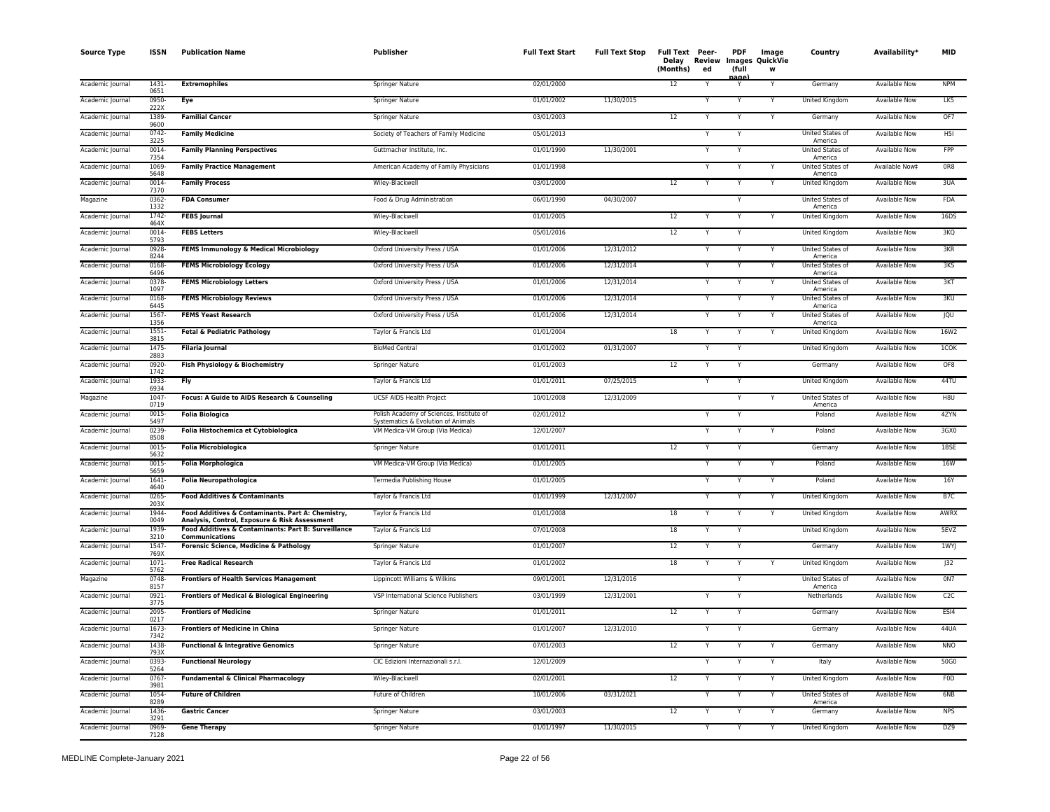| Source Type | ISSN | Publication Name | Publisher | Full Text Start | Full Text Stop | Full Text Delay (Months) | Peer-Reviewed | PDF Images (full page) | Image QuickView | Country | Availability* | MID |
|---|---|---|---|---|---|---|---|---|---|---|---|---|
| Academic Journal | 1431-0651 | **Extremophiles** | Springer Nature | 02/01/2000 | | 12 | Y | Y | Y | Germany | Available Now | NPM |
| Academic Journal | 0950-222X | **Eye** | Springer Nature | 01/01/2002 | 11/30/2015 | | Y | Y | Y | United Kingdom | Available Now | LK5 |
| Academic Journal | 1389-9600 | **Familial Cancer** | Springer Nature | 03/01/2003 | | 12 | Y | Y | Y | Germany | Available Now | OF7 |
| Academic Journal | 0742-3225 | **Family Medicine** | Society of Teachers of Family Medicine | 05/01/2013 | | | Y | Y | | United States of America | Available Now | H5I |
| Academic Journal | 0014-7354 | **Family Planning Perspectives** | Guttmacher Institute, Inc. | 01/01/1990 | 11/30/2001 | | Y | Y | | United States of America | Available Now | FPP |
| Academic Journal | 1069-5648 | **Family Practice Management** | American Academy of Family Physicians | 01/01/1998 | | | Y | Y | Y | United States of America | Available Now‡ | 0R8 |
| Academic Journal | 0014-7370 | **Family Process** | Wiley-Blackwell | 03/01/2000 | | 12 | Y | Y | Y | United Kingdom | Available Now | 3UA |
| Magazine | 0362-1332 | **FDA Consumer** | Food & Drug Administration | 06/01/1990 | 04/30/2007 | | | Y | | United States of America | Available Now | FDA |
| Academic Journal | 1742-464X | **FEBS Journal** | Wiley-Blackwell | 01/01/2005 | | 12 | Y | Y | Y | United Kingdom | Available Now | 16DS |
| Academic Journal | 0014-5793 | **FEBS Letters** | Wiley-Blackwell | 05/01/2016 | | 12 | Y | Y | | United Kingdom | Available Now | 3KQ |
| Academic Journal | 0928-8244 | **FEMS Immunology & Medical Microbiology** | Oxford University Press / USA | 01/01/2006 | 12/31/2012 | | Y | Y | Y | United States of America | Available Now | 3KR |
| Academic Journal | 0168-6496 | **FEMS Microbiology Ecology** | Oxford University Press / USA | 01/01/2006 | 12/31/2014 | | Y | Y | Y | United States of America | Available Now | 3KS |
| Academic Journal | 0378-1097 | **FEMS Microbiology Letters** | Oxford University Press / USA | 01/01/2006 | 12/31/2014 | | Y | Y | Y | United States of America | Available Now | 3KT |
| Academic Journal | 0168-6445 | **FEMS Microbiology Reviews** | Oxford University Press / USA | 01/01/2006 | 12/31/2014 | | Y | Y | Y | United States of America | Available Now | 3KU |
| Academic Journal | 1567-1356 | **FEMS Yeast Research** | Oxford University Press / USA | 01/01/2006 | 12/31/2014 | | Y | Y | Y | United States of America | Available Now | JQU |
| Academic Journal | 1551-3815 | **Fetal & Pediatric Pathology** | Taylor & Francis Ltd | 01/01/2004 | | 18 | Y | Y | Y | United Kingdom | Available Now | 16W2 |
| Academic Journal | 1475-2883 | **Filaria Journal** | BioMed Central | 01/01/2002 | 01/31/2007 | | Y | Y | | United Kingdom | Available Now | 1COK |
| Academic Journal | 0920-1742 | **Fish Physiology & Biochemistry** | Springer Nature | 01/01/2003 | | 12 | Y | Y | | Germany | Available Now | OF8 |
| Academic Journal | 1933-6934 | **Fly** | Taylor & Francis Ltd | 01/01/2011 | 07/25/2015 | | Y | Y | | United Kingdom | Available Now | 44TU |
| Magazine | 1047-0719 | **Focus: A Guide to AIDS Research & Counseling** | UCSF AIDS Health Project | 10/01/2008 | 12/31/2009 | | | Y | Y | United States of America | Available Now | H8U |
| Academic Journal | 0015-5497 | **Folia Biologica** | Polish Academy of Sciences, Institute of Systematics & Evolution of Animals | 02/01/2012 | | | Y | Y | | Poland | Available Now | 4ZYN |
| Academic Journal | 0239-8508 | **Folia Histochemica et Cytobiologica** | VM Medica-VM Group (Via Medica) | 12/01/2007 | | | Y | Y | Y | Poland | Available Now | 3GX0 |
| Academic Journal | 0015-5632 | **Folia Microbiologica** | Springer Nature | 01/01/2011 | | 12 | Y | Y | | Germany | Available Now | 1BSE |
| Academic Journal | 0015-5659 | **Folia Morphologica** | VM Medica-VM Group (Via Medica) | 01/01/2005 | | | Y | Y | Y | Poland | Available Now | 16W |
| Academic Journal | 1641-4640 | **Folia Neuropathologica** | Termedia Publishing House | 01/01/2005 | | | Y | Y | Y | Poland | Available Now | 16Y |
| Academic Journal | 0265-203X | **Food Additives & Contaminants** | Taylor & Francis Ltd | 01/01/1999 | 12/31/2007 | | Y | Y | Y | United Kingdom | Available Now | B7C |
| Academic Journal | 1944-0049 | **Food Additives & Contaminants. Part A: Chemistry, Analysis, Control, Exposure & Risk Assessment** | Taylor & Francis Ltd | 01/01/2008 | | 18 | Y | Y | Y | United Kingdom | Available Now | AWRX |
| Academic Journal | 1939-3210 | **Food Additives & Contaminants: Part B: Surveillance Communications** | Taylor & Francis Ltd | 07/01/2008 | | 18 | Y | Y | | United Kingdom | Available Now | 5EVZ |
| Academic Journal | 1547-769X | **Forensic Science, Medicine & Pathology** | Springer Nature | 01/01/2007 | | 12 | Y | Y | | Germany | Available Now | 1WYJ |
| Academic Journal | 1071-5762 | **Free Radical Research** | Taylor & Francis Ltd | 01/01/2002 | | 18 | Y | Y | Y | United Kingdom | Available Now | J32 |
| Magazine | 0748-8157 | **Frontiers of Health Services Management** | Lippincott Williams & Wilkins | 09/01/2001 | 12/31/2016 | | | Y | | United States of America | Available Now | 0N7 |
| Academic Journal | 0921-3775 | **Frontiers of Medical & Biological Engineering** | VSP International Science Publishers | 03/01/1999 | 12/31/2001 | | Y | Y | | Netherlands | Available Now | C2C |
| Academic Journal | 2095-0217 | **Frontiers of Medicine** | Springer Nature | 01/01/2011 | | 12 | Y | Y | | Germany | Available Now | ESI4 |
| Academic Journal | 1673-7342 | **Frontiers of Medicine in China** | Springer Nature | 01/01/2007 | 12/31/2010 | | Y | Y | | Germany | Available Now | 44UA |
| Academic Journal | 1438-793X | **Functional & Integrative Genomics** | Springer Nature | 07/01/2003 | | 12 | Y | Y | Y | Germany | Available Now | NNO |
| Academic Journal | 0393-5264 | **Functional Neurology** | CIC Edizioni Internazionali s.r.l. | 12/01/2009 | | | Y | Y | Y | Italy | Available Now | 50G0 |
| Academic Journal | 0767-3981 | **Fundamental & Clinical Pharmacology** | Wiley-Blackwell | 02/01/2001 | | 12 | Y | Y | Y | United Kingdom | Available Now | F0D |
| Academic Journal | 1054-8289 | **Future of Children** | Future of Children | 10/01/2006 | 03/31/2021 | | Y | Y | Y | United States of America | Available Now | 6NB |
| Academic Journal | 1436-3291 | **Gastric Cancer** | Springer Nature | 03/01/2003 | | 12 | Y | Y | Y | Germany | Available Now | NPS |
| Academic Journal | 0969-7128 | **Gene Therapy** | Springer Nature | 01/01/1997 | 11/30/2015 | | Y | Y | Y | United Kingdom | Available Now | DZ9 |

MEDLINE Complete-January 2021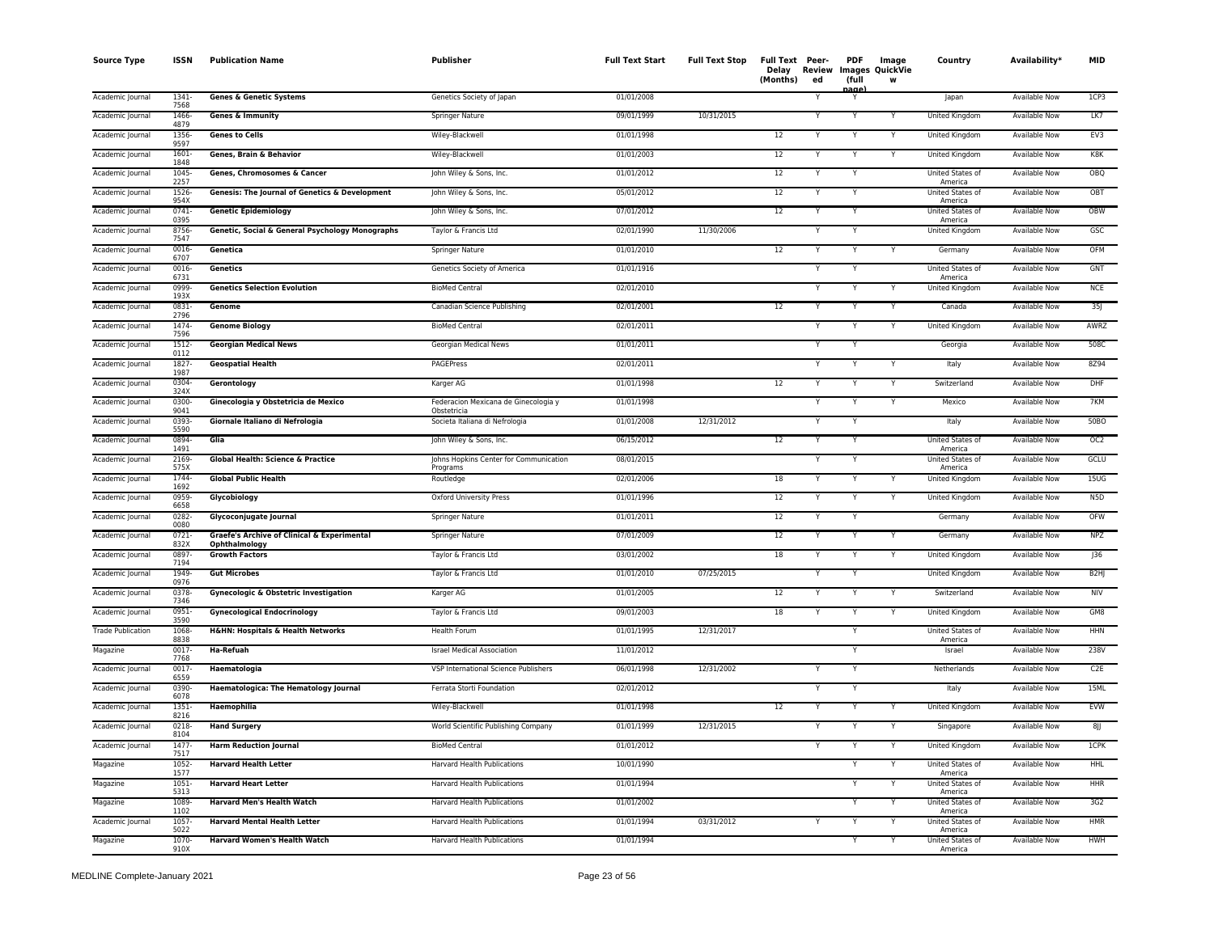| Source Type | ISSN | Publication Name | Publisher | Full Text Start | Full Text Stop | Full Text Delay (Months) | Peer-Reviewed | PDF Images (full page) | Image QuickView | Country | Availability* | MID |
|---|---|---|---|---|---|---|---|---|---|---|---|---|
| Academic Journal | 1341-7568 | **Genes & Genetic Systems** | Genetics Society of Japan | 01/01/2008 | | | Y | Y | | Japan | Available Now | 1CP3 |
| Academic Journal | 1466-4879 | **Genes & Immunity** | Springer Nature | 09/01/1999 | 10/31/2015 | | Y | Y | Y | United Kingdom | Available Now | LK7 |
| Academic Journal | 1356-9597 | **Genes to Cells** | Wiley-Blackwell | 01/01/1998 | | 12 | Y | Y | Y | United Kingdom | Available Now | EV3 |
| Academic Journal | 1601-1848 | **Genes, Brain & Behavior** | Wiley-Blackwell | 01/01/2003 | | 12 | Y | Y | Y | United Kingdom | Available Now | K8K |
| Academic Journal | 1045-2257 | **Genes, Chromosomes & Cancer** | John Wiley & Sons, Inc. | 01/01/2012 | | 12 | Y | Y | | United States of America | Available Now | OBQ |
| Academic Journal | 1526-954X | **Genesis: The Journal of Genetics & Development** | John Wiley & Sons, Inc. | 05/01/2012 | | 12 | Y | Y | | United States of America | Available Now | OBT |
| Academic Journal | 0741-0395 | **Genetic Epidemiology** | John Wiley & Sons, Inc. | 07/01/2012 | | 12 | Y | Y | | United States of America | Available Now | OBW |
| Academic Journal | 8756-7547 | **Genetic, Social & General Psychology Monographs** | Taylor & Francis Ltd | 02/01/1990 | 11/30/2006 | | Y | Y | | United Kingdom | Available Now | GSC |
| Academic Journal | 0016-6707 | **Genetica** | Springer Nature | 01/01/2010 | | 12 | Y | Y | Y | Germany | Available Now | OFM |
| Academic Journal | 0016-6731 | **Genetics** | Genetics Society of America | 01/01/1916 | | | Y | Y | | United States of America | Available Now | GNT |
| Academic Journal | 0999-193X | **Genetics Selection Evolution** | BioMed Central | 02/01/2010 | | | Y | Y | Y | United Kingdom | Available Now | NCE |
| Academic Journal | 0831-2796 | **Genome** | Canadian Science Publishing | 02/01/2001 | | 12 | Y | Y | Y | Canada | Available Now | 35J |
| Academic Journal | 1474-7596 | **Genome Biology** | BioMed Central | 02/01/2011 | | | Y | Y | Y | United Kingdom | Available Now | AWRZ |
| Academic Journal | 1512-0112 | **Georgian Medical News** | Georgian Medical News | 01/01/2011 | | | Y | Y | | Georgia | Available Now | 508C |
| Academic Journal | 1827-1987 | **Geospatial Health** | PAGEPress | 02/01/2011 | | | Y | Y | Y | Italy | Available Now | 8Z94 |
| Academic Journal | 0304-324X | **Gerontology** | Karger AG | 01/01/1998 | | 12 | Y | Y | Y | Switzerland | Available Now | DHF |
| Academic Journal | 0300-9041 | **Ginecologia y Obstetricia de Mexico** | Federacion Mexicana de Ginecologia y Obstetricia | 01/01/1998 | | | Y | Y | Y | Mexico | Available Now | 7KM |
| Academic Journal | 0393-5590 | **Giornale Italiano di Nefrologia** | Societa Italiana di Nefrologia | 01/01/2008 | 12/31/2012 | | Y | Y | | Italy | Available Now | 50BO |
| Academic Journal | 0894-1491 | **Glia** | John Wiley & Sons, Inc. | 06/15/2012 | | 12 | Y | Y | | United States of America | Available Now | OC2 |
| Academic Journal | 2169-575X | **Global Health: Science & Practice** | Johns Hopkins Center for Communication Programs | 08/01/2015 | | | Y | Y | | United States of America | Available Now | GCLU |
| Academic Journal | 1744-1692 | **Global Public Health** | Routledge | 02/01/2006 | | 18 | Y | Y | Y | United Kingdom | Available Now | 15UG |
| Academic Journal | 0959-6658 | **Glycobiology** | Oxford University Press | 01/01/1996 | | 12 | Y | Y | Y | United Kingdom | Available Now | N5D |
| Academic Journal | 0282-0080 | **Glycoconjugate Journal** | Springer Nature | 01/01/2011 | | 12 | Y | Y | | Germany | Available Now | OFW |
| Academic Journal | 0721-832X | **Graefe's Archive of Clinical & Experimental Ophthalmology** | Springer Nature | 07/01/2009 | | 12 | Y | Y | Y | Germany | Available Now | NPZ |
| Academic Journal | 0897-7194 | **Growth Factors** | Taylor & Francis Ltd | 03/01/2002 | | 18 | Y | Y | Y | United Kingdom | Available Now | J36 |
| Academic Journal | 1949-0976 | **Gut Microbes** | Taylor & Francis Ltd | 01/01/2010 | 07/25/2015 | | Y | Y | | United Kingdom | Available Now | B2HJ |
| Academic Journal | 0378-7346 | **Gynecologic & Obstetric Investigation** | Karger AG | 01/01/2005 | | 12 | Y | Y | Y | Switzerland | Available Now | NIV |
| Academic Journal | 0951-3590 | **Gynecological Endocrinology** | Taylor & Francis Ltd | 09/01/2003 | | 18 | Y | Y | Y | United Kingdom | Available Now | GM8 |
| Trade Publication | 1068-8838 | **H&HN: Hospitals & Health Networks** | Health Forum | 01/01/1995 | 12/31/2017 | | | Y | | United States of America | Available Now | HHN |
| Magazine | 0017-7768 | **Ha-Refuah** | Israel Medical Association | 11/01/2012 | | | | Y | | Israel | Available Now | 238V |
| Academic Journal | 0017-6559 | **Haematologia** | VSP International Science Publishers | 06/01/1998 | 12/31/2002 | | Y | Y | | Netherlands | Available Now | C2E |
| Academic Journal | 0390-6078 | **Haematologica: The Hematology Journal** | Ferrata Storti Foundation | 02/01/2012 | | | Y | Y | | Italy | Available Now | 15ML |
| Academic Journal | 1351-8216 | **Haemophilia** | Wiley-Blackwell | 01/01/1998 | | 12 | Y | Y | Y | United Kingdom | Available Now | EVW |
| Academic Journal | 0218-8104 | **Hand Surgery** | World Scientific Publishing Company | 01/01/1999 | 12/31/2015 | | Y | Y | Y | Singapore | Available Now | 8JJ |
| Academic Journal | 1477-7517 | **Harm Reduction Journal** | BioMed Central | 01/01/2012 | | | Y | Y | Y | United Kingdom | Available Now | 1CPK |
| Magazine | 1052-1577 | **Harvard Health Letter** | Harvard Health Publications | 10/01/1990 | | | | Y | Y | United States of America | Available Now | HHL |
| Magazine | 1051-5313 | **Harvard Heart Letter** | Harvard Health Publications | 01/01/1994 | | | | Y | Y | United States of America | Available Now | HHR |
| Magazine | 1089-1102 | **Harvard Men's Health Watch** | Harvard Health Publications | 01/01/2002 | | | | Y | Y | United States of America | Available Now | 3G2 |
| Academic Journal | 1057-5022 | **Harvard Mental Health Letter** | Harvard Health Publications | 01/01/1994 | 03/31/2012 | | Y | Y | Y | United States of America | Available Now | HMR |
| Magazine | 1070-910X | **Harvard Women's Health Watch** | Harvard Health Publications | 01/01/1994 | | | | Y | Y | United States of America | Available Now | HWH |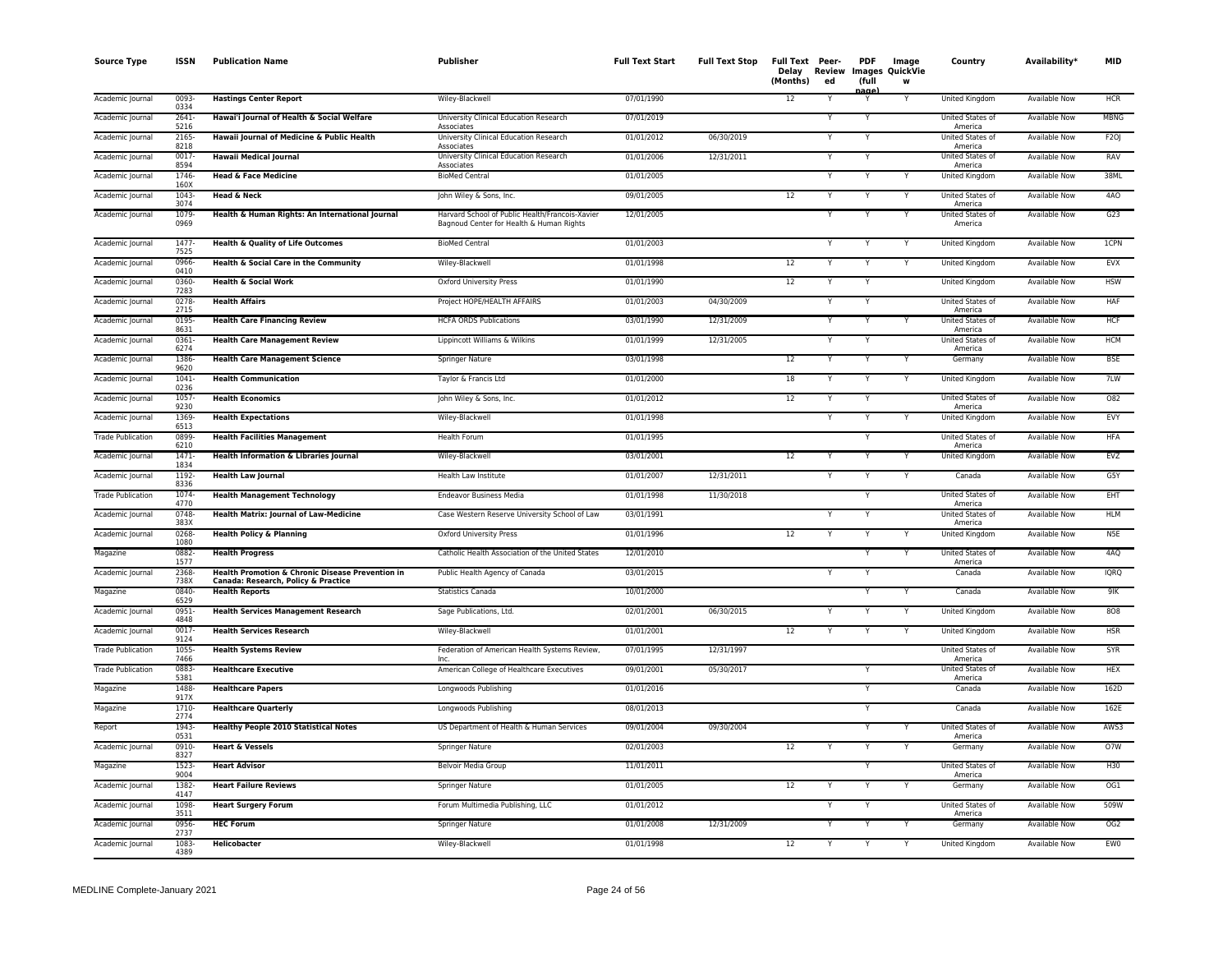| Source Type | ISSN | Publication Name | Publisher | Full Text Start | Full Text Stop | Full Text Delay (Months) | Peer-Reviewed | PDF (full page) | Image QuickView | Country | Availability* | MID |
|---|---|---|---|---|---|---|---|---|---|---|---|---|
| Academic Journal | 0093-0334 | **Hastings Center Report** | Wiley-Blackwell | 07/01/1990 | | 12 | Y | Y | Y | United Kingdom | Available Now | HCR |
| Academic Journal | 2641-5216 | **Hawai'i Journal of Health & Social Welfare** | University Clinical Education Research Associates | 07/01/2019 | | | Y | Y | | United States of America | Available Now | MBNG |
| Academic Journal | 2165-8218 | **Hawaii Journal of Medicine & Public Health** | University Clinical Education Research Associates | 01/01/2012 | 06/30/2019 | | Y | Y | | United States of America | Available Now | F2OJ |
| Academic Journal | 0017-8594 | **Hawaii Medical Journal** | University Clinical Education Research Associates | 01/01/2006 | 12/31/2011 | | Y | Y | | United States of America | Available Now | RAV |
| Academic Journal | 1746-160X | **Head & Face Medicine** | BioMed Central | 01/01/2005 | | | Y | Y | Y | United Kingdom | Available Now | 38ML |
| Academic Journal | 1043-3074 | **Head & Neck** | John Wiley & Sons, Inc. | 09/01/2005 | | 12 | Y | Y | Y | United States of America | Available Now | 4AO |
| Academic Journal | 1079-0969 | **Health & Human Rights: An International Journal** | Harvard School of Public Health/Francois-Xavier Bagnoud Center for Health & Human Rights | 12/01/2005 | | | Y | Y | Y | United States of America | Available Now | G23 |
| Academic Journal | 1477-7525 | **Health & Quality of Life Outcomes** | BioMed Central | 01/01/2003 | | | Y | Y | Y | United Kingdom | Available Now | 1CPN |
| Academic Journal | 0966-0410 | **Health & Social Care in the Community** | Wiley-Blackwell | 01/01/1998 | | 12 | Y | Y | Y | United Kingdom | Available Now | EVX |
| Academic Journal | 0360-7283 | **Health & Social Work** | Oxford University Press | 01/01/1990 | | 12 | Y | Y | | United Kingdom | Available Now | HSW |
| Academic Journal | 0278-2715 | **Health Affairs** | Project HOPE/HEALTH AFFAIRS | 01/01/2003 | 04/30/2009 | | Y | Y | | United States of America | Available Now | HAF |
| Academic Journal | 0195-8631 | **Health Care Financing Review** | HCFA ORDS Publications | 03/01/1990 | 12/31/2009 | | Y | Y | Y | United States of America | Available Now | HCF |
| Academic Journal | 0361-6274 | **Health Care Management Review** | Lippincott Williams & Wilkins | 01/01/1999 | 12/31/2005 | | Y | Y | | United States of America | Available Now | HCM |
| Academic Journal | 1386-9620 | **Health Care Management Science** | Springer Nature | 03/01/1998 | | 12 | Y | Y | Y | Germany | Available Now | BSE |
| Academic Journal | 1041-0236 | **Health Communication** | Taylor & Francis Ltd | 01/01/2000 | | 18 | Y | Y | Y | United Kingdom | Available Now | 7LW |
| Academic Journal | 1057-9230 | **Health Economics** | John Wiley & Sons, Inc. | 01/01/2012 | | 12 | Y | Y | | United States of America | Available Now | O82 |
| Academic Journal | 1369-6513 | **Health Expectations** | Wiley-Blackwell | 01/01/1998 | | | Y | Y | Y | United Kingdom | Available Now | EVY |
| Trade Publication | 0899-6210 | **Health Facilities Management** | Health Forum | 01/01/1995 | | | | Y | | United States of America | Available Now | HFA |
| Academic Journal | 1471-1834 | **Health Information & Libraries Journal** | Wiley-Blackwell | 03/01/2001 | | 12 | Y | Y | Y | United Kingdom | Available Now | EVZ |
| Academic Journal | 1192-8336 | **Health Law Journal** | Health Law Institute | 01/01/2007 | 12/31/2011 | | Y | Y | Y | Canada | Available Now | G5Y |
| Trade Publication | 1074-4770 | **Health Management Technology** | Endeavor Business Media | 01/01/1998 | 11/30/2018 | | | Y | | United States of America | Available Now | EHT |
| Academic Journal | 0748-383X | **Health Matrix: Journal of Law-Medicine** | Case Western Reserve University School of Law | 03/01/1991 | | | Y | Y | | United States of America | Available Now | HLM |
| Academic Journal | 0268-1080 | **Health Policy & Planning** | Oxford University Press | 01/01/1996 | | 12 | Y | Y | Y | United Kingdom | Available Now | N5E |
| Magazine | 0882-1577 | **Health Progress** | Catholic Health Association of the United States | 12/01/2010 | | | | Y | Y | United States of America | Available Now | 4AQ |
| Academic Journal | 2368-738X | **Health Promotion & Chronic Disease Prevention in Canada: Research, Policy & Practice** | Public Health Agency of Canada | 03/01/2015 | | | Y | Y | | Canada | Available Now | IQRQ |
| Magazine | 0840-6529 | **Health Reports** | Statistics Canada | 10/01/2000 | | | | Y | Y | Canada | Available Now | 9IK |
| Academic Journal | 0951-4848 | **Health Services Management Research** | Sage Publications, Ltd. | 02/01/2001 | 06/30/2015 | | Y | Y | Y | United Kingdom | Available Now | 8O8 |
| Academic Journal | 0017-9124 | **Health Services Research** | Wiley-Blackwell | 01/01/2001 | | 12 | Y | Y | Y | United Kingdom | Available Now | HSR |
| Trade Publication | 1055-7466 | **Health Systems Review** | Federation of American Health Systems Review, Inc. | 07/01/1995 | 12/31/1997 | | | | | United States of America | Available Now | SYR |
| Trade Publication | 0883-5381 | **Healthcare Executive** | American College of Healthcare Executives | 09/01/2001 | 05/30/2017 | | | Y | | United States of America | Available Now | HEX |
| Magazine | 1488-917X | **Healthcare Papers** | Longwoods Publishing | 01/01/2016 | | | | Y | | Canada | Available Now | 162D |
| Magazine | 1710-2774 | **Healthcare Quarterly** | Longwoods Publishing | 08/01/2013 | | | | Y | | Canada | Available Now | 162E |
| Report | 1943-0531 | **Healthy People 2010 Statistical Notes** | US Department of Health & Human Services | 09/01/2004 | 09/30/2004 | | | Y | Y | United States of America | Available Now | AWS3 |
| Academic Journal | 0910-8327 | **Heart & Vessels** | Springer Nature | 02/01/2003 | | 12 | Y | Y | Y | Germany | Available Now | O7W |
| Magazine | 1523-9004 | **Heart Advisor** | Belvoir Media Group | 11/01/2011 | | | | Y | | United States of America | Available Now | H30 |
| Academic Journal | 1382-4147 | **Heart Failure Reviews** | Springer Nature | 01/01/2005 | | 12 | Y | Y | Y | Germany | Available Now | OG1 |
| Academic Journal | 1098-3511 | **Heart Surgery Forum** | Forum Multimedia Publishing, LLC | 01/01/2012 | | | Y | Y | | United States of America | Available Now | 509W |
| Academic Journal | 0956-2737 | **HEC Forum** | Springer Nature | 01/01/2008 | 12/31/2009 | | Y | Y | Y | Germany | Available Now | OG2 |
| Academic Journal | 1083-4389 | **Helicobacter** | Wiley-Blackwell | 01/01/1998 | | 12 | Y | Y | Y | United Kingdom | Available Now | EW0 |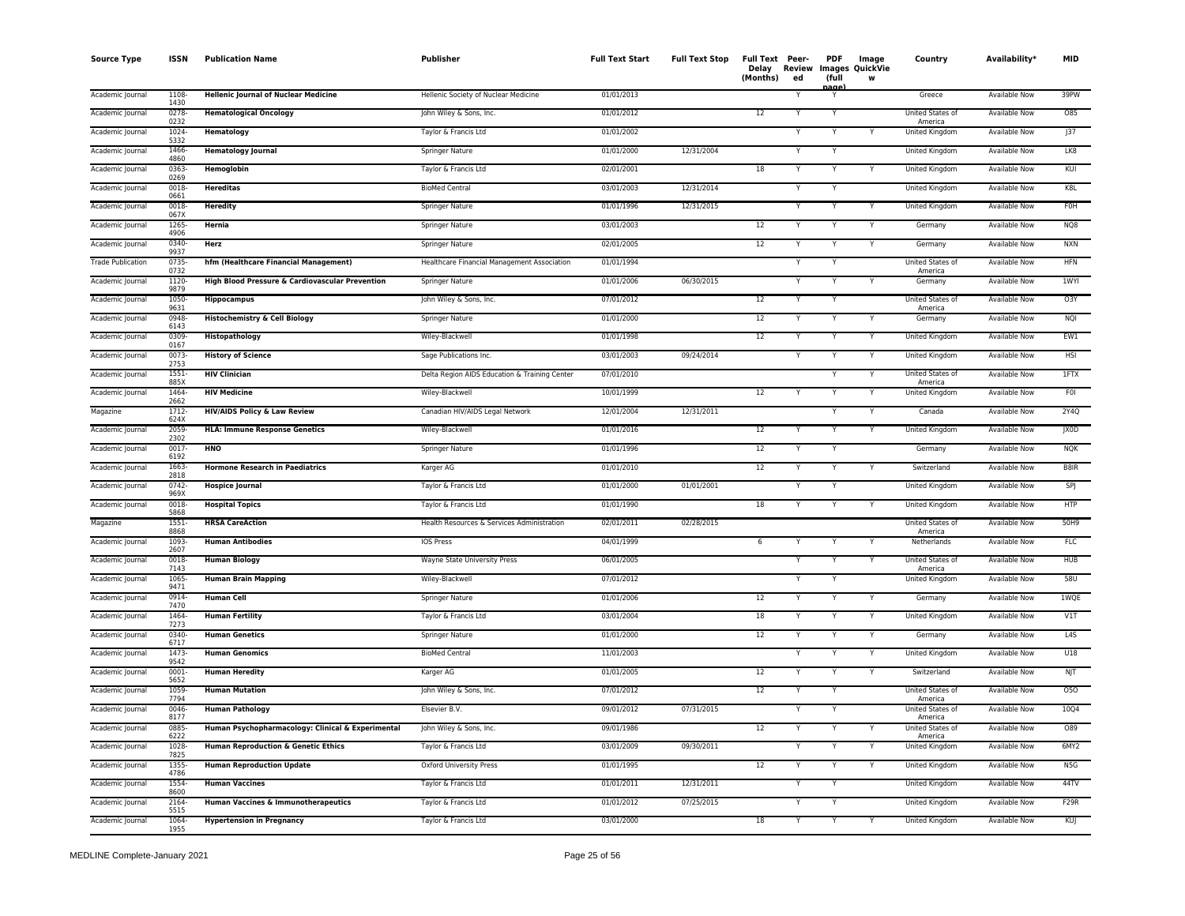| Source Type | ISSN | Publication Name | Publisher | Full Text Start | Full Text Stop | Full Text Delay (Months) | Peer-Reviewed | PDF Images (full page) | Image QuickView | Country | Availability* | MID |
|---|---|---|---|---|---|---|---|---|---|---|---|---|
| Academic Journal | 1108-1430 | **Hellenic Journal of Nuclear Medicine** | Hellenic Society of Nuclear Medicine | 01/01/2013 | | | Y | Y | | Greece | Available Now | 39PW |
| Academic Journal | 0278-0232 | **Hematological Oncology** | John Wiley & Sons, Inc. | 01/01/2012 | | 12 | Y | Y | | United States of America | Available Now | O85 |
| Academic Journal | 1024-5332 | **Hematology** | Taylor & Francis Ltd | 01/01/2002 | | | Y | Y | Y | United Kingdom | Available Now | J37 |
| Academic Journal | 1466-4860 | **Hematology Journal** | Springer Nature | 01/01/2000 | 12/31/2004 | | Y | Y | | United Kingdom | Available Now | LK8 |
| Academic Journal | 0363-0269 | **Hemoglobin** | Taylor & Francis Ltd | 02/01/2001 | | 18 | Y | Y | Y | United Kingdom | Available Now | KUI |
| Academic Journal | 0018-0661 | **Hereditas** | BioMed Central | 03/01/2003 | 12/31/2014 | | Y | Y | | United Kingdom | Available Now | K8L |
| Academic Journal | 0018-067X | **Heredity** | Springer Nature | 01/01/1996 | 12/31/2015 | | Y | Y | Y | United Kingdom | Available Now | F0H |
| Academic Journal | 1265-4906 | **Hernia** | Springer Nature | 03/01/2003 | | 12 | Y | Y | Y | Germany | Available Now | NQ8 |
| Academic Journal | 0340-9937 | **Herz** | Springer Nature | 02/01/2005 | | 12 | Y | Y | Y | Germany | Available Now | NXN |
| Trade Publication | 0735-0732 | **hfm (Healthcare Financial Management)** | Healthcare Financial Management Association | 01/01/1994 | | | Y | Y | | United States of America | Available Now | HFN |
| Academic Journal | 1120-9879 | **High Blood Pressure & Cardiovascular Prevention** | Springer Nature | 01/01/2006 | 06/30/2015 | | Y | Y | Y | Germany | Available Now | 1WYI |
| Academic Journal | 1050-9631 | **Hippocampus** | John Wiley & Sons, Inc. | 07/01/2012 | | 12 | Y | Y | | United States of America | Available Now | O3Y |
| Academic Journal | 0948-6143 | **Histochemistry & Cell Biology** | Springer Nature | 01/01/2000 | | 12 | Y | Y | Y | Germany | Available Now | NQI |
| Academic Journal | 0309-0167 | **Histopathology** | Wiley-Blackwell | 01/01/1998 | | 12 | Y | Y | Y | United Kingdom | Available Now | EW1 |
| Academic Journal | 0073-2753 | **History of Science** | Sage Publications Inc. | 03/01/2003 | 09/24/2014 | | Y | Y | Y | United Kingdom | Available Now | HSI |
| Academic Journal | 1551-885X | **HIV Clinician** | Delta Region AIDS Education & Training Center | 07/01/2010 | | | | Y | Y | United States of America | Available Now | 1FTX |
| Academic Journal | 1464-2662 | **HIV Medicine** | Wiley-Blackwell | 10/01/1999 | | 12 | Y | Y | Y | United Kingdom | Available Now | F0I |
| Magazine | 1712-624X | **HIV/AIDS Policy & Law Review** | Canadian HIV/AIDS Legal Network | 12/01/2004 | 12/31/2011 | | | Y | Y | Canada | Available Now | 2Y4Q |
| Academic Journal | 2059-2302 | **HLA: Immune Response Genetics** | Wiley-Blackwell | 01/01/2016 | | 12 | Y | Y | Y | United Kingdom | Available Now | JX0D |
| Academic Journal | 0017-6192 | **HNO** | Springer Nature | 01/01/1996 | | 12 | Y | Y | | Germany | Available Now | NQK |
| Academic Journal | 1663-2818 | **Hormone Research in Paediatrics** | Karger AG | 01/01/2010 | | 12 | Y | Y | Y | Switzerland | Available Now | B8IR |
| Academic Journal | 0742-969X | **Hospice Journal** | Taylor & Francis Ltd | 01/01/2000 | 01/01/2001 | | Y | Y | | United Kingdom | Available Now | SPJ |
| Academic Journal | 0018-5868 | **Hospital Topics** | Taylor & Francis Ltd | 01/01/1990 | | 18 | Y | Y | Y | United Kingdom | Available Now | HTP |
| Magazine | 1551-8868 | **HRSA CareAction** | Health Resources & Services Administration | 02/01/2011 | 02/28/2015 | | | | | United States of America | Available Now | 50H9 |
| Academic Journal | 1093-2607 | **Human Antibodies** | IOS Press | 04/01/1999 | | 6 | Y | Y | Y | Netherlands | Available Now | FLC |
| Academic Journal | 0018-7143 | **Human Biology** | Wayne State University Press | 06/01/2005 | | | Y | Y | Y | United States of America | Available Now | HUB |
| Academic Journal | 1065-9471 | **Human Brain Mapping** | Wiley-Blackwell | 07/01/2012 | | | Y | Y | | United Kingdom | Available Now | 58U |
| Academic Journal | 0914-7470 | **Human Cell** | Springer Nature | 01/01/2006 | | 12 | Y | Y | Y | Germany | Available Now | 1WQE |
| Academic Journal | 1464-7273 | **Human Fertility** | Taylor & Francis Ltd | 03/01/2004 | | 18 | Y | Y | Y | United Kingdom | Available Now | V1T |
| Academic Journal | 0340-6717 | **Human Genetics** | Springer Nature | 01/01/2000 | | 12 | Y | Y | Y | Germany | Available Now | L4S |
| Academic Journal | 1473-9542 | **Human Genomics** | BioMed Central | 11/01/2003 | | | Y | Y | Y | United Kingdom | Available Now | U18 |
| Academic Journal | 0001-5652 | **Human Heredity** | Karger AG | 01/01/2005 | | 12 | Y | Y | Y | Switzerland | Available Now | NJT |
| Academic Journal | 1059-7794 | **Human Mutation** | John Wiley & Sons, Inc. | 07/01/2012 | | 12 | Y | Y | | United States of America | Available Now | O5O |
| Academic Journal | 0046-8177 | **Human Pathology** | Elsevier B.V. | 09/01/2012 | 07/31/2015 | | Y | Y | | United States of America | Available Now | 10Q4 |
| Academic Journal | 0885-6222 | **Human Psychopharmacology: Clinical & Experimental** | John Wiley & Sons, Inc. | 09/01/1986 | | 12 | Y | Y | Y | United States of America | Available Now | O89 |
| Academic Journal | 1028-7825 | **Human Reproduction & Genetic Ethics** | Taylor & Francis Ltd | 03/01/2009 | 09/30/2011 | | Y | Y | Y | United Kingdom | Available Now | 6MY2 |
| Academic Journal | 1355-4786 | **Human Reproduction Update** | Oxford University Press | 01/01/1995 | | 12 | Y | Y | Y | United Kingdom | Available Now | N5G |
| Academic Journal | 1554-8600 | **Human Vaccines** | Taylor & Francis Ltd | 01/01/2011 | 12/31/2011 | | Y | Y | | United Kingdom | Available Now | 44TV |
| Academic Journal | 2164-5515 | **Human Vaccines & Immunotherapeutics** | Taylor & Francis Ltd | 01/01/2012 | 07/25/2015 | | Y | Y | | United Kingdom | Available Now | F29R |
| Academic Journal | 1064-1955 | **Hypertension in Pregnancy** | Taylor & Francis Ltd | 03/01/2000 | | 18 | Y | Y | Y | United Kingdom | Available Now | KUJ |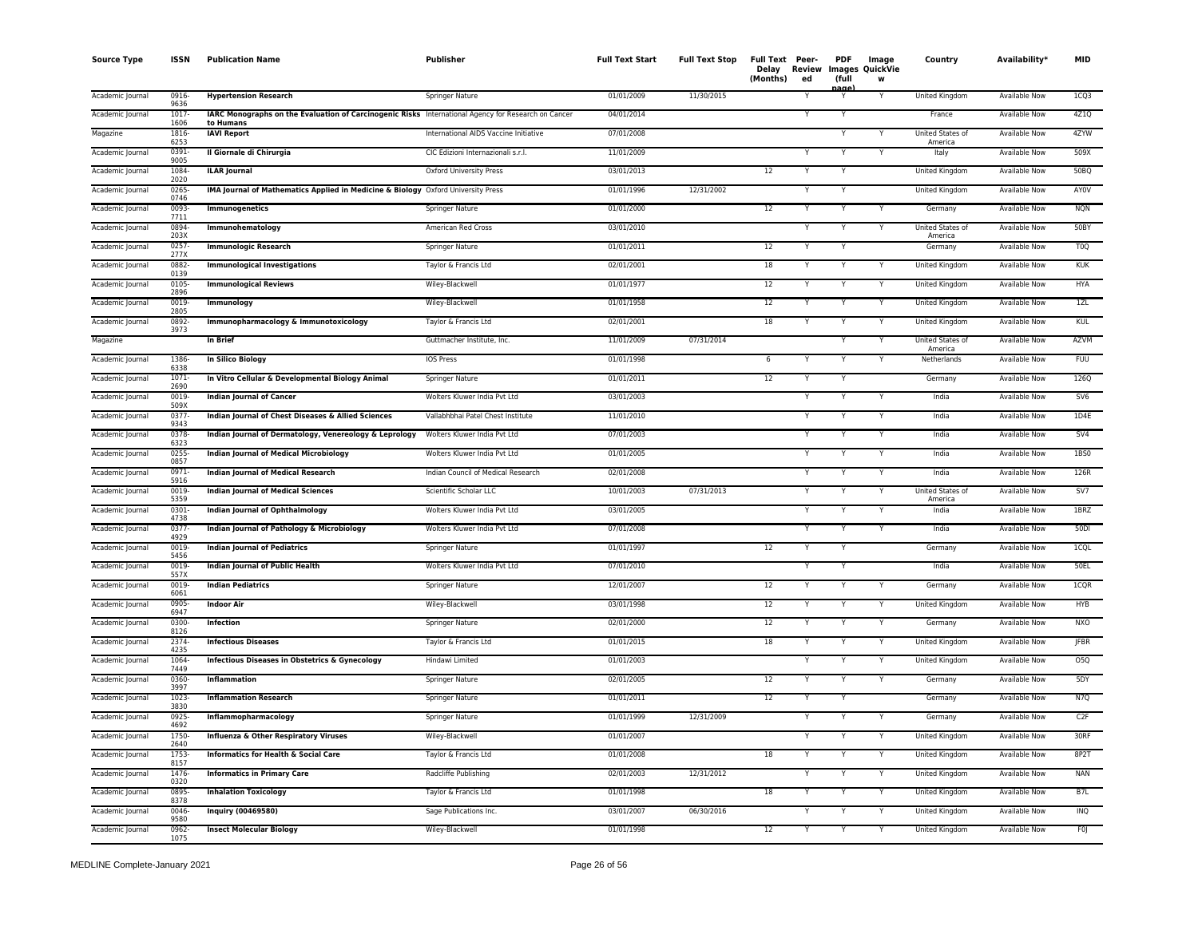| Source Type | ISSN | Publication Name | Publisher | Full Text Start | Full Text Stop | Full Text Delay (Months) | Peer-Reviewed | PDF (full page) | Image Images QuickView | Country | Availability* | MID |
|---|---|---|---|---|---|---|---|---|---|---|---|---|
| Academic Journal | 0916-9636 | **Hypertension Research** | Springer Nature | 01/01/2009 | 11/30/2015 | | Y | Y | Y | United Kingdom | Available Now | 1CQ3 |
| Academic Journal | 1017-1606 | **IARC Monographs on the Evaluation of Carcinogenic Risks to Humans** | International Agency for Research on Cancer | 04/01/2014 | | | Y | Y | | France | Available Now | 4Z1Q |
| Magazine | 1816-6253 | **IAVI Report** | International AIDS Vaccine Initiative | 07/01/2008 | | | | Y | Y | United States of America | Available Now | 4ZYW |
| Academic Journal | 0391-9005 | **Il Giornale di Chirurgia** | CIC Edizioni Internazionali s.r.l. | 11/01/2009 | | | Y | Y | Y | Italy | Available Now | 509X |
| Academic Journal | 1084-2020 | **ILAR Journal** | Oxford University Press | 03/01/2013 | | 12 | Y | Y | | United Kingdom | Available Now | 50BQ |
| Academic Journal | 0265-0746 | **IMA Journal of Mathematics Applied in Medicine & Biology** | Oxford University Press | 01/01/1996 | 12/31/2002 | | Y | Y | | United Kingdom | Available Now | AY0V |
| Academic Journal | 0093-7711 | **Immunogenetics** | Springer Nature | 01/01/2000 | | 12 | Y | Y | Y | Germany | Available Now | NQN |
| Academic Journal | 0894-203X | **Immunohematology** | American Red Cross | 03/01/2010 | | | Y | Y | Y | United States of America | Available Now | 50BY |
| Academic Journal | 0257-277X | **Immunologic Research** | Springer Nature | 01/01/2011 | | 12 | Y | Y | | Germany | Available Now | T0Q |
| Academic Journal | 0882-0139 | **Immunological Investigations** | Taylor & Francis Ltd | 02/01/2001 | | 18 | Y | Y | Y | United Kingdom | Available Now | KUK |
| Academic Journal | 0105-2896 | **Immunological Reviews** | Wiley-Blackwell | 01/01/1977 | | 12 | Y | Y | Y | United Kingdom | Available Now | HYA |
| Academic Journal | 0019-2805 | **Immunology** | Wiley-Blackwell | 01/01/1958 | | 12 | Y | Y | Y | United Kingdom | Available Now | 1ZL |
| Academic Journal | 0892-3973 | **Immunopharmacology & Immunotoxicology** | Taylor & Francis Ltd | 02/01/2001 | | 18 | Y | Y | Y | United Kingdom | Available Now | KUL |
| Magazine | | **In Brief** | Guttmacher Institute, Inc. | 11/01/2009 | 07/31/2014 | | | Y | Y | United States of America | Available Now | AZVM |
| Academic Journal | 1386-6338 | **In Silico Biology** | IOS Press | 01/01/1998 | | 6 | Y | Y | Y | Netherlands | Available Now | FUU |
| Academic Journal | 1071-2690 | **In Vitro Cellular & Developmental Biology Animal** | Springer Nature | 01/01/2011 | | 12 | Y | Y | | Germany | Available Now | 126Q |
| Academic Journal | 0019-509X | **Indian Journal of Cancer** | Wolters Kluwer India Pvt Ltd | 03/01/2003 | | | Y | Y | Y | India | Available Now | SV6 |
| Academic Journal | 0377-9343 | **Indian Journal of Chest Diseases & Allied Sciences** | Vallabhbhai Patel Chest Institute | 11/01/2010 | | | Y | Y | Y | India | Available Now | 1D4E |
| Academic Journal | 0378-6323 | **Indian Journal of Dermatology, Venereology & Leprology** | Wolters Kluwer India Pvt Ltd | 07/01/2003 | | | Y | Y | Y | India | Available Now | SV4 |
| Academic Journal | 0255-0857 | **Indian Journal of Medical Microbiology** | Wolters Kluwer India Pvt Ltd | 01/01/2005 | | | Y | Y | Y | India | Available Now | 1BS0 |
| Academic Journal | 0971-5916 | **Indian Journal of Medical Research** | Indian Council of Medical Research | 02/01/2008 | | | Y | Y | Y | India | Available Now | 126R |
| Academic Journal | 0019-5359 | **Indian Journal of Medical Sciences** | Scientific Scholar LLC | 10/01/2003 | 07/31/2013 | | Y | Y | Y | United States of America | Available Now | SV7 |
| Academic Journal | 0301-4738 | **Indian Journal of Ophthalmology** | Wolters Kluwer India Pvt Ltd | 03/01/2005 | | | Y | Y | Y | India | Available Now | 1BRZ |
| Academic Journal | 0377-4929 | **Indian Journal of Pathology & Microbiology** | Wolters Kluwer India Pvt Ltd | 07/01/2008 | | | Y | Y | Y | India | Available Now | 50DI |
| Academic Journal | 0019-5456 | **Indian Journal of Pediatrics** | Springer Nature | 01/01/1997 | | 12 | Y | Y | | Germany | Available Now | 1CQL |
| Academic Journal | 0019-557X | **Indian Journal of Public Health** | Wolters Kluwer India Pvt Ltd | 07/01/2010 | | | Y | Y | | India | Available Now | 50EL |
| Academic Journal | 0019-6061 | **Indian Pediatrics** | Springer Nature | 12/01/2007 | | 12 | Y | Y | Y | Germany | Available Now | 1CQR |
| Academic Journal | 0905-6947 | **Indoor Air** | Wiley-Blackwell | 03/01/1998 | | 12 | Y | Y | Y | United Kingdom | Available Now | HYB |
| Academic Journal | 0300-8126 | **Infection** | Springer Nature | 02/01/2000 | | 12 | Y | Y | Y | Germany | Available Now | NXO |
| Academic Journal | 2374-4235 | **Infectious Diseases** | Taylor & Francis Ltd | 01/01/2015 | | 18 | Y | Y | Y | United Kingdom | Available Now | JFBR |
| Academic Journal | 1064-7449 | **Infectious Diseases in Obstetrics & Gynecology** | Hindawi Limited | 01/01/2003 | | | Y | Y | Y | United Kingdom | Available Now | O5Q |
| Academic Journal | 0360-3997 | **Inflammation** | Springer Nature | 02/01/2005 | | 12 | Y | Y | Y | Germany | Available Now | 5DY |
| Academic Journal | 1023-3830 | **Inflammation Research** | Springer Nature | 01/01/2011 | | 12 | Y | Y | | Germany | Available Now | N7Q |
| Academic Journal | 0925-4692 | **Inflammopharmacology** | Springer Nature | 01/01/1999 | 12/31/2009 | | Y | Y | Y | Germany | Available Now | C2F |
| Academic Journal | 1750-2640 | **Influenza & Other Respiratory Viruses** | Wiley-Blackwell | 01/01/2007 | | | Y | Y | Y | United Kingdom | Available Now | 30RF |
| Academic Journal | 1753-8157 | **Informatics for Health & Social Care** | Taylor & Francis Ltd | 01/01/2008 | | 18 | Y | Y | Y | United Kingdom | Available Now | 8P2T |
| Academic Journal | 1476-0320 | **Informatics in Primary Care** | Radcliffe Publishing | 02/01/2003 | 12/31/2012 | | Y | Y | Y | United Kingdom | Available Now | NAN |
| Academic Journal | 0895-8378 | **Inhalation Toxicology** | Taylor & Francis Ltd | 01/01/1998 | | 18 | Y | Y | Y | United Kingdom | Available Now | B7L |
| Academic Journal | 0046-9580 | **Inquiry (00469580)** | Sage Publications Inc. | 03/01/2007 | 06/30/2016 | | Y | Y | Y | United Kingdom | Available Now | INQ |
| Academic Journal | 0962-1075 | **Insect Molecular Biology** | Wiley-Blackwell | 01/01/1998 | | 12 | Y | Y | Y | United Kingdom | Available Now | F0J |

MEDLINE Complete-January 2021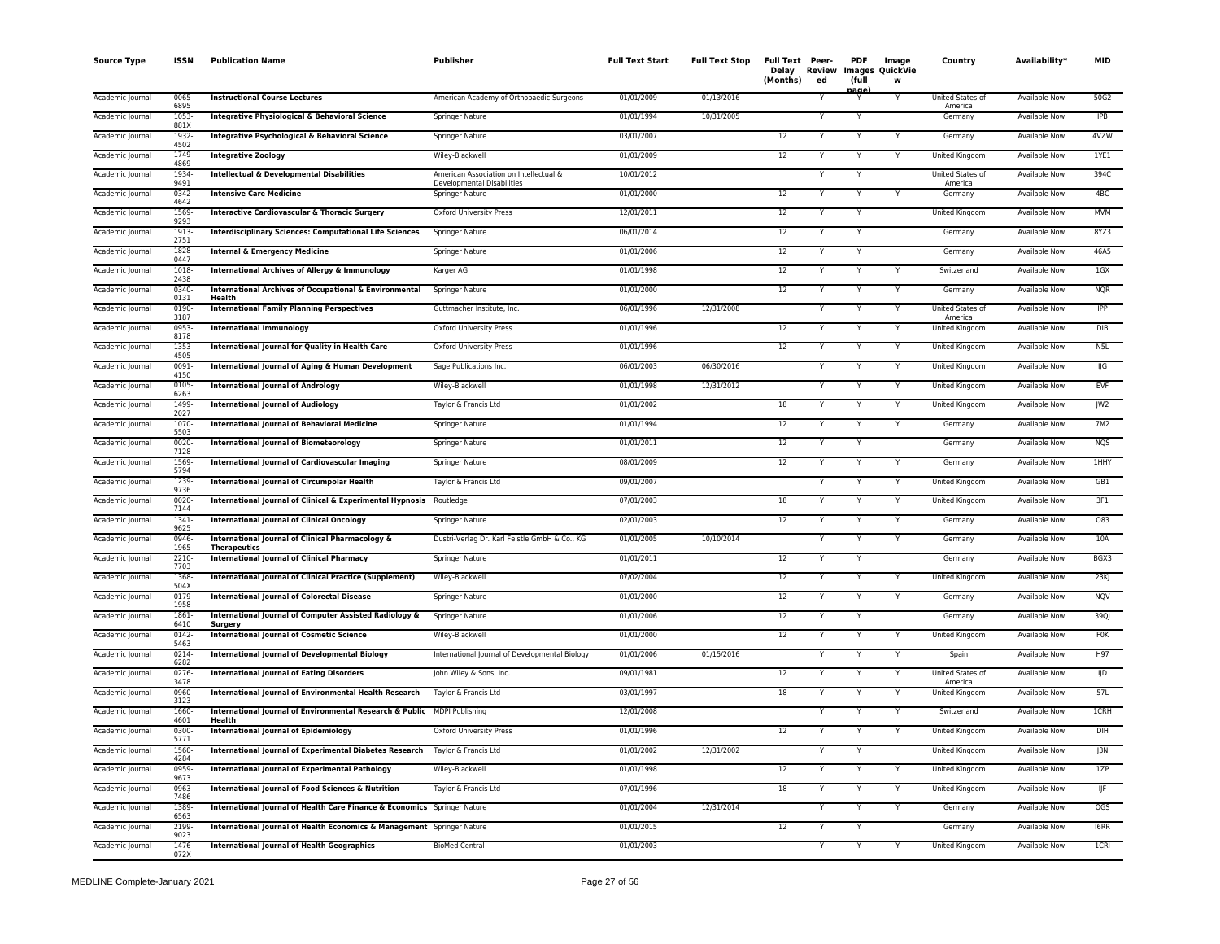| Source Type | ISSN | Publication Name | Publisher | Full Text Start | Full Text Stop | Full Text Delay (Months) | Peer-Reviewed | PDF Images (full page) | Image QuickView | Country | Availability* | MID |
|---|---|---|---|---|---|---|---|---|---|---|---|---|
| Academic Journal | 0065-6895 | **Instructional Course Lectures** | American Academy of Orthopaedic Surgeons | 01/01/2009 | 01/13/2016 | | Y | Y | Y | United States of America | Available Now | 50G2 |
| Academic Journal | 1053-881X | **Integrative Physiological & Behavioral Science** | Springer Nature | 01/01/1994 | 10/31/2005 | | Y | Y | | Germany | Available Now | IPB |
| Academic Journal | 1932-4502 | **Integrative Psychological & Behavioral Science** | Springer Nature | 03/01/2007 | | 12 | Y | Y | Y | Germany | Available Now | 4VZW |
| Academic Journal | 1749-4869 | **Integrative Zoology** | Wiley-Blackwell | 01/01/2009 | | 12 | Y | Y | Y | United Kingdom | Available Now | 1YE1 |
| Academic Journal | 1934-9491 | **Intellectual & Developmental Disabilities** | American Association on Intellectual & Developmental Disabilities | 10/01/2012 | | | Y | Y | | United States of America | Available Now | 394C |
| Academic Journal | 0342-4642 | **Intensive Care Medicine** | Springer Nature | 01/01/2000 | | 12 | Y | Y | Y | Germany | Available Now | 4BC |
| Academic Journal | 1569-9293 | **Interactive Cardiovascular & Thoracic Surgery** | Oxford University Press | 12/01/2011 | | 12 | Y | Y | | United Kingdom | Available Now | MVM |
| Academic Journal | 1913-2751 | **Interdisciplinary Sciences: Computational Life Sciences** | Springer Nature | 06/01/2014 | | 12 | Y | Y | | Germany | Available Now | 8YZ3 |
| Academic Journal | 1828-0447 | **Internal & Emergency Medicine** | Springer Nature | 01/01/2006 | | 12 | Y | Y | | Germany | Available Now | 46A5 |
| Academic Journal | 1018-2438 | **International Archives of Allergy & Immunology** | Karger AG | 01/01/1998 | | 12 | Y | Y | Y | Switzerland | Available Now | 1GX |
| Academic Journal | 0340-0131 | **International Archives of Occupational & Environmental Health** | Springer Nature | 01/01/2000 | | 12 | Y | Y | Y | Germany | Available Now | NQR |
| Academic Journal | 0190-3187 | **International Family Planning Perspectives** | Guttmacher Institute, Inc. | 06/01/1996 | 12/31/2008 | | Y | Y | Y | United States of America | Available Now | IPP |
| Academic Journal | 0953-8178 | **International Immunology** | Oxford University Press | 01/01/1996 | | 12 | Y | Y | Y | United Kingdom | Available Now | DIB |
| Academic Journal | 1353-4505 | **International Journal for Quality in Health Care** | Oxford University Press | 01/01/1996 | | 12 | Y | Y | Y | United Kingdom | Available Now | N5L |
| Academic Journal | 0091-4150 | **International Journal of Aging & Human Development** | Sage Publications Inc. | 06/01/2003 | 06/30/2016 | | Y | Y | Y | United Kingdom | Available Now | IJG |
| Academic Journal | 0105-6263 | **International Journal of Andrology** | Wiley-Blackwell | 01/01/1998 | 12/31/2012 | | Y | Y | Y | United Kingdom | Available Now | EVF |
| Academic Journal | 1499-2027 | **International Journal of Audiology** | Taylor & Francis Ltd | 01/01/2002 | | 18 | Y | Y | Y | United Kingdom | Available Now | JW2 |
| Academic Journal | 1070-5503 | **International Journal of Behavioral Medicine** | Springer Nature | 01/01/1994 | | 12 | Y | Y | Y | Germany | Available Now | 7M2 |
| Academic Journal | 0020-7128 | **International Journal of Biometeorology** | Springer Nature | 01/01/2011 | | 12 | Y | Y | | Germany | Available Now | NQS |
| Academic Journal | 1569-5794 | **International Journal of Cardiovascular Imaging** | Springer Nature | 08/01/2009 | | 12 | Y | Y | Y | Germany | Available Now | 1HHY |
| Academic Journal | 1239-9736 | **International Journal of Circumpolar Health** | Taylor & Francis Ltd | 09/01/2007 | | | Y | Y | Y | United Kingdom | Available Now | GB1 |
| Academic Journal | 0020-7144 | **International Journal of Clinical & Experimental Hypnosis** | Routledge | 07/01/2003 | | 18 | Y | Y | Y | United Kingdom | Available Now | 3F1 |
| Academic Journal | 1341-9625 | **International Journal of Clinical Oncology** | Springer Nature | 02/01/2003 | | 12 | Y | Y | Y | Germany | Available Now | O83 |
| Academic Journal | 0946-1965 | **International Journal of Clinical Pharmacology & Therapeutics** | Dustri-Verlag Dr. Karl Feistle GmbH & Co., KG | 01/01/2005 | 10/10/2014 | | Y | Y | Y | Germany | Available Now | 10A |
| Academic Journal | 2210-7703 | **International Journal of Clinical Pharmacy** | Springer Nature | 01/01/2011 | | 12 | Y | Y | | Germany | Available Now | BGX3 |
| Academic Journal | 1368-504X | **International Journal of Clinical Practice (Supplement)** | Wiley-Blackwell | 07/02/2004 | | 12 | Y | Y | Y | United Kingdom | Available Now | 23KJ |
| Academic Journal | 0179-1958 | **International Journal of Colorectal Disease** | Springer Nature | 01/01/2000 | | 12 | Y | Y | Y | Germany | Available Now | NQV |
| Academic Journal | 1861-6410 | **International Journal of Computer Assisted Radiology & Surgery** | Springer Nature | 01/01/2006 | | 12 | Y | Y | | Germany | Available Now | 39QJ |
| Academic Journal | 0142-5463 | **International Journal of Cosmetic Science** | Wiley-Blackwell | 01/01/2000 | | 12 | Y | Y | Y | United Kingdom | Available Now | F0K |
| Academic Journal | 0214-6282 | **International Journal of Developmental Biology** | International Journal of Developmental Biology | 01/01/2006 | 01/15/2016 | | Y | Y | Y | Spain | Available Now | H97 |
| Academic Journal | 0276-3478 | **International Journal of Eating Disorders** | John Wiley & Sons, Inc. | 09/01/1981 | | 12 | Y | Y | Y | United States of America | Available Now | IJD |
| Academic Journal | 0960-3123 | **International Journal of Environmental Health Research** | Taylor & Francis Ltd | 03/01/1997 | | 18 | Y | Y | Y | United Kingdom | Available Now | 57L |
| Academic Journal | 1660-4601 | **International Journal of Environmental Research & Public Health** | MDPI Publishing | 12/01/2008 | | | Y | Y | Y | Switzerland | Available Now | 1CRH |
| Academic Journal | 0300-5771 | **International Journal of Epidemiology** | Oxford University Press | 01/01/1996 | | 12 | Y | Y | Y | United Kingdom | Available Now | DIH |
| Academic Journal | 1560-4284 | **International Journal of Experimental Diabetes Research** | Taylor & Francis Ltd | 01/01/2002 | 12/31/2002 | | Y | Y | | United Kingdom | Available Now | J3N |
| Academic Journal | 0959-9673 | **International Journal of Experimental Pathology** | Wiley-Blackwell | 01/01/1998 | | 12 | Y | Y | Y | United Kingdom | Available Now | 1ZP |
| Academic Journal | 0963-7486 | **International Journal of Food Sciences & Nutrition** | Taylor & Francis Ltd | 07/01/1996 | | 18 | Y | Y | Y | United Kingdom | Available Now | IJF |
| Academic Journal | 1389-6563 | **International Journal of Health Care Finance & Economics** | Springer Nature | 01/01/2004 | 12/31/2014 | | Y | Y | Y | Germany | Available Now | OGS |
| Academic Journal | 2199-9023 | **International Journal of Health Economics & Management** | Springer Nature | 01/01/2015 | | 12 | Y | Y | | Germany | Available Now | I6RR |
| Academic Journal | 1476-072X | **International Journal of Health Geographics** | BioMed Central | 01/01/2003 | | | Y | Y | Y | United Kingdom | Available Now | 1CRI |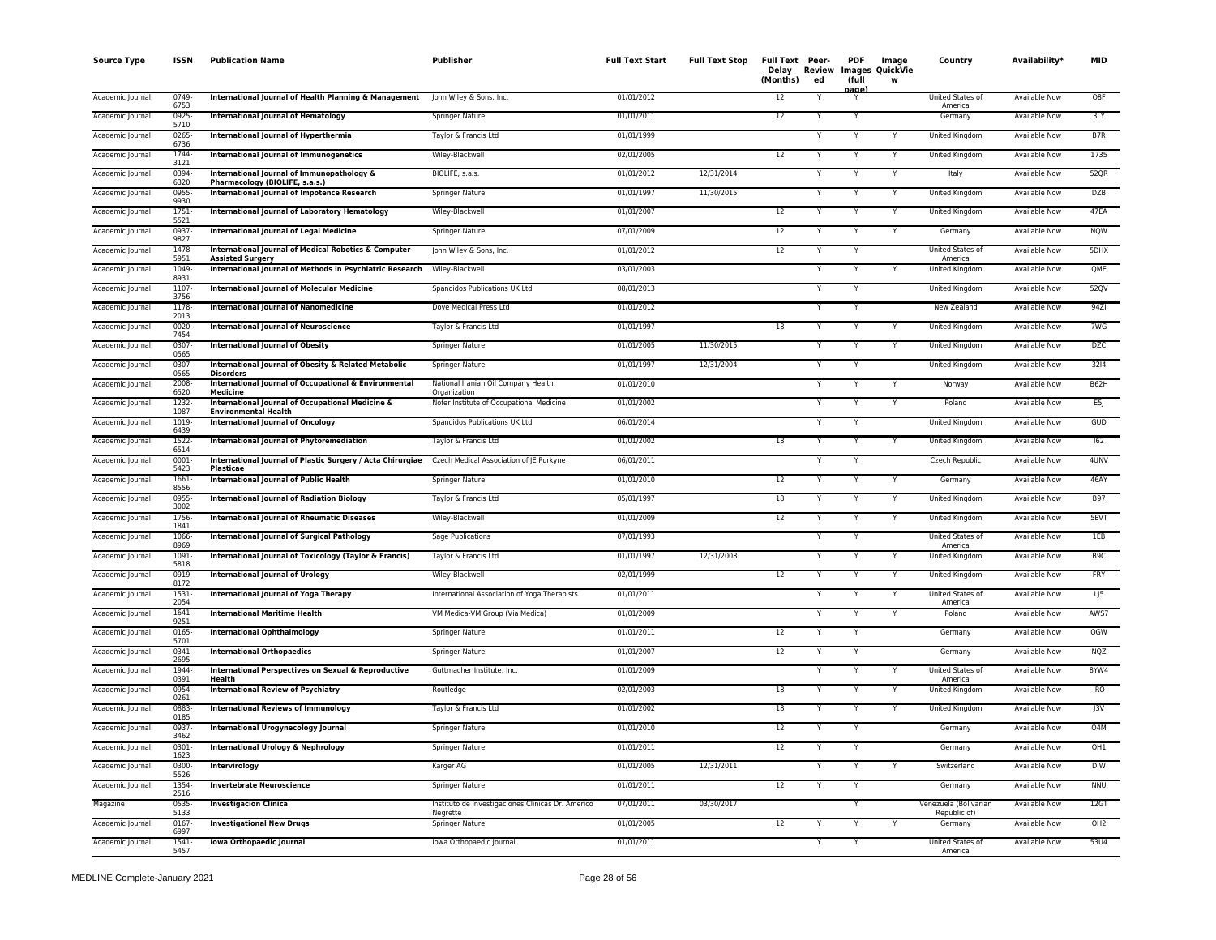| Source Type | ISSN | Publication Name | Publisher | Full Text Start | Full Text Stop | Full Text Delay (Months) | Peer-Reviewed | PDF Images (full page) | Image QuickView | Country | Availability* | MID |
|---|---|---|---|---|---|---|---|---|---|---|---|---|
| Academic Journal | 0749-6753 | **International Journal of Health Planning & Management** | John Wiley & Sons, Inc. | 01/01/2012 | | 12 | Y | Y | | United States of America | Available Now | O8F |
| Academic Journal | 0925-5710 | **International Journal of Hematology** | Springer Nature | 01/01/2011 | | 12 | Y | Y | | Germany | Available Now | 3LY |
| Academic Journal | 0265-6736 | **International Journal of Hyperthermia** | Taylor & Francis Ltd | 01/01/1999 | | | Y | Y | Y | United Kingdom | Available Now | B7R |
| Academic Journal | 1744-3121 | **International Journal of Immunogenetics** | Wiley-Blackwell | 02/01/2005 | | 12 | Y | Y | Y | United Kingdom | Available Now | 1735 |
| Academic Journal | 0394-6320 | **International Journal of Immunopathology & Pharmacology (BIOLIFE, s.a.s.)** | BIOLIFE, s.a.s. | 01/01/2012 | 12/31/2014 | | Y | Y | Y | Italy | Available Now | 52QR |
| Academic Journal | 0955-9930 | **International Journal of Impotence Research** | Springer Nature | 01/01/1997 | 11/30/2015 | | Y | Y | Y | United Kingdom | Available Now | DZB |
| Academic Journal | 1751-5521 | **International Journal of Laboratory Hematology** | Wiley-Blackwell | 01/01/2007 | | 12 | Y | Y | Y | United Kingdom | Available Now | 47EA |
| Academic Journal | 0937-9827 | **International Journal of Legal Medicine** | Springer Nature | 07/01/2009 | | 12 | Y | Y | Y | Germany | Available Now | NQW |
| Academic Journal | 1478-5951 | **International Journal of Medical Robotics & Computer Assisted Surgery** | John Wiley & Sons, Inc. | 01/01/2012 | | 12 | Y | Y | | United States of America | Available Now | 5DHX |
| Academic Journal | 1049-8931 | **International Journal of Methods in Psychiatric Research** | Wiley-Blackwell | 03/01/2003 | | | Y | Y | Y | United Kingdom | Available Now | QME |
| Academic Journal | 1107-3756 | **International Journal of Molecular Medicine** | Spandidos Publications UK Ltd | 08/01/2013 | | | Y | Y | | United Kingdom | Available Now | 52QV |
| Academic Journal | 1178-2013 | **International Journal of Nanomedicine** | Dove Medical Press Ltd | 01/01/2012 | | | Y | Y | | New Zealand | Available Now | 94ZI |
| Academic Journal | 0020-7454 | **International Journal of Neuroscience** | Taylor & Francis Ltd | 01/01/1997 | | 18 | Y | Y | Y | United Kingdom | Available Now | 7WG |
| Academic Journal | 0307-0565 | **International Journal of Obesity** | Springer Nature | 01/01/2005 | 11/30/2015 | | Y | Y | Y | United Kingdom | Available Now | DZC |
| Academic Journal | 0307-0565 | **International Journal of Obesity & Related Metabolic Disorders** | Springer Nature | 01/01/1997 | 12/31/2004 | | Y | Y | | United Kingdom | Available Now | 32I4 |
| Academic Journal | 2008-6520 | **International Journal of Occupational & Environmental Medicine** | National Iranian Oil Company Health Organization | 01/01/2010 | | | Y | Y | Y | Norway | Available Now | B62H |
| Academic Journal | 1232-1087 | **International Journal of Occupational Medicine & Environmental Health** | Nofer Institute of Occupational Medicine | 01/01/2002 | | | Y | Y | Y | Poland | Available Now | E5J |
| Academic Journal | 1019-6439 | **International Journal of Oncology** | Spandidos Publications UK Ltd | 06/01/2014 | | | Y | Y | | United Kingdom | Available Now | GUD |
| Academic Journal | 1522-6514 | **International Journal of Phytoremediation** | Taylor & Francis Ltd | 01/01/2002 | | 18 | Y | Y | Y | United Kingdom | Available Now | I62 |
| Academic Journal | 0001-5423 | **International Journal of Plastic Surgery / Acta Chirurgiae Plasticae** | Czech Medical Association of JE Purkyne | 06/01/2011 | | | Y | Y | | Czech Republic | Available Now | 4UNV |
| Academic Journal | 1661-8556 | **International Journal of Public Health** | Springer Nature | 01/01/2010 | | 12 | Y | Y | Y | Germany | Available Now | 46AY |
| Academic Journal | 0955-3002 | **International Journal of Radiation Biology** | Taylor & Francis Ltd | 05/01/1997 | | 18 | Y | Y | Y | United Kingdom | Available Now | B97 |
| Academic Journal | 1756-1841 | **International Journal of Rheumatic Diseases** | Wiley-Blackwell | 01/01/2009 | | 12 | Y | Y | Y | United Kingdom | Available Now | 5EVT |
| Academic Journal | 1066-8969 | **International Journal of Surgical Pathology** | Sage Publications | 07/01/1993 | | | Y | Y | | United States of America | Available Now | 1EB |
| Academic Journal | 1091-5818 | **International Journal of Toxicology (Taylor & Francis)** | Taylor & Francis Ltd | 01/01/1997 | 12/31/2008 | | Y | Y | Y | United Kingdom | Available Now | B9C |
| Academic Journal | 0919-8172 | **International Journal of Urology** | Wiley-Blackwell | 02/01/1999 | | 12 | Y | Y | Y | United Kingdom | Available Now | FRY |
| Academic Journal | 1531-2054 | **International Journal of Yoga Therapy** | International Association of Yoga Therapists | 01/01/2011 | | | Y | Y | Y | United States of America | Available Now | LJ5 |
| Academic Journal | 1641-9251 | **International Maritime Health** | VM Medica-VM Group (Via Medica) | 01/01/2009 | | | Y | Y | Y | Poland | Available Now | AWS7 |
| Academic Journal | 0165-5701 | **International Ophthalmology** | Springer Nature | 01/01/2011 | | 12 | Y | Y | | Germany | Available Now | OGW |
| Academic Journal | 0341-2695 | **International Orthopaedics** | Springer Nature | 01/01/2007 | | 12 | Y | Y | | Germany | Available Now | NQZ |
| Academic Journal | 1944-0391 | **International Perspectives on Sexual & Reproductive Health** | Guttmacher Institute, Inc. | 01/01/2009 | | | Y | Y | Y | United States of America | Available Now | 8YW4 |
| Academic Journal | 0954-0261 | **International Review of Psychiatry** | Routledge | 02/01/2003 | | 18 | Y | Y | Y | United Kingdom | Available Now | IRO |
| Academic Journal | 0883-0185 | **International Reviews of Immunology** | Taylor & Francis Ltd | 01/01/2002 | | 18 | Y | Y | Y | United Kingdom | Available Now | J3V |
| Academic Journal | 0937-3462 | **International Urogynecology Journal** | Springer Nature | 01/01/2010 | | 12 | Y | Y | | Germany | Available Now | O4M |
| Academic Journal | 0301-1623 | **International Urology & Nephrology** | Springer Nature | 01/01/2011 | | 12 | Y | Y | | Germany | Available Now | OH1 |
| Academic Journal | 0300-5526 | **Intervirology** | Karger AG | 01/01/2005 | 12/31/2011 | | Y | Y | Y | Switzerland | Available Now | DIW |
| Academic Journal | 1354-2516 | **Invertebrate Neuroscience** | Springer Nature | 01/01/2011 | | 12 | Y | Y | | Germany | Available Now | NNU |
| Magazine | 0535-5133 | **Investigacion Clinica** | Instituto de Investigaciones Clinicas Dr. Americo Negrette | 07/01/2011 | 03/30/2017 | | | Y | | Venezuela (Bolivarian Republic of) | Available Now | 12GT |
| Academic Journal | 0167-6997 | **Investigational New Drugs** | Springer Nature | 01/01/2005 | | 12 | Y | Y | Y | Germany | Available Now | OH2 |
| Academic Journal | 1541-5457 | **Iowa Orthopaedic Journal** | Iowa Orthopaedic Journal | 01/01/2011 | | | Y | Y | | United States of America | Available Now | 53U4 |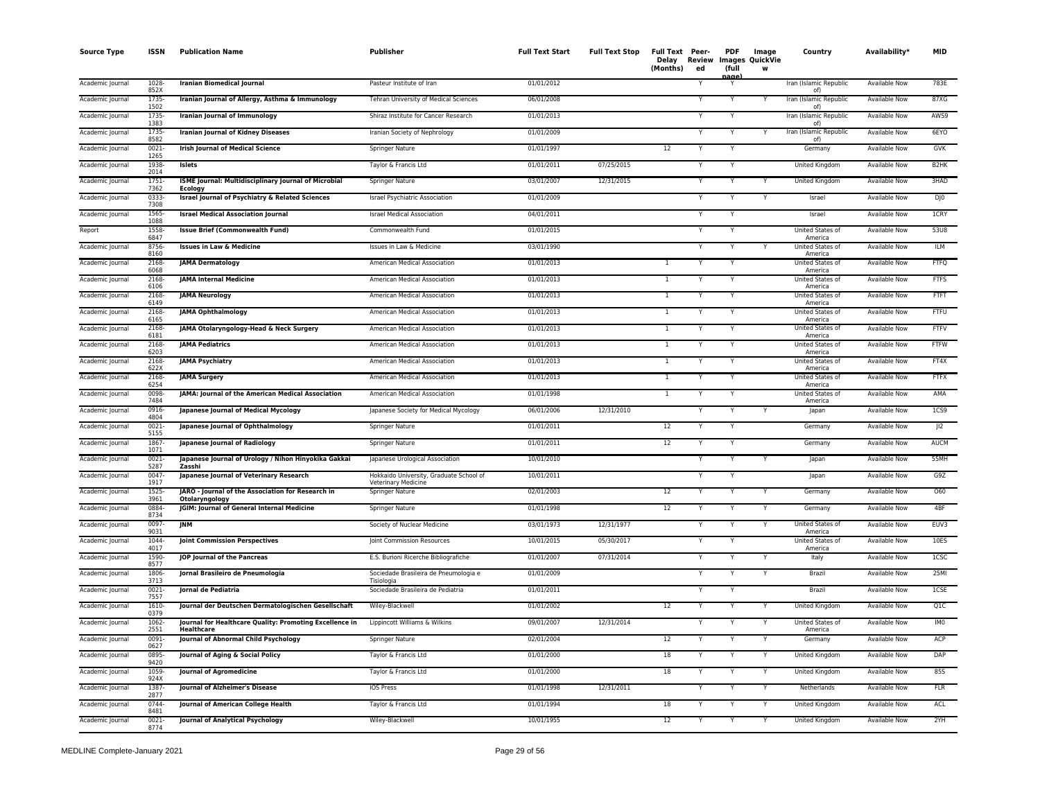| Source Type | ISSN | Publication Name | Publisher | Full Text Start | Full Text Stop | Full Text Delay (Months) | Peer-Reviewed | PDF Images (full page) | Image QuickView | Country | Availability* | MID |
| --- | --- | --- | --- | --- | --- | --- | --- | --- | --- | --- | --- | --- |
| Academic Journal | 1028-852X | **Iranian Biomedical Journal** | Pasteur Institute of Iran | 01/01/2012 | | | Y | Y | | Iran (Islamic Republic of) | Available Now | 783E |
| Academic Journal | 1735-1502 | **Iranian Journal of Allergy, Asthma & Immunology** | Tehran University of Medical Sciences | 06/01/2008 | | | Y | Y | Y | Iran (Islamic Republic of) | Available Now | 87XG |
| Academic Journal | 1735-1383 | **Iranian Journal of Immunology** | Shiraz Institute for Cancer Research | 01/01/2013 | | | Y | Y | | Iran (Islamic Republic of) | Available Now | AWS9 |
| Academic Journal | 1735-8582 | **Iranian Journal of Kidney Diseases** | Iranian Society of Nephrology | 01/01/2009 | | | Y | Y | Y | Iran (Islamic Republic of) | Available Now | 6EYO |
| Academic Journal | 0021-1265 | **Irish Journal of Medical Science** | Springer Nature | 01/01/1997 | | 12 | Y | Y | | Germany | Available Now | GVK |
| Academic Journal | 1938-2014 | **Islets** | Taylor & Francis Ltd | 01/01/2011 | 07/25/2015 | | Y | Y | | United Kingdom | Available Now | B2HK |
| Academic Journal | 1751-7362 | **ISME Journal: Multidisciplinary Journal of Microbial Ecology** | Springer Nature | 03/01/2007 | 12/31/2015 | | Y | Y | Y | United Kingdom | Available Now | 3HAD |
| Academic Journal | 0333-7308 | **Israel Journal of Psychiatry & Related Sciences** | Israel Psychiatric Association | 01/01/2009 | | | Y | Y | Y | Israel | Available Now | DJ0 |
| Academic Journal | 1565-1088 | **Israel Medical Association Journal** | Israel Medical Association | 04/01/2011 | | | Y | Y | | Israel | Available Now | 1CRY |
| Report | 1558-6847 | **Issue Brief (Commonwealth Fund)** | Commonwealth Fund | 01/01/2015 | | | Y | Y | | United States of America | Available Now | 53U8 |
| Academic Journal | 8756-8160 | **Issues in Law & Medicine** | Issues in Law & Medicine | 03/01/1990 | | | Y | Y | Y | United States of America | Available Now | ILM |
| Academic Journal | 2168-6068 | **JAMA Dermatology** | American Medical Association | 01/01/2013 | | 1 | Y | Y | | United States of America | Available Now | FTFQ |
| Academic Journal | 2168-6106 | **JAMA Internal Medicine** | American Medical Association | 01/01/2013 | | 1 | Y | Y | | United States of America | Available Now | FTFS |
| Academic Journal | 2168-6149 | **JAMA Neurology** | American Medical Association | 01/01/2013 | | 1 | Y | Y | | United States of America | Available Now | FTFT |
| Academic Journal | 2168-6165 | **JAMA Ophthalmology** | American Medical Association | 01/01/2013 | | 1 | Y | Y | | United States of America | Available Now | FTFU |
| Academic Journal | 2168-6181 | **JAMA Otolaryngology-Head & Neck Surgery** | American Medical Association | 01/01/2013 | | 1 | Y | Y | | United States of America | Available Now | FTFV |
| Academic Journal | 2168-6203 | **JAMA Pediatrics** | American Medical Association | 01/01/2013 | | 1 | Y | Y | | United States of America | Available Now | FTFW |
| Academic Journal | 2168-622X | **JAMA Psychiatry** | American Medical Association | 01/01/2013 | | 1 | Y | Y | | United States of America | Available Now | FT4X |
| Academic Journal | 2168-6254 | **JAMA Surgery** | American Medical Association | 01/01/2013 | | 1 | Y | Y | | United States of America | Available Now | FTFX |
| Academic Journal | 0098-7484 | **JAMA: Journal of the American Medical Association** | American Medical Association | 01/01/1998 | | 1 | Y | Y | | United States of America | Available Now | AMA |
| Academic Journal | 0916-4804 | **Japanese Journal of Medical Mycology** | Japanese Society for Medical Mycology | 06/01/2006 | 12/31/2010 | | Y | Y | Y | Japan | Available Now | 1CS9 |
| Academic Journal | 0021-5155 | **Japanese Journal of Ophthalmology** | Springer Nature | 01/01/2011 | | 12 | Y | Y | | Germany | Available Now | JI2 |
| Academic Journal | 1867-1071 | **Japanese Journal of Radiology** | Springer Nature | 01/01/2011 | | 12 | Y | Y | | Germany | Available Now | AUCM |
| Academic Journal | 0021-5287 | **Japanese Journal of Urology / Nihon Hinyokika Gakkai Zasshi** | Japanese Urological Association | 10/01/2010 | | | Y | Y | Y | Japan | Available Now | 55MH |
| Academic Journal | 0047-1917 | **Japanese Journal of Veterinary Research** | Hokkaido University, Graduate School of Veterinary Medicine | 10/01/2011 | | | Y | Y | | Japan | Available Now | G9Z |
| Academic Journal | 1525-3961 | **JARO - Journal of the Association for Research in Otolaryngology** | Springer Nature | 02/01/2003 | | 12 | Y | Y | Y | Germany | Available Now | O60 |
| Academic Journal | 0884-8734 | **JGIM: Journal of General Internal Medicine** | Springer Nature | 01/01/1998 | | 12 | Y | Y | Y | Germany | Available Now | 4BF |
| Academic Journal | 0097-9031 | **JNM** | Society of Nuclear Medicine | 03/01/1973 | 12/31/1977 | | Y | Y | Y | United States of America | Available Now | EUV3 |
| Academic Journal | 1044-4017 | **Joint Commission Perspectives** | Joint Commission Resources | 10/01/2015 | 05/30/2017 | | Y | Y | | United States of America | Available Now | 10ES |
| Academic Journal | 1590-8577 | **JOP Journal of the Pancreas** | E.S. Burioni Ricerche Bibliografiche | 01/01/2007 | 07/31/2014 | | Y | Y | Y | Italy | Available Now | 1CSC |
| Academic Journal | 1806-3713 | **Jornal Brasileiro de Pneumologia** | Sociedade Brasileira de Pneumologia e Tisiologia | 01/01/2009 | | | Y | Y | Y | Brazil | Available Now | 25MI |
| Academic Journal | 0021-7557 | **Jornal de Pediatria** | Sociedade Brasileira de Pediatria | 01/01/2011 | | | Y | Y | | Brazil | Available Now | 1CSE |
| Academic Journal | 1610-0379 | **Journal der Deutschen Dermatologischen Gesellschaft** | Wiley-Blackwell | 01/01/2002 | | 12 | Y | Y | Y | United Kingdom | Available Now | Q1C |
| Academic Journal | 1062-2551 | **Journal for Healthcare Quality: Promoting Excellence in Healthcare** | Lippincott Williams & Wilkins | 09/01/2007 | 12/31/2014 | | Y | Y | Y | United States of America | Available Now | IM0 |
| Academic Journal | 0091-0627 | **Journal of Abnormal Child Psychology** | Springer Nature | 02/01/2004 | | 12 | Y | Y | Y | Germany | Available Now | ACP |
| Academic Journal | 0895-9420 | **Journal of Aging & Social Policy** | Taylor & Francis Ltd | 01/01/2000 | | 18 | Y | Y | Y | United Kingdom | Available Now | DAP |
| Academic Journal | 1059-924X | **Journal of Agromedicine** | Taylor & Francis Ltd | 01/01/2000 | | 18 | Y | Y | Y | United Kingdom | Available Now | 85S |
| Academic Journal | 1387-2877 | **Journal of Alzheimer's Disease** | IOS Press | 01/01/1998 | 12/31/2011 | | Y | Y | Y | Netherlands | Available Now | FLR |
| Academic Journal | 0744-8481 | **Journal of American College Health** | Taylor & Francis Ltd | 01/01/1994 | | 18 | Y | Y | Y | United Kingdom | Available Now | ACL |
| Academic Journal | 0021-8774 | **Journal of Analytical Psychology** | Wiley-Blackwell | 10/01/1955 | | 12 | Y | Y | Y | United Kingdom | Available Now | 2YH |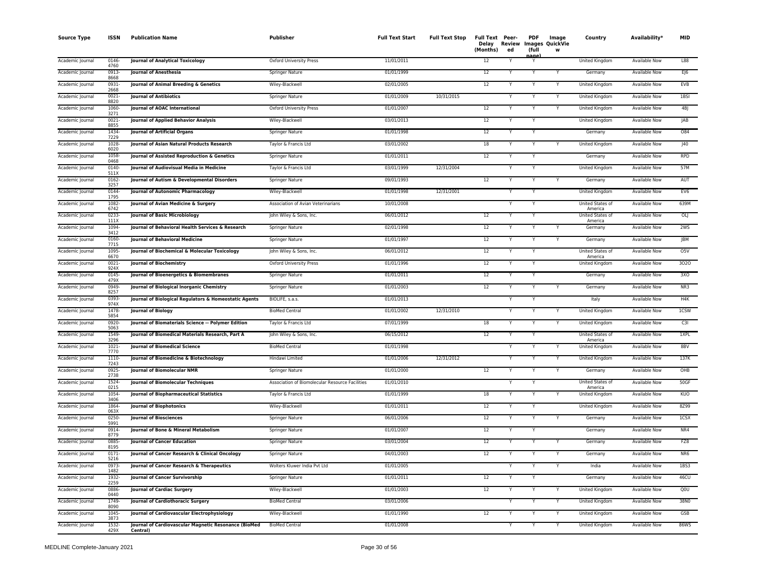| Source Type | ISSN | Publication Name | Publisher | Full Text Start | Full Text Stop | Full Text Delay (Months) | Peer-Reviewed | PDF Images (full page) | Image QuickView | Country | Availability* | MID |
|---|---|---|---|---|---|---|---|---|---|---|---|---|
| Academic Journal | 0146-4760 | **Journal of Analytical Toxicology** | Oxford University Press | 11/01/2011 | | 12 | Y | Y | | United Kingdom | Available Now | L88 |
| Academic Journal | 0913-8668 | **Journal of Anesthesia** | Springer Nature | 01/01/1999 | | 12 | Y | Y | Y | Germany | Available Now | EJ6 |
| Academic Journal | 0931-2668 | **Journal of Animal Breeding & Genetics** | Wiley-Blackwell | 02/01/2005 | | 12 | Y | Y | Y | United Kingdom | Available Now | EVB |
| Academic Journal | 0021-8820 | **Journal of Antibiotics** | Springer Nature | 01/01/2009 | 10/31/2015 | | Y | Y | Y | United Kingdom | Available Now | 1BSI |
| Academic Journal | 1060-3271 | **Journal of AOAC International** | Oxford University Press | 01/01/2007 | | 12 | Y | Y | Y | United Kingdom | Available Now | 4BJ |
| Academic Journal | 0021-8855 | **Journal of Applied Behavior Analysis** | Wiley-Blackwell | 03/01/2013 | | 12 | Y | Y | | United Kingdom | Available Now | JAB |
| Academic Journal | 1434-7229 | **Journal of Artificial Organs** | Springer Nature | 01/01/1998 | | 12 | Y | Y | | Germany | Available Now | O84 |
| Academic Journal | 1028-6020 | **Journal of Asian Natural Products Research** | Taylor & Francis Ltd | 03/01/2002 | | 18 | Y | Y | Y | United Kingdom | Available Now | J40 |
| Academic Journal | 1058-0468 | **Journal of Assisted Reproduction & Genetics** | Springer Nature | 01/01/2011 | | 12 | Y | Y | | Germany | Available Now | RPD |
| Academic Journal | 0140-511X | **Journal of Audiovisual Media in Medicine** | Taylor & Francis Ltd | 03/01/1999 | 12/31/2004 | | Y | Y | | United Kingdom | Available Now | 57M |
| Academic Journal | 0162-3257 | **Journal of Autism & Developmental Disorders** | Springer Nature | 09/01/1993 | | 12 | Y | Y | Y | Germany | Available Now | AUT |
| Academic Journal | 0144-1795 | **Journal of Autonomic Pharmacology** | Wiley-Blackwell | 01/01/1998 | 12/31/2001 | | Y | Y | | United Kingdom | Available Now | EV6 |
| Academic Journal | 1082-6742 | **Journal of Avian Medicine & Surgery** | Association of Avian Veterinarians | 10/01/2008 | | | Y | Y | | United States of America | Available Now | 639M |
| Academic Journal | 0233-111X | **Journal of Basic Microbiology** | John Wiley & Sons, Inc. | 06/01/2012 | | 12 | Y | Y | | United States of America | Available Now | OLJ |
| Academic Journal | 1094-3412 | **Journal of Behavioral Health Services & Research** | Springer Nature | 02/01/1998 | | 12 | Y | Y | Y | Germany | Available Now | 2WS |
| Academic Journal | 0160-7715 | **Journal of Behavioral Medicine** | Springer Nature | 01/01/1997 | | 12 | Y | Y | Y | Germany | Available Now | JBM |
| Academic Journal | 1095-6670 | **Journal of Biochemical & Molecular Toxicology** | John Wiley & Sons, Inc. | 06/01/2012 | | 12 | Y | Y | | United States of America | Available Now | O5V |
| Academic Journal | 0021-924X | **Journal of Biochemistry** | Oxford University Press | 01/01/1996 | | 12 | Y | Y | | United Kingdom | Available Now | 3O2O |
| Academic Journal | 0145-479X | **Journal of Bioenergetics & Biomembranes** | Springer Nature | 01/01/2011 | | 12 | Y | Y | | Germany | Available Now | 3XO |
| Academic Journal | 0949-8257 | **Journal of Biological Inorganic Chemistry** | Springer Nature | 01/01/2003 | | 12 | Y | Y | Y | Germany | Available Now | NR3 |
| Academic Journal | 0393-974X | **Journal of Biological Regulators & Homeostatic Agents** | BIOLIFE, s.a.s. | 01/01/2013 | | | Y | Y | | Italy | Available Now | H4K |
| Academic Journal | 1478-5854 | **Journal of Biology** | BioMed Central | 01/01/2002 | 12/31/2010 | | Y | Y | Y | United Kingdom | Available Now | 1CSW |
| Academic Journal | 0920-5063 | **Journal of Biomaterials Science -- Polymer Edition** | Taylor & Francis Ltd | 07/01/1999 | | 18 | Y | Y | Y | United Kingdom | Available Now | C3I |
| Academic Journal | 1549-3296 | **Journal of Biomedical Materials Research, Part A** | John Wiley & Sons, Inc. | 06/15/2012 | | 12 | Y | Y | | United States of America | Available Now | 1XPL |
| Academic Journal | 1021-7770 | **Journal of Biomedical Science** | BioMed Central | 01/01/1998 | | | Y | Y | Y | United Kingdom | Available Now | 8BV |
| Academic Journal | 1110-7243 | **Journal of Biomedicine & Biotechnology** | Hindawi Limited | 01/01/2006 | 12/31/2012 | | Y | Y | Y | United Kingdom | Available Now | 137K |
| Academic Journal | 0925-2738 | **Journal of Biomolecular NMR** | Springer Nature | 01/01/2000 | | 12 | Y | Y | Y | Germany | Available Now | OHB |
| Academic Journal | 1524-0215 | **Journal of Biomolecular Techniques** | Association of Biomolecular Resource Facilities | 01/01/2010 | | | Y | Y | | United States of America | Available Now | 50GF |
| Academic Journal | 1054-3406 | **Journal of Biopharmaceutical Statistics** | Taylor & Francis Ltd | 01/01/1999 | | 18 | Y | Y | Y | United Kingdom | Available Now | KUO |
| Academic Journal | 1864-063X | **Journal of Biophotonics** | Wiley-Blackwell | 01/01/2011 | | 12 | Y | Y | | United Kingdom | Available Now | 8Z99 |
| Academic Journal | 0250-5991 | **Journal of Biosciences** | Springer Nature | 06/01/2006 | | 12 | Y | Y | Y | Germany | Available Now | 1CSX |
| Academic Journal | 0914-8779 | **Journal of Bone & Mineral Metabolism** | Springer Nature | 01/01/2007 | | 12 | Y | Y | | Germany | Available Now | NR4 |
| Academic Journal | 0885-8195 | **Journal of Cancer Education** | Springer Nature | 03/01/2004 | | 12 | Y | Y | Y | Germany | Available Now | FZ8 |
| Academic Journal | 0171-5216 | **Journal of Cancer Research & Clinical Oncology** | Springer Nature | 04/01/2003 | | 12 | Y | Y | Y | Germany | Available Now | NR6 |
| Academic Journal | 0973-1482 | **Journal of Cancer Research & Therapeutics** | Wolters Kluwer India Pvt Ltd | 01/01/2005 | | | Y | Y | Y | India | Available Now | 1BS3 |
| Academic Journal | 1932-2259 | **Journal of Cancer Survivorship** | Springer Nature | 01/01/2011 | | 12 | Y | Y | | Germany | Available Now | 46CU |
| Academic Journal | 0886-0440 | **Journal of Cardiac Surgery** | Wiley-Blackwell | 01/01/2003 | | 12 | Y | Y | Y | United Kingdom | Available Now | Q0U |
| Academic Journal | 1749-8090 | **Journal of Cardiothoracic Surgery** | BioMed Central | 03/01/2006 | | | Y | Y | Y | United Kingdom | Available Now | 38N0 |
| Academic Journal | 1045-3873 | **Journal of Cardiovascular Electrophysiology** | Wiley-Blackwell | 01/01/1990 | | 12 | Y | Y | Y | United Kingdom | Available Now | GSB |
| Academic Journal | 1532-429X | **Journal of Cardiovascular Magnetic Resonance (BioMed Central)** | BioMed Central | 01/01/2008 | | | Y | Y | Y | United Kingdom | Available Now | 86WS |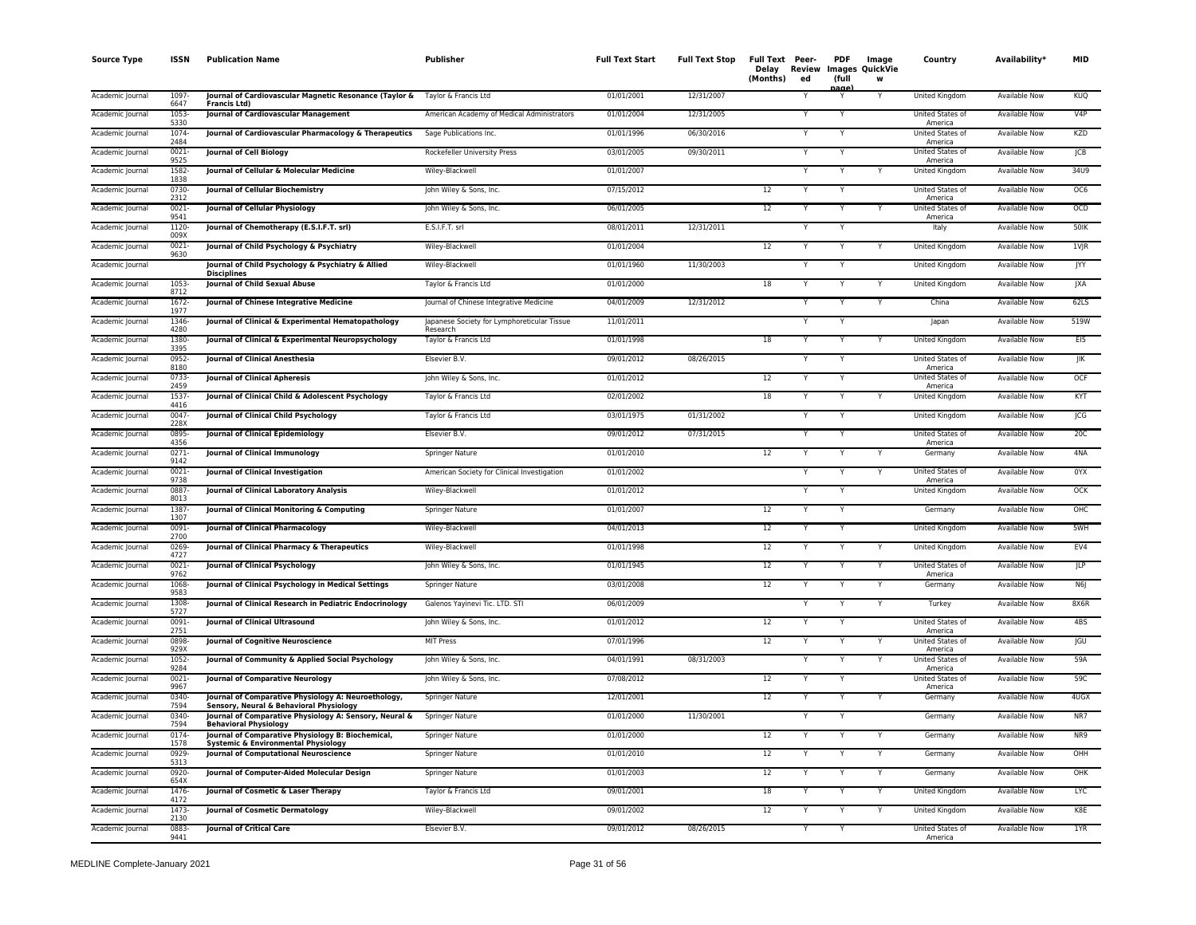| Source Type | ISSN | Publication Name | Publisher | Full Text Start | Full Text Stop | Full Text Delay (Months) | Peer-Reviewed | PDF Images (full page) | Image QuickView | Country | Availability* | MID |
|---|---|---|---|---|---|---|---|---|---|---|---|---|
| Academic Journal | 1097-6647 | **Journal of Cardiovascular Magnetic Resonance (Taylor & Francis Ltd)** | Taylor & Francis Ltd | 01/01/2001 | 12/31/2007 | | Y | Y | Y | United Kingdom | Available Now | KUQ |
| Academic Journal | 1053-5330 | **Journal of Cardiovascular Management** | American Academy of Medical Administrators | 01/01/2004 | 12/31/2005 | | Y | Y | | United States of America | Available Now | V4P |
| Academic Journal | 1074-2484 | **Journal of Cardiovascular Pharmacology & Therapeutics** | Sage Publications Inc. | 01/01/1996 | 06/30/2016 | | Y | Y | | United States of America | Available Now | KZD |
| Academic Journal | 0021-9525 | **Journal of Cell Biology** | Rockefeller University Press | 03/01/2005 | 09/30/2011 | | Y | Y | | United States of America | Available Now | JCB |
| Academic Journal | 1582-1838 | **Journal of Cellular & Molecular Medicine** | Wiley-Blackwell | 01/01/2007 | | | Y | Y | Y | United Kingdom | Available Now | 34U9 |
| Academic Journal | 0730-2312 | **Journal of Cellular Biochemistry** | John Wiley & Sons, Inc. | 07/15/2012 | | 12 | Y | Y | | United States of America | Available Now | OC6 |
| Academic Journal | 0021-9541 | **Journal of Cellular Physiology** | John Wiley & Sons, Inc. | 06/01/2005 | | 12 | Y | Y | Y | United States of America | Available Now | OCD |
| Academic Journal | 1120-009X | **Journal of Chemotherapy (E.S.I.F.T. srl)** | E.S.I.F.T. srl | 08/01/2011 | 12/31/2011 | | Y | Y | | Italy | Available Now | 50IK |
| Academic Journal | 0021-9630 | **Journal of Child Psychology & Psychiatry** | Wiley-Blackwell | 01/01/2004 | | 12 | Y | Y | Y | United Kingdom | Available Now | 1VJR |
| Academic Journal | | **Journal of Child Psychology & Psychiatry & Allied Disciplines** | Wiley-Blackwell | 01/01/1960 | 11/30/2003 | | Y | Y | | United Kingdom | Available Now | JYY |
| Academic Journal | 1053-8712 | **Journal of Child Sexual Abuse** | Taylor & Francis Ltd | 01/01/2000 | | 18 | Y | Y | Y | United Kingdom | Available Now | JXA |
| Academic Journal | 1672-1977 | **Journal of Chinese Integrative Medicine** | Journal of Chinese Integrative Medicine | 04/01/2009 | 12/31/2012 | | Y | Y | Y | China | Available Now | 62LS |
| Academic Journal | 1346-4280 | **Journal of Clinical & Experimental Hematopathology** | Japanese Society for Lymphoreticular Tissue Research | 11/01/2011 | | | Y | Y | | Japan | Available Now | 519W |
| Academic Journal | 1380-3395 | **Journal of Clinical & Experimental Neuropsychology** | Taylor & Francis Ltd | 01/01/1998 | | 18 | Y | Y | Y | United Kingdom | Available Now | EI5 |
| Academic Journal | 0952-8180 | **Journal of Clinical Anesthesia** | Elsevier B.V. | 09/01/2012 | 08/26/2015 | | Y | Y | | United States of America | Available Now | JIK |
| Academic Journal | 0733-2459 | **Journal of Clinical Apheresis** | John Wiley & Sons, Inc. | 01/01/2012 | | 12 | Y | Y | | United States of America | Available Now | OCF |
| Academic Journal | 1537-4416 | **Journal of Clinical Child & Adolescent Psychology** | Taylor & Francis Ltd | 02/01/2002 | | 18 | Y | Y | Y | United Kingdom | Available Now | KYT |
| Academic Journal | 0047-228X | **Journal of Clinical Child Psychology** | Taylor & Francis Ltd | 03/01/1975 | 01/31/2002 | | Y | Y | | United Kingdom | Available Now | JCG |
| Academic Journal | 0895-4356 | **Journal of Clinical Epidemiology** | Elsevier B.V. | 09/01/2012 | 07/31/2015 | | Y | Y | | United States of America | Available Now | 20C |
| Academic Journal | 0271-9142 | **Journal of Clinical Immunology** | Springer Nature | 01/01/2010 | | 12 | Y | Y | Y | Germany | Available Now | 4NA |
| Academic Journal | 0021-9738 | **Journal of Clinical Investigation** | American Society for Clinical Investigation | 01/01/2002 | | | Y | Y | Y | United States of America | Available Now | 0YX |
| Academic Journal | 0887-8013 | **Journal of Clinical Laboratory Analysis** | Wiley-Blackwell | 01/01/2012 | | | Y | Y | | United Kingdom | Available Now | OCK |
| Academic Journal | 1387-1307 | **Journal of Clinical Monitoring & Computing** | Springer Nature | 01/01/2007 | | 12 | Y | Y | | Germany | Available Now | OHC |
| Academic Journal | 0091-2700 | **Journal of Clinical Pharmacology** | Wiley-Blackwell | 04/01/2013 | | 12 | Y | Y | | United Kingdom | Available Now | 5WH |
| Academic Journal | 0269-4727 | **Journal of Clinical Pharmacy & Therapeutics** | Wiley-Blackwell | 01/01/1998 | | 12 | Y | Y | Y | United Kingdom | Available Now | EV4 |
| Academic Journal | 0021-9762 | **Journal of Clinical Psychology** | John Wiley & Sons, Inc. | 01/01/1945 | | 12 | Y | Y | Y | United States of America | Available Now | JLP |
| Academic Journal | 1068-9583 | **Journal of Clinical Psychology in Medical Settings** | Springer Nature | 03/01/2008 | | 12 | Y | Y | Y | Germany | Available Now | N6J |
| Academic Journal | 1308-5727 | **Journal of Clinical Research in Pediatric Endocrinology** | Galenos Yayinevi Tic. LTD. STI | 06/01/2009 | | | Y | Y | Y | Turkey | Available Now | 8X6R |
| Academic Journal | 0091-2751 | **Journal of Clinical Ultrasound** | John Wiley & Sons, Inc. | 01/01/2012 | | 12 | Y | Y | | United States of America | Available Now | 4BS |
| Academic Journal | 0898-929X | **Journal of Cognitive Neuroscience** | MIT Press | 07/01/1996 | | 12 | Y | Y | Y | United States of America | Available Now | JGU |
| Academic Journal | 1052-9284 | **Journal of Community & Applied Social Psychology** | John Wiley & Sons, Inc. | 04/01/1991 | 08/31/2003 | | Y | Y | Y | United States of America | Available Now | 59A |
| Academic Journal | 0021-9967 | **Journal of Comparative Neurology** | John Wiley & Sons, Inc. | 07/08/2012 | | 12 | Y | Y | | United States of America | Available Now | 59C |
| Academic Journal | 0340-7594 | **Journal of Comparative Physiology A: Neuroethology, Sensory, Neural & Behavioral Physiology** | Springer Nature | 12/01/2001 | | 12 | Y | Y | Y | Germany | Available Now | 4UGX |
| Academic Journal | 0340-7594 | **Journal of Comparative Physiology A: Sensory, Neural & Behavioral Physiology** | Springer Nature | 01/01/2000 | 11/30/2001 | | Y | Y | | Germany | Available Now | NR7 |
| Academic Journal | 0174-1578 | **Journal of Comparative Physiology B: Biochemical, Systemic & Environmental Physiology** | Springer Nature | 01/01/2000 | | 12 | Y | Y | Y | Germany | Available Now | NR9 |
| Academic Journal | 0929-5313 | **Journal of Computational Neuroscience** | Springer Nature | 01/01/2010 | | 12 | Y | Y | Y | Germany | Available Now | OHH |
| Academic Journal | 0920-654X | **Journal of Computer-Aided Molecular Design** | Springer Nature | 01/01/2003 | | 12 | Y | Y | Y | Germany | Available Now | OHK |
| Academic Journal | 1476-4172 | **Journal of Cosmetic & Laser Therapy** | Taylor & Francis Ltd | 09/01/2001 | | 18 | Y | Y | Y | United Kingdom | Available Now | LYC |
| Academic Journal | 1473-2130 | **Journal of Cosmetic Dermatology** | Wiley-Blackwell | 09/01/2002 | | 12 | Y | Y | Y | United Kingdom | Available Now | K8E |
| Academic Journal | 0883-9441 | **Journal of Critical Care** | Elsevier B.V. | 09/01/2012 | 08/26/2015 | | Y | Y | | United States of America | Available Now | 1YR |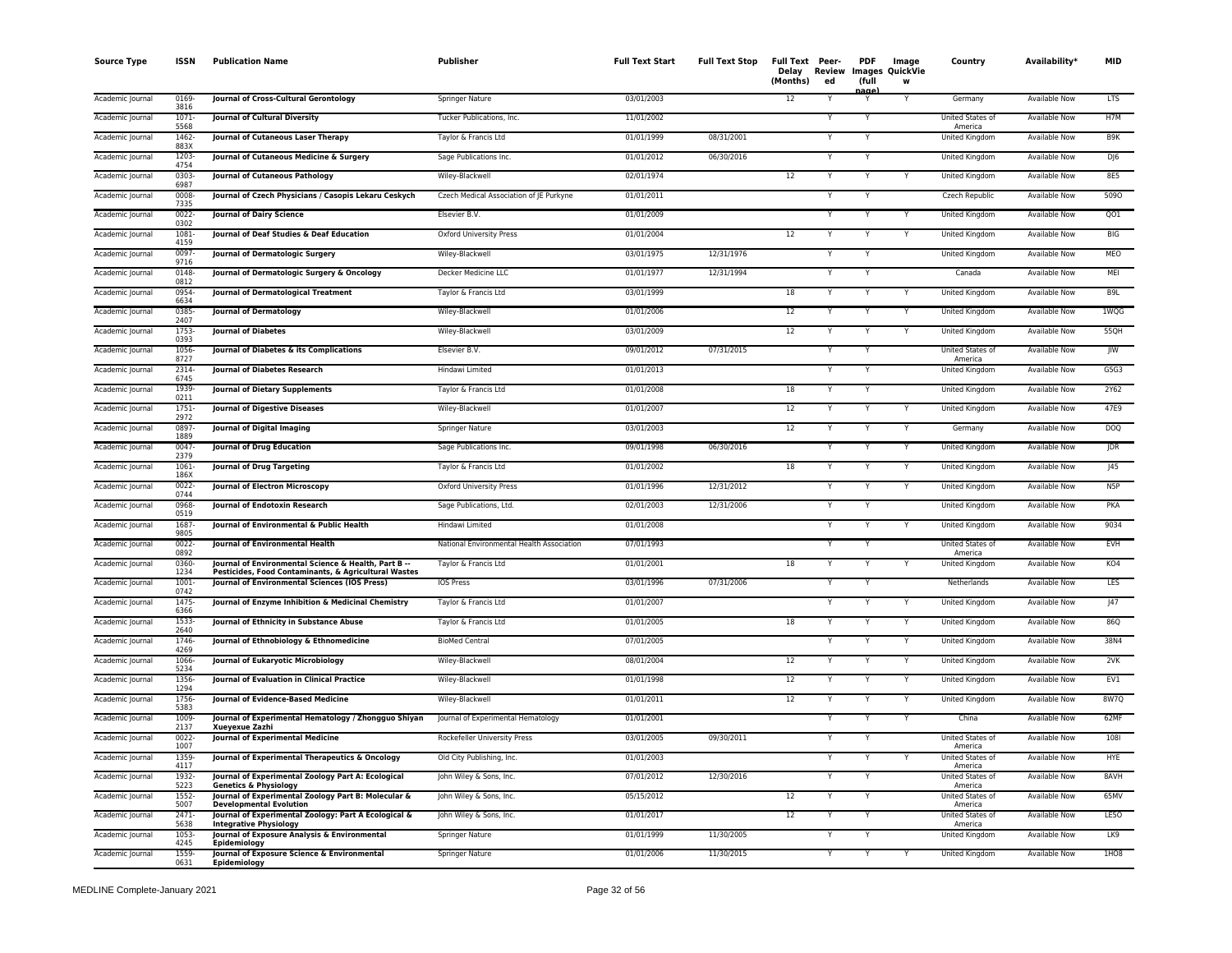| Source Type | ISSN | Publication Name | Publisher | Full Text Start | Full Text Stop | Full Text Delay (Months) | Peer-Reviewed | PDF Images (full page) | Image QuickView | Country | Availability* | MID |
|---|---|---|---|---|---|---|---|---|---|---|---|---|
| Academic Journal | 0169-3816 | **Journal of Cross-Cultural Gerontology** | Springer Nature | 03/01/2003 | | 12 | Y | Y | Y | Germany | Available Now | LTS |
| Academic Journal | 1071-5568 | **Journal of Cultural Diversity** | Tucker Publications, Inc. | 11/01/2002 | | | Y | Y | | United States of America | Available Now | H7M |
| Academic Journal | 1462-883X | **Journal of Cutaneous Laser Therapy** | Taylor & Francis Ltd | 01/01/1999 | 08/31/2001 | | Y | Y | | United Kingdom | Available Now | B9K |
| Academic Journal | 1203-4754 | **Journal of Cutaneous Medicine & Surgery** | Sage Publications Inc. | 01/01/2012 | 06/30/2016 | | Y | Y | | United Kingdom | Available Now | DJ6 |
| Academic Journal | 0303-6987 | **Journal of Cutaneous Pathology** | Wiley-Blackwell | 02/01/1974 | | 12 | Y | Y | Y | United Kingdom | Available Now | 8E5 |
| Academic Journal | 0008-7335 | **Journal of Czech Physicians / Casopis Lekaru Ceskych** | Czech Medical Association of JE Purkyne | 01/01/2011 | | | Y | Y | | Czech Republic | Available Now | 509O |
| Academic Journal | 0022-0302 | **Journal of Dairy Science** | Elsevier B.V. | 01/01/2009 | | | Y | Y | Y | United Kingdom | Available Now | QO1 |
| Academic Journal | 1081-4159 | **Journal of Deaf Studies & Deaf Education** | Oxford University Press | 01/01/2004 | | 12 | Y | Y | Y | United Kingdom | Available Now | BIG |
| Academic Journal | 0097-9716 | **Journal of Dermatologic Surgery** | Wiley-Blackwell | 03/01/1975 | 12/31/1976 | | Y | Y | | United Kingdom | Available Now | MEO |
| Academic Journal | 0148-0812 | **Journal of Dermatologic Surgery & Oncology** | Decker Medicine LLC | 01/01/1977 | 12/31/1994 | | Y | Y | | Canada | Available Now | MEI |
| Academic Journal | 0954-6634 | **Journal of Dermatological Treatment** | Taylor & Francis Ltd | 03/01/1999 | | 18 | Y | Y | Y | United Kingdom | Available Now | B9L |
| Academic Journal | 0385-2407 | **Journal of Dermatology** | Wiley-Blackwell | 01/01/2006 | | 12 | Y | Y | Y | United Kingdom | Available Now | 1WQG |
| Academic Journal | 1753-0393 | **Journal of Diabetes** | Wiley-Blackwell | 03/01/2009 | | 12 | Y | Y | Y | United Kingdom | Available Now | 55QH |
| Academic Journal | 1056-8727 | **Journal of Diabetes & its Complications** | Elsevier B.V. | 09/01/2012 | 07/31/2015 | | Y | Y | | United States of America | Available Now | JIW |
| Academic Journal | 2314-6745 | **Journal of Diabetes Research** | Hindawi Limited | 01/01/2013 | | | Y | Y | | United Kingdom | Available Now | G5G3 |
| Academic Journal | 1939-0211 | **Journal of Dietary Supplements** | Taylor & Francis Ltd | 01/01/2008 | | 18 | Y | Y | | United Kingdom | Available Now | 2Y62 |
| Academic Journal | 1751-2972 | **Journal of Digestive Diseases** | Wiley-Blackwell | 01/01/2007 | | 12 | Y | Y | Y | United Kingdom | Available Now | 47E9 |
| Academic Journal | 0897-1889 | **Journal of Digital Imaging** | Springer Nature | 03/01/2003 | | 12 | Y | Y | Y | Germany | Available Now | DOQ |
| Academic Journal | 0047-2379 | **Journal of Drug Education** | Sage Publications Inc. | 09/01/1998 | 06/30/2016 | | Y | Y | Y | United Kingdom | Available Now | JDR |
| Academic Journal | 1061-186X | **Journal of Drug Targeting** | Taylor & Francis Ltd | 01/01/2002 | | 18 | Y | Y | Y | United Kingdom | Available Now | J45 |
| Academic Journal | 0022-0744 | **Journal of Electron Microscopy** | Oxford University Press | 01/01/1996 | 12/31/2012 | | Y | Y | Y | United Kingdom | Available Now | N5P |
| Academic Journal | 0968-0519 | **Journal of Endotoxin Research** | Sage Publications, Ltd. | 02/01/2003 | 12/31/2006 | | Y | Y | | United Kingdom | Available Now | PKA |
| Academic Journal | 1687-9805 | **Journal of Environmental & Public Health** | Hindawi Limited | 01/01/2008 | | | Y | Y | Y | United Kingdom | Available Now | 9034 |
| Academic Journal | 0022-0892 | **Journal of Environmental Health** | National Environmental Health Association | 07/01/1993 | | | Y | Y | | United States of America | Available Now | EVH |
| Academic Journal | 0360-1234 | **Journal of Environmental Science & Health, Part B -- Pesticides, Food Contaminants, & Agricultural Wastes** | Taylor & Francis Ltd | 01/01/2001 | | 18 | Y | Y | Y | United Kingdom | Available Now | KO4 |
| Academic Journal | 1001-0742 | **Journal of Environmental Sciences (IOS Press)** | IOS Press | 03/01/1996 | 07/31/2006 | | Y | Y | | Netherlands | Available Now | LES |
| Academic Journal | 1475-6366 | **Journal of Enzyme Inhibition & Medicinal Chemistry** | Taylor & Francis Ltd | 01/01/2007 | | | Y | Y | Y | United Kingdom | Available Now | J47 |
| Academic Journal | 1533-2640 | **Journal of Ethnicity in Substance Abuse** | Taylor & Francis Ltd | 01/01/2005 | | 18 | Y | Y | Y | United Kingdom | Available Now | 86Q |
| Academic Journal | 1746-4269 | **Journal of Ethnobiology & Ethnomedicine** | BioMed Central | 07/01/2005 | | | Y | Y | Y | United Kingdom | Available Now | 38N4 |
| Academic Journal | 1066-5234 | **Journal of Eukaryotic Microbiology** | Wiley-Blackwell | 08/01/2004 | | 12 | Y | Y | Y | United Kingdom | Available Now | 2VK |
| Academic Journal | 1356-1294 | **Journal of Evaluation in Clinical Practice** | Wiley-Blackwell | 01/01/1998 | | 12 | Y | Y | Y | United Kingdom | Available Now | EV1 |
| Academic Journal | 1756-5383 | **Journal of Evidence-Based Medicine** | Wiley-Blackwell | 01/01/2011 | | 12 | Y | Y | Y | United Kingdom | Available Now | 8W7Q |
| Academic Journal | 1009-2137 | **Journal of Experimental Hematology / Zhongguo Shiyan Xueyexue Zazhi** | Journal of Experimental Hematology | 01/01/2001 | | | Y | Y | Y | China | Available Now | 62MF |
| Academic Journal | 0022-1007 | **Journal of Experimental Medicine** | Rockefeller University Press | 03/01/2005 | 09/30/2011 | | Y | Y | | United States of America | Available Now | 108I |
| Academic Journal | 1359-4117 | **Journal of Experimental Therapeutics & Oncology** | Old City Publishing, Inc. | 01/01/2003 | | | Y | Y | Y | United States of America | Available Now | HYE |
| Academic Journal | 1932-5223 | **Journal of Experimental Zoology Part A: Ecological Genetics & Physiology** | John Wiley & Sons, Inc. | 07/01/2012 | 12/30/2016 | | Y | Y | | United States of America | Available Now | 8AVH |
| Academic Journal | 1552-5007 | **Journal of Experimental Zoology Part B: Molecular & Developmental Evolution** | John Wiley & Sons, Inc. | 05/15/2012 | | 12 | Y | Y | | United States of America | Available Now | 65MV |
| Academic Journal | 2471-5638 | **Journal of Experimental Zoology: Part A Ecological & Integrative Physiology** | John Wiley & Sons, Inc. | 01/01/2017 | | 12 | Y | Y | | United States of America | Available Now | LE5O |
| Academic Journal | 1053-4245 | **Journal of Exposure Analysis & Environmental Epidemiology** | Springer Nature | 01/01/1999 | 11/30/2005 | | Y | Y | | United Kingdom | Available Now | LK9 |
| Academic Journal | 1559-0631 | **Journal of Exposure Science & Environmental Epidemiology** | Springer Nature | 01/01/2006 | 11/30/2015 | | Y | Y | Y | United Kingdom | Available Now | 1HO8 |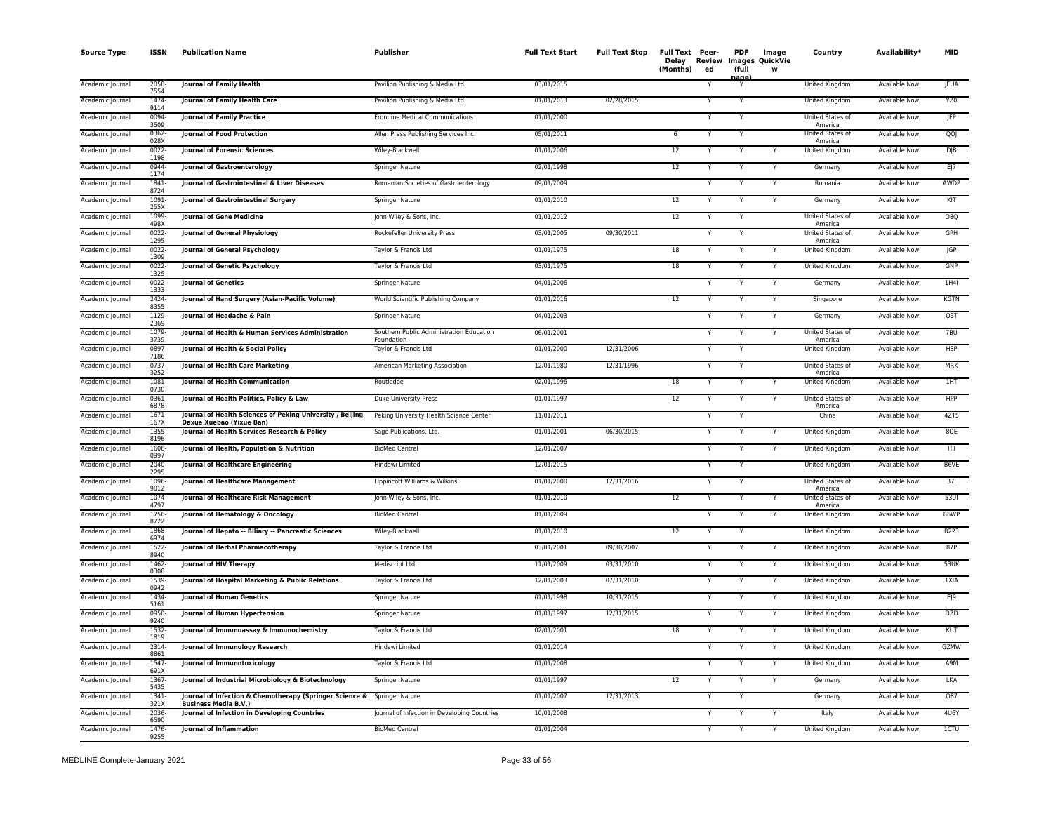| Source Type | ISSN | Publication Name | Publisher | Full Text Start | Full Text Stop | Full Text Delay (Months) | Peer-Reviewed | PDF Images (full page) | Image QuickView | Country | Availability* | MID |
|---|---|---|---|---|---|---|---|---|---|---|---|---|
| Academic Journal | 2058-7554 | **Journal of Family Health** | Pavilion Publishing & Media Ltd | 03/01/2015 | | | Y | Y | | United Kingdom | Available Now | JEUA |
| Academic Journal | 1474-9114 | **Journal of Family Health Care** | Pavilion Publishing & Media Ltd | 01/01/2013 | 02/28/2015 | | Y | Y | | United Kingdom | Available Now | YZ0 |
| Academic Journal | 0094-3509 | **Journal of Family Practice** | Frontline Medical Communications | 01/01/2000 | | | Y | Y | | United States of America | Available Now | JFP |
| Academic Journal | 0362-028X | **Journal of Food Protection** | Allen Press Publishing Services Inc. | 05/01/2011 | | 6 | Y | Y | | United States of America | Available Now | QOJ |
| Academic Journal | 0022-1198 | **Journal of Forensic Sciences** | Wiley-Blackwell | 01/01/2006 | | 12 | Y | Y | Y | United Kingdom | Available Now | DJB |
| Academic Journal | 0944-1174 | **Journal of Gastroenterology** | Springer Nature | 02/01/1998 | | 12 | Y | Y | Y | Germany | Available Now | EJ7 |
| Academic Journal | 1841-8724 | **Journal of Gastrointestinal & Liver Diseases** | Romanian Societies of Gastroenterology | 09/01/2009 | | | Y | Y | Y | Romania | Available Now | AWDP |
| Academic Journal | 1091-255X | **Journal of Gastrointestinal Surgery** | Springer Nature | 01/01/2010 | | 12 | Y | Y | Y | Germany | Available Now | KIT |
| Academic Journal | 1099-498X | **Journal of Gene Medicine** | John Wiley & Sons, Inc. | 01/01/2012 | | 12 | Y | Y | | United States of America | Available Now | O8Q |
| Academic Journal | 0022-1295 | **Journal of General Physiology** | Rockefeller University Press | 03/01/2005 | 09/30/2011 | | Y | Y | | United States of America | Available Now | GPH |
| Academic Journal | 0022-1309 | **Journal of General Psychology** | Taylor & Francis Ltd | 01/01/1975 | | 18 | Y | Y | Y | United Kingdom | Available Now | JGP |
| Academic Journal | 0022-1325 | **Journal of Genetic Psychology** | Taylor & Francis Ltd | 03/01/1975 | | 18 | Y | Y | Y | United Kingdom | Available Now | GNP |
| Academic Journal | 0022-1333 | **Journal of Genetics** | Springer Nature | 04/01/2006 | | | Y | Y | Y | Germany | Available Now | 1H4I |
| Academic Journal | 2424-8355 | **Journal of Hand Surgery (Asian-Pacific Volume)** | World Scientific Publishing Company | 01/01/2016 | | 12 | Y | Y | Y | Singapore | Available Now | KGTN |
| Academic Journal | 1129-2369 | **Journal of Headache & Pain** | Springer Nature | 04/01/2003 | | | Y | Y | Y | Germany | Available Now | O3T |
| Academic Journal | 1079-3739 | **Journal of Health & Human Services Administration** | Southern Public Administration Education Foundation | 06/01/2001 | | | Y | Y | Y | United States of America | Available Now | 7BU |
| Academic Journal | 0897-7186 | **Journal of Health & Social Policy** | Taylor & Francis Ltd | 01/01/2000 | 12/31/2006 | | Y | Y | | United Kingdom | Available Now | HSP |
| Academic Journal | 0737-3252 | **Journal of Health Care Marketing** | American Marketing Association | 12/01/1980 | 12/31/1996 | | Y | Y | | United States of America | Available Now | MRK |
| Academic Journal | 1081-0730 | **Journal of Health Communication** | Routledge | 02/01/1996 | | 18 | Y | Y | Y | United Kingdom | Available Now | 1HT |
| Academic Journal | 0361-6878 | **Journal of Health Politics, Policy & Law** | Duke University Press | 01/01/1997 | | 12 | Y | Y | Y | United States of America | Available Now | HPP |
| Academic Journal | 1671-167X | **Journal of Health Sciences of Peking University / Beijing Daxue Xuebao (Yixue Ban)** | Peking University Health Science Center | 11/01/2011 | | | Y | Y | | China | Available Now | 4ZT5 |
| Academic Journal | 1355-8196 | **Journal of Health Services Research & Policy** | Sage Publications, Ltd. | 01/01/2001 | 06/30/2015 | | Y | Y | Y | United Kingdom | Available Now | 8OE |
| Academic Journal | 1606-0997 | **Journal of Health, Population & Nutrition** | BioMed Central | 12/01/2007 | | | Y | Y | Y | United Kingdom | Available Now | HII |
| Academic Journal | 2040-2295 | **Journal of Healthcare Engineering** | Hindawi Limited | 12/01/2015 | | | Y | Y | | United Kingdom | Available Now | B6VE |
| Academic Journal | 1096-9012 | **Journal of Healthcare Management** | Lippincott Williams & Wilkins | 01/01/2000 | 12/31/2016 | | Y | Y | | United States of America | Available Now | 37I |
| Academic Journal | 1074-4797 | **Journal of Healthcare Risk Management** | John Wiley & Sons, Inc. | 01/01/2010 | | 12 | Y | Y | Y | United States of America | Available Now | 53UI |
| Academic Journal | 1756-8722 | **Journal of Hematology & Oncology** | BioMed Central | 01/01/2009 | | | Y | Y | Y | United Kingdom | Available Now | 86WP |
| Academic Journal | 1868-6974 | **Journal of Hepato -- Biliary -- Pancreatic Sciences** | Wiley-Blackwell | 01/01/2010 | | 12 | Y | Y | | United Kingdom | Available Now | B223 |
| Academic Journal | 1522-8940 | **Journal of Herbal Pharmacotherapy** | Taylor & Francis Ltd | 03/01/2001 | 09/30/2007 | | Y | Y | Y | United Kingdom | Available Now | 87P |
| Academic Journal | 1462-0308 | **Journal of HIV Therapy** | Mediscript Ltd. | 11/01/2009 | 03/31/2010 | | Y | Y | Y | United Kingdom | Available Now | 53UK |
| Academic Journal | 1539-0942 | **Journal of Hospital Marketing & Public Relations** | Taylor & Francis Ltd | 12/01/2003 | 07/31/2010 | | Y | Y | Y | United Kingdom | Available Now | 1XIA |
| Academic Journal | 1434-5161 | **Journal of Human Genetics** | Springer Nature | 01/01/1998 | 10/31/2015 | | Y | Y | Y | United Kingdom | Available Now | EJ9 |
| Academic Journal | 0950-9240 | **Journal of Human Hypertension** | Springer Nature | 01/01/1997 | 12/31/2015 | | Y | Y | Y | United Kingdom | Available Now | DZD |
| Academic Journal | 1532-1819 | **Journal of Immunoassay & Immunochemistry** | Taylor & Francis Ltd | 02/01/2001 | | 18 | Y | Y | Y | United Kingdom | Available Now | KUT |
| Academic Journal | 2314-8861 | **Journal of Immunology Research** | Hindawi Limited | 01/01/2014 | | | Y | Y | Y | United Kingdom | Available Now | GZMW |
| Academic Journal | 1547-691X | **Journal of Immunotoxicology** | Taylor & Francis Ltd | 01/01/2008 | | | Y | Y | Y | United Kingdom | Available Now | A9M |
| Academic Journal | 1367-5435 | **Journal of Industrial Microbiology & Biotechnology** | Springer Nature | 01/01/1997 | | 12 | Y | Y | Y | Germany | Available Now | LKA |
| Academic Journal | 1341-321X | **Journal of Infection & Chemotherapy (Springer Science & Business Media B.V.)** | Springer Nature | 01/01/2007 | 12/31/2013 | | Y | Y | | Germany | Available Now | O87 |
| Academic Journal | 2036-6590 | **Journal of Infection in Developing Countries** | Journal of Infection in Developing Countries | 10/01/2008 | | | Y | Y | Y | Italy | Available Now | 4U6Y |
| Academic Journal | 1476-9255 | **Journal of Inflammation** | BioMed Central | 01/01/2004 | | | Y | Y | Y | United Kingdom | Available Now | 1CTU |

MEDLINE Complete-January 2021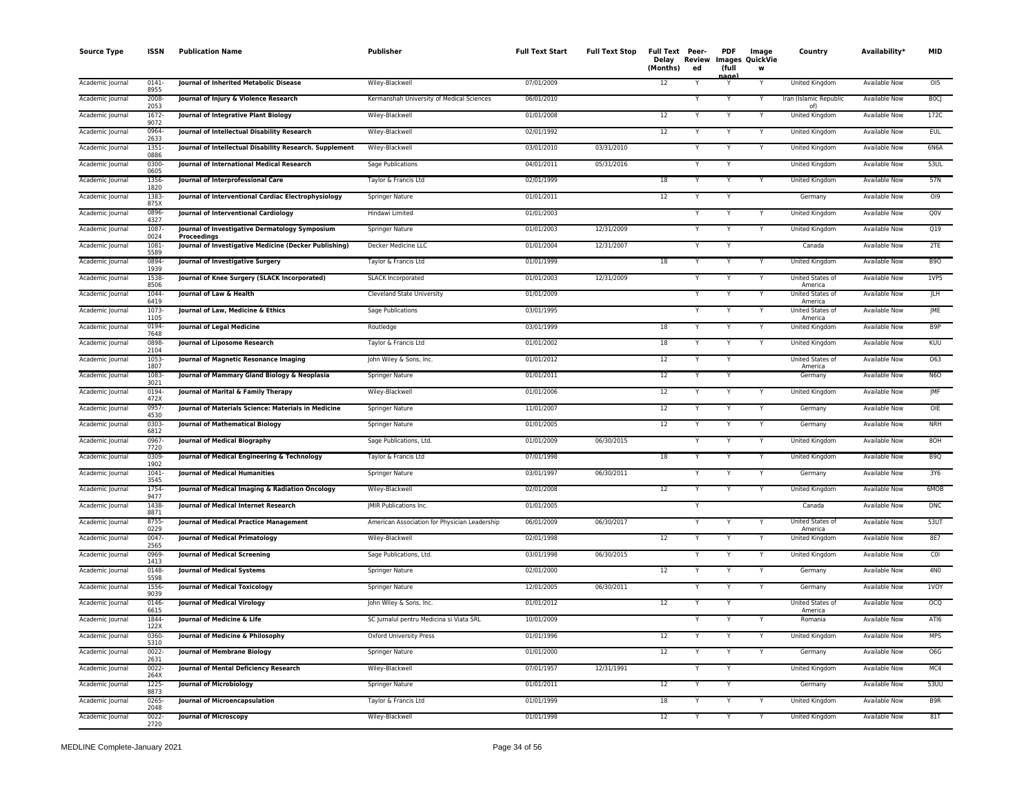| Source Type | ISSN | Publication Name | Publisher | Full Text Start | Full Text Stop | Full Text Delay (Months) | Peer-Reviewed | PDF Images (full page) | Image QuickView | Country | Availability* | MID |
|---|---|---|---|---|---|---|---|---|---|---|---|---|
| Academic Journal | 0141-8955 | Journal of Inherited Metabolic Disease | Wiley-Blackwell | 07/01/2009 | | 12 | Y | Y | Y | United Kingdom | Available Now | OI5 |
| Academic Journal | 2008-2053 | Journal of Injury & Violence Research | Kermanshah University of Medical Sciences | 06/01/2010 | | | Y | Y | Y | Iran (Islamic Republic of) | Available Now | B0CJ |
| Academic Journal | 1672-9072 | Journal of Integrative Plant Biology | Wiley-Blackwell | 01/01/2008 | | 12 | Y | Y | Y | United Kingdom | Available Now | 172C |
| Academic Journal | 0964-2633 | Journal of Intellectual Disability Research | Wiley-Blackwell | 02/01/1992 | | 12 | Y | Y | Y | United Kingdom | Available Now | EUL |
| Academic Journal | 1351-0886 | Journal of Intellectual Disability Research. Supplement | Wiley-Blackwell | 03/01/2010 | 03/31/2010 | | Y | Y | Y | United Kingdom | Available Now | 6N6A |
| Academic Journal | 0300-0605 | Journal of International Medical Research | Sage Publications | 04/01/2011 | 05/31/2016 | | Y | Y | | United Kingdom | Available Now | 53UL |
| Academic Journal | 1356-1820 | Journal of Interprofessional Care | Taylor & Francis Ltd | 02/01/1999 | | 18 | Y | Y | Y | United Kingdom | Available Now | 57N |
| Academic Journal | 1383-875X | Journal of Interventional Cardiac Electrophysiology | Springer Nature | 01/01/2011 | | 12 | Y | Y | | Germany | Available Now | OI9 |
| Academic Journal | 0896-4327 | Journal of Interventional Cardiology | Hindawi Limited | 01/01/2003 | | | Y | Y | Y | United Kingdom | Available Now | Q0V |
| Academic Journal | 1087-0024 | Journal of Investigative Dermatology Symposium Proceedings | Springer Nature | 01/01/2003 | 12/31/2009 | | Y | Y | Y | United Kingdom | Available Now | Q19 |
| Academic Journal | 1081-5589 | Journal of Investigative Medicine (Decker Publishing) | Decker Medicine LLC | 01/01/2004 | 12/31/2007 | | Y | Y | | Canada | Available Now | 2TE |
| Academic Journal | 0894-1939 | Journal of Investigative Surgery | Taylor & Francis Ltd | 01/01/1999 | | 18 | Y | Y | Y | United Kingdom | Available Now | B9O |
| Academic Journal | 1538-8506 | Journal of Knee Surgery (SLACK Incorporated) | SLACK Incorporated | 01/01/2003 | 12/31/2009 | | Y | Y | Y | United States of America | Available Now | 1VP5 |
| Academic Journal | 1044-6419 | Journal of Law & Health | Cleveland State University | 01/01/2009 | | | Y | Y | Y | United States of America | Available Now | JLH |
| Academic Journal | 1073-1105 | Journal of Law, Medicine & Ethics | Sage Publications | 03/01/1995 | | | Y | Y | Y | United States of America | Available Now | JME |
| Academic Journal | 0194-7648 | Journal of Legal Medicine | Routledge | 03/01/1999 | | 18 | Y | Y | Y | United Kingdom | Available Now | B9P |
| Academic Journal | 0898-2104 | Journal of Liposome Research | Taylor & Francis Ltd | 01/01/2002 | | 18 | Y | Y | Y | United Kingdom | Available Now | KUU |
| Academic Journal | 1053-1807 | Journal of Magnetic Resonance Imaging | John Wiley & Sons, Inc. | 01/01/2012 | | 12 | Y | Y | | United States of America | Available Now | O63 |
| Academic Journal | 1083-3021 | Journal of Mammary Gland Biology & Neoplasia | Springer Nature | 01/01/2011 | | 12 | Y | Y | | Germany | Available Now | N6O |
| Academic Journal | 0194-472X | Journal of Marital & Family Therapy | Wiley-Blackwell | 01/01/2006 | | 12 | Y | Y | Y | United Kingdom | Available Now | JMF |
| Academic Journal | 0957-4530 | Journal of Materials Science: Materials in Medicine | Springer Nature | 11/01/2007 | | 12 | Y | Y | Y | Germany | Available Now | OIE |
| Academic Journal | 0303-6812 | Journal of Mathematical Biology | Springer Nature | 01/01/2005 | | 12 | Y | Y | Y | Germany | Available Now | NRH |
| Academic Journal | 0967-7720 | Journal of Medical Biography | Sage Publications, Ltd. | 01/01/2009 | 06/30/2015 | | Y | Y | Y | United Kingdom | Available Now | 8OH |
| Academic Journal | 0309-1902 | Journal of Medical Engineering & Technology | Taylor & Francis Ltd | 07/01/1998 | | 18 | Y | Y | Y | United Kingdom | Available Now | B9Q |
| Academic Journal | 1041-3545 | Journal of Medical Humanities | Springer Nature | 03/01/1997 | 06/30/2011 | | Y | Y | Y | Germany | Available Now | 3Y6 |
| Academic Journal | 1754-9477 | Journal of Medical Imaging & Radiation Oncology | Wiley-Blackwell | 02/01/2008 | | 12 | Y | Y | Y | United Kingdom | Available Now | 6MOB |
| Academic Journal | 1438-8871 | Journal of Medical Internet Research | JMIR Publications Inc. | 01/01/2005 | | | Y | | | Canada | Available Now | DNC |
| Academic Journal | 8755-0229 | Journal of Medical Practice Management | American Association for Physician Leadership | 06/01/2009 | 06/30/2017 | | Y | Y | Y | United States of America | Available Now | 53UT |
| Academic Journal | 0047-2565 | Journal of Medical Primatology | Wiley-Blackwell | 02/01/1998 | | 12 | Y | Y | Y | United Kingdom | Available Now | 8E7 |
| Academic Journal | 0969-1413 | Journal of Medical Screening | Sage Publications, Ltd. | 03/01/1998 | 06/30/2015 | | Y | Y | Y | United Kingdom | Available Now | C0I |
| Academic Journal | 0148-5598 | Journal of Medical Systems | Springer Nature | 02/01/2000 | | 12 | Y | Y | Y | Germany | Available Now | 4N0 |
| Academic Journal | 1556-9039 | Journal of Medical Toxicology | Springer Nature | 12/01/2005 | 06/30/2011 | | Y | Y | Y | Germany | Available Now | 1VOY |
| Academic Journal | 0146-6615 | Journal of Medical Virology | John Wiley & Sons, Inc. | 01/01/2012 | | 12 | Y | Y | | United States of America | Available Now | OCQ |
| Academic Journal | 1844-122X | Journal of Medicine & Life | SC Jurnalul pentru Medicina si Viata SRL | 10/01/2009 | | | Y | Y | Y | Romania | Available Now | ATI6 |
| Academic Journal | 0360-5310 | Journal of Medicine & Philosophy | Oxford University Press | 01/01/1996 | | 12 | Y | Y | Y | United Kingdom | Available Now | MPS |
| Academic Journal | 0022-2631 | Journal of Membrane Biology | Springer Nature | 01/01/2000 | | 12 | Y | Y | Y | Germany | Available Now | O6G |
| Academic Journal | 0022-264X | Journal of Mental Deficiency Research | Wiley-Blackwell | 07/01/1957 | 12/31/1991 | | Y | Y | | United Kingdom | Available Now | MC4 |
| Academic Journal | 1225-8873 | Journal of Microbiology | Springer Nature | 01/01/2011 | | 12 | Y | Y | | Germany | Available Now | 53UU |
| Academic Journal | 0265-2048 | Journal of Microencapsulation | Taylor & Francis Ltd | 01/01/1999 | | 18 | Y | Y | Y | United Kingdom | Available Now | B9R |
| Academic Journal | 0022-2720 | Journal of Microscopy | Wiley-Blackwell | 01/01/1998 | | 12 | Y | Y | Y | United Kingdom | Available Now | 81T |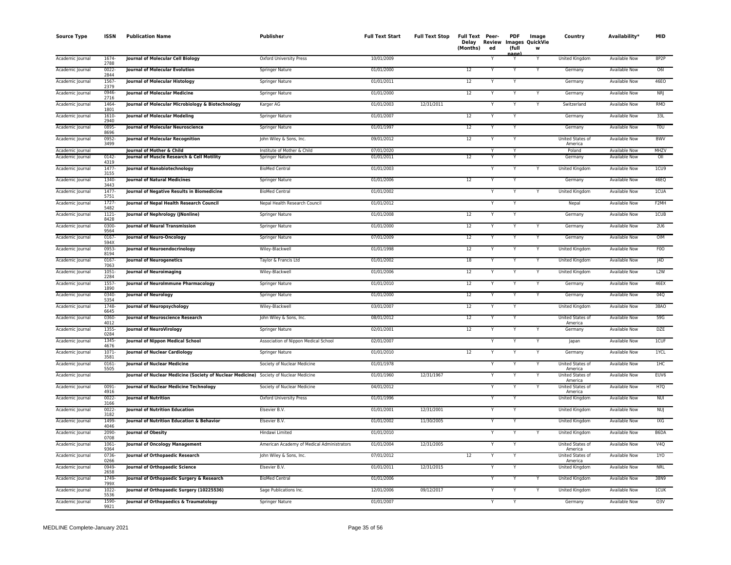| Source Type | ISSN | Publication Name | Publisher | Full Text Start | Full Text Stop | Full Text Delay (Months) | Peer-Reviewed | PDF Images (full page) | Image QuickView | Country | Availability* | MID |
|---|---|---|---|---|---|---|---|---|---|---|---|---|
| Academic Journal | 1674-2788 | **Journal of Molecular Cell Biology** | Oxford University Press | 10/01/2009 | | | Y | Y | Y | United Kingdom | Available Now | 8P2P |
| Academic Journal | 0022-2844 | **Journal of Molecular Evolution** | Springer Nature | 01/01/2000 | | 12 | Y | Y | Y | Germany | Available Now | O6I |
| Academic Journal | 1567-2379 | **Journal of Molecular Histology** | Springer Nature | 01/01/2011 | | 12 | Y | Y | | Germany | Available Now | 46EO |
| Academic Journal | 0946-2716 | **Journal of Molecular Medicine** | Springer Nature | 01/01/2000 | | 12 | Y | Y | Y | Germany | Available Now | NRJ |
| Academic Journal | 1464-1801 | **Journal of Molecular Microbiology & Biotechnology** | Karger AG | 01/01/2003 | 12/31/2011 | | Y | Y | Y | Switzerland | Available Now | RMD |
| Academic Journal | 1610-2940 | **Journal of Molecular Modeling** | Springer Nature | 01/01/2007 | | 12 | Y | Y | | Germany | Available Now | 33L |
| Academic Journal | 0895-8696 | **Journal of Molecular Neuroscience** | Springer Nature | 01/01/1997 | | 12 | Y | Y | | Germany | Available Now | T0U |
| Academic Journal | 0952-3499 | **Journal of Molecular Recognition** | John Wiley & Sons, Inc. | 09/01/2012 | | 12 | Y | Y | | United States of America | Available Now | BWV |
| Academic Journal | | **Journal of Mother & Child** | Institute of Mother & Child | 07/01/2020 | | | Y | Y | | Poland | Available Now | MHZV |
| Academic Journal | 0142-4319 | **Journal of Muscle Research & Cell Motility** | Springer Nature | 01/01/2011 | | 12 | Y | Y | | Germany | Available Now | OII |
| Academic Journal | 1477-3155 | **Journal of Nanobiotechnology** | BioMed Central | 01/01/2003 | | | Y | Y | Y | United Kingdom | Available Now | 1CU9 |
| Academic Journal | 1340-3443 | **Journal of Natural Medicines** | Springer Nature | 01/01/2006 | | 12 | Y | Y | | Germany | Available Now | 46EQ |
| Academic Journal | 1477-5751 | **Journal of Negative Results in Biomedicine** | BioMed Central | 01/01/2002 | | | Y | Y | Y | United Kingdom | Available Now | 1CUA |
| Academic Journal | 1727-5482 | **Journal of Nepal Health Research Council** | Nepal Health Research Council | 01/01/2012 | | | Y | Y | | Nepal | Available Now | F2MH |
| Academic Journal | 1121-8428 | **Journal of Nephrology (JNonline)** | Springer Nature | 01/01/2008 | | 12 | Y | Y | | Germany | Available Now | 1CUB |
| Academic Journal | 0300-9564 | **Journal of Neural Transmission** | Springer Nature | 01/01/2000 | | 12 | Y | Y | Y | Germany | Available Now | 2U6 |
| Academic Journal | 0167-594X | **Journal of Neuro-Oncology** | Springer Nature | 07/01/2009 | | 12 | Y | Y | Y | Germany | Available Now | OIM |
| Academic Journal | 0953-8194 | **Journal of Neuroendocrinology** | Wiley-Blackwell | 01/01/1998 | | 12 | Y | Y | Y | United Kingdom | Available Now | F0O |
| Academic Journal | 0167-7063 | **Journal of Neurogenetics** | Taylor & Francis Ltd | 01/01/2002 | | 18 | Y | Y | Y | United Kingdom | Available Now | J4D |
| Academic Journal | 1051-2284 | **Journal of Neuroimaging** | Wiley-Blackwell | 01/01/2006 | | 12 | Y | Y | Y | United Kingdom | Available Now | L2W |
| Academic Journal | 1557-1890 | **Journal of NeuroImmune Pharmacology** | Springer Nature | 01/01/2010 | | 12 | Y | Y | Y | Germany | Available Now | 46EX |
| Academic Journal | 0340-5354 | **Journal of Neurology** | Springer Nature | 01/01/2000 | | 12 | Y | Y | Y | Germany | Available Now | 04Q |
| Academic Journal | 1748-6645 | **Journal of Neuropsychology** | Wiley-Blackwell | 03/01/2007 | | 12 | Y | Y | | United Kingdom | Available Now | 38AO |
| Academic Journal | 0360-4012 | **Journal of Neuroscience Research** | John Wiley & Sons, Inc. | 08/01/2012 | | 12 | Y | Y | | United States of America | Available Now | 59G |
| Academic Journal | 1355-0284 | **Journal of NeuroVirology** | Springer Nature | 02/01/2001 | | 12 | Y | Y | Y | Germany | Available Now | DZE |
| Academic Journal | 1345-4676 | **Journal of Nippon Medical School** | Association of Nippon Medical School | 02/01/2007 | | | Y | Y | Y | Japan | Available Now | 1CUF |
| Academic Journal | 1071-3581 | **Journal of Nuclear Cardiology** | Springer Nature | 01/01/2010 | | 12 | Y | Y | Y | Germany | Available Now | 1YCL |
| Academic Journal | 0161-5505 | **Journal of Nuclear Medicine** | Society of Nuclear Medicine | 01/01/1978 | | | Y | Y | Y | United States of America | Available Now | 1HC |
| Academic Journal | | **Journal of Nuclear Medicine (Society of Nuclear Medicine)** | Society of Nuclear Medicine | 01/01/1960 | 12/31/1967 | | Y | Y | Y | United States of America | Available Now | EUV6 |
| Academic Journal | 0091-4916 | **Journal of Nuclear Medicine Technology** | Society of Nuclear Medicine | 04/01/2012 | | | Y | Y | Y | United States of America | Available Now | H7Q |
| Academic Journal | 0022-3166 | **Journal of Nutrition** | Oxford University Press | 01/01/1996 | | | Y | Y | | United Kingdom | Available Now | NUI |
| Academic Journal | 0022-3182 | **Journal of Nutrition Education** | Elsevier B.V. | 01/01/2001 | 12/31/2001 | | Y | Y | | United Kingdom | Available Now | NUJ |
| Academic Journal | 1499-4046 | **Journal of Nutrition Education & Behavior** | Elsevier B.V. | 01/01/2002 | 11/30/2005 | | Y | Y | | United Kingdom | Available Now | IXG |
| Academic Journal | 2090-0708 | **Journal of Obesity** | Hindawi Limited | 01/01/2010 | | | Y | Y | Y | United Kingdom | Available Now | B6DA |
| Academic Journal | 1061-9364 | **Journal of Oncology Management** | American Academy of Medical Administrators | 01/01/2004 | 12/31/2005 | | Y | Y | | United States of America | Available Now | V4Q |
| Academic Journal | 0736-0266 | **Journal of Orthopaedic Research** | John Wiley & Sons, Inc. | 07/01/2012 | | 12 | Y | Y | | United States of America | Available Now | 1YO |
| Academic Journal | 0949-2658 | **Journal of Orthopaedic Science** | Elsevier B.V. | 01/01/2011 | 12/31/2015 | | Y | Y | | United Kingdom | Available Now | NRL |
| Academic Journal | 1749-799X | **Journal of Orthopaedic Surgery & Research** | BioMed Central | 01/01/2006 | | | Y | Y | Y | United Kingdom | Available Now | 38N9 |
| Academic Journal | 1022-5536 | **Journal of Orthopaedic Surgery (10225536)** | Sage Publications Inc. | 12/01/2006 | 09/12/2017 | | Y | Y | Y | United Kingdom | Available Now | 1CUK |
| Academic Journal | 1590-9921 | **Journal of Orthopaedics & Traumatology** | Springer Nature | 01/01/2007 | | | Y | Y | | Germany | Available Now | O3V |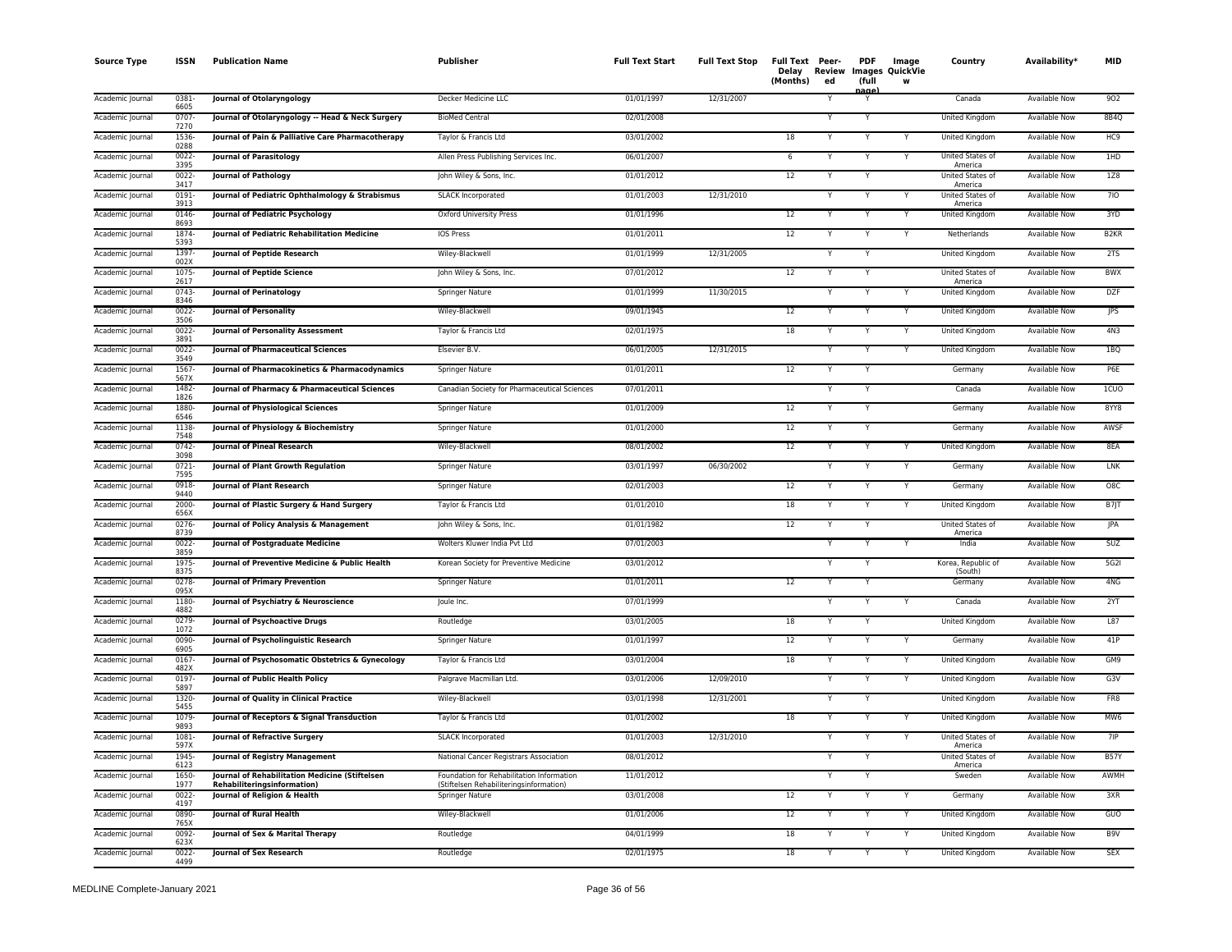| Source Type | ISSN | Publication Name | Publisher | Full Text Start | Full Text Stop | Full Text Delay (Months) | Peer-Reviewed | PDF Images (full page) | Image QuickView | Country | Availability* | MID |
|---|---|---|---|---|---|---|---|---|---|---|---|---|
| Academic Journal | 0381-6605 | **Journal of Otolaryngology** | Decker Medicine LLC | 01/01/1997 | 12/31/2007 | | Y | Y | | Canada | Available Now | 9O2 |
| Academic Journal | 0707-7270 | **Journal of Otolaryngology -- Head & Neck Surgery** | BioMed Central | 02/01/2008 | | | Y | Y | | United Kingdom | Available Now | 8B4Q |
| Academic Journal | 1536-0288 | **Journal of Pain & Palliative Care Pharmacotherapy** | Taylor & Francis Ltd | 03/01/2002 | | 18 | Y | Y | Y | United Kingdom | Available Now | HC9 |
| Academic Journal | 0022-3395 | **Journal of Parasitology** | Allen Press Publishing Services Inc. | 06/01/2007 | | 6 | Y | Y | Y | United States of America | Available Now | 1HD |
| Academic Journal | 0022-3417 | **Journal of Pathology** | John Wiley & Sons, Inc. | 01/01/2012 | | 12 | Y | Y | | United States of America | Available Now | 1Z8 |
| Academic Journal | 0191-3913 | **Journal of Pediatric Ophthalmology & Strabismus** | SLACK Incorporated | 01/01/2003 | 12/31/2010 | | Y | Y | Y | United States of America | Available Now | 7IO |
| Academic Journal | 0146-8693 | **Journal of Pediatric Psychology** | Oxford University Press | 01/01/1996 | | 12 | Y | Y | Y | United Kingdom | Available Now | 3YD |
| Academic Journal | 1874-5393 | **Journal of Pediatric Rehabilitation Medicine** | IOS Press | 01/01/2011 | | 12 | Y | Y | Y | Netherlands | Available Now | B2KR |
| Academic Journal | 1397-002X | **Journal of Peptide Research** | Wiley-Blackwell | 01/01/1999 | 12/31/2005 | | Y | Y | | United Kingdom | Available Now | 2TS |
| Academic Journal | 1075-2617 | **Journal of Peptide Science** | John Wiley & Sons, Inc. | 07/01/2012 | | 12 | Y | Y | | United States of America | Available Now | BWX |
| Academic Journal | 0743-8346 | **Journal of Perinatology** | Springer Nature | 01/01/1999 | 11/30/2015 | | Y | Y | Y | United Kingdom | Available Now | DZF |
| Academic Journal | 0022-3506 | **Journal of Personality** | Wiley-Blackwell | 09/01/1945 | | 12 | Y | Y | Y | United Kingdom | Available Now | JPS |
| Academic Journal | 0022-3891 | **Journal of Personality Assessment** | Taylor & Francis Ltd | 02/01/1975 | | 18 | Y | Y | Y | United Kingdom | Available Now | 4N3 |
| Academic Journal | 0022-3549 | **Journal of Pharmaceutical Sciences** | Elsevier B.V. | 06/01/2005 | 12/31/2015 | | Y | Y | Y | United Kingdom | Available Now | 1BQ |
| Academic Journal | 1567-567X | **Journal of Pharmacokinetics & Pharmacodynamics** | Springer Nature | 01/01/2011 | | 12 | Y | Y | | Germany | Available Now | P6E |
| Academic Journal | 1482-1826 | **Journal of Pharmacy & Pharmaceutical Sciences** | Canadian Society for Pharmaceutical Sciences | 07/01/2011 | | | Y | Y | | Canada | Available Now | 1CUO |
| Academic Journal | 1880-6546 | **Journal of Physiological Sciences** | Springer Nature | 01/01/2009 | | 12 | Y | Y | | Germany | Available Now | 8YY8 |
| Academic Journal | 1138-7548 | **Journal of Physiology & Biochemistry** | Springer Nature | 01/01/2000 | | 12 | Y | Y | | Germany | Available Now | AWSF |
| Academic Journal | 0742-3098 | **Journal of Pineal Research** | Wiley-Blackwell | 08/01/2002 | | 12 | Y | Y | Y | United Kingdom | Available Now | 8EA |
| Academic Journal | 0721-7595 | **Journal of Plant Growth Regulation** | Springer Nature | 03/01/1997 | 06/30/2002 | | Y | Y | Y | Germany | Available Now | LNK |
| Academic Journal | 0918-9440 | **Journal of Plant Research** | Springer Nature | 02/01/2003 | | 12 | Y | Y | Y | Germany | Available Now | O8C |
| Academic Journal | 2000-656X | **Journal of Plastic Surgery & Hand Surgery** | Taylor & Francis Ltd | 01/01/2010 | | 18 | Y | Y | Y | United Kingdom | Available Now | B7JT |
| Academic Journal | 0276-8739 | **Journal of Policy Analysis & Management** | John Wiley & Sons, Inc. | 01/01/1982 | | 12 | Y | Y | | United States of America | Available Now | JPA |
| Academic Journal | 0022-3859 | **Journal of Postgraduate Medicine** | Wolters Kluwer India Pvt Ltd | 07/01/2003 | | | Y | Y | Y | India | Available Now | SUZ |
| Academic Journal | 1975-8375 | **Journal of Preventive Medicine & Public Health** | Korean Society for Preventive Medicine | 03/01/2012 | | | Y | Y | | Korea, Republic of (South) | Available Now | 5G2I |
| Academic Journal | 0278-095X | **Journal of Primary Prevention** | Springer Nature | 01/01/2011 | | 12 | Y | Y | | Germany | Available Now | 4NG |
| Academic Journal | 1180-4882 | **Journal of Psychiatry & Neuroscience** | Joule Inc. | 07/01/1999 | | | Y | Y | Y | Canada | Available Now | 2YT |
| Academic Journal | 0279-1072 | **Journal of Psychoactive Drugs** | Routledge | 03/01/2005 | | 18 | Y | Y | | United Kingdom | Available Now | L87 |
| Academic Journal | 0090-6905 | **Journal of Psycholinguistic Research** | Springer Nature | 01/01/1997 | | 12 | Y | Y | Y | Germany | Available Now | 41P |
| Academic Journal | 0167-482X | **Journal of Psychosomatic Obstetrics & Gynecology** | Taylor & Francis Ltd | 03/01/2004 | | 18 | Y | Y | Y | United Kingdom | Available Now | GM9 |
| Academic Journal | 0197-5897 | **Journal of Public Health Policy** | Palgrave Macmillan Ltd. | 03/01/2006 | 12/09/2010 | | Y | Y | Y | United Kingdom | Available Now | G3V |
| Academic Journal | 1320-5455 | **Journal of Quality in Clinical Practice** | Wiley-Blackwell | 03/01/1998 | 12/31/2001 | | Y | Y | | United Kingdom | Available Now | FR8 |
| Academic Journal | 1079-9893 | **Journal of Receptors & Signal Transduction** | Taylor & Francis Ltd | 01/01/2002 | | 18 | Y | Y | Y | United Kingdom | Available Now | MW6 |
| Academic Journal | 1081-597X | **Journal of Refractive Surgery** | SLACK Incorporated | 01/01/2003 | 12/31/2010 | | Y | Y | Y | United States of America | Available Now | 7IP |
| Academic Journal | 1945-6123 | **Journal of Registry Management** | National Cancer Registrars Association | 08/01/2012 | | | Y | Y | | United States of America | Available Now | B57Y |
| Academic Journal | 1650-1977 | **Journal of Rehabilitation Medicine (Stiftelsen Rehabiliteringsinformation)** | Foundation for Rehabilitation Information (Stiftelsen Rehabiliteringsinformation) | 11/01/2012 | | | Y | Y | | Sweden | Available Now | AWMH |
| Academic Journal | 0022-4197 | **Journal of Religion & Health** | Springer Nature | 03/01/2008 | | 12 | Y | Y | Y | Germany | Available Now | 3XR |
| Academic Journal | 0890-765X | **Journal of Rural Health** | Wiley-Blackwell | 01/01/2006 | | 12 | Y | Y | Y | United Kingdom | Available Now | GUO |
| Academic Journal | 0092-623X | **Journal of Sex & Marital Therapy** | Routledge | 04/01/1999 | | 18 | Y | Y | Y | United Kingdom | Available Now | B9V |
| Academic Journal | 0022-4499 | **Journal of Sex Research** | Routledge | 02/01/1975 | | 18 | Y | Y | Y | United Kingdom | Available Now | SEX |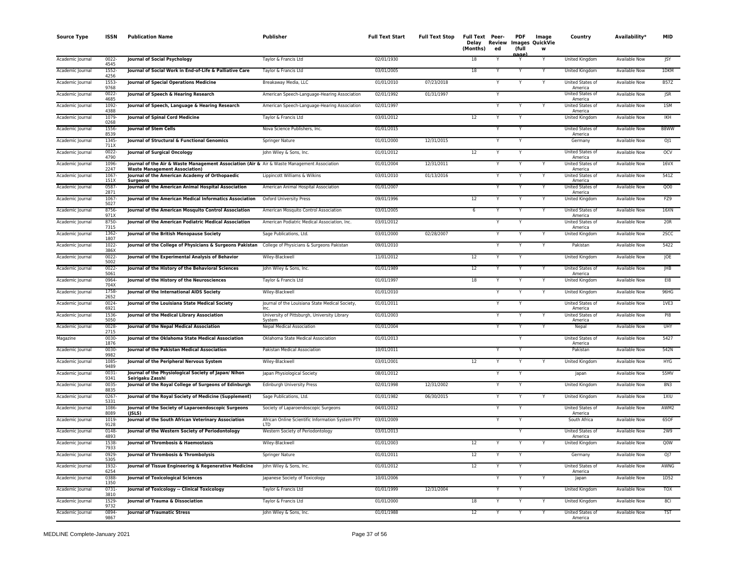| Source Type | ISSN | Publication Name | Publisher | Full Text Start | Full Text Stop | Full Text Delay (Months) | Peer-Reviewed | PDF Images (full page) | Image QuickView | Country | Availability* | MID |
|---|---|---|---|---|---|---|---|---|---|---|---|---|
| Academic Journal | 0022-4545 | **Journal of Social Psychology** | Taylor & Francis Ltd | 02/01/1930 | | 18 | Y | Y | Y | United Kingdom | Available Now | JSY |
| Academic Journal | 1552-4256 | **Journal of Social Work in End-of-Life & Palliative Care** | Taylor & Francis Ltd | 03/01/2005 | | 18 | Y | Y | Y | United Kingdom | Available Now | 1DKM |
| Academic Journal | 1553-9768 | **Journal of Special Operations Medicine** | Breakaway Media, LLC | 01/01/2010 | 07/23/2018 | | Y | Y | Y | United States of America | Available Now | B57Z |
| Academic Journal | 0022-4685 | **Journal of Speech & Hearing Research** | American Speech-Language-Hearing Association | 02/01/1992 | 01/31/1997 | | Y | | | United States of America | Available Now | JSR |
| Academic Journal | 1092-4388 | **Journal of Speech, Language & Hearing Research** | American Speech-Language-Hearing Association | 02/01/1997 | | | Y | Y | Y | United States of America | Available Now | 1SM |
| Academic Journal | 1079-0268 | **Journal of Spinal Cord Medicine** | Taylor & Francis Ltd | 03/01/2012 | | 12 | Y | Y | | United Kingdom | Available Now | IKH |
| Academic Journal | 1556-8539 | **Journal of Stem Cells** | Nova Science Publishers, Inc. | 01/01/2015 | | | Y | Y | | United States of America | Available Now | B8WW |
| Academic Journal | 1345-711X | **Journal of Structural & Functional Genomics** | Springer Nature | 01/01/2000 | 12/31/2015 | | Y | Y | | Germany | Available Now | OJ1 |
| Academic Journal | 0022-4790 | **Journal of Surgical Oncology** | John Wiley & Sons, Inc. | 01/01/2012 | | 12 | Y | Y | | United States of America | Available Now | OCV |
| Academic Journal | 1096-2247 | **Journal of the Air & Waste Management Association (Air & Waste Management Association)** | Air & Waste Management Association | 01/01/2004 | 12/31/2011 | | Y | Y | Y | United States of America | Available Now | 16VX |
| Academic Journal | 1067-151X | **Journal of the American Academy of Orthopaedic Surgeons** | Lippincott Williams & Wilkins | 03/01/2010 | 01/13/2016 | | Y | Y | Y | United States of America | Available Now | 541Z |
| Academic Journal | 0587-2871 | **Journal of the American Animal Hospital Association** | American Animal Hospital Association | 01/01/2007 | | | Y | Y | Y | United States of America | Available Now | QO0 |
| Academic Journal | 1067-5027 | **Journal of the American Medical Informatics Association** | Oxford University Press | 09/01/1996 | | 12 | Y | Y | Y | United Kingdom | Available Now | FZ9 |
| Academic Journal | 8756-971X | **Journal of the American Mosquito Control Association** | American Mosquito Control Association | 03/01/2005 | | 6 | Y | Y | Y | United States of America | Available Now | 16XN |
| Academic Journal | 8750-7315 | **Journal of the American Podiatric Medical Association** | American Podiatric Medical Association, Inc. | 03/01/2012 | | | Y | Y | | United States of America | Available Now | 20R |
| Academic Journal | 1362-1807 | **Journal of the British Menopause Society** | Sage Publications, Ltd. | 03/01/2000 | 02/28/2007 | | Y | Y | Y | United Kingdom | Available Now | 2SCC |
| Academic Journal | 1022-386X | **Journal of the College of Physicians & Surgeons Pakistan** | College of Physicians & Surgeons Pakistan | 09/01/2010 | | | Y | Y | Y | Pakistan | Available Now | 5422 |
| Academic Journal | 0022-5002 | **Journal of the Experimental Analysis of Behavior** | Wiley-Blackwell | 11/01/2012 | | 12 | Y | Y | | United Kingdom | Available Now | JOE |
| Academic Journal | 0022-5061 | **Journal of the History of the Behavioral Sciences** | John Wiley & Sons, Inc. | 01/01/1989 | | 12 | Y | Y | Y | United States of America | Available Now | JHB |
| Academic Journal | 0964-704X | **Journal of the History of the Neurosciences** | Taylor & Francis Ltd | 01/01/1997 | | 18 | Y | Y | Y | United Kingdom | Available Now | EI8 |
| Academic Journal | 1758-2652 | **Journal of the International AIDS Society** | Wiley-Blackwell | 01/01/2010 | | | Y | Y | Y | United Kingdom | Available Now | 96HG |
| Academic Journal | 0024-6921 | **Journal of the Louisiana State Medical Society** | Journal of the Louisiana State Medical Society, Inc. | 01/01/2011 | | | Y | Y | | United States of America | Available Now | 1VE3 |
| Academic Journal | 1536-5050 | **Journal of the Medical Library Association** | University of Pittsburgh, University Library System | 01/01/2003 | | | Y | Y | Y | United States of America | Available Now | PI8 |
| Academic Journal | 0028-2715 | **Journal of the Nepal Medical Association** | Nepal Medical Association | 01/01/2004 | | | Y | Y | Y | Nepal | Available Now | UHY |
| Magazine | 0030-1876 | **Journal of the Oklahoma State Medical Association** | Oklahoma State Medical Association | 01/01/2013 | | | | Y | | United States of America | Available Now | 5427 |
| Academic Journal | 0030-9982 | **Journal of the Pakistan Medical Association** | Pakistan Medical Association | 10/01/2011 | | | Y | Y | | Pakistan | Available Now | 542N |
| Academic Journal | 1085-9489 | **Journal of the Peripheral Nervous System** | Wiley-Blackwell | 03/01/2001 | | 12 | Y | Y | Y | United Kingdom | Available Now | HYG |
| Academic Journal | 0031-9341 | **Journal of the Physiological Society of Japan/ Nihon Seirigaku Zasshi** | Japan Physiological Society | 08/01/2012 | | | Y | Y | | Japan | Available Now | 55MV |
| Academic Journal | 0035-8835 | **Journal of the Royal College of Surgeons of Edinburgh** | Edinburgh University Press | 02/01/1998 | 12/31/2002 | | Y | Y | | United Kingdom | Available Now | 8N3 |
| Academic Journal | 0267-5331 | **Journal of the Royal Society of Medicine (Supplement)** | Sage Publications, Ltd. | 01/01/1982 | 06/30/2015 | | Y | Y | Y | United Kingdom | Available Now | 1XIU |
| Academic Journal | 1086-8089 | **Journal of the Society of Laparoendoscopic Surgeons (JSLS)** | Society of Laparoendoscopic Surgeons | 04/01/2012 | | | Y | Y | | United States of America | Available Now | AWM2 |
| Academic Journal | 1019-9128 | **Journal of the South African Veterinary Association** | African Online Scientific Information System PTY LTD | 03/01/2009 | | | Y | Y | | South Africa | Available Now | 65OF |
| Academic Journal | 0148-4893 | **Journal of the Western Society of Periodontology** | Western Society of Periodontology | 03/01/2013 | | | | Y | | United States of America | Available Now | 2W9 |
| Academic Journal | 1538-7933 | **Journal of Thrombosis & Haemostasis** | Wiley-Blackwell | 01/01/2003 | | 12 | Y | Y | Y | United Kingdom | Available Now | Q0W |
| Academic Journal | 0929-5305 | **Journal of Thrombosis & Thrombolysis** | Springer Nature | 01/01/2011 | | 12 | Y | Y | | Germany | Available Now | OJ7 |
| Academic Journal | 1932-6254 | **Journal of Tissue Engineering & Regenerative Medicine** | John Wiley & Sons, Inc. | 01/01/2012 | | 12 | Y | Y | | United States of America | Available Now | AWNG |
| Academic Journal | 0388-1350 | **Journal of Toxicological Sciences** | Japanese Society of Toxicology | 10/01/2006 | | | Y | Y | Y | Japan | Available Now | 1D52 |
| Academic Journal | 0731-3810 | **Journal of Toxicology -- Clinical Toxicology** | Taylor & Francis Ltd | 01/01/1999 | 12/31/2004 | | Y | Y | | United Kingdom | Available Now | TOX |
| Academic Journal | 1529-9732 | **Journal of Trauma & Dissociation** | Taylor & Francis Ltd | 01/01/2000 | | 18 | Y | Y | Y | United Kingdom | Available Now | 8CI |
| Academic Journal | 0894-9867 | **Journal of Traumatic Stress** | John Wiley & Sons, Inc. | 01/01/1988 | | 12 | Y | Y | Y | United States of America | Available Now | TST |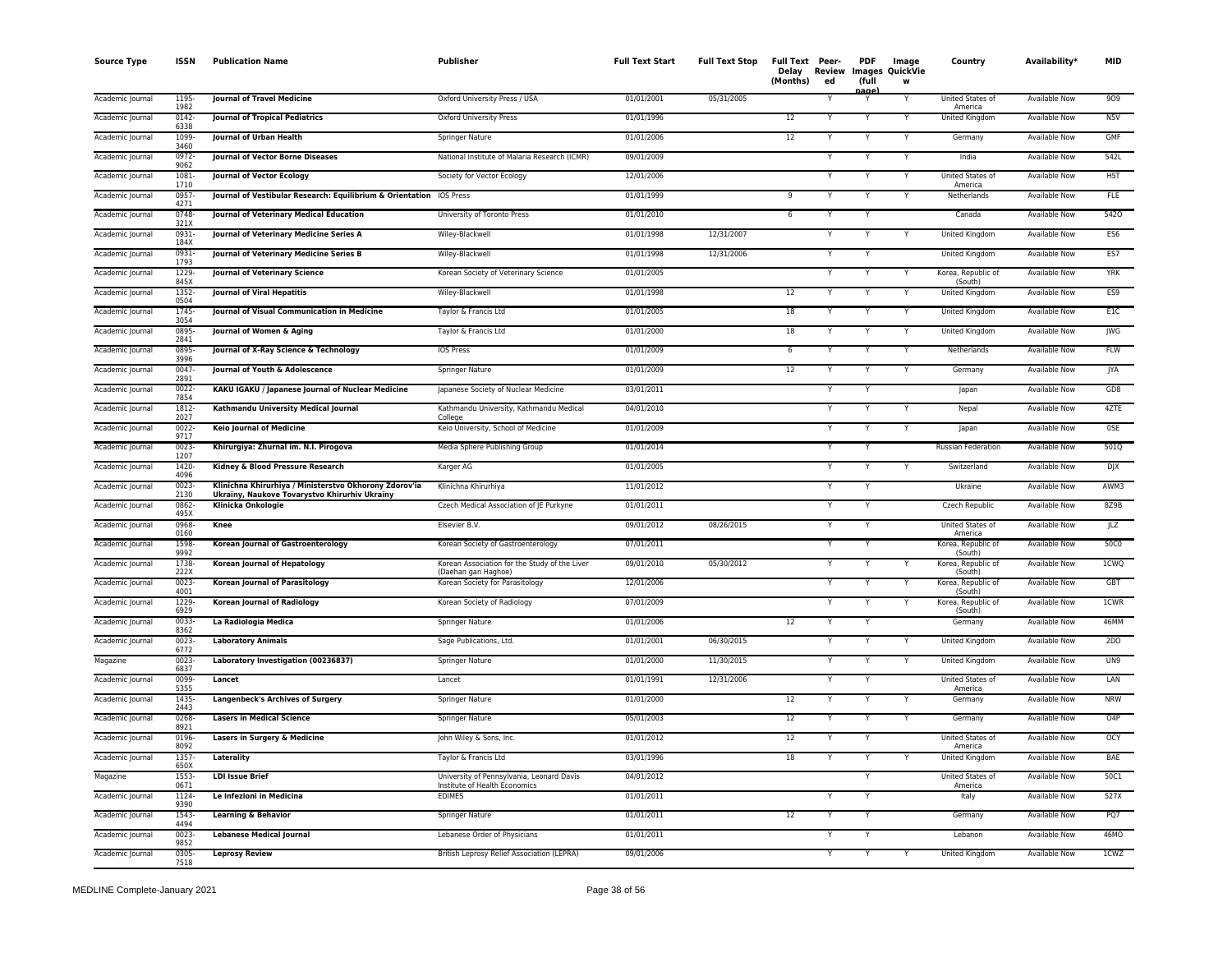| Source Type | ISSN | Publication Name | Publisher | Full Text Start | Full Text Stop | Full Text Delay (Months) | Peer-Reviewed | PDF Images (full page) | Image QuickView | Country | Availability* | MID |
|---|---|---|---|---|---|---|---|---|---|---|---|---|
| Academic Journal | 1195-1982 | **Journal of Travel Medicine** | Oxford University Press / USA | 01/01/2001 | 05/31/2005 | | Y | Y | Y | United States of America | Available Now | 9O9 |
| Academic Journal | 0142-6338 | **Journal of Tropical Pediatrics** | Oxford University Press | 01/01/1996 | | 12 | Y | Y | Y | United Kingdom | Available Now | N5V |
| Academic Journal | 1099-3460 | **Journal of Urban Health** | Springer Nature | 01/01/2006 | | 12 | Y | Y | Y | Germany | Available Now | GMF |
| Academic Journal | 0972-9062 | **Journal of Vector Borne Diseases** | National Institute of Malaria Research (ICMR) | 09/01/2009 | | | Y | Y | Y | India | Available Now | 542L |
| Academic Journal | 1081-1710 | **Journal of Vector Ecology** | Society for Vector Ecology | 12/01/2006 | | | Y | Y | Y | United States of America | Available Now | H5T |
| Academic Journal | 0957-4271 | **Journal of Vestibular Research: Equilibrium & Orientation** | IOS Press | 01/01/1999 | | 9 | Y | Y | Y | Netherlands | Available Now | FLE |
| Academic Journal | 0748-321X | **Journal of Veterinary Medical Education** | University of Toronto Press | 01/01/2010 | | 6 | Y | Y | | Canada | Available Now | 542O |
| Academic Journal | 0931-184X | **Journal of Veterinary Medicine Series A** | Wiley-Blackwell | 01/01/1998 | 12/31/2007 | | Y | Y | Y | United Kingdom | Available Now | ES6 |
| Academic Journal | 0931-1793 | **Journal of Veterinary Medicine Series B** | Wiley-Blackwell | 01/01/1998 | 12/31/2006 | | Y | Y | | United Kingdom | Available Now | ES7 |
| Academic Journal | 1229-845X | **Journal of Veterinary Science** | Korean Society of Veterinary Science | 01/01/2005 | | | Y | Y | Y | Korea, Republic of (South) | Available Now | YRK |
| Academic Journal | 1352-0504 | **Journal of Viral Hepatitis** | Wiley-Blackwell | 01/01/1998 | | 12 | Y | Y | Y | United Kingdom | Available Now | ES9 |
| Academic Journal | 1745-3054 | **Journal of Visual Communication in Medicine** | Taylor & Francis Ltd | 01/01/2005 | | 18 | Y | Y | Y | United Kingdom | Available Now | E1C |
| Academic Journal | 0895-2841 | **Journal of Women & Aging** | Taylor & Francis Ltd | 01/01/2000 | | 18 | Y | Y | Y | United Kingdom | Available Now | JWG |
| Academic Journal | 0895-3996 | **Journal of X-Ray Science & Technology** | IOS Press | 01/01/2009 | | 6 | Y | Y | Y | Netherlands | Available Now | FLW |
| Academic Journal | 0047-2891 | **Journal of Youth & Adolescence** | Springer Nature | 01/01/2009 | | 12 | Y | Y | Y | Germany | Available Now | JYA |
| Academic Journal | 0022-7854 | **KAKU IGAKU / Japanese Journal of Nuclear Medicine** | Japanese Society of Nuclear Medicine | 03/01/2011 | | | Y | Y | | Japan | Available Now | GD8 |
| Academic Journal | 1812-2027 | **Kathmandu University Medical Journal** | Kathmandu University, Kathmandu Medical College | 04/01/2010 | | | Y | Y | Y | Nepal | Available Now | 4ZTE |
| Academic Journal | 0022-9717 | **Keio Journal of Medicine** | Keio University, School of Medicine | 01/01/2009 | | | Y | Y | Y | Japan | Available Now | 0SE |
| Academic Journal | 0023-1207 | **Khirurgiya: Zhurnal im. N.I. Pirogova** | Media Sphere Publishing Group | 01/01/2014 | | | Y | Y | | Russian Federation | Available Now | 501Q |
| Academic Journal | 1420-4096 | **Kidney & Blood Pressure Research** | Karger AG | 01/01/2005 | | | Y | Y | Y | Switzerland | Available Now | DJX |
| Academic Journal | 0023-2130 | **Klinichna Khirurhiya / Ministerstvo Okhorony Zdorov'ia Ukrainy, Naukove Tovarystvo Khirurhiv Ukrainy** | Klinichna Khirurhiya | 11/01/2012 | | | Y | Y | | Ukraine | Available Now | AWM3 |
| Academic Journal | 0862-495X | **Klinicka Onkologie** | Czech Medical Association of JE Purkyne | 01/01/2011 | | | Y | Y | | Czech Republic | Available Now | 8Z9B |
| Academic Journal | 0968-0160 | **Knee** | Elsevier B.V. | 09/01/2012 | 08/26/2015 | | Y | Y | | United States of America | Available Now | JLZ |
| Academic Journal | 1598-9992 | **Korean Journal of Gastroenterology** | Korean Society of Gastroenterology | 07/01/2011 | | | Y | Y | | Korea, Republic of (South) | Available Now | 50C0 |
| Academic Journal | 1738-222X | **Korean Journal of Hepatology** | Korean Association for the Study of the Liver (Daehan gan Haghoe) | 09/01/2010 | 05/30/2012 | | Y | Y | Y | Korea, Republic of (South) | Available Now | 1CWQ |
| Academic Journal | 0023-4001 | **Korean Journal of Parasitology** | Korean Society for Parasitology | 12/01/2006 | | | Y | Y | Y | Korea, Republic of (South) | Available Now | GBT |
| Academic Journal | 1229-6929 | **Korean Journal of Radiology** | Korean Society of Radiology | 07/01/2009 | | | Y | Y | Y | Korea, Republic of (South) | Available Now | 1CWR |
| Academic Journal | 0033-8362 | **La Radiologia Medica** | Springer Nature | 01/01/2006 | | 12 | Y | Y | | Germany | Available Now | 46MM |
| Academic Journal | 0023-6772 | **Laboratory Animals** | Sage Publications, Ltd. | 01/01/2001 | 06/30/2015 | | Y | Y | Y | United Kingdom | Available Now | 2DO |
| Magazine | 0023-6837 | **Laboratory Investigation (00236837)** | Springer Nature | 01/01/2000 | 11/30/2015 | | Y | Y | Y | United Kingdom | Available Now | UN9 |
| Academic Journal | 0099-5355 | **Lancet** | Lancet | 01/01/1991 | 12/31/2006 | | Y | Y | | United States of America | Available Now | LAN |
| Academic Journal | 1435-2443 | **Langenbeck's Archives of Surgery** | Springer Nature | 01/01/2000 | | 12 | Y | Y | Y | Germany | Available Now | NRW |
| Academic Journal | 0268-8921 | **Lasers in Medical Science** | Springer Nature | 05/01/2003 | | 12 | Y | Y | Y | Germany | Available Now | O4P |
| Academic Journal | 0196-8092 | **Lasers in Surgery & Medicine** | John Wiley & Sons, Inc. | 01/01/2012 | | 12 | Y | Y | | United States of America | Available Now | OCY |
| Academic Journal | 1357-650X | **Laterality** | Taylor & Francis Ltd | 03/01/1996 | | 18 | Y | Y | Y | United Kingdom | Available Now | BAE |
| Magazine | 1553-0671 | **LDI Issue Brief** | University of Pennsylvania, Leonard Davis Institute of Health Economics | 04/01/2012 | | | | Y | | United States of America | Available Now | 50C1 |
| Academic Journal | 1124-9390 | **Le Infezioni in Medicina** | EDIMES | 01/01/2011 | | | Y | Y | | Italy | Available Now | 527X |
| Academic Journal | 1543-4494 | **Learning & Behavior** | Springer Nature | 01/01/2011 | | 12 | Y | Y | | Germany | Available Now | PQ7 |
| Academic Journal | 0023-9852 | **Lebanese Medical Journal** | Lebanese Order of Physicians | 01/01/2011 | | | Y | Y | | Lebanon | Available Now | 46MO |
| Academic Journal | 0305-7518 | **Leprosy Review** | British Leprosy Relief Association (LEPRA) | 09/01/2006 | | | Y | Y | Y | United Kingdom | Available Now | 1CWZ |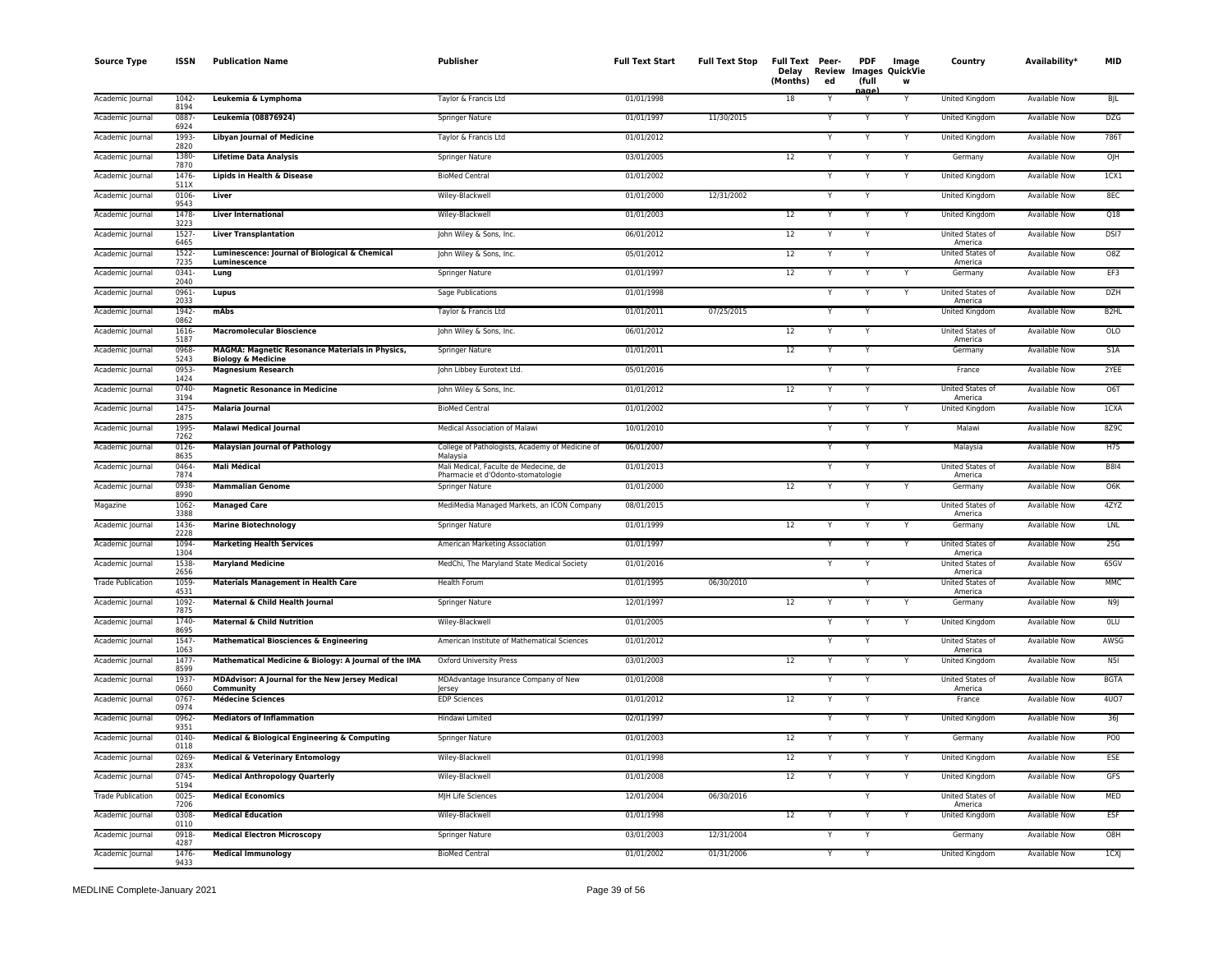| Source Type | ISSN | Publication Name | Publisher | Full Text Start | Full Text Stop | Full Text Delay (Months) | Peer-Reviewed | PDF Images (full page) | Image QuickView | Country | Availability* | MID |
|---|---|---|---|---|---|---|---|---|---|---|---|---|
| Academic Journal | 1042-8194 | **Leukemia & Lymphoma** | Taylor & Francis Ltd | 01/01/1998 | | 18 | Y | Y | Y | United Kingdom | Available Now | BJL |
| Academic Journal | 0887-6924 | **Leukemia (08876924)** | Springer Nature | 01/01/1997 | 11/30/2015 | | Y | Y | Y | United Kingdom | Available Now | DZG |
| Academic Journal | 1993-2820 | **Libyan Journal of Medicine** | Taylor & Francis Ltd | 01/01/2012 | | | Y | Y | Y | United Kingdom | Available Now | 786T |
| Academic Journal | 1380-7870 | **Lifetime Data Analysis** | Springer Nature | 03/01/2005 | | 12 | Y | Y | Y | Germany | Available Now | OJH |
| Academic Journal | 1476-511X | **Lipids in Health & Disease** | BioMed Central | 01/01/2002 | | | Y | Y | Y | United Kingdom | Available Now | 1CX1 |
| Academic Journal | 0106-9543 | **Liver** | Wiley-Blackwell | 01/01/2000 | 12/31/2002 | | Y | Y | | United Kingdom | Available Now | 8EC |
| Academic Journal | 1478-3223 | **Liver International** | Wiley-Blackwell | 01/01/2003 | | 12 | Y | Y | Y | United Kingdom | Available Now | Q18 |
| Academic Journal | 1527-6465 | **Liver Transplantation** | John Wiley & Sons, Inc. | 06/01/2012 | | 12 | Y | Y | | United States of America | Available Now | DSI7 |
| Academic Journal | 1522-7235 | **Luminescence: Journal of Biological & Chemical Luminescence** | John Wiley & Sons, Inc. | 05/01/2012 | | 12 | Y | Y | | United States of America | Available Now | O8Z |
| Academic Journal | 0341-2040 | **Lung** | Springer Nature | 01/01/1997 | | 12 | Y | Y | Y | Germany | Available Now | EF3 |
| Academic Journal | 0961-2033 | **Lupus** | Sage Publications | 01/01/1998 | | | Y | Y | Y | United States of America | Available Now | DZH |
| Academic Journal | 1942-0862 | **mAbs** | Taylor & Francis Ltd | 01/01/2011 | 07/25/2015 | | Y | Y | | United Kingdom | Available Now | B2HL |
| Academic Journal | 1616-5187 | **Macromolecular Bioscience** | John Wiley & Sons, Inc. | 06/01/2012 | | 12 | Y | Y | | United States of America | Available Now | OLO |
| Academic Journal | 0968-5243 | **MAGMA: Magnetic Resonance Materials in Physics, Biology & Medicine** | Springer Nature | 01/01/2011 | | 12 | Y | Y | | Germany | Available Now | S1A |
| Academic Journal | 0953-1424 | **Magnesium Research** | John Libbey Eurotext Ltd. | 05/01/2016 | | | Y | Y | | France | Available Now | 2YEE |
| Academic Journal | 0740-3194 | **Magnetic Resonance in Medicine** | John Wiley & Sons, Inc. | 01/01/2012 | | 12 | Y | Y | | United States of America | Available Now | O6T |
| Academic Journal | 1475-2875 | **Malaria Journal** | BioMed Central | 01/01/2002 | | | Y | Y | Y | United Kingdom | Available Now | 1CXA |
| Academic Journal | 1995-7262 | **Malawi Medical Journal** | Medical Association of Malawi | 10/01/2010 | | | Y | Y | Y | Malawi | Available Now | 8Z9C |
| Academic Journal | 0126-8635 | **Malaysian Journal of Pathology** | College of Pathologists, Academy of Medicine of Malaysia | 06/01/2007 | | | Y | Y | | Malaysia | Available Now | H75 |
| Academic Journal | 0464-7874 | **Mali Médical** | Mali Medical, Faculte de Medecine, de Pharmacie et d'Odonto-stomatologie | 01/01/2013 | | | Y | Y | | United States of America | Available Now | B8I4 |
| Academic Journal | 0938-8990 | **Mammalian Genome** | Springer Nature | 01/01/2000 | | 12 | Y | Y | Y | Germany | Available Now | O6K |
| Magazine | 1062-3388 | **Managed Care** | MediMedia Managed Markets, an ICON Company | 08/01/2015 | | | | Y | | United States of America | Available Now | 4ZYZ |
| Academic Journal | 1436-2228 | **Marine Biotechnology** | Springer Nature | 01/01/1999 | | 12 | Y | Y | Y | Germany | Available Now | LNL |
| Academic Journal | 1094-1304 | **Marketing Health Services** | American Marketing Association | 01/01/1997 | | | Y | Y | Y | United States of America | Available Now | 25G |
| Academic Journal | 1538-2656 | **Maryland Medicine** | MedChi, The Maryland State Medical Society | 01/01/2016 | | | Y | Y | | United States of America | Available Now | 65GV |
| Trade Publication | 1059-4531 | **Materials Management in Health Care** | Health Forum | 01/01/1995 | 06/30/2010 | | | Y | | United States of America | Available Now | MMC |
| Academic Journal | 1092-7875 | **Maternal & Child Health Journal** | Springer Nature | 12/01/1997 | | 12 | Y | Y | Y | Germany | Available Now | N9J |
| Academic Journal | 1740-8695 | **Maternal & Child Nutrition** | Wiley-Blackwell | 01/01/2005 | | | Y | Y | Y | United Kingdom | Available Now | 0LU |
| Academic Journal | 1547-1063 | **Mathematical Biosciences & Engineering** | American Institute of Mathematical Sciences | 01/01/2012 | | | Y | Y | | United States of America | Available Now | AWSG |
| Academic Journal | 1477-8599 | **Mathematical Medicine & Biology: A Journal of the IMA** | Oxford University Press | 03/01/2003 | | 12 | Y | Y | Y | United Kingdom | Available Now | N5I |
| Academic Journal | 1937-0660 | **MDAdvisor: A Journal for the New Jersey Medical Community** | MDAdvantage Insurance Company of New Jersey | 01/01/2008 | | | Y | Y | | United States of America | Available Now | BGTA |
| Academic Journal | 0767-0974 | **Médecine Sciences** | EDP Sciences | 01/01/2012 | | 12 | Y | Y | | France | Available Now | 4UO7 |
| Academic Journal | 0962-9351 | **Mediators of Inflammation** | Hindawi Limited | 02/01/1997 | | | Y | Y | Y | United Kingdom | Available Now | 36J |
| Academic Journal | 0140-0118 | **Medical & Biological Engineering & Computing** | Springer Nature | 01/01/2003 | | 12 | Y | Y | Y | Germany | Available Now | PO0 |
| Academic Journal | 0269-283X | **Medical & Veterinary Entomology** | Wiley-Blackwell | 01/01/1998 | | 12 | Y | Y | Y | United Kingdom | Available Now | ESE |
| Academic Journal | 0745-5194 | **Medical Anthropology Quarterly** | Wiley-Blackwell | 01/01/2008 | | 12 | Y | Y | Y | United Kingdom | Available Now | GFS |
| Trade Publication | 0025-7206 | **Medical Economics** | MJH Life Sciences | 12/01/2004 | 06/30/2016 | | | Y | | United States of America | Available Now | MED |
| Academic Journal | 0308-0110 | **Medical Education** | Wiley-Blackwell | 01/01/1998 | | 12 | Y | Y | Y | United Kingdom | Available Now | ESF |
| Academic Journal | 0918-4287 | **Medical Electron Microscopy** | Springer Nature | 03/01/2003 | 12/31/2004 | | Y | Y | | Germany | Available Now | O8H |
| Academic Journal | 1476-9433 | **Medical Immunology** | BioMed Central | 01/01/2002 | 01/31/2006 | | Y | Y | | United Kingdom | Available Now | 1CXJ |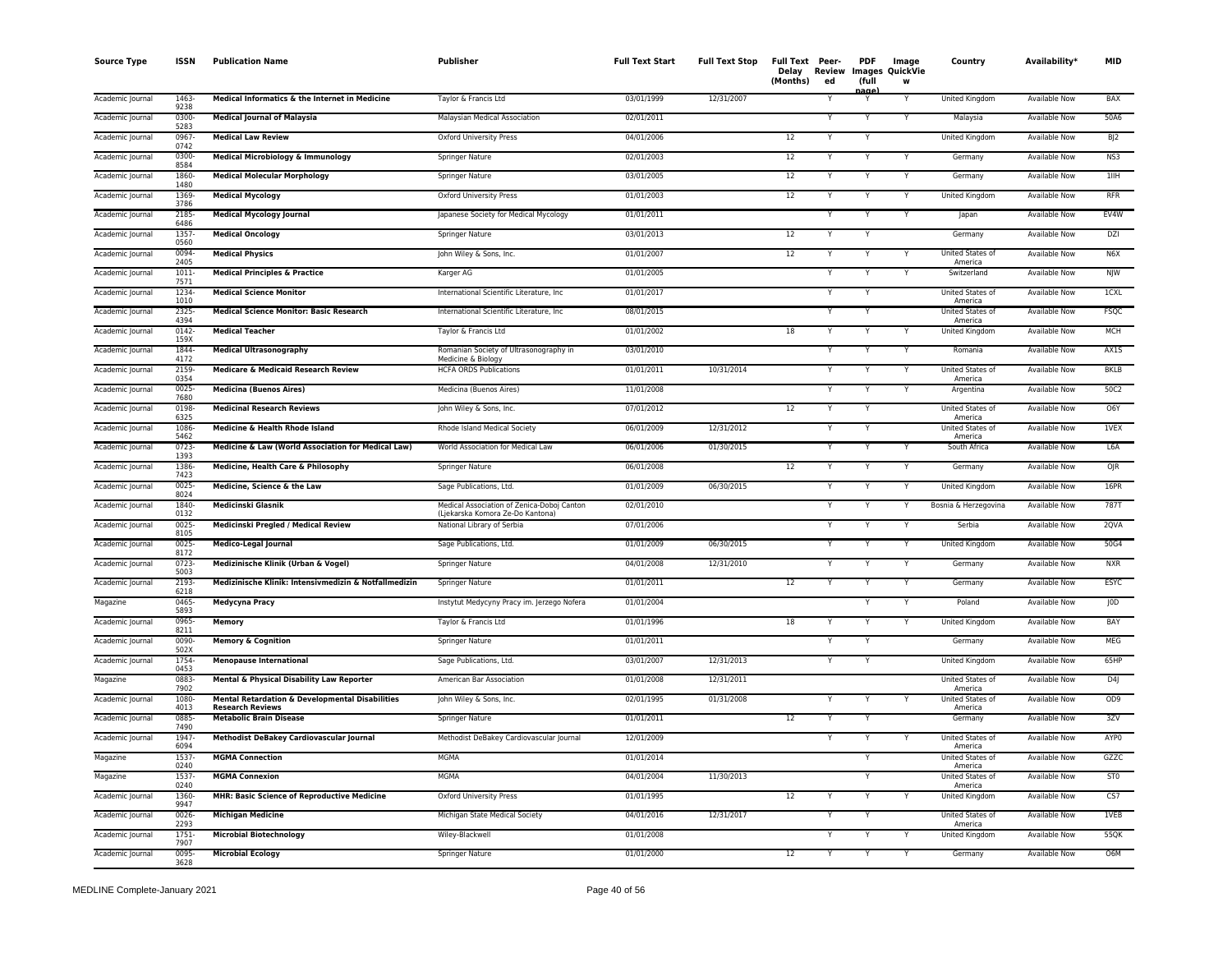| Source Type | ISSN | Publication Name | Publisher | Full Text Start | Full Text Stop | Full Text Delay (Months) | Peer-Reviewed | PDF Images (full page) | Image QuickView | Country | Availability* | MID |
|---|---|---|---|---|---|---|---|---|---|---|---|---|
| Academic Journal | 1463-9238 | **Medical Informatics & the Internet in Medicine** | Taylor & Francis Ltd | 03/01/1999 | 12/31/2007 | | Y | Y | Y | United Kingdom | Available Now | BAX |
| Academic Journal | 0300-5283 | **Medical Journal of Malaysia** | Malaysian Medical Association | 02/01/2011 | | | Y | Y | Y | Malaysia | Available Now | 50A6 |
| Academic Journal | 0967-0742 | **Medical Law Review** | Oxford University Press | 04/01/2006 | | 12 | Y | Y | | United Kingdom | Available Now | BJ2 |
| Academic Journal | 0300-8584 | **Medical Microbiology & Immunology** | Springer Nature | 02/01/2003 | | 12 | Y | Y | Y | Germany | Available Now | NS3 |
| Academic Journal | 1860-1480 | **Medical Molecular Morphology** | Springer Nature | 03/01/2005 | | 12 | Y | Y | Y | Germany | Available Now | 1IIH |
| Academic Journal | 1369-3786 | **Medical Mycology** | Oxford University Press | 01/01/2003 | | 12 | Y | Y | Y | United Kingdom | Available Now | RFR |
| Academic Journal | 2185-6486 | **Medical Mycology Journal** | Japanese Society for Medical Mycology | 01/01/2011 | | | Y | Y | Y | Japan | Available Now | EV4W |
| Academic Journal | 1357-0560 | **Medical Oncology** | Springer Nature | 03/01/2013 | | 12 | Y | Y | | Germany | Available Now | DZI |
| Academic Journal | 0094-2405 | **Medical Physics** | John Wiley & Sons, Inc. | 01/01/2007 | | 12 | Y | Y | Y | United States of America | Available Now | N6X |
| Academic Journal | 1011-7571 | **Medical Principles & Practice** | Karger AG | 01/01/2005 | | | Y | Y | Y | Switzerland | Available Now | NJW |
| Academic Journal | 1234-1010 | **Medical Science Monitor** | International Scientific Literature, Inc | 01/01/2017 | | | Y | Y | | United States of America | Available Now | 1CXL |
| Academic Journal | 2325-4394 | **Medical Science Monitor: Basic Research** | International Scientific Literature, Inc | 08/01/2015 | | | Y | Y | | United States of America | Available Now | FSQC |
| Academic Journal | 0142-159X | **Medical Teacher** | Taylor & Francis Ltd | 01/01/2002 | | 18 | Y | Y | Y | United Kingdom | Available Now | MCH |
| Academic Journal | 1844-4172 | **Medical Ultrasonography** | Romanian Society of Ultrasonography in Medicine & Biology | 03/01/2010 | | | Y | Y | Y | Romania | Available Now | AX1S |
| Academic Journal | 2159-0354 | **Medicare & Medicaid Research Review** | HCFA ORDS Publications | 01/01/2011 | 10/31/2014 | | Y | Y | Y | United States of America | Available Now | BKLB |
| Academic Journal | 0025-7680 | **Medicina (Buenos Aires)** | Medicina (Buenos Aires) | 11/01/2008 | | | Y | Y | Y | Argentina | Available Now | 50C2 |
| Academic Journal | 0198-6325 | **Medicinal Research Reviews** | John Wiley & Sons, Inc. | 07/01/2012 | | 12 | Y | Y | | United States of America | Available Now | O6Y |
| Academic Journal | 1086-5462 | **Medicine & Health Rhode Island** | Rhode Island Medical Society | 06/01/2009 | 12/31/2012 | | Y | Y | | United States of America | Available Now | 1VEX |
| Academic Journal | 0723-1393 | **Medicine & Law (World Association for Medical Law)** | World Association for Medical Law | 06/01/2006 | 01/30/2015 | | Y | Y | Y | South Africa | Available Now | L6A |
| Academic Journal | 1386-7423 | **Medicine, Health Care & Philosophy** | Springer Nature | 06/01/2008 | | 12 | Y | Y | Y | Germany | Available Now | OJR |
| Academic Journal | 0025-8024 | **Medicine, Science & the Law** | Sage Publications, Ltd. | 01/01/2009 | 06/30/2015 | | Y | Y | Y | United Kingdom | Available Now | 16PR |
| Academic Journal | 1840-0132 | **Medicinski Glasnik** | Medical Association of Zenica-Doboj Canton (Ljekarska Komora Ze-Do Kantona) | 02/01/2010 | | | Y | Y | Y | Bosnia & Herzegovina | Available Now | 787T |
| Academic Journal | 0025-8105 | **Medicinski Pregled / Medical Review** | National Library of Serbia | 07/01/2006 | | | Y | Y | Y | Serbia | Available Now | 2QVA |
| Academic Journal | 0025-8172 | **Medico-Legal Journal** | Sage Publications, Ltd. | 01/01/2009 | 06/30/2015 | | Y | Y | Y | United Kingdom | Available Now | 50G4 |
| Academic Journal | 0723-5003 | **Medizinische Klinik (Urban & Vogel)** | Springer Nature | 04/01/2008 | 12/31/2010 | | Y | Y | Y | Germany | Available Now | NXR |
| Academic Journal | 2193-6218 | **Medizinische Klinik: Intensivmedizin & Notfallmedizin** | Springer Nature | 01/01/2011 | | 12 | Y | Y | Y | Germany | Available Now | ESYC |
| Magazine | 0465-5893 | **Medycyna Pracy** | Instytut Medycyny Pracy im. Jerzego Nofera | 01/01/2004 | | | | Y | Y | Poland | Available Now | J0D |
| Academic Journal | 0965-8211 | **Memory** | Taylor & Francis Ltd | 01/01/1996 | | 18 | Y | Y | Y | United Kingdom | Available Now | BAY |
| Academic Journal | 0090-502X | **Memory & Cognition** | Springer Nature | 01/01/2011 | | | Y | Y | | Germany | Available Now | MEG |
| Academic Journal | 1754-0453 | **Menopause International** | Sage Publications, Ltd. | 03/01/2007 | 12/31/2013 | | Y | Y | | United Kingdom | Available Now | 65HP |
| Magazine | 0883-7902 | **Mental & Physical Disability Law Reporter** | American Bar Association | 01/01/2008 | 12/31/2011 | | | | | United States of America | Available Now | D4J |
| Academic Journal | 1080-4013 | **Mental Retardation & Developmental Disabilities Research Reviews** | John Wiley & Sons, Inc. | 02/01/1995 | 01/31/2008 | | Y | Y | Y | United States of America | Available Now | OD9 |
| Academic Journal | 0885-7490 | **Metabolic Brain Disease** | Springer Nature | 01/01/2011 | | 12 | Y | Y | | Germany | Available Now | 3ZV |
| Academic Journal | 1947-6094 | **Methodist DeBakey Cardiovascular Journal** | Methodist DeBakey Cardiovascular Journal | 12/01/2009 | | | Y | Y | Y | United States of America | Available Now | AYP0 |
| Magazine | 1537-0240 | **MGMA Connection** | MGMA | 01/01/2014 | | | | Y | | United States of America | Available Now | GZZC |
| Magazine | 1537-0240 | **MGMA Connexion** | MGMA | 04/01/2004 | 11/30/2013 | | | Y | | United States of America | Available Now | ST0 |
| Academic Journal | 1360-9947 | **MHR: Basic Science of Reproductive Medicine** | Oxford University Press | 01/01/1995 | | 12 | Y | Y | Y | United Kingdom | Available Now | CS7 |
| Academic Journal | 0026-2293 | **Michigan Medicine** | Michigan State Medical Society | 04/01/2016 | 12/31/2017 | | Y | Y | | United States of America | Available Now | 1VEB |
| Academic Journal | 1751-7907 | **Microbial Biotechnology** | Wiley-Blackwell | 01/01/2008 | | | Y | Y | Y | United Kingdom | Available Now | 55QK |
| Academic Journal | 0095-3628 | **Microbial Ecology** | Springer Nature | 01/01/2000 | | 12 | Y | Y | Y | Germany | Available Now | O6M |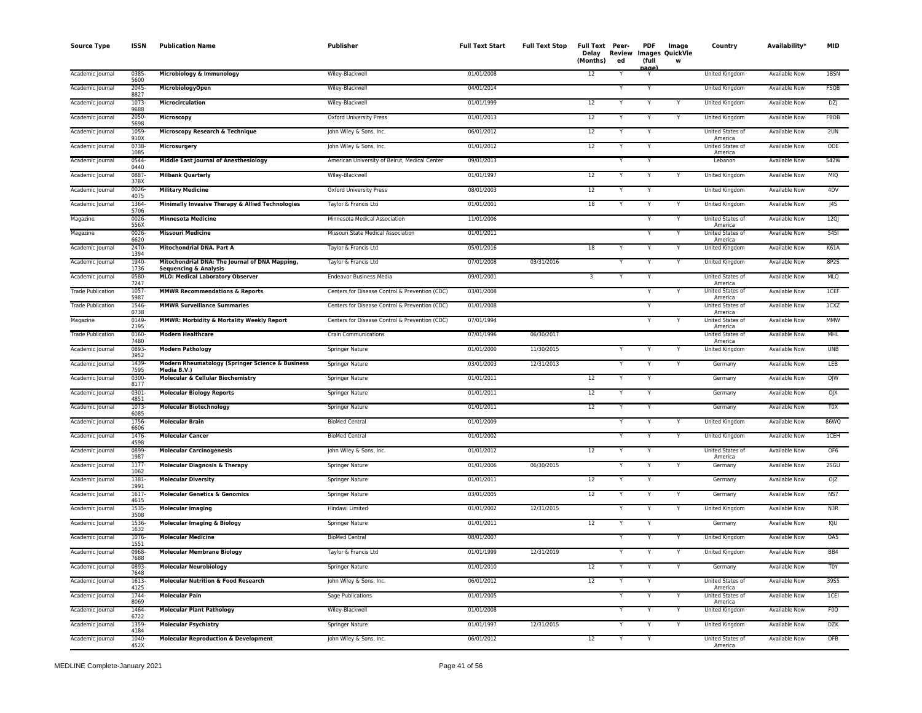| Source Type | ISSN | Publication Name | Publisher | Full Text Start | Full Text Stop | Full Text Delay (Months) | Peer-Reviewed | PDF Images (full page) | Image QuickView | Country | Availability* | MID |
|---|---|---|---|---|---|---|---|---|---|---|---|---|
| Academic Journal | 0385-5600 | Microbiology & Immunology | Wiley-Blackwell | 01/01/2008 | | 12 | Y | Y | | United Kingdom | Available Now | 1BSN |
| Academic Journal | 2045-8827 | MicrobiologyOpen | Wiley-Blackwell | 04/01/2014 | | | Y | Y | | United Kingdom | Available Now | FSQB |
| Academic Journal | 1073-9688 | Microcirculation | Wiley-Blackwell | 01/01/1999 | | 12 | Y | Y | Y | United Kingdom | Available Now | DZJ |
| Academic Journal | 2050-5698 | Microscopy | Oxford University Press | 01/01/2013 | | 12 | Y | Y | Y | United Kingdom | Available Now | FBOB |
| Academic Journal | 1059-910X | Microscopy Research & Technique | John Wiley & Sons, Inc. | 06/01/2012 | | 12 | Y | Y | | United States of America | Available Now | 2UN |
| Academic Journal | 0738-1085 | Microsurgery | John Wiley & Sons, Inc. | 01/01/2012 | | 12 | Y | Y | | United States of America | Available Now | ODE |
| Academic Journal | 0544-0440 | Middle East Journal of Anesthesiology | American University of Beirut, Medical Center | 09/01/2013 | | | Y | Y | | Lebanon | Available Now | 542W |
| Academic Journal | 0887-378X | Milbank Quarterly | Wiley-Blackwell | 01/01/1997 | | 12 | Y | Y | Y | United Kingdom | Available Now | MIQ |
| Academic Journal | 0026-4075 | Military Medicine | Oxford University Press | 08/01/2003 | | 12 | Y | Y | | United Kingdom | Available Now | 4DV |
| Academic Journal | 1364-5706 | Minimally Invasive Therapy & Allied Technologies | Taylor & Francis Ltd | 01/01/2001 | | 18 | Y | Y | Y | United Kingdom | Available Now | J4S |
| Magazine | 0026-556X | Minnesota Medicine | Minnesota Medical Association | 11/01/2006 | | | | Y | Y | United States of America | Available Now | 12QJ |
| Magazine | 0026-6620 | Missouri Medicine | Missouri State Medical Association | 01/01/2011 | | | | Y | Y | United States of America | Available Now | 545I |
| Academic Journal | 2470-1394 | Mitochondrial DNA. Part A | Taylor & Francis Ltd | 05/01/2016 | | 18 | Y | Y | Y | United Kingdom | Available Now | K61A |
| Academic Journal | 1940-1736 | Mitochondrial DNA: The Journal of DNA Mapping, Sequencing & Analysis | Taylor & Francis Ltd | 07/01/2008 | 03/31/2016 | | Y | Y | Y | United Kingdom | Available Now | 8P2S |
| Academic Journal | 0580-7247 | MLO: Medical Laboratory Observer | Endeavor Business Media | 09/01/2001 | | 3 | Y | Y | | United States of America | Available Now | MLO |
| Trade Publication | 1057-5987 | MMWR Recommendations & Reports | Centers for Disease Control & Prevention (CDC) | 03/01/2008 | | | | Y | Y | United States of America | Available Now | 1CEF |
| Trade Publication | 1546-0738 | MMWR Surveillance Summaries | Centers for Disease Control & Prevention (CDC) | 01/01/2008 | | | | Y | | United States of America | Available Now | 1CXZ |
| Magazine | 0149-2195 | MMWR: Morbidity & Mortality Weekly Report | Centers for Disease Control & Prevention (CDC) | 07/01/1994 | | | | Y | Y | United States of America | Available Now | MMW |
| Trade Publication | 0160-7480 | Modern Healthcare | Crain Communications | 07/01/1996 | 06/30/2017 | | | | | United States of America | Available Now | MHL |
| Academic Journal | 0893-3952 | Modern Pathology | Springer Nature | 01/01/2000 | 11/30/2015 | | Y | Y | Y | United Kingdom | Available Now | UNB |
| Academic Journal | 1439-7595 | Modern Rheumatology (Springer Science & Business Media B.V.) | Springer Nature | 03/01/2003 | 12/31/2013 | | Y | Y | Y | Germany | Available Now | LEB |
| Academic Journal | 0300-8177 | Molecular & Cellular Biochemistry | Springer Nature | 01/01/2011 | | 12 | Y | Y | | Germany | Available Now | OJW |
| Academic Journal | 0301-4851 | Molecular Biology Reports | Springer Nature | 01/01/2011 | | 12 | Y | Y | | Germany | Available Now | OJX |
| Academic Journal | 1073-6085 | Molecular Biotechnology | Springer Nature | 01/01/2011 | | 12 | Y | Y | | Germany | Available Now | T0X |
| Academic Journal | 1756-6606 | Molecular Brain | BioMed Central | 01/01/2009 | | | Y | Y | Y | United Kingdom | Available Now | 86WQ |
| Academic Journal | 1476-4598 | Molecular Cancer | BioMed Central | 01/01/2002 | | | Y | Y | Y | United Kingdom | Available Now | 1CEH |
| Academic Journal | 0899-1987 | Molecular Carcinogenesis | John Wiley & Sons, Inc. | 01/01/2012 | | 12 | Y | Y | | United States of America | Available Now | OF6 |
| Academic Journal | 1177-1062 | Molecular Diagnosis & Therapy | Springer Nature | 01/01/2006 | 06/30/2015 | | Y | Y | Y | Germany | Available Now | 2SGU |
| Academic Journal | 1381-1991 | Molecular Diversity | Springer Nature | 01/01/2011 | | 12 | Y | Y | | Germany | Available Now | OJZ |
| Academic Journal | 1617-4615 | Molecular Genetics & Genomics | Springer Nature | 03/01/2005 | | 12 | Y | Y | Y | Germany | Available Now | NS7 |
| Academic Journal | 1535-3508 | Molecular Imaging | Hindawi Limited | 01/01/2002 | 12/31/2015 | | Y | Y | Y | United Kingdom | Available Now | N3R |
| Academic Journal | 1536-1632 | Molecular Imaging & Biology | Springer Nature | 01/01/2011 | | 12 | Y | Y | | Germany | Available Now | KJU |
| Academic Journal | 1076-1551 | Molecular Medicine | BioMed Central | 08/01/2007 | | | Y | Y | Y | United Kingdom | Available Now | OA5 |
| Academic Journal | 0968-7688 | Molecular Membrane Biology | Taylor & Francis Ltd | 01/01/1999 | 12/31/2019 | | Y | Y | Y | United Kingdom | Available Now | BB4 |
| Academic Journal | 0893-7648 | Molecular Neurobiology | Springer Nature | 01/01/2010 | | 12 | Y | Y | Y | Germany | Available Now | T0Y |
| Academic Journal | 1613-4125 | Molecular Nutrition & Food Research | John Wiley & Sons, Inc. | 06/01/2012 | | 12 | Y | Y | | United States of America | Available Now | 39S5 |
| Academic Journal | 1744-8069 | Molecular Pain | Sage Publications | 01/01/2005 | | | Y | Y | Y | United States of America | Available Now | 1CEI |
| Academic Journal | 1464-6722 | Molecular Plant Pathology | Wiley-Blackwell | 01/01/2008 | | | Y | Y | Y | United Kingdom | Available Now | F0Q |
| Academic Journal | 1359-4184 | Molecular Psychiatry | Springer Nature | 01/01/1997 | 12/31/2015 | | Y | Y | Y | United Kingdom | Available Now | DZK |
| Academic Journal | 1040-452X | Molecular Reproduction & Development | John Wiley & Sons, Inc. | 06/01/2012 | | 12 | Y | Y | | United States of America | Available Now | OFB |

MEDLINE Complete-January 2021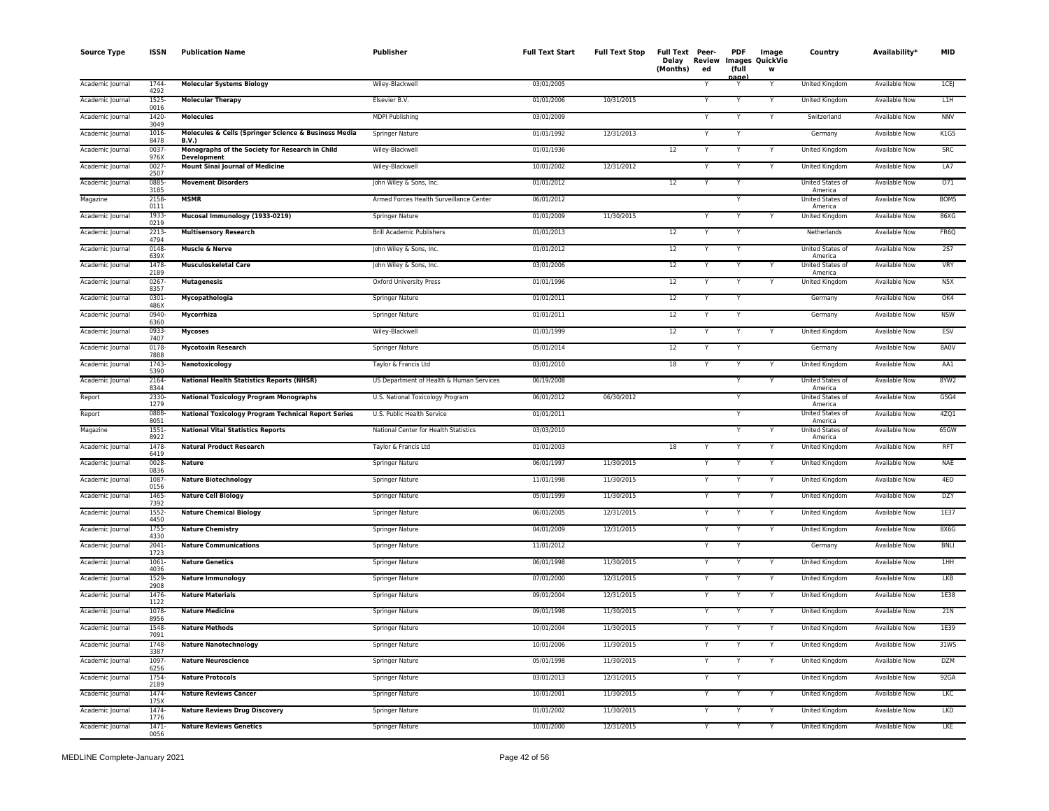| Source Type | ISSN | Publication Name | Publisher | Full Text Start | Full Text Stop | Full Text Delay (Months) | Peer-Reviewed | PDF Images (full page) | Image QuickView | Country | Availability* | MID |
|---|---|---|---|---|---|---|---|---|---|---|---|---|
| Academic Journal | 1744-4292 | **Molecular Systems Biology** | Wiley-Blackwell | 03/01/2005 | | | Y | Y | Y | United Kingdom | Available Now | 1CEJ |
| Academic Journal | 1525-0016 | **Molecular Therapy** | Elsevier B.V. | 01/01/2006 | 10/31/2015 | | Y | Y | Y | United Kingdom | Available Now | L1H |
| Academic Journal | 1420-3049 | **Molecules** | MDPI Publishing | 03/01/2009 | | | Y | Y | Y | Switzerland | Available Now | NNV |
| Academic Journal | 1016-8478 | **Molecules & Cells (Springer Science & Business Media B.V.)** | Springer Nature | 01/01/1992 | 12/31/2013 | | Y | Y | | Germany | Available Now | K1G5 |
| Academic Journal | 0037-976X | **Monographs of the Society for Research in Child Development** | Wiley-Blackwell | 01/01/1936 | | 12 | Y | Y | Y | United Kingdom | Available Now | SRC |
| Academic Journal | 0027-2507 | **Mount Sinai Journal of Medicine** | Wiley-Blackwell | 10/01/2002 | 12/31/2012 | | Y | Y | Y | United Kingdom | Available Now | LA7 |
| Academic Journal | 0885-3185 | **Movement Disorders** | John Wiley & Sons, Inc. | 01/01/2012 | | 12 | Y | Y | | United States of America | Available Now | O71 |
| Magazine | 2158-0111 | **MSMR** | Armed Forces Health Surveillance Center | 06/01/2012 | | | | Y | | United States of America | Available Now | BOM5 |
| Academic Journal | 1933-0219 | **Mucosal Immunology (1933-0219)** | Springer Nature | 01/01/2009 | 11/30/2015 | | Y | Y | Y | United Kingdom | Available Now | 86XG |
| Academic Journal | 2213-4794 | **Multisensory Research** | Brill Academic Publishers | 01/01/2013 | | 12 | Y | Y | | Netherlands | Available Now | FR6Q |
| Academic Journal | 0148-639X | **Muscle & Nerve** | John Wiley & Sons, Inc. | 01/01/2012 | | 12 | Y | Y | | United States of America | Available Now | 2S7 |
| Academic Journal | 1478-2189 | **Musculoskeletal Care** | John Wiley & Sons, Inc. | 03/01/2006 | | 12 | Y | Y | Y | United States of America | Available Now | VRY |
| Academic Journal | 0267-8357 | **Mutagenesis** | Oxford University Press | 01/01/1996 | | 12 | Y | Y | Y | United Kingdom | Available Now | N5X |
| Academic Journal | 0301-486X | **Mycopathologia** | Springer Nature | 01/01/2011 | | 12 | Y | Y | | Germany | Available Now | OK4 |
| Academic Journal | 0940-6360 | **Mycorrhiza** | Springer Nature | 01/01/2011 | | 12 | Y | Y | | Germany | Available Now | NSW |
| Academic Journal | 0933-7407 | **Mycoses** | Wiley-Blackwell | 01/01/1999 | | 12 | Y | Y | Y | United Kingdom | Available Now | ESV |
| Academic Journal | 0178-7888 | **Mycotoxin Research** | Springer Nature | 05/01/2014 | | 12 | Y | Y | | Germany | Available Now | 8A0V |
| Academic Journal | 1743-5390 | **Nanotoxicology** | Taylor & Francis Ltd | 03/01/2010 | | 18 | Y | Y | Y | United Kingdom | Available Now | AA1 |
| Academic Journal | 2164-8344 | **National Health Statistics Reports (NHSR)** | US Department of Health & Human Services | 06/19/2008 | | | | Y | Y | United States of America | Available Now | 8YW2 |
| Report | 2330-1279 | **National Toxicology Program Monographs** | U.S. National Toxicology Program | 06/01/2012 | 06/30/2012 | | | Y | | United States of America | Available Now | G5G4 |
| Report | 0888-8051 | **National Toxicology Program Technical Report Series** | U.S. Public Health Service | 01/01/2011 | | | | Y | | United States of America | Available Now | 4ZQ1 |
| Magazine | 1551-8922 | **National Vital Statistics Reports** | National Center for Health Statistics | 03/03/2010 | | | | Y | Y | United States of America | Available Now | 65GW |
| Academic Journal | 1478-6419 | **Natural Product Research** | Taylor & Francis Ltd | 01/01/2003 | | 18 | Y | Y | Y | United Kingdom | Available Now | RFT |
| Academic Journal | 0028-0836 | **Nature** | Springer Nature | 06/01/1997 | 11/30/2015 | | Y | Y | Y | United Kingdom | Available Now | NAE |
| Academic Journal | 1087-0156 | **Nature Biotechnology** | Springer Nature | 11/01/1998 | 11/30/2015 | | Y | Y | Y | United Kingdom | Available Now | 4ED |
| Academic Journal | 1465-7392 | **Nature Cell Biology** | Springer Nature | 05/01/1999 | 11/30/2015 | | Y | Y | Y | United Kingdom | Available Now | DZY |
| Academic Journal | 1552-4450 | **Nature Chemical Biology** | Springer Nature | 06/01/2005 | 12/31/2015 | | Y | Y | Y | United Kingdom | Available Now | 1E37 |
| Academic Journal | 1755-4330 | **Nature Chemistry** | Springer Nature | 04/01/2009 | 12/31/2015 | | Y | Y | Y | United Kingdom | Available Now | 8X6G |
| Academic Journal | 2041-1723 | **Nature Communications** | Springer Nature | 11/01/2012 | | | Y | Y | | Germany | Available Now | BNLI |
| Academic Journal | 1061-4036 | **Nature Genetics** | Springer Nature | 06/01/1998 | 11/30/2015 | | Y | Y | Y | United Kingdom | Available Now | 1HH |
| Academic Journal | 1529-2908 | **Nature Immunology** | Springer Nature | 07/01/2000 | 12/31/2015 | | Y | Y | Y | United Kingdom | Available Now | LKB |
| Academic Journal | 1476-1122 | **Nature Materials** | Springer Nature | 09/01/2004 | 12/31/2015 | | Y | Y | Y | United Kingdom | Available Now | 1E38 |
| Academic Journal | 1078-8956 | **Nature Medicine** | Springer Nature | 09/01/1998 | 11/30/2015 | | Y | Y | Y | United Kingdom | Available Now | 21N |
| Academic Journal | 1548-7091 | **Nature Methods** | Springer Nature | 10/01/2004 | 11/30/2015 | | Y | Y | Y | United Kingdom | Available Now | 1E39 |
| Academic Journal | 1748-3387 | **Nature Nanotechnology** | Springer Nature | 10/01/2006 | 11/30/2015 | | Y | Y | Y | United Kingdom | Available Now | 31WS |
| Academic Journal | 1097-6256 | **Nature Neuroscience** | Springer Nature | 05/01/1998 | 11/30/2015 | | Y | Y | Y | United Kingdom | Available Now | DZM |
| Academic Journal | 1754-2189 | **Nature Protocols** | Springer Nature | 03/01/2013 | 12/31/2015 | | Y | Y | | United Kingdom | Available Now | 92GA |
| Academic Journal | 1474-175X | **Nature Reviews Cancer** | Springer Nature | 10/01/2001 | 11/30/2015 | | Y | Y | Y | United Kingdom | Available Now | LKC |
| Academic Journal | 1474-1776 | **Nature Reviews Drug Discovery** | Springer Nature | 01/01/2002 | 11/30/2015 | | Y | Y | Y | United Kingdom | Available Now | LKD |
| Academic Journal | 1471-0056 | **Nature Reviews Genetics** | Springer Nature | 10/01/2000 | 12/31/2015 | | Y | Y | Y | United Kingdom | Available Now | LKE |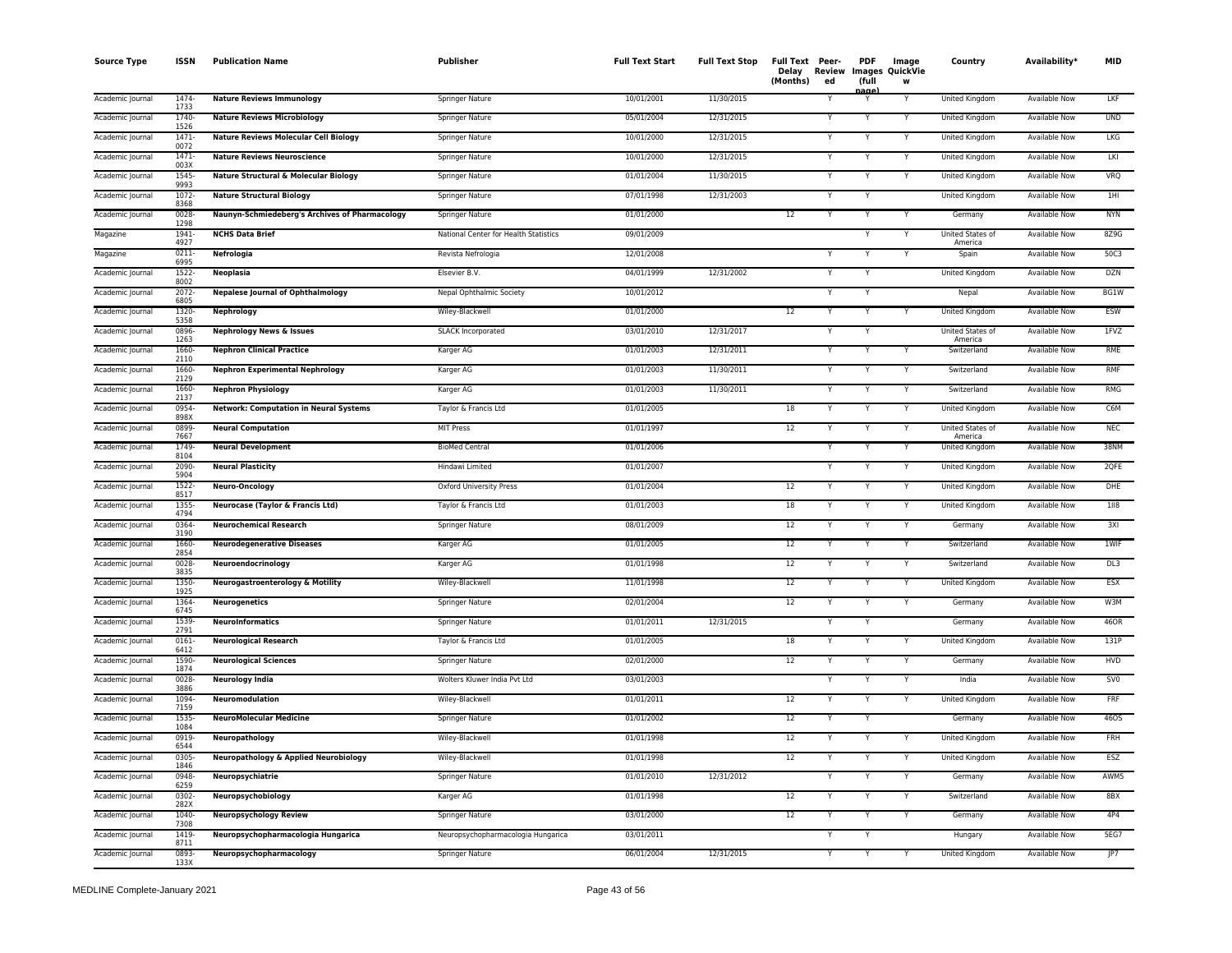| Source Type | ISSN | Publication Name | Publisher | Full Text Start | Full Text Stop | Full Text Delay (Months) | Peer-Reviewed | PDF Images (full page) | Image QuickView | Country | Availability* | MID |
|---|---|---|---|---|---|---|---|---|---|---|---|---|
| Academic Journal | 1474-1733 | **Nature Reviews Immunology** | Springer Nature | 10/01/2001 | 11/30/2015 | | Y | Y | Y | United Kingdom | Available Now | LKF |
| Academic Journal | 1740-1526 | **Nature Reviews Microbiology** | Springer Nature | 05/01/2004 | 12/31/2015 | | Y | Y | Y | United Kingdom | Available Now | UND |
| Academic Journal | 1471-0072 | **Nature Reviews Molecular Cell Biology** | Springer Nature | 10/01/2000 | 12/31/2015 | | Y | Y | Y | United Kingdom | Available Now | LKG |
| Academic Journal | 1471-003X | **Nature Reviews Neuroscience** | Springer Nature | 10/01/2000 | 12/31/2015 | | Y | Y | Y | United Kingdom | Available Now | LKI |
| Academic Journal | 1545-9993 | **Nature Structural & Molecular Biology** | Springer Nature | 01/01/2004 | 11/30/2015 | | Y | Y | Y | United Kingdom | Available Now | VRQ |
| Academic Journal | 1072-8368 | **Nature Structural Biology** | Springer Nature | 07/01/1998 | 12/31/2003 | | Y | Y | | United Kingdom | Available Now | 1HI |
| Academic Journal | 0028-1298 | **Naunyn-Schmiedeberg's Archives of Pharmacology** | Springer Nature | 01/01/2000 | | 12 | Y | Y | Y | Germany | Available Now | NYN |
| Magazine | 1941-4927 | **NCHS Data Brief** | National Center for Health Statistics | 09/01/2009 | | | | Y | Y | United States of America | Available Now | 8Z9G |
| Magazine | 0211-6995 | **Nefrologia** | Revista Nefrologia | 12/01/2008 | | | Y | Y | Y | Spain | Available Now | 50C3 |
| Academic Journal | 1522-8002 | **Neoplasia** | Elsevier B.V. | 04/01/1999 | 12/31/2002 | | Y | Y | | United Kingdom | Available Now | DZN |
| Academic Journal | 2072-6805 | **Nepalese Journal of Ophthalmology** | Nepal Ophthalmic Society | 10/01/2012 | | | Y | Y | | Nepal | Available Now | BG1W |
| Academic Journal | 1320-5358 | **Nephrology** | Wiley-Blackwell | 01/01/2000 | | 12 | Y | Y | Y | United Kingdom | Available Now | ESW |
| Academic Journal | 0896-1263 | **Nephrology News & Issues** | SLACK Incorporated | 03/01/2010 | 12/31/2017 | | Y | Y | | United States of America | Available Now | 1FVZ |
| Academic Journal | 1660-2110 | **Nephron Clinical Practice** | Karger AG | 01/01/2003 | 12/31/2011 | | Y | Y | Y | Switzerland | Available Now | RME |
| Academic Journal | 1660-2129 | **Nephron Experimental Nephrology** | Karger AG | 01/01/2003 | 11/30/2011 | | Y | Y | Y | Switzerland | Available Now | RMF |
| Academic Journal | 1660-2137 | **Nephron Physiology** | Karger AG | 01/01/2003 | 11/30/2011 | | Y | Y | Y | Switzerland | Available Now | RMG |
| Academic Journal | 0954-898X | **Network: Computation in Neural Systems** | Taylor & Francis Ltd | 01/01/2005 | | 18 | Y | Y | Y | United Kingdom | Available Now | C6M |
| Academic Journal | 0899-7667 | **Neural Computation** | MIT Press | 01/01/1997 | | 12 | Y | Y | Y | United States of America | Available Now | NEC |
| Academic Journal | 1749-8104 | **Neural Development** | BioMed Central | 01/01/2006 | | | Y | Y | Y | United Kingdom | Available Now | 38NM |
| Academic Journal | 2090-5904 | **Neural Plasticity** | Hindawi Limited | 01/01/2007 | | | Y | Y | Y | United Kingdom | Available Now | 2QFE |
| Academic Journal | 1522-8517 | **Neuro-Oncology** | Oxford University Press | 01/01/2004 | | 12 | Y | Y | Y | United Kingdom | Available Now | DHE |
| Academic Journal | 1355-4794 | **Neurocase (Taylor & Francis Ltd)** | Taylor & Francis Ltd | 01/01/2003 | | 18 | Y | Y | Y | United Kingdom | Available Now | 1II8 |
| Academic Journal | 0364-3190 | **Neurochemical Research** | Springer Nature | 08/01/2009 | | 12 | Y | Y | Y | Germany | Available Now | 3XI |
| Academic Journal | 1660-2854 | **Neurodegenerative Diseases** | Karger AG | 01/01/2005 | | 12 | Y | Y | Y | Switzerland | Available Now | 1WIF |
| Academic Journal | 0028-3835 | **Neuroendocrinology** | Karger AG | 01/01/1998 | | 12 | Y | Y | Y | Switzerland | Available Now | DL3 |
| Academic Journal | 1350-1925 | **Neurogastroenterology & Motility** | Wiley-Blackwell | 11/01/1998 | | 12 | Y | Y | Y | United Kingdom | Available Now | ESX |
| Academic Journal | 1364-6745 | **Neurogenetics** | Springer Nature | 02/01/2004 | | 12 | Y | Y | Y | Germany | Available Now | W3M |
| Academic Journal | 1539-2791 | **NeuroInformatics** | Springer Nature | 01/01/2011 | 12/31/2015 | | Y | Y | | Germany | Available Now | 46OR |
| Academic Journal | 0161-6412 | **Neurological Research** | Taylor & Francis Ltd | 01/01/2005 | | 18 | Y | Y | Y | United Kingdom | Available Now | 131P |
| Academic Journal | 1590-1874 | **Neurological Sciences** | Springer Nature | 02/01/2000 | | 12 | Y | Y | Y | Germany | Available Now | HVD |
| Academic Journal | 0028-3886 | **Neurology India** | Wolters Kluwer India Pvt Ltd | 03/01/2003 | | | Y | Y | Y | India | Available Now | SV0 |
| Academic Journal | 1094-7159 | **Neuromodulation** | Wiley-Blackwell | 01/01/2011 | | 12 | Y | Y | Y | United Kingdom | Available Now | FRF |
| Academic Journal | 1535-1084 | **NeuroMolecular Medicine** | Springer Nature | 01/01/2002 | | 12 | Y | Y | | Germany | Available Now | 46OS |
| Academic Journal | 0919-6544 | **Neuropathology** | Wiley-Blackwell | 01/01/1998 | | 12 | Y | Y | Y | United Kingdom | Available Now | FRH |
| Academic Journal | 0305-1846 | **Neuropathology & Applied Neurobiology** | Wiley-Blackwell | 01/01/1998 | | 12 | Y | Y | Y | United Kingdom | Available Now | ESZ |
| Academic Journal | 0948-6259 | **Neuropsychiatrie** | Springer Nature | 01/01/2010 | 12/31/2012 | | Y | Y | Y | Germany | Available Now | AWM5 |
| Academic Journal | 0302-282X | **Neuropsychobiology** | Karger AG | 01/01/1998 | | 12 | Y | Y | Y | Switzerland | Available Now | 8BX |
| Academic Journal | 1040-7308 | **Neuropsychology Review** | Springer Nature | 03/01/2000 | | 12 | Y | Y | Y | Germany | Available Now | 4P4 |
| Academic Journal | 1419-8711 | **Neuropsychopharmacologia Hungarica** | Neuropsychopharmacologia Hungarica | 03/01/2011 | | | Y | Y | | Hungary | Available Now | 5EG7 |
| Academic Journal | 0893-133X | **Neuropsychopharmacology** | Springer Nature | 06/01/2004 | 12/31/2015 | | Y | Y | Y | United Kingdom | Available Now | JP7 |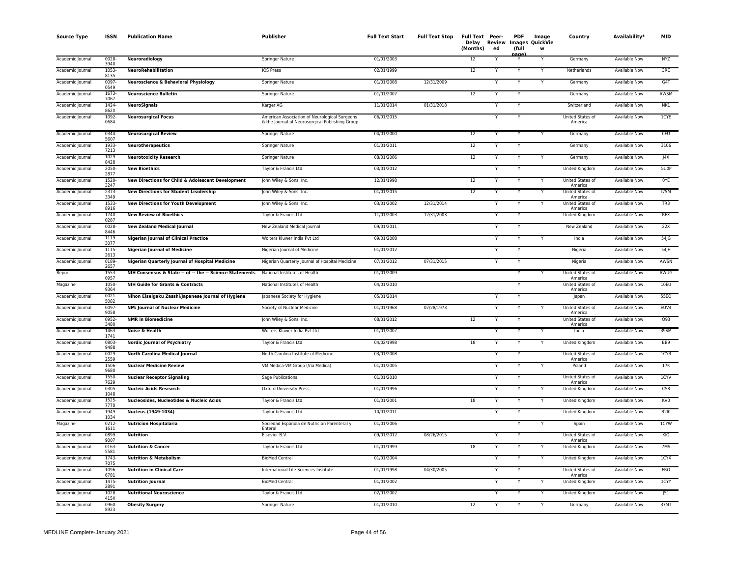| Source Type | ISSN | Publication Name | Publisher | Full Text Start | Full Text Stop | Full Text Delay (Months) | Peer-Reviewed | PDF Images (full page) | Image QuickView | Country | Availability* | MID |
|---|---|---|---|---|---|---|---|---|---|---|---|---|
| Academic Journal | 0028-3940 | **Neuroradiology** | Springer Nature | 01/01/2003 | | 12 | Y | Y | Y | Germany | Available Now | NYZ |
| Academic Journal | 1053-8135 | **NeuroRehabilitation** | IOS Press | 02/01/1999 | | 12 | Y | Y | Y | Netherlands | Available Now | 3RE |
| Academic Journal | 0097-0549 | **Neuroscience & Behavioral Physiology** | Springer Nature | 01/01/2008 | 12/31/2009 | | Y | Y | Y | Germany | Available Now | G4T |
| Academic Journal | 1673-7067 | **Neuroscience Bulletin** | Springer Nature | 01/01/2007 | | 12 | Y | Y | | Germany | Available Now | AWSM |
| Academic Journal | 1424-862X | **NeuroSignals** | Karger AG | 11/01/2014 | 01/31/2018 | | Y | Y | | Switzerland | Available Now | NK1 |
| Academic Journal | 1092-0684 | **Neurosurgical Focus** | American Association of Neurological Surgeons & the Journal of Neurosurgical Publishing Group | 06/01/2015 | | | Y | Y | | United States of America | Available Now | 1CYE |
| Academic Journal | 0344-5607 | **Neurosurgical Review** | Springer Nature | 04/01/2000 | | 12 | Y | Y | Y | Germany | Available Now | 0FU |
| Academic Journal | 1933-7213 | **Neurotherapeutics** | Springer Nature | 01/01/2011 | | 12 | Y | Y | | Germany | Available Now | 3106 |
| Academic Journal | 1029-8428 | **Neurotoxicity Research** | Springer Nature | 08/01/2006 | | 12 | Y | Y | Y | Germany | Available Now | J4X |
| Academic Journal | 2050-2877 | **New Bioethics** | Taylor & Francis Ltd | 03/01/2012 | | | Y | Y | | United Kingdom | Available Now | GU0P |
| Academic Journal | 1520-3247 | **New Directions for Child & Adolescent Development** | John Wiley & Sons, Inc. | 12/01/1998 | | 12 | Y | Y | Y | United States of America | Available Now | 0YE |
| Academic Journal | 2373-3349 | **New Directions for Student Leadership** | John Wiley & Sons, Inc. | 01/01/2015 | | 12 | Y | Y | Y | United States of America | Available Now | I75M |
| Academic Journal | 1533-8916 | **New Directions for Youth Development** | John Wiley & Sons, Inc. | 03/01/2002 | 12/31/2014 | | Y | Y | Y | United States of America | Available Now | TR3 |
| Academic Journal | 1740-0287 | **New Review of Bioethics** | Taylor & Francis Ltd | 11/01/2003 | 12/31/2003 | | Y | Y | | United Kingdom | Available Now | RFX |
| Academic Journal | 0028-8446 | **New Zealand Medical Journal** | New Zealand Medical Journal | 09/01/2011 | | | Y | Y | | New Zealand | Available Now | 22X |
| Academic Journal | 1119-3077 | **Nigerian Journal of Clinical Practice** | Wolters Kluwer India Pvt Ltd | 09/01/2008 | | | Y | Y | Y | India | Available Now | 54JG |
| Academic Journal | 1115-2613 | **Nigerian Journal of Medicine** | Nigerian Journal of Medicine | 01/01/2012 | | | Y | Y | | Nigeria | Available Now | 54JH |
| Academic Journal | 0189-2657 | **Nigerian Quarterly Journal of Hospital Medicine** | Nigerian Quarterly Journal of Hospital Medicine | 07/01/2012 | 07/31/2015 | | Y | Y | | Nigeria | Available Now | AWSN |
| Report | 1553-0957 | **NIH Consensus & State -- of -- the -- Science Statements** | National Institutes of Health | 01/01/2009 | | | | Y | Y | United States of America | Available Now | AWUG |
| Magazine | 1050-9364 | **NIH Guide for Grants & Contracts** | National Institutes of Health | 04/01/2010 | | | | Y | | United States of America | Available Now | 10EU |
| Academic Journal | 0021-5082 | **Nihon Eiseigaku Zasshi/Japanese Journal of Hygiene** | Japanese Society for Hygiene | 05/01/2014 | | | Y | Y | | Japan | Available Now | 55EO |
| Academic Journal | 0097-9058 | **NM: Journal of Nuclear Medicine** | Society of Nuclear Medicine | 01/01/1968 | 02/28/1973 | | Y | Y | Y | United States of America | Available Now | EUV4 |
| Academic Journal | 0952-3480 | **NMR in Biomedicine** | John Wiley & Sons, Inc. | 08/01/2012 | | 12 | Y | Y | | United States of America | Available Now | O93 |
| Academic Journal | 1463-1741 | **Noise & Health** | Wolters Kluwer India Pvt Ltd | 01/01/2007 | | | Y | Y | Y | India | Available Now | 39SM |
| Academic Journal | 0803-9488 | **Nordic Journal of Psychiatry** | Taylor & Francis Ltd | 04/02/1998 | | 18 | Y | Y | Y | United Kingdom | Available Now | BB9 |
| Academic Journal | 0029-2559 | **North Carolina Medical Journal** | North Carolina Institute of Medicine | 03/01/2008 | | | Y | Y | | United States of America | Available Now | 1CYR |
| Academic Journal | 1506-9680 | **Nuclear Medicine Review** | VM Medica-VM Group (Via Medica) | 01/01/2005 | | | Y | Y | Y | Poland | Available Now | 17K |
| Academic Journal | 1550-7629 | **Nuclear Receptor Signaling** | Sage Publications | 01/01/2010 | | | Y | Y | | United States of America | Available Now | 1CYV |
| Academic Journal | 0305-1048 | **Nucleic Acids Research** | Oxford University Press | 01/01/1996 | | | Y | Y | Y | United Kingdom | Available Now | CS8 |
| Academic Journal | 1525-7770 | **Nucleosides, Nucleotides & Nucleic Acids** | Taylor & Francis Ltd | 01/01/2001 | | 18 | Y | Y | Y | United Kingdom | Available Now | KV0 |
| Academic Journal | 1949-1034 | **Nucleus (1949-1034)** | Taylor & Francis Ltd | 10/01/2011 | | | Y | Y | | United Kingdom | Available Now | B2I0 |
| Magazine | 0212-1611 | **Nutricion Hospitalaria** | Sociedad Espanola de Nutricion Parenteral y Enteral | 01/01/2006 | | | | Y | Y | Spain | Available Now | 1CYW |
| Academic Journal | 0899-9007 | **Nutrition** | Elsevier B.V. | 09/01/2012 | 08/26/2015 | | Y | Y | | United States of America | Available Now | KIO |
| Academic Journal | 0163-5581 | **Nutrition & Cancer** | Taylor & Francis Ltd | 01/01/1999 | | 18 | Y | Y | Y | United Kingdom | Available Now | 7MS |
| Academic Journal | 1743-7075 | **Nutrition & Metabolism** | BioMed Central | 01/01/2004 | | | Y | Y | Y | United Kingdom | Available Now | 1CYX |
| Academic Journal | 1096-6781 | **Nutrition in Clinical Care** | International Life Sciences Institute | 01/01/1998 | 04/30/2005 | | Y | Y | | United States of America | Available Now | FRO |
| Academic Journal | 1475-2891 | **Nutrition Journal** | BioMed Central | 01/01/2002 | | | Y | Y | Y | United Kingdom | Available Now | 1CYY |
| Academic Journal | 1028-415X | **Nutritional Neuroscience** | Taylor & Francis Ltd | 02/01/2002 | | | Y | Y | Y | United Kingdom | Available Now | J51 |
| Academic Journal | 0960-8923 | **Obesity Surgery** | Springer Nature | 01/01/2010 | | 12 | Y | Y | Y | Germany | Available Now | 37MT |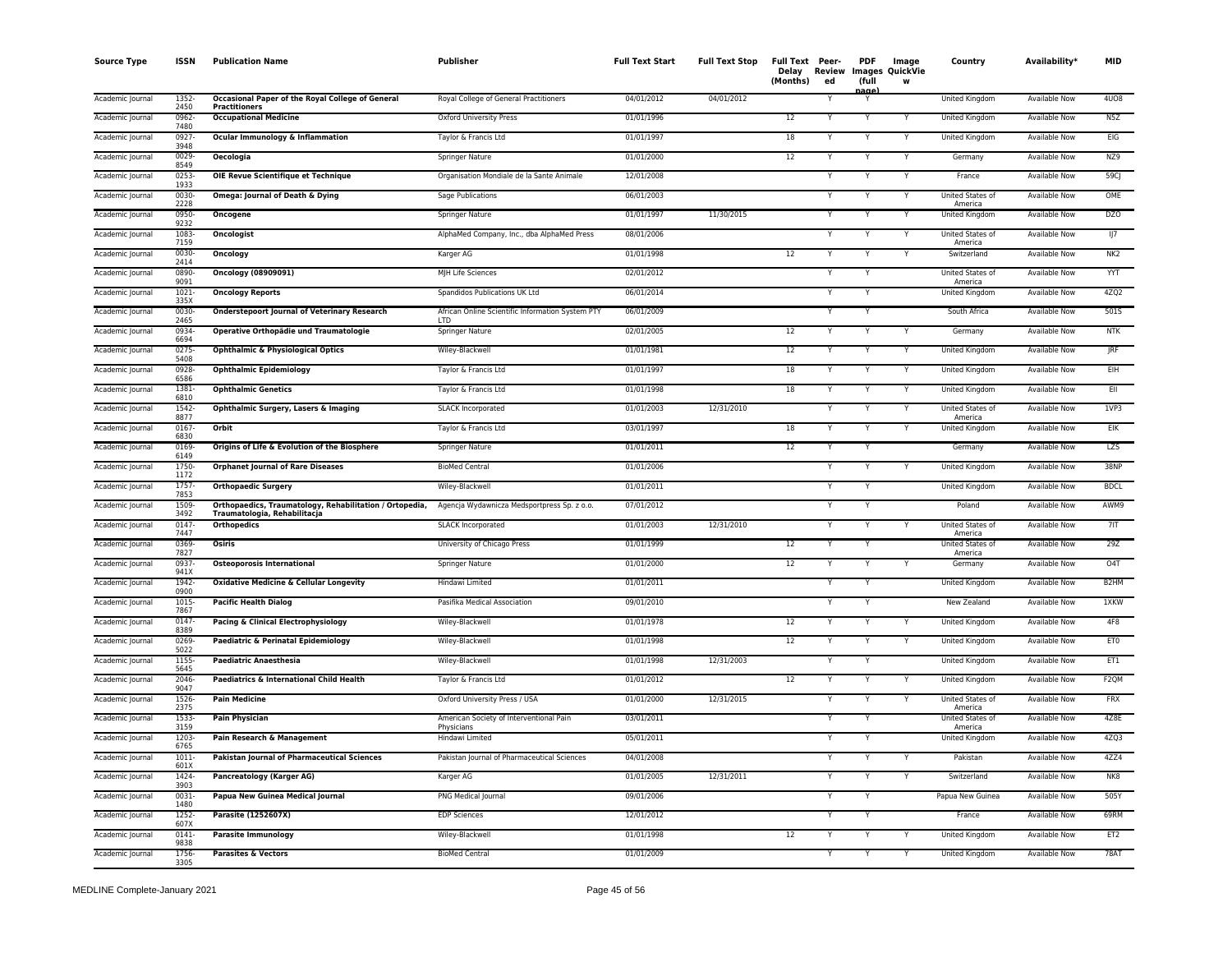| Source Type | ISSN | Publication Name | Publisher | Full Text Start | Full Text Stop | Full Text Delay (Months) | Peer-Reviewed | PDF Images (full page) | Image QuickView | Country | Availability* | MID |
|---|---|---|---|---|---|---|---|---|---|---|---|---|
| Academic Journal | 1352-2450 | Occasional Paper of the Royal College of General Practitioners | Royal College of General Practitioners | 04/01/2012 | 04/01/2012 | | Y | Y | | United Kingdom | Available Now | 4UO8 |
| Academic Journal | 0962-7480 | Occupational Medicine | Oxford University Press | 01/01/1996 | | 12 | Y | Y | Y | United Kingdom | Available Now | N5Z |
| Academic Journal | 0927-3948 | Ocular Immunology & Inflammation | Taylor & Francis Ltd | 01/01/1997 | | 18 | Y | Y | Y | United Kingdom | Available Now | EIG |
| Academic Journal | 0029-8549 | Oecologia | Springer Nature | 01/01/2000 | | 12 | Y | Y | Y | Germany | Available Now | NZ9 |
| Academic Journal | 0253-1933 | OIE Revue Scientifique et Technique | Organisation Mondiale de la Sante Animale | 12/01/2008 | | | Y | Y | Y | France | Available Now | 59CJ |
| Academic Journal | 0030-2228 | Omega: Journal of Death & Dying | Sage Publications | 06/01/2003 | | | Y | Y | Y | United States of America | Available Now | OME |
| Academic Journal | 0950-9232 | Oncogene | Springer Nature | 01/01/1997 | 11/30/2015 | | Y | Y | Y | United Kingdom | Available Now | DZO |
| Academic Journal | 1083-7159 | Oncologist | AlphaMed Company, Inc., dba AlphaMed Press | 08/01/2006 | | | Y | Y | Y | United States of America | Available Now | IJ7 |
| Academic Journal | 0030-2414 | Oncology | Karger AG | 01/01/1998 | | 12 | Y | Y | Y | Switzerland | Available Now | NK2 |
| Academic Journal | 0890-9091 | Oncology (08909091) | MJH Life Sciences | 02/01/2012 | | | Y | Y | | United States of America | Available Now | YYT |
| Academic Journal | 1021-335X | Oncology Reports | Spandidos Publications UK Ltd | 06/01/2014 | | | Y | Y | | United Kingdom | Available Now | 4ZQ2 |
| Academic Journal | 0030-2465 | Onderstepoort Journal of Veterinary Research | African Online Scientific Information System PTY LTD | 06/01/2009 | | | Y | Y | | South Africa | Available Now | 501S |
| Academic Journal | 0934-6694 | Operative Orthopädie und Traumatologie | Springer Nature | 02/01/2005 | | 12 | Y | Y | Y | Germany | Available Now | NTK |
| Academic Journal | 0275-5408 | Ophthalmic & Physiological Optics | Wiley-Blackwell | 01/01/1981 | | 12 | Y | Y | Y | United Kingdom | Available Now | JRF |
| Academic Journal | 0928-6586 | Ophthalmic Epidemiology | Taylor & Francis Ltd | 01/01/1997 | | 18 | Y | Y | Y | United Kingdom | Available Now | EIH |
| Academic Journal | 1381-6810 | Ophthalmic Genetics | Taylor & Francis Ltd | 01/01/1998 | | 18 | Y | Y | Y | United Kingdom | Available Now | EII |
| Academic Journal | 1542-8877 | Ophthalmic Surgery, Lasers & Imaging | SLACK Incorporated | 01/01/2003 | 12/31/2010 | | Y | Y | Y | United States of America | Available Now | 1VP3 |
| Academic Journal | 0167-6830 | Orbit | Taylor & Francis Ltd | 03/01/1997 | | 18 | Y | Y | Y | United Kingdom | Available Now | EIK |
| Academic Journal | 0169-6149 | Origins of Life & Evolution of the Biosphere | Springer Nature | 01/01/2011 | | 12 | Y | Y | | Germany | Available Now | LZS |
| Academic Journal | 1750-1172 | Orphanet Journal of Rare Diseases | BioMed Central | 01/01/2006 | | | Y | Y | Y | United Kingdom | Available Now | 38NP |
| Academic Journal | 1757-7853 | Orthopaedic Surgery | Wiley-Blackwell | 01/01/2011 | | | Y | Y | | United Kingdom | Available Now | BDCL |
| Academic Journal | 1509-3492 | Orthopaedics, Traumatology, Rehabilitation / Ortopedia, Traumatologia, Rehabilitacja | Agencja Wydawnicza Medsportpress Sp. z o.o. | 07/01/2012 | | | Y | Y | | Poland | Available Now | AWM9 |
| Academic Journal | 0147-7447 | Orthopedics | SLACK Incorporated | 01/01/2003 | 12/31/2010 | | Y | Y | Y | United States of America | Available Now | 7IT |
| Academic Journal | 0369-7827 | Osiris | University of Chicago Press | 01/01/1999 | | 12 | Y | Y | | United States of America | Available Now | 29Z |
| Academic Journal | 0937-941X | Osteoporosis International | Springer Nature | 01/01/2000 | | 12 | Y | Y | Y | Germany | Available Now | O4T |
| Academic Journal | 1942-0900 | Oxidative Medicine & Cellular Longevity | Hindawi Limited | 01/01/2011 | | | Y | Y | | United Kingdom | Available Now | B2HM |
| Academic Journal | 1015-7867 | Pacific Health Dialog | Pasifika Medical Association | 09/01/2010 | | | Y | Y | | New Zealand | Available Now | 1XKW |
| Academic Journal | 0147-8389 | Pacing & Clinical Electrophysiology | Wiley-Blackwell | 01/01/1978 | | 12 | Y | Y | Y | United Kingdom | Available Now | 4F8 |
| Academic Journal | 0269-5022 | Paediatric & Perinatal Epidemiology | Wiley-Blackwell | 01/01/1998 | | 12 | Y | Y | Y | United Kingdom | Available Now | ET0 |
| Academic Journal | 1155-5645 | Paediatric Anaesthesia | Wiley-Blackwell | 01/01/1998 | 12/31/2003 | | Y | Y | | United Kingdom | Available Now | ET1 |
| Academic Journal | 2046-9047 | Paediatrics & International Child Health | Taylor & Francis Ltd | 01/01/2012 | | 12 | Y | Y | Y | United Kingdom | Available Now | F2QM |
| Academic Journal | 1526-2375 | Pain Medicine | Oxford University Press / USA | 01/01/2000 | 12/31/2015 | | Y | Y | Y | United States of America | Available Now | FRX |
| Academic Journal | 1533-3159 | Pain Physician | American Society of Interventional Pain Physicians | 03/01/2011 | | | Y | Y | | United States of America | Available Now | 4Z8E |
| Academic Journal | 1203-6765 | Pain Research & Management | Hindawi Limited | 05/01/2011 | | | Y | Y | | United Kingdom | Available Now | 4ZQ3 |
| Academic Journal | 1011-601X | Pakistan Journal of Pharmaceutical Sciences | Pakistan Journal of Pharmaceutical Sciences | 04/01/2008 | | | Y | Y | Y | Pakistan | Available Now | 4ZZ4 |
| Academic Journal | 1424-3903 | Pancreatology (Karger AG) | Karger AG | 01/01/2005 | 12/31/2011 | | Y | Y | Y | Switzerland | Available Now | NK8 |
| Academic Journal | 0031-1480 | Papua New Guinea Medical Journal | PNG Medical Journal | 09/01/2006 | | | Y | Y | | Papua New Guinea | Available Now | 505Y |
| Academic Journal | 1252-607X | Parasite (1252607X) | EDP Sciences | 12/01/2012 | | | Y | Y | | France | Available Now | 69RM |
| Academic Journal | 0141-9838 | Parasite Immunology | Wiley-Blackwell | 01/01/1998 | | 12 | Y | Y | Y | United Kingdom | Available Now | ET2 |
| Academic Journal | 1756-3305 | Parasites & Vectors | BioMed Central | 01/01/2009 | | | Y | Y | Y | United Kingdom | Available Now | 78AT |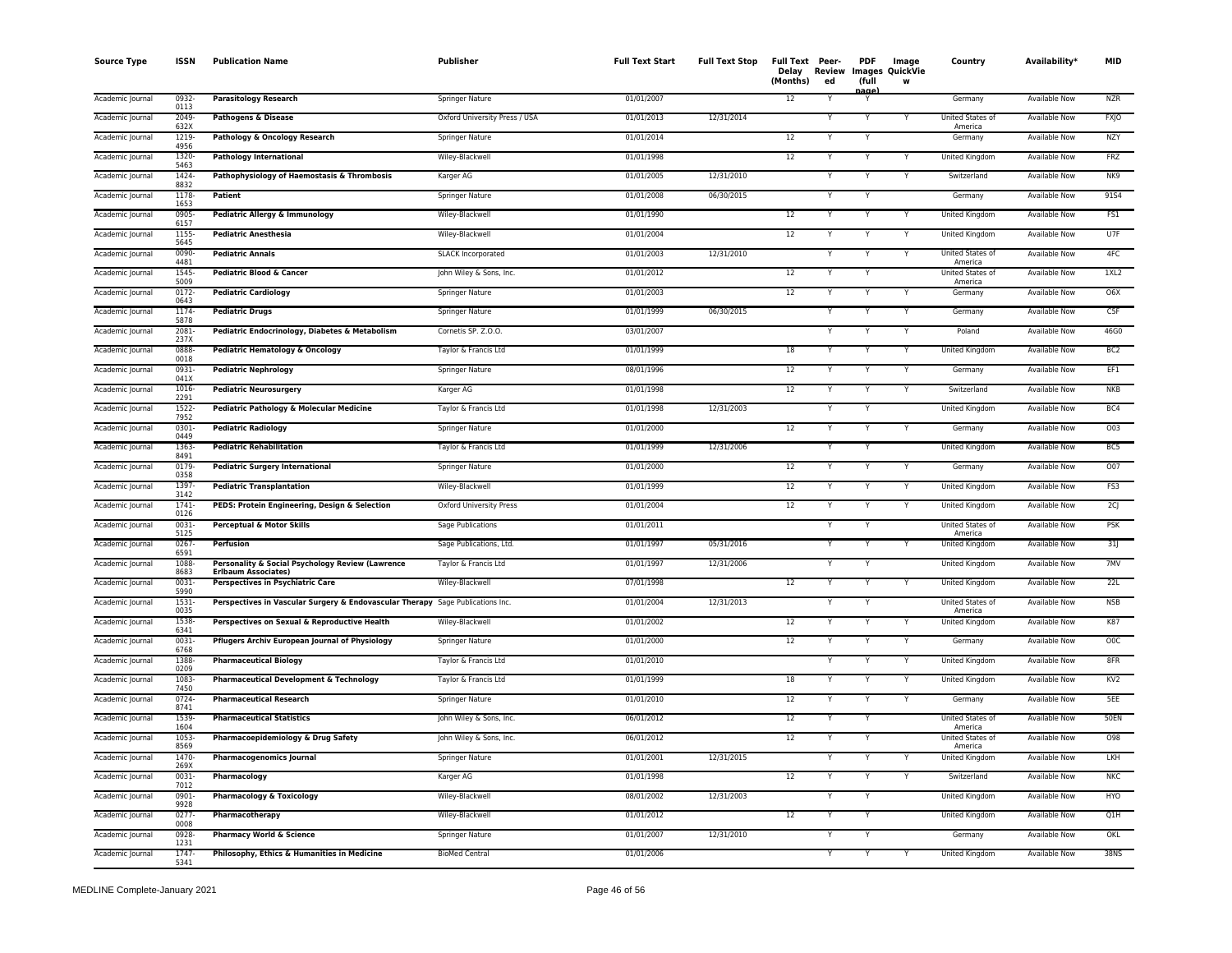| Source Type | ISSN | Publication Name | Publisher | Full Text Start | Full Text Stop | Full Text Delay (Months) | Peer-Reviewed | PDF (full page) | Image QuickView | Country | Availability* | MID |
|---|---|---|---|---|---|---|---|---|---|---|---|---|
| Academic Journal | 0932-0113 | **Parasitology Research** | Springer Nature | 01/01/2007 | | 12 | Y | Y | | Germany | Available Now | NZR |
| Academic Journal | 2049-632X | **Pathogens & Disease** | Oxford University Press / USA | 01/01/2013 | 12/31/2014 | | Y | Y | Y | United States of America | Available Now | FXJO |
| Academic Journal | 1219-4956 | **Pathology & Oncology Research** | Springer Nature | 01/01/2014 | | 12 | Y | Y | | Germany | Available Now | NZY |
| Academic Journal | 1320-5463 | **Pathology International** | Wiley-Blackwell | 01/01/1998 | | 12 | Y | Y | Y | United Kingdom | Available Now | FRZ |
| Academic Journal | 1424-8832 | **Pathophysiology of Haemostasis & Thrombosis** | Karger AG | 01/01/2005 | 12/31/2010 | | Y | Y | Y | Switzerland | Available Now | NK9 |
| Academic Journal | 1178-1653 | **Patient** | Springer Nature | 01/01/2008 | 06/30/2015 | | Y | Y | | Germany | Available Now | 91S4 |
| Academic Journal | 0905-6157 | **Pediatric Allergy & Immunology** | Wiley-Blackwell | 01/01/1990 | | 12 | Y | Y | Y | United Kingdom | Available Now | FS1 |
| Academic Journal | 1155-5645 | **Pediatric Anesthesia** | Wiley-Blackwell | 01/01/2004 | | 12 | Y | Y | Y | United Kingdom | Available Now | U7F |
| Academic Journal | 0090-4481 | **Pediatric Annals** | SLACK Incorporated | 01/01/2003 | 12/31/2010 | | Y | Y | Y | United States of America | Available Now | 4FC |
| Academic Journal | 1545-5009 | **Pediatric Blood & Cancer** | John Wiley & Sons, Inc. | 01/01/2012 | | 12 | Y | Y | | United States of America | Available Now | 1XL2 |
| Academic Journal | 0172-0643 | **Pediatric Cardiology** | Springer Nature | 01/01/2003 | | 12 | Y | Y | Y | Germany | Available Now | O6X |
| Academic Journal | 1174-5878 | **Pediatric Drugs** | Springer Nature | 01/01/1999 | 06/30/2015 | | Y | Y | Y | Germany | Available Now | C5F |
| Academic Journal | 2081-237X | **Pediatric Endocrinology, Diabetes & Metabolism** | Cornetis SP. Z.O.O. | 03/01/2007 | | | Y | Y | Y | Poland | Available Now | 46G0 |
| Academic Journal | 0888-0018 | **Pediatric Hematology & Oncology** | Taylor & Francis Ltd | 01/01/1999 | | 18 | Y | Y | Y | United Kingdom | Available Now | BC2 |
| Academic Journal | 0931-041X | **Pediatric Nephrology** | Springer Nature | 08/01/1996 | | 12 | Y | Y | Y | Germany | Available Now | EF1 |
| Academic Journal | 1016-2291 | **Pediatric Neurosurgery** | Karger AG | 01/01/1998 | | 12 | Y | Y | Y | Switzerland | Available Now | NKB |
| Academic Journal | 1522-7952 | **Pediatric Pathology & Molecular Medicine** | Taylor & Francis Ltd | 01/01/1998 | 12/31/2003 | | Y | Y | | United Kingdom | Available Now | BC4 |
| Academic Journal | 0301-0449 | **Pediatric Radiology** | Springer Nature | 01/01/2000 | | 12 | Y | Y | Y | Germany | Available Now | O03 |
| Academic Journal | 1363-8491 | **Pediatric Rehabilitation** | Taylor & Francis Ltd | 01/01/1999 | 12/31/2006 | | Y | Y | | United Kingdom | Available Now | BC5 |
| Academic Journal | 0179-0358 | **Pediatric Surgery International** | Springer Nature | 01/01/2000 | | 12 | Y | Y | Y | Germany | Available Now | O07 |
| Academic Journal | 1397-3142 | **Pediatric Transplantation** | Wiley-Blackwell | 01/01/1999 | | 12 | Y | Y | Y | United Kingdom | Available Now | FS3 |
| Academic Journal | 1741-0126 | **PEDS: Protein Engineering, Design & Selection** | Oxford University Press | 01/01/2004 | | 12 | Y | Y | Y | United Kingdom | Available Now | 2CJ |
| Academic Journal | 0031-5125 | **Perceptual & Motor Skills** | Sage Publications | 01/01/2011 | | | Y | Y | | United States of America | Available Now | PSK |
| Academic Journal | 0267-6591 | **Perfusion** | Sage Publications, Ltd. | 01/01/1997 | 05/31/2016 | | Y | Y | Y | United Kingdom | Available Now | 31J |
| Academic Journal | 1088-8683 | **Personality & Social Psychology Review (Lawrence Erlbaum Associates)** | Taylor & Francis Ltd | 01/01/1997 | 12/31/2006 | | Y | Y | | United Kingdom | Available Now | 7MV |
| Academic Journal | 0031-5990 | **Perspectives in Psychiatric Care** | Wiley-Blackwell | 07/01/1998 | | 12 | Y | Y | Y | United Kingdom | Available Now | 22L |
| Academic Journal | 1531-0035 | **Perspectives in Vascular Surgery & Endovascular Therapy** | Sage Publications Inc. | 01/01/2004 | 12/31/2013 | | Y | Y | | United States of America | Available Now | NSB |
| Academic Journal | 1538-6341 | **Perspectives on Sexual & Reproductive Health** | Wiley-Blackwell | 01/01/2002 | | 12 | Y | Y | Y | United Kingdom | Available Now | K87 |
| Academic Journal | 0031-6768 | **Pflugers Archiv European Journal of Physiology** | Springer Nature | 01/01/2000 | | 12 | Y | Y | Y | Germany | Available Now | O0C |
| Academic Journal | 1388-0209 | **Pharmaceutical Biology** | Taylor & Francis Ltd | 01/01/2010 | | | Y | Y | Y | United Kingdom | Available Now | 8FR |
| Academic Journal | 1083-7450 | **Pharmaceutical Development & Technology** | Taylor & Francis Ltd | 01/01/1999 | | 18 | Y | Y | Y | United Kingdom | Available Now | KV2 |
| Academic Journal | 0724-8741 | **Pharmaceutical Research** | Springer Nature | 01/01/2010 | | 12 | Y | Y | Y | Germany | Available Now | 5EE |
| Academic Journal | 1539-1604 | **Pharmaceutical Statistics** | John Wiley & Sons, Inc. | 06/01/2012 | | 12 | Y | Y | | United States of America | Available Now | 50EN |
| Academic Journal | 1053-8569 | **Pharmacoepidemiology & Drug Safety** | John Wiley & Sons, Inc. | 06/01/2012 | | 12 | Y | Y | | United States of America | Available Now | O98 |
| Academic Journal | 1470-269X | **Pharmacogenomics Journal** | Springer Nature | 01/01/2001 | 12/31/2015 | | Y | Y | Y | United Kingdom | Available Now | LKH |
| Academic Journal | 0031-7012 | **Pharmacology** | Karger AG | 01/01/1998 | | 12 | Y | Y | Y | Switzerland | Available Now | NKC |
| Academic Journal | 0901-9928 | **Pharmacology & Toxicology** | Wiley-Blackwell | 08/01/2002 | 12/31/2003 | | Y | Y | | United Kingdom | Available Now | HYO |
| Academic Journal | 0277-0008 | **Pharmacotherapy** | Wiley-Blackwell | 01/01/2012 | | 12 | Y | Y | | United Kingdom | Available Now | Q1H |
| Academic Journal | 0928-1231 | **Pharmacy World & Science** | Springer Nature | 01/01/2007 | 12/31/2010 | | Y | Y | | Germany | Available Now | OKL |
| Academic Journal | 1747-5341 | **Philosophy, Ethics & Humanities in Medicine** | BioMed Central | 01/01/2006 | | | Y | Y | Y | United Kingdom | Available Now | 38NS |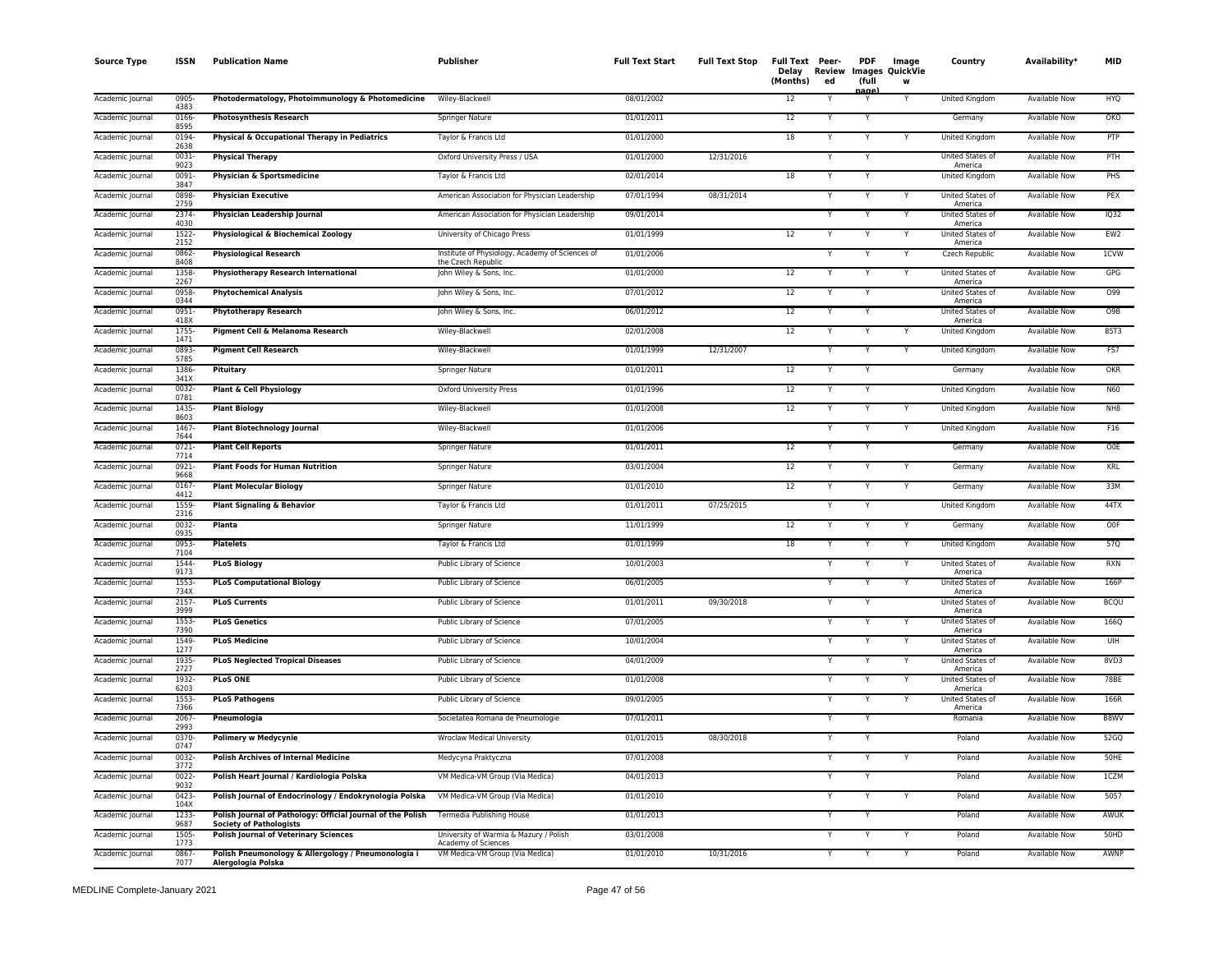| Source Type | ISSN | Publication Name | Publisher | Full Text Start | Full Text Stop | Full Text Delay (Months) | Peer-Reviewed | PDF Images (full page) | Image QuickView | Country | Availability* | MID |
|---|---|---|---|---|---|---|---|---|---|---|---|---|
| Academic Journal | 0905-4383 | **Photodermatology, Photoimmunology & Photomedicine** | Wiley-Blackwell | 08/01/2002 | | 12 | Y | Y | Y | United Kingdom | Available Now | HYQ |
| Academic Journal | 0166-8595 | **Photosynthesis Research** | Springer Nature | 01/01/2011 | | 12 | Y | Y | | Germany | Available Now | OKO |
| Academic Journal | 0194-2638 | **Physical & Occupational Therapy in Pediatrics** | Taylor & Francis Ltd | 01/01/2000 | | 18 | Y | Y | Y | United Kingdom | Available Now | PTP |
| Academic Journal | 0031-9023 | **Physical Therapy** | Oxford University Press / USA | 01/01/2000 | 12/31/2016 | | Y | Y | | United States of America | Available Now | PTH |
| Academic Journal | 0091-3847 | **Physician & Sportsmedicine** | Taylor & Francis Ltd | 02/01/2014 | | 18 | Y | Y | | United Kingdom | Available Now | PHS |
| Academic Journal | 0898-2759 | **Physician Executive** | American Association for Physician Leadership | 07/01/1994 | 08/31/2014 | | Y | Y | Y | United States of America | Available Now | PEX |
| Academic Journal | 2374-4030 | **Physician Leadership Journal** | American Association for Physician Leadership | 09/01/2014 | | | Y | Y | Y | United States of America | Available Now | IQ32 |
| Academic Journal | 1522-2152 | **Physiological & Biochemical Zoology** | University of Chicago Press | 01/01/1999 | | 12 | Y | Y | Y | United States of America | Available Now | EW2 |
| Academic Journal | 0862-8408 | **Physiological Research** | Institute of Physiology, Academy of Sciences of the Czech Republic | 01/01/2006 | | | Y | Y | Y | Czech Republic | Available Now | 1CVW |
| Academic Journal | 1358-2267 | **Physiotherapy Research International** | John Wiley & Sons, Inc. | 01/01/2000 | | 12 | Y | Y | Y | United States of America | Available Now | GPG |
| Academic Journal | 0958-0344 | **Phytochemical Analysis** | John Wiley & Sons, Inc. | 07/01/2012 | | 12 | Y | Y | | United States of America | Available Now | O99 |
| Academic Journal | 0951-418X | **Phytotherapy Research** | John Wiley & Sons, Inc. | 06/01/2012 | | 12 | Y | Y | | United States of America | Available Now | O9B |
| Academic Journal | 1755-1471 | **Pigment Cell & Melanoma Research** | Wiley-Blackwell | 02/01/2008 | | 12 | Y | Y | Y | United Kingdom | Available Now | 85T3 |
| Academic Journal | 0893-5785 | **Pigment Cell Research** | Wiley-Blackwell | 01/01/1999 | 12/31/2007 | | Y | Y | Y | United Kingdom | Available Now | FS7 |
| Academic Journal | 1386-341X | **Pituitary** | Springer Nature | 01/01/2011 | | 12 | Y | Y | | Germany | Available Now | OKR |
| Academic Journal | 0032-0781 | **Plant & Cell Physiology** | Oxford University Press | 01/01/1996 | | 12 | Y | Y | | United Kingdom | Available Now | N60 |
| Academic Journal | 1435-8603 | **Plant Biology** | Wiley-Blackwell | 01/01/2008 | | 12 | Y | Y | Y | United Kingdom | Available Now | NH8 |
| Academic Journal | 1467-7644 | **Plant Biotechnology Journal** | Wiley-Blackwell | 01/01/2006 | | | Y | Y | Y | United Kingdom | Available Now | F16 |
| Academic Journal | 0721-7714 | **Plant Cell Reports** | Springer Nature | 01/01/2011 | | 12 | Y | Y | | Germany | Available Now | O0E |
| Academic Journal | 0921-9668 | **Plant Foods for Human Nutrition** | Springer Nature | 03/01/2004 | | 12 | Y | Y | Y | Germany | Available Now | KRL |
| Academic Journal | 0167-4412 | **Plant Molecular Biology** | Springer Nature | 01/01/2010 | | 12 | Y | Y | Y | Germany | Available Now | 33M |
| Academic Journal | 1559-2316 | **Plant Signaling & Behavior** | Taylor & Francis Ltd | 01/01/2011 | 07/25/2015 | | Y | Y | | United Kingdom | Available Now | 44TX |
| Academic Journal | 0032-0935 | **Planta** | Springer Nature | 11/01/1999 | | 12 | Y | Y | Y | Germany | Available Now | O0F |
| Academic Journal | 0953-7104 | **Platelets** | Taylor & Francis Ltd | 01/01/1999 | | 18 | Y | Y | Y | United Kingdom | Available Now | 57Q |
| Academic Journal | 1544-9173 | **PLoS Biology** | Public Library of Science | 10/01/2003 | | | Y | Y | Y | United States of America | Available Now | RXN |
| Academic Journal | 1553-734X | **PLoS Computational Biology** | Public Library of Science | 06/01/2005 | | | Y | Y | Y | United States of America | Available Now | 166P |
| Academic Journal | 2157-3999 | **PLoS Currents** | Public Library of Science | 01/01/2011 | 09/30/2018 | | Y | Y | | United States of America | Available Now | BCQU |
| Academic Journal | 1553-7390 | **PLoS Genetics** | Public Library of Science | 07/01/2005 | | | Y | Y | Y | United States of America | Available Now | 166Q |
| Academic Journal | 1549-1277 | **PLoS Medicine** | Public Library of Science | 10/01/2004 | | | Y | Y | Y | United States of America | Available Now | UIH |
| Academic Journal | 1935-2727 | **PLoS Neglected Tropical Diseases** | Public Library of Science | 04/01/2009 | | | Y | Y | Y | United States of America | Available Now | 8VD3 |
| Academic Journal | 1932-6203 | **PLoS ONE** | Public Library of Science | 01/01/2008 | | | Y | Y | Y | United States of America | Available Now | 78BE |
| Academic Journal | 1553-7366 | **PLoS Pathogens** | Public Library of Science | 09/01/2005 | | | Y | Y | Y | United States of America | Available Now | 166R |
| Academic Journal | 2067-2993 | **Pneumologia** | Societatea Romana de Pneumologie | 07/01/2011 | | | Y | Y | | Romania | Available Now | B8WV |
| Academic Journal | 0370-0747 | **Polimery w Medycynie** | Wroclaw Medical University | 01/01/2015 | 08/30/2018 | | Y | Y | | Poland | Available Now | 52GQ |
| Academic Journal | 0032-3772 | **Polish Archives of Internal Medicine** | Medycyna Praktyczna | 07/01/2008 | | | Y | Y | Y | Poland | Available Now | 50HE |
| Academic Journal | 0022-9032 | **Polish Heart Journal / Kardiologia Polska** | VM Medica-VM Group (Via Medica) | 04/01/2013 | | | Y | Y | | Poland | Available Now | 1CZM |
| Academic Journal | 0423-104X | **Polish Journal of Endocrinology / Endokrynologia Polska** | VM Medica-VM Group (Via Medica) | 01/01/2010 | | | Y | Y | Y | Poland | Available Now | 5057 |
| Academic Journal | 1233-9687 | **Polish Journal of Pathology: Official Journal of the Polish Society of Pathologists** | Termedia Publishing House | 01/01/2013 | | | Y | Y | | Poland | Available Now | AWUK |
| Academic Journal | 1505-1773 | **Polish Journal of Veterinary Sciences** | University of Warmia & Mazury / Polish Academy of Sciences | 03/01/2008 | | | Y | Y | Y | Poland | Available Now | 50HD |
| Academic Journal | 0867-7077 | **Polish Pneumonology & Allergology / Pneumonologia i Alergologia Polska** | VM Medica-VM Group (Via Medica) | 01/01/2010 | 10/31/2016 | | Y | Y | Y | Poland | Available Now | AWNP |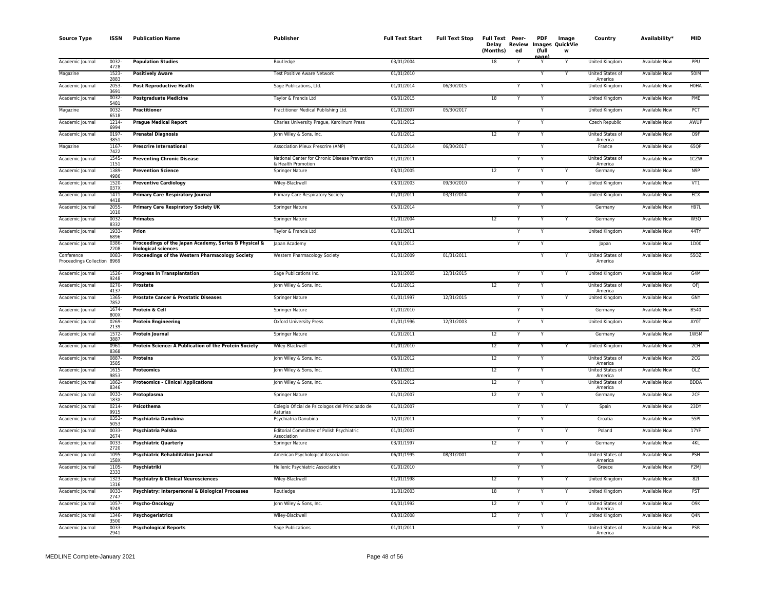| Source Type | ISSN | Publication Name | Publisher | Full Text Start | Full Text Stop | Full Text Delay (Months) | Peer-Reviewed | PDF Images (full page) | Image QuickView | Country | Availability* | MID |
|---|---|---|---|---|---|---|---|---|---|---|---|---|
| Academic Journal | 0032-4728 | **Population Studies** | Routledge | 03/01/2004 | | 18 | Y | Y | Y | United Kingdom | Available Now | PPU |
| Magazine | 1523-2883 | **Positively Aware** | Test Positive Aware Network | 01/01/2010 | | | | Y | Y | United States of America | Available Now | 50IM |
| Academic Journal | 2053-3691 | **Post Reproductive Health** | Sage Publications, Ltd. | 01/01/2014 | 06/30/2015 | | Y | Y | | United Kingdom | Available Now | H0HA |
| Academic Journal | 0032-5481 | **Postgraduate Medicine** | Taylor & Francis Ltd | 06/01/2015 | | 18 | Y | Y | | United Kingdom | Available Now | PME |
| Magazine | 0032-6518 | **Practitioner** | Practitioner Medical Publishing Ltd. | 01/01/2007 | 05/30/2017 | | | Y | | United Kingdom | Available Now | PCT |
| Academic Journal | 1214-6994 | **Prague Medical Report** | Charles University Prague, Karolinum Press | 01/01/2012 | | | Y | Y | | Czech Republic | Available Now | AWUP |
| Academic Journal | 0197-3851 | **Prenatal Diagnosis** | John Wiley & Sons, Inc. | 01/01/2012 | | 12 | Y | Y | | United States of America | Available Now | O9F |
| Magazine | 1167-7422 | **Prescrire International** | Association Mieux Prescrire (AMP) | 01/01/2014 | 06/30/2017 | | | Y | | France | Available Now | 65QP |
| Academic Journal | 1545-1151 | **Preventing Chronic Disease** | National Center for Chronic Disease Prevention & Health Promotion | 01/01/2011 | | | Y | Y | | United States of America | Available Now | 1CZW |
| Academic Journal | 1389-4986 | **Prevention Science** | Springer Nature | 03/01/2005 | | 12 | Y | Y | Y | Germany | Available Now | N9P |
| Academic Journal | 1520-037X | **Preventive Cardiology** | Wiley-Blackwell | 03/01/2003 | 09/30/2010 | | Y | Y | Y | United Kingdom | Available Now | VT1 |
| Academic Journal | 1471-4418 | **Primary Care Respiratory Journal** | Primary Care Respiratory Society | 01/01/2011 | 03/31/2014 | | Y | Y | | United Kingdom | Available Now | ECX |
| Academic Journal | 2055-1010 | **Primary Care Respiratory Society UK** | Springer Nature | 05/01/2014 | | | Y | Y | | Germany | Available Now | H97L |
| Academic Journal | 0032-8332 | **Primates** | Springer Nature | 01/01/2004 | | 12 | Y | Y | Y | Germany | Available Now | W3Q |
| Academic Journal | 1933-6896 | **Prion** | Taylor & Francis Ltd | 01/01/2011 | | | Y | Y | | United Kingdom | Available Now | 44TY |
| Academic Journal | 0386-2208 | **Proceedings of the Japan Academy, Series B Physical & biological sciences** | Japan Academy | 04/01/2012 | | | Y | Y | | Japan | Available Now | 1D00 |
| Conference Proceedings Collection | 0083-8969 | **Proceedings of the Western Pharmacology Society** | Western Pharmacology Society | 01/01/2009 | 01/31/2011 | | | Y | Y | United States of America | Available Now | 55OZ |
| Academic Journal | 1526-9248 | **Progress in Transplantation** | Sage Publications Inc. | 12/01/2005 | 12/31/2015 | | Y | Y | Y | United Kingdom | Available Now | G4M |
| Academic Journal | 0270-4137 | **Prostate** | John Wiley & Sons, Inc. | 01/01/2012 | | 12 | Y | Y | | United States of America | Available Now | OFJ |
| Academic Journal | 1365-7852 | **Prostate Cancer & Prostatic Diseases** | Springer Nature | 01/01/1997 | 12/31/2015 | | Y | Y | Y | United Kingdom | Available Now | GNY |
| Academic Journal | 1674-800X | **Protein & Cell** | Springer Nature | 01/01/2010 | | | Y | Y | | Germany | Available Now | B540 |
| Academic Journal | 0269-2139 | **Protein Engineering** | Oxford University Press | 01/01/1996 | 12/31/2003 | | Y | Y | | United Kingdom | Available Now | AY0T |
| Academic Journal | 1572-3887 | **Protein Journal** | Springer Nature | 01/01/2011 | | 12 | Y | Y | | Germany | Available Now | 1W5M |
| Academic Journal | 0961-8368 | **Protein Science: A Publication of the Protein Society** | Wiley-Blackwell | 01/01/2010 | | 12 | Y | Y | Y | United Kingdom | Available Now | 2CH |
| Academic Journal | 0887-3585 | **Proteins** | John Wiley & Sons, Inc. | 06/01/2012 | | 12 | Y | Y | | United States of America | Available Now | 2CG |
| Academic Journal | 1615-9853 | **Proteomics** | John Wiley & Sons, Inc. | 09/01/2012 | | 12 | Y | Y | | United States of America | Available Now | OLZ |
| Academic Journal | 1862-8346 | **Proteomics - Clinical Applications** | John Wiley & Sons, Inc. | 05/01/2012 | | 12 | Y | Y | | United States of America | Available Now | BDDA |
| Academic Journal | 0033-183X | **Protoplasma** | Springer Nature | 01/01/2007 | | 12 | Y | Y | | Germany | Available Now | 2CF |
| Academic Journal | 0214-9915 | **Psicothema** | Colegio Oficial de Psicologos del Principado de Asturias | 01/01/2007 | | | Y | Y | Y | Spain | Available Now | 23DY |
| Academic Journal | 0353-5053 | **Psychiatria Danubina** | Psychiatria Danubina | 12/01/2011 | | | Y | Y | | Croatia | Available Now | 55PI |
| Academic Journal | 0033-2674 | **Psychiatria Polska** | Editorial Committee of Polish Psychiatric Association | 01/01/2007 | | | Y | Y | Y | Poland | Available Now | 17YF |
| Academic Journal | 0033-2720 | **Psychiatric Quarterly** | Springer Nature | 03/01/1997 | | 12 | Y | Y | Y | Germany | Available Now | 4KL |
| Academic Journal | 1095-158X | **Psychiatric Rehabilitation Journal** | American Psychological Association | 06/01/1995 | 08/31/2001 | | Y | Y | | United States of America | Available Now | PSH |
| Academic Journal | 1105-2333 | **Psychiatriki** | Hellenic Psychiatric Association | 01/01/2010 | | | Y | Y | | Greece | Available Now | F2MJ |
| Academic Journal | 1323-1316 | **Psychiatry & Clinical Neurosciences** | Wiley-Blackwell | 01/01/1998 | | 12 | Y | Y | Y | United Kingdom | Available Now | 82I |
| Academic Journal | 0033-2747 | **Psychiatry: Interpersonal & Biological Processes** | Routledge | 11/01/2003 | | 18 | Y | Y | Y | United Kingdom | Available Now | PST |
| Academic Journal | 1057-9249 | **Psycho-Oncology** | John Wiley & Sons, Inc. | 04/01/1992 | | 12 | Y | Y | Y | United States of America | Available Now | O9K |
| Academic Journal | 1346-3500 | **Psychogeriatrics** | Wiley-Blackwell | 03/01/2008 | | 12 | Y | Y | Y | United Kingdom | Available Now | Q4N |
| Academic Journal | 0033-2941 | **Psychological Reports** | Sage Publications | 01/01/2011 | | | Y | Y | | United States of America | Available Now | PSR |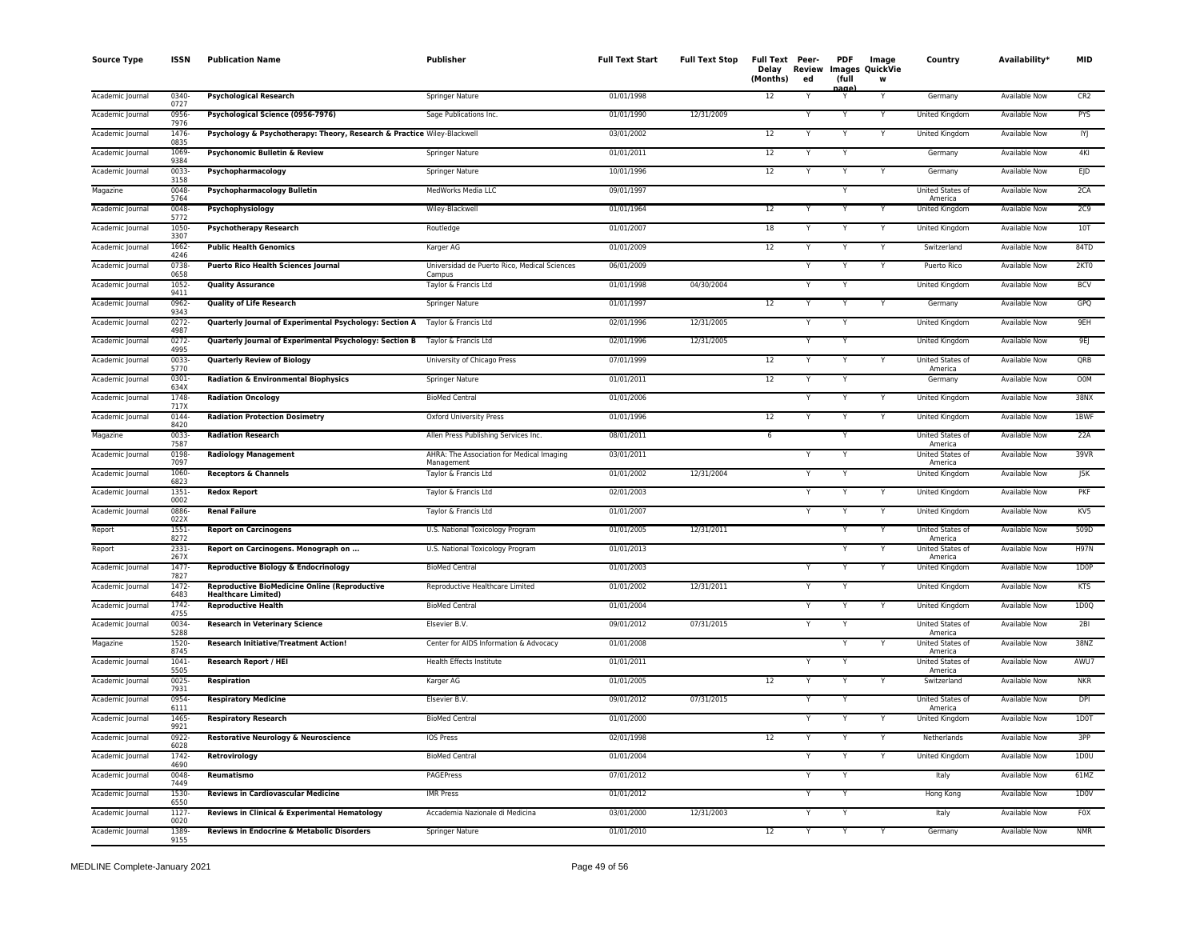| Source Type | ISSN | Publication Name | Publisher | Full Text Start | Full Text Stop | Full Text Delay (Months) | Peer-Reviewed | PDF (full page) | Image QuickView | Country | Availability* | MID |
|---|---|---|---|---|---|---|---|---|---|---|---|---|
| Academic Journal | 0340-0727 | **Psychological Research** | Springer Nature | 01/01/1998 | | 12 | Y | Y | Y | Germany | Available Now | CR2 |
| Academic Journal | 0956-7976 | **Psychological Science (0956-7976)** | Sage Publications Inc. | 01/01/1990 | 12/31/2009 | | Y | Y | Y | United Kingdom | Available Now | PYS |
| Academic Journal | 1476-0835 | **Psychology & Psychotherapy: Theory, Research & Practice** | Wiley-Blackwell | 03/01/2002 | | 12 | Y | Y | Y | United Kingdom | Available Now | IYJ |
| Academic Journal | 1069-9384 | **Psychonomic Bulletin & Review** | Springer Nature | 01/01/2011 | | 12 | Y | Y | | Germany | Available Now | 4KI |
| Academic Journal | 0033-3158 | **Psychopharmacology** | Springer Nature | 10/01/1996 | | 12 | Y | Y | Y | Germany | Available Now | EJD |
| Magazine | 0048-5764 | **Psychopharmacology Bulletin** | MedWorks Media LLC | 09/01/1997 | | | | Y | | United States of America | Available Now | 2CA |
| Academic Journal | 0048-5772 | **Psychophysiology** | Wiley-Blackwell | 01/01/1964 | | 12 | Y | Y | Y | United Kingdom | Available Now | 2C9 |
| Academic Journal | 1050-3307 | **Psychotherapy Research** | Routledge | 01/01/2007 | | 18 | Y | Y | Y | United Kingdom | Available Now | 10T |
| Academic Journal | 1662-4246 | **Public Health Genomics** | Karger AG | 01/01/2009 | | 12 | Y | Y | Y | Switzerland | Available Now | 84TD |
| Academic Journal | 0738-0658 | **Puerto Rico Health Sciences Journal** | Universidad de Puerto Rico, Medical Sciences Campus | 06/01/2009 | | | Y | Y | Y | Puerto Rico | Available Now | 2KT0 |
| Academic Journal | 1052-9411 | **Quality Assurance** | Taylor & Francis Ltd | 01/01/1998 | 04/30/2004 | | Y | Y | | United Kingdom | Available Now | BCV |
| Academic Journal | 0962-9343 | **Quality of Life Research** | Springer Nature | 01/01/1997 | | 12 | Y | Y | Y | Germany | Available Now | GPQ |
| Academic Journal | 0272-4987 | **Quarterly Journal of Experimental Psychology: Section A** | Taylor & Francis Ltd | 02/01/1996 | 12/31/2005 | | Y | Y | | United Kingdom | Available Now | 9EH |
| Academic Journal | 0272-4995 | **Quarterly Journal of Experimental Psychology: Section B** | Taylor & Francis Ltd | 02/01/1996 | 12/31/2005 | | Y | Y | | United Kingdom | Available Now | 9EJ |
| Academic Journal | 0033-5770 | **Quarterly Review of Biology** | University of Chicago Press | 07/01/1999 | | 12 | Y | Y | Y | United States of America | Available Now | QRB |
| Academic Journal | 0301-634X | **Radiation & Environmental Biophysics** | Springer Nature | 01/01/2011 | | 12 | Y | Y | | Germany | Available Now | O0M |
| Academic Journal | 1748-717X | **Radiation Oncology** | BioMed Central | 01/01/2006 | | | Y | Y | Y | United Kingdom | Available Now | 38NX |
| Academic Journal | 0144-8420 | **Radiation Protection Dosimetry** | Oxford University Press | 01/01/1996 | | 12 | Y | Y | Y | United Kingdom | Available Now | 1BWF |
| Magazine | 0033-7587 | **Radiation Research** | Allen Press Publishing Services Inc. | 08/01/2011 | | 6 | | Y | | United States of America | Available Now | 22A |
| Academic Journal | 0198-7097 | **Radiology Management** | AHRA: The Association for Medical Imaging Management | 03/01/2011 | | | Y | Y | | United States of America | Available Now | 39VR |
| Academic Journal | 1060-6823 | **Receptors & Channels** | Taylor & Francis Ltd | 01/01/2002 | 12/31/2004 | | Y | Y | | United Kingdom | Available Now | J5K |
| Academic Journal | 1351-0002 | **Redox Report** | Taylor & Francis Ltd | 02/01/2003 | | | Y | Y | Y | United Kingdom | Available Now | PKF |
| Academic Journal | 0886-022X | **Renal Failure** | Taylor & Francis Ltd | 01/01/2007 | | | Y | Y | Y | United Kingdom | Available Now | KV5 |
| Report | 1551-8272 | **Report on Carcinogens** | U.S. National Toxicology Program | 01/01/2005 | 12/31/2011 | | | Y | Y | United States of America | Available Now | 509D |
| Report | 2331-267X | **Report on Carcinogens. Monograph on ...** | U.S. National Toxicology Program | 01/01/2013 | | | | Y | Y | United States of America | Available Now | H97N |
| Academic Journal | 1477-7827 | **Reproductive Biology & Endocrinology** | BioMed Central | 01/01/2003 | | | Y | Y | Y | United Kingdom | Available Now | 1D0P |
| Academic Journal | 1472-6483 | **Reproductive BioMedicine Online (Reproductive Healthcare Limited)** | Reproductive Healthcare Limited | 01/01/2002 | 12/31/2011 | | Y | Y | | United Kingdom | Available Now | KTS |
| Academic Journal | 1742-4755 | **Reproductive Health** | BioMed Central | 01/01/2004 | | | Y | Y | Y | United Kingdom | Available Now | 1D0Q |
| Academic Journal | 0034-5288 | **Research in Veterinary Science** | Elsevier B.V. | 09/01/2012 | 07/31/2015 | | Y | Y | | United States of America | Available Now | 2BI |
| Magazine | 1520-8745 | **Research Initiative/Treatment Action!** | Center for AIDS Information & Advocacy | 01/01/2008 | | | | Y | Y | United States of America | Available Now | 38NZ |
| Academic Journal | 1041-5505 | **Research Report / HEI** | Health Effects Institute | 01/01/2011 | | | Y | Y | | United States of America | Available Now | AWU7 |
| Academic Journal | 0025-7931 | **Respiration** | Karger AG | 01/01/2005 | | 12 | Y | Y | Y | Switzerland | Available Now | NKR |
| Academic Journal | 0954-6111 | **Respiratory Medicine** | Elsevier B.V. | 09/01/2012 | 07/31/2015 | | Y | Y | | United States of America | Available Now | DPI |
| Academic Journal | 1465-9921 | **Respiratory Research** | BioMed Central | 01/01/2000 | | | Y | Y | Y | United Kingdom | Available Now | 1D0T |
| Academic Journal | 0922-6028 | **Restorative Neurology & Neuroscience** | IOS Press | 02/01/1998 | | 12 | Y | Y | Y | Netherlands | Available Now | 3PP |
| Academic Journal | 1742-4690 | **Retrovirology** | BioMed Central | 01/01/2004 | | | Y | Y | Y | United Kingdom | Available Now | 1D0U |
| Academic Journal | 0048-7449 | **Reumatismo** | PAGEPress | 07/01/2012 | | | Y | Y | | Italy | Available Now | 61MZ |
| Academic Journal | 1530-6550 | **Reviews in Cardiovascular Medicine** | IMR Press | 01/01/2012 | | | Y | Y | | Hong Kong | Available Now | 1D0V |
| Academic Journal | 1127-0020 | **Reviews in Clinical & Experimental Hematology** | Accademia Nazionale di Medicina | 03/01/2000 | 12/31/2003 | | Y | Y | | Italy | Available Now | F0X |
| Academic Journal | 1389-9155 | **Reviews in Endocrine & Metabolic Disorders** | Springer Nature | 01/01/2010 | | 12 | Y | Y | Y | Germany | Available Now | NMR |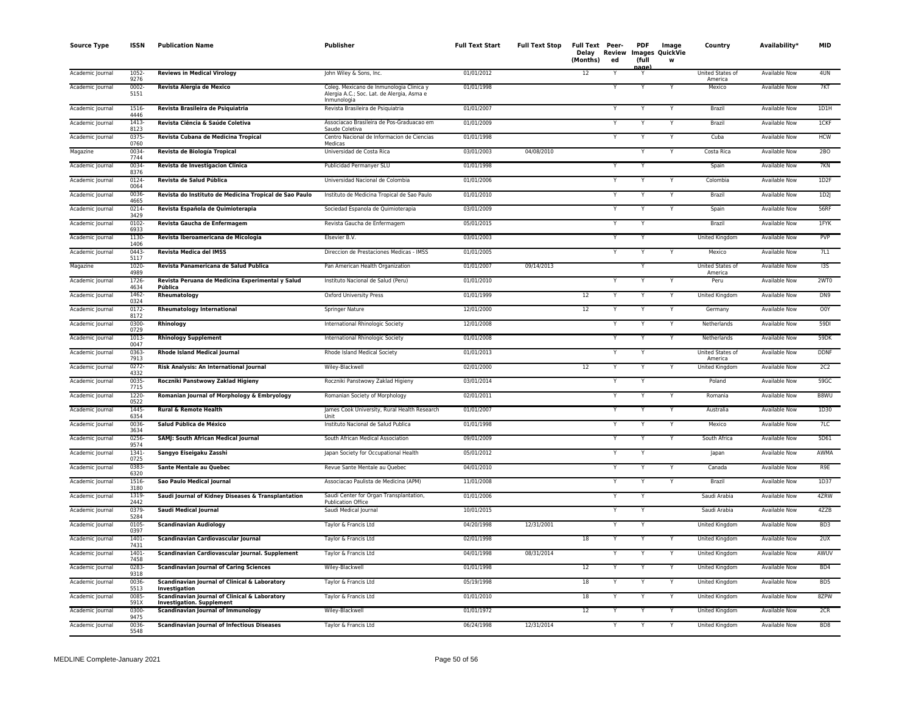| Source Type | ISSN | Publication Name | Publisher | Full Text Start | Full Text Stop | Full Text Delay (Months) | Peer-Reviewed | PDF Images (full page) | Image QuickView | Country | Availability* | MID |
|---|---|---|---|---|---|---|---|---|---|---|---|---|
| Academic Journal | 1052-9276 | **Reviews in Medical Virology** | John Wiley & Sons, Inc. | 01/01/2012 | | 12 | Y | Y | | United States of America | Available Now | 4UN |
| Academic Journal | 0002-5151 | **Revista Alergia de Mexico** | Coleg. Mexicano de Inmunologia Clinica y Alergia A.C.; Soc. Lat. de Alergia, Asma e Inmunologia | 01/01/1998 | | | Y | Y | Y | Mexico | Available Now | 7KT |
| Academic Journal | 1516-4446 | **Revista Brasileira de Psiquiatria** | Revista Brasileira de Psiquiatria | 01/01/2007 | | | Y | Y | Y | Brazil | Available Now | 1D1H |
| Academic Journal | 1413-8123 | **Revista Ciência & Saúde Coletiva** | Associacao Brasileira de Pos-Graduacao em Saude Coletiva | 01/01/2009 | | | Y | Y | Y | Brazil | Available Now | 1CKF |
| Academic Journal | 0375-0760 | **Revista Cubana de Medicina Tropical** | Centro Nacional de Informacion de Ciencias Medicas | 01/01/1998 | | | Y | Y | Y | Cuba | Available Now | HCW |
| Magazine | 0034-7744 | **Revista de Biología Tropical** | Universidad de Costa Rica | 03/01/2003 | 04/08/2010 | | | Y | Y | Costa Rica | Available Now | 2BO |
| Academic Journal | 0034-8376 | **Revista de Investigacion Clinica** | Publicidad Permanyer SLU | 01/01/1998 | | | Y | Y | | Spain | Available Now | 7KN |
| Academic Journal | 0124-0064 | **Revista de Salud Pública** | Universidad Nacional de Colombia | 01/01/2006 | | | Y | Y | Y | Colombia | Available Now | 1D2F |
| Academic Journal | 0036-4665 | **Revista do Instituto de Medicina Tropical de Sao Paulo** | Instituto de Medicina Tropical de Sao Paulo | 01/01/2010 | | | Y | Y | Y | Brazil | Available Now | 1D2J |
| Academic Journal | 0214-3429 | **Revista Española de Quimioterapia** | Sociedad Espanola de Quimioterapia | 03/01/2009 | | | Y | Y | Y | Spain | Available Now | 56RF |
| Academic Journal | 0102-6933 | **Revista Gaucha de Enfermagem** | Revista Gaucha de Enfermagem | 05/01/2015 | | | Y | Y | | Brazil | Available Now | 1FYK |
| Academic Journal | 1130-1406 | **Revista Iberoamericana de Micologia** | Elsevier B.V. | 03/01/2003 | | | Y | Y | | United Kingdom | Available Now | PVP |
| Academic Journal | 0443-5117 | **Revista Medica del IMSS** | Direccion de Prestaciones Medicas - IMSS | 01/01/2005 | | | Y | Y | Y | Mexico | Available Now | 7L1 |
| Magazine | 1020-4989 | **Revista Panamericana de Salud Publica** | Pan American Health Organization | 01/01/2007 | 09/14/2013 | | | Y | | United States of America | Available Now | I3S |
| Academic Journal | 1726-4634 | **Revista Peruana de Medicina Experimental y Salud Pública** | Instituto Nacional de Salud (Peru) | 01/01/2010 | | | Y | Y | Y | Peru | Available Now | 2WT0 |
| Academic Journal | 1462-0324 | **Rheumatology** | Oxford University Press | 01/01/1999 | | 12 | Y | Y | Y | United Kingdom | Available Now | DN9 |
| Academic Journal | 0172-8172 | **Rheumatology International** | Springer Nature | 12/01/2000 | | 12 | Y | Y | Y | Germany | Available Now | O0Y |
| Academic Journal | 0300-0729 | **Rhinology** | International Rhinologic Society | 12/01/2008 | | | Y | Y | Y | Netherlands | Available Now | 59DI |
| Academic Journal | 1013-0047 | **Rhinology Supplement** | International Rhinologic Society | 01/01/2008 | | | Y | Y | Y | Netherlands | Available Now | 59DK |
| Academic Journal | 0363-7913 | **Rhode Island Medical Journal** | Rhode Island Medical Society | 01/01/2013 | | | Y | Y | | United States of America | Available Now | DDNF |
| Academic Journal | 0272-4332 | **Risk Analysis: An International Journal** | Wiley-Blackwell | 02/01/2000 | | 12 | Y | Y | Y | United Kingdom | Available Now | 2C2 |
| Academic Journal | 0035-7715 | **Roczniki Panstwowy Zaklad Higieny** | Roczniki Panstwowy Zaklad Higieny | 03/01/2014 | | | Y | Y | | Poland | Available Now | 59GC |
| Academic Journal | 1220-0522 | **Romanian Journal of Morphology & Embryology** | Romanian Society of Morphology | 02/01/2011 | | | Y | Y | Y | Romania | Available Now | B8WU |
| Academic Journal | 1445-6354 | **Rural & Remote Health** | James Cook University, Rural Health Research Unit | 01/01/2007 | | | Y | Y | Y | Australia | Available Now | 1D30 |
| Academic Journal | 0036-3634 | **Salud Pública de México** | Instituto Nacional de Salud Publica | 01/01/1998 | | | Y | Y | Y | Mexico | Available Now | 7LC |
| Academic Journal | 0256-9574 | **SAMJ: South African Medical Journal** | South African Medical Association | 09/01/2009 | | | Y | Y | Y | South Africa | Available Now | 5D61 |
| Academic Journal | 1341-0725 | **Sangyo Eiseigaku Zasshi** | Japan Society for Occupational Health | 05/01/2012 | | | Y | Y | | Japan | Available Now | AWMA |
| Academic Journal | 0383-6320 | **Sante Mentale au Quebec** | Revue Sante Mentale au Quebec | 04/01/2010 | | | Y | Y | Y | Canada | Available Now | R9E |
| Academic Journal | 1516-3180 | **Sao Paulo Medical Journal** | Associacao Paulista de Medicina (APM) | 11/01/2008 | | | Y | Y | Y | Brazil | Available Now | 1D37 |
| Academic Journal | 1319-2442 | **Saudi Journal of Kidney Diseases & Transplantation** | Saudi Center for Organ Transplantation, Publication Office | 01/01/2006 | | | Y | Y | | Saudi Arabia | Available Now | 4ZRW |
| Academic Journal | 0379-5284 | **Saudi Medical Journal** | Saudi Medical Journal | 10/01/2015 | | | Y | Y | | Saudi Arabia | Available Now | 4ZZB |
| Academic Journal | 0105-0397 | **Scandinavian Audiology** | Taylor & Francis Ltd | 04/20/1998 | 12/31/2001 | | Y | Y | | United Kingdom | Available Now | BD3 |
| Academic Journal | 1401-7431 | **Scandinavian Cardiovascular Journal** | Taylor & Francis Ltd | 02/01/1998 | | 18 | Y | Y | Y | United Kingdom | Available Now | 2UX |
| Academic Journal | 1401-7458 | **Scandinavian Cardiovascular Journal. Supplement** | Taylor & Francis Ltd | 04/01/1998 | 08/31/2014 | | Y | Y | Y | United Kingdom | Available Now | AWUV |
| Academic Journal | 0283-9318 | **Scandinavian Journal of Caring Sciences** | Wiley-Blackwell | 01/01/1998 | | 12 | Y | Y | Y | United Kingdom | Available Now | BD4 |
| Academic Journal | 0036-5513 | **Scandinavian Journal of Clinical & Laboratory Investigation** | Taylor & Francis Ltd | 05/19/1998 | | 18 | Y | Y | Y | United Kingdom | Available Now | BD5 |
| Academic Journal | 0085-591X | **Scandinavian Journal of Clinical & Laboratory Investigation. Supplement** | Taylor & Francis Ltd | 01/01/2010 | | 18 | Y | Y | Y | United Kingdom | Available Now | 8ZPW |
| Academic Journal | 0300-9475 | **Scandinavian Journal of Immunology** | Wiley-Blackwell | 01/01/1972 | | 12 | Y | Y | Y | United Kingdom | Available Now | 2CR |
| Academic Journal | 0036-5548 | **Scandinavian Journal of Infectious Diseases** | Taylor & Francis Ltd | 06/24/1998 | 12/31/2014 | | Y | Y | Y | United Kingdom | Available Now | BD8 |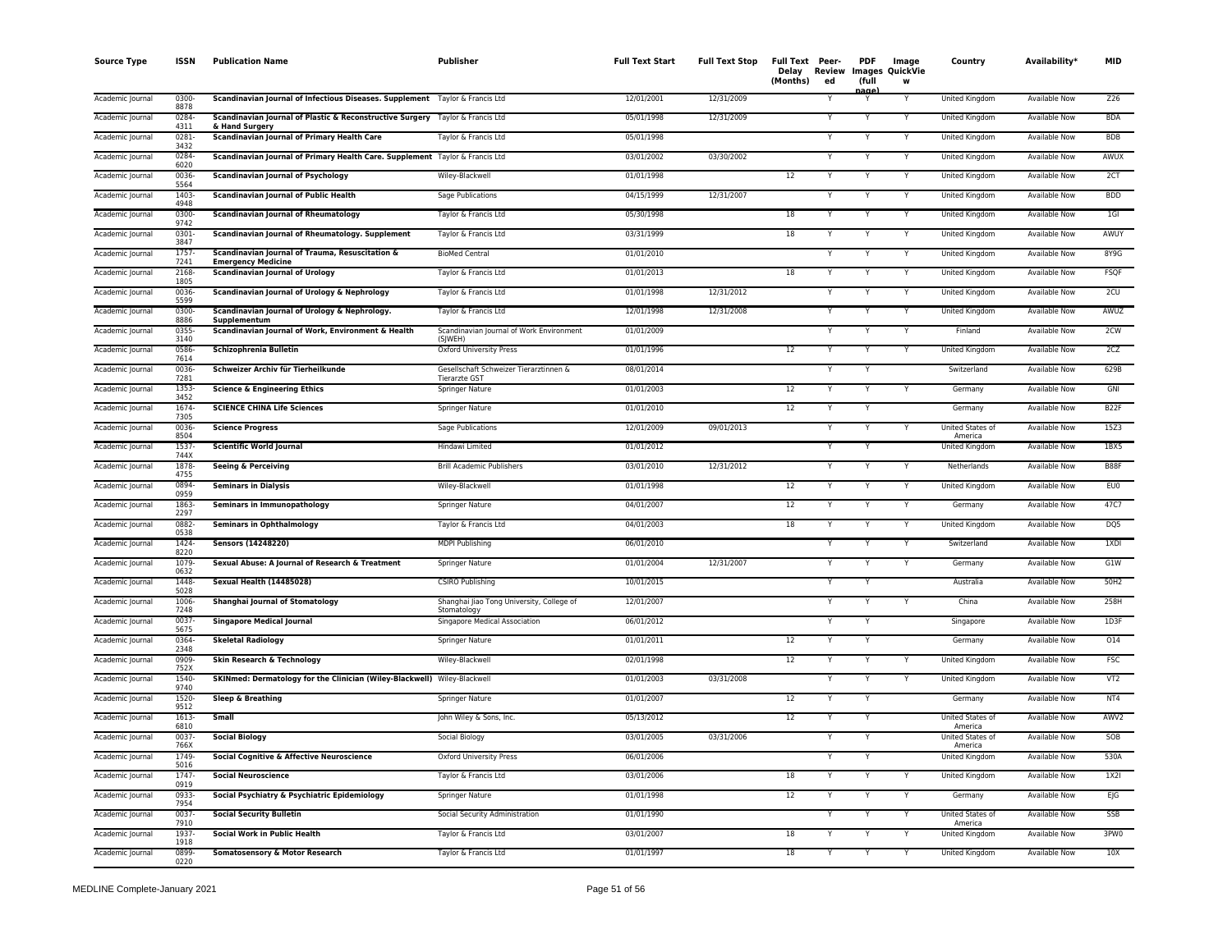| Source Type | ISSN | Publication Name | Publisher | Full Text Start | Full Text Stop | Full Text Delay (Months) | Peer-Reviewed | PDF (full page) | Image QuickView | Country | Availability* | MID |
|---|---|---|---|---|---|---|---|---|---|---|---|---|
| Academic Journal | 0300-8878 | **Scandinavian Journal of Infectious Diseases. Supplement** | Taylor & Francis Ltd | 12/01/2001 | 12/31/2009 | | Y | Y | Y | United Kingdom | Available Now | Z26 |
| Academic Journal | 0284-4311 | **Scandinavian Journal of Plastic & Reconstructive Surgery & Hand Surgery** | Taylor & Francis Ltd | 05/01/1998 | 12/31/2009 | | Y | Y | Y | United Kingdom | Available Now | BDA |
| Academic Journal | 0281-3432 | **Scandinavian Journal of Primary Health Care** | Taylor & Francis Ltd | 05/01/1998 | | | Y | Y | Y | United Kingdom | Available Now | BDB |
| Academic Journal | 0284-6020 | **Scandinavian Journal of Primary Health Care. Supplement** | Taylor & Francis Ltd | 03/01/2002 | 03/30/2002 | | Y | Y | Y | United Kingdom | Available Now | AWUX |
| Academic Journal | 0036-5564 | **Scandinavian Journal of Psychology** | Wiley-Blackwell | 01/01/1998 | | 12 | Y | Y | Y | United Kingdom | Available Now | 2CT |
| Academic Journal | 1403-4948 | **Scandinavian Journal of Public Health** | Sage Publications | 04/15/1999 | 12/31/2007 | | Y | Y | Y | United Kingdom | Available Now | BDD |
| Academic Journal | 0300-9742 | **Scandinavian Journal of Rheumatology** | Taylor & Francis Ltd | 05/30/1998 | | 18 | Y | Y | Y | United Kingdom | Available Now | 1GI |
| Academic Journal | 0301-3847 | **Scandinavian Journal of Rheumatology. Supplement** | Taylor & Francis Ltd | 03/31/1999 | | 18 | Y | Y | Y | United Kingdom | Available Now | AWUY |
| Academic Journal | 1757-7241 | **Scandinavian Journal of Trauma, Resuscitation & Emergency Medicine** | BioMed Central | 01/01/2010 | | | Y | Y | Y | United Kingdom | Available Now | 8Y9G |
| Academic Journal | 2168-1805 | **Scandinavian Journal of Urology** | Taylor & Francis Ltd | 01/01/2013 | | 18 | Y | Y | Y | United Kingdom | Available Now | FSQF |
| Academic Journal | 0036-5599 | **Scandinavian Journal of Urology & Nephrology** | Taylor & Francis Ltd | 01/01/1998 | 12/31/2012 | | Y | Y | Y | United Kingdom | Available Now | 2CU |
| Academic Journal | 0300-8886 | **Scandinavian Journal of Urology & Nephrology. Supplementum** | Taylor & Francis Ltd | 12/01/1998 | 12/31/2008 | | Y | Y | Y | United Kingdom | Available Now | AWUZ |
| Academic Journal | 0355-3140 | **Scandinavian Journal of Work, Environment & Health** | Scandinavian Journal of Work Environment (SJWEH) | 01/01/2009 | | | Y | Y | Y | Finland | Available Now | 2CW |
| Academic Journal | 0586-7614 | **Schizophrenia Bulletin** | Oxford University Press | 01/01/1996 | | 12 | Y | Y | Y | United Kingdom | Available Now | 2CZ |
| Academic Journal | 0036-7281 | **Schweizer Archiv für Tierheilkunde** | Gesellschaft Schweizer Tierarztinnen & Tierarzte GST | 08/01/2014 | | | Y | Y | | Switzerland | Available Now | 629B |
| Academic Journal | 1353-3452 | **Science & Engineering Ethics** | Springer Nature | 01/01/2003 | | 12 | Y | Y | Y | Germany | Available Now | GNI |
| Academic Journal | 1674-7305 | **SCIENCE CHINA Life Sciences** | Springer Nature | 01/01/2010 | | 12 | Y | Y | | Germany | Available Now | B22F |
| Academic Journal | 0036-8504 | **Science Progress** | Sage Publications | 12/01/2009 | 09/01/2013 | | Y | Y | Y | United States of America | Available Now | 15Z3 |
| Academic Journal | 1537-744X | **Scientific World Journal** | Hindawi Limited | 01/01/2012 | | | Y | Y | | United Kingdom | Available Now | 1BX5 |
| Academic Journal | 1878-4755 | **Seeing & Perceiving** | Brill Academic Publishers | 03/01/2010 | 12/31/2012 | | Y | Y | Y | Netherlands | Available Now | B88F |
| Academic Journal | 0894-0959 | **Seminars in Dialysis** | Wiley-Blackwell | 01/01/1998 | | 12 | Y | Y | Y | United Kingdom | Available Now | EU0 |
| Academic Journal | 1863-2297 | **Seminars in Immunopathology** | Springer Nature | 04/01/2007 | | 12 | Y | Y | Y | Germany | Available Now | 47C7 |
| Academic Journal | 0882-0538 | **Seminars in Ophthalmology** | Taylor & Francis Ltd | 04/01/2003 | | 18 | Y | Y | Y | United Kingdom | Available Now | DQ5 |
| Academic Journal | 1424-8220 | **Sensors (14248220)** | MDPI Publishing | 06/01/2010 | | | Y | Y | Y | Switzerland | Available Now | 1XDI |
| Academic Journal | 1079-0632 | **Sexual Abuse: A Journal of Research & Treatment** | Springer Nature | 01/01/2004 | 12/31/2007 | | Y | Y | Y | Germany | Available Now | G1W |
| Academic Journal | 1448-5028 | **Sexual Health (14485028)** | CSIRO Publishing | 10/01/2015 | | | Y | Y | | Australia | Available Now | 50H2 |
| Academic Journal | 1006-7248 | **Shanghai Journal of Stomatology** | Shanghai Jiao Tong University, College of Stomatology | 12/01/2007 | | | Y | Y | Y | China | Available Now | 258H |
| Academic Journal | 0037-5675 | **Singapore Medical Journal** | Singapore Medical Association | 06/01/2012 | | | Y | Y | | Singapore | Available Now | 1D3F |
| Academic Journal | 0364-2348 | **Skeletal Radiology** | Springer Nature | 01/01/2011 | | 12 | Y | Y | | Germany | Available Now | O14 |
| Academic Journal | 0909-752X | **Skin Research & Technology** | Wiley-Blackwell | 02/01/1998 | | 12 | Y | Y | Y | United Kingdom | Available Now | FSC |
| Academic Journal | 1540-9740 | **SKINmed: Dermatology for the Clinician (Wiley-Blackwell)** | Wiley-Blackwell | 01/01/2003 | 03/31/2008 | | Y | Y | Y | United Kingdom | Available Now | VT2 |
| Academic Journal | 1520-9512 | **Sleep & Breathing** | Springer Nature | 01/01/2007 | | 12 | Y | Y | | Germany | Available Now | NT4 |
| Academic Journal | 1613-6810 | **Small** | John Wiley & Sons, Inc. | 05/13/2012 | | 12 | Y | Y | | United States of America | Available Now | AWV2 |
| Academic Journal | 0037-766X | **Social Biology** | Social Biology | 03/01/2005 | 03/31/2006 | | Y | Y | | United States of America | Available Now | SOB |
| Academic Journal | 1749-5016 | **Social Cognitive & Affective Neuroscience** | Oxford University Press | 06/01/2006 | | | Y | Y | | United Kingdom | Available Now | 530A |
| Academic Journal | 1747-0919 | **Social Neuroscience** | Taylor & Francis Ltd | 03/01/2006 | | 18 | Y | Y | Y | United Kingdom | Available Now | 1X2I |
| Academic Journal | 0933-7954 | **Social Psychiatry & Psychiatric Epidemiology** | Springer Nature | 01/01/1998 | | 12 | Y | Y | Y | Germany | Available Now | EJG |
| Academic Journal | 0037-7910 | **Social Security Bulletin** | Social Security Administration | 01/01/1990 | | | Y | Y | Y | United States of America | Available Now | SSB |
| Academic Journal | 1937-1918 | **Social Work in Public Health** | Taylor & Francis Ltd | 03/01/2007 | | 18 | Y | Y | Y | United Kingdom | Available Now | 3PW0 |
| Academic Journal | 0899-0220 | **Somatosensory & Motor Research** | Taylor & Francis Ltd | 01/01/1997 | | 18 | Y | Y | Y | United Kingdom | Available Now | 10X |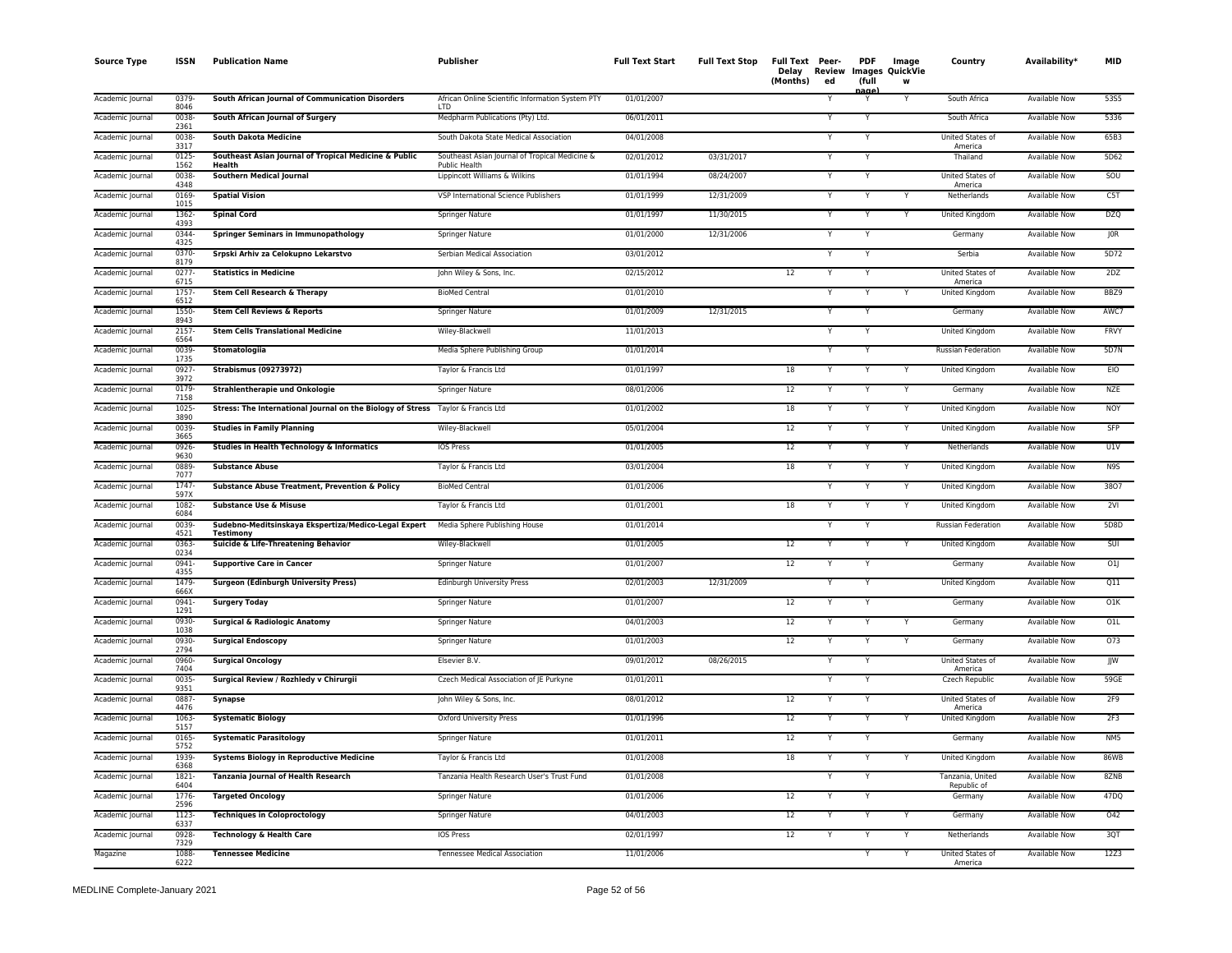| Source Type | ISSN | Publication Name | Publisher | Full Text Start | Full Text Stop | Full Text Delay (Months) | Peer-Reviewed | PDF Images (full page) | Image QuickView | Country | Availability* | MID |
|---|---|---|---|---|---|---|---|---|---|---|---|---|
| Academic Journal | 0379-8046 | South African Journal of Communication Disorders | African Online Scientific Information System PTY LTD | 01/01/2007 | | | Y | Y | Y | South Africa | Available Now | 53S5 |
| Academic Journal | 0038-2361 | South African Journal of Surgery | Medpharm Publications (Pty) Ltd. | 06/01/2011 | | | Y | Y | | South Africa | Available Now | 5336 |
| Academic Journal | 0038-3317 | South Dakota Medicine | South Dakota State Medical Association | 04/01/2008 | | | Y | Y | | United States of America | Available Now | 65B3 |
| Academic Journal | 0125-1562 | Southeast Asian Journal of Tropical Medicine & Public Health | Southeast Asian Journal of Tropical Medicine & Public Health | 02/01/2012 | 03/31/2017 | | Y | Y | | Thailand | Available Now | 5D62 |
| Academic Journal | 0038-4348 | Southern Medical Journal | Lippincott Williams & Wilkins | 01/01/1994 | 08/24/2007 | | Y | Y | | United States of America | Available Now | SOU |
| Academic Journal | 0169-1015 | Spatial Vision | VSP International Science Publishers | 01/01/1999 | 12/31/2009 | | Y | Y | Y | Netherlands | Available Now | C5T |
| Academic Journal | 1362-4393 | Spinal Cord | Springer Nature | 01/01/1997 | 11/30/2015 | | Y | Y | Y | United Kingdom | Available Now | DZQ |
| Academic Journal | 0344-4325 | Springer Seminars in Immunopathology | Springer Nature | 01/01/2000 | 12/31/2006 | | Y | Y | | Germany | Available Now | J0R |
| Academic Journal | 0370-8179 | Srpski Arhiv za Celokupno Lekarstvo | Serbian Medical Association | 03/01/2012 | | | Y | Y | | Serbia | Available Now | 5D72 |
| Academic Journal | 0277-6715 | Statistics in Medicine | John Wiley & Sons, Inc. | 02/15/2012 | | 12 | Y | Y | | United States of America | Available Now | 2DZ |
| Academic Journal | 1757-6512 | Stem Cell Research & Therapy | BioMed Central | 01/01/2010 | | | Y | Y | Y | United Kingdom | Available Now | BBZ9 |
| Academic Journal | 1550-8943 | Stem Cell Reviews & Reports | Springer Nature | 01/01/2009 | 12/31/2015 | | Y | Y | | Germany | Available Now | AWC7 |
| Academic Journal | 2157-6564 | Stem Cells Translational Medicine | Wiley-Blackwell | 11/01/2013 | | | Y | Y | | United Kingdom | Available Now | FRVY |
| Academic Journal | 0039-1735 | Stomatologiia | Media Sphere Publishing Group | 01/01/2014 | | | Y | Y | | Russian Federation | Available Now | 5D7N |
| Academic Journal | 0927-3972 | Strabismus (09273972) | Taylor & Francis Ltd | 01/01/1997 | | 18 | Y | Y | Y | United Kingdom | Available Now | EIO |
| Academic Journal | 0179-7158 | Strahlentherapie und Onkologie | Springer Nature | 08/01/2006 | | 12 | Y | Y | Y | Germany | Available Now | NZE |
| Academic Journal | 1025-3890 | Stress: The International Journal on the Biology of Stress | Taylor & Francis Ltd | 01/01/2002 | | 18 | Y | Y | Y | United Kingdom | Available Now | NOY |
| Academic Journal | 0039-3665 | Studies in Family Planning | Wiley-Blackwell | 05/01/2004 | | 12 | Y | Y | Y | United Kingdom | Available Now | SFP |
| Academic Journal | 0926-9630 | Studies in Health Technology & Informatics | IOS Press | 01/01/2005 | | 12 | Y | Y | Y | Netherlands | Available Now | U1V |
| Academic Journal | 0889-7077 | Substance Abuse | Taylor & Francis Ltd | 03/01/2004 | | 18 | Y | Y | Y | United Kingdom | Available Now | N9S |
| Academic Journal | 1747-597X | Substance Abuse Treatment, Prevention & Policy | BioMed Central | 01/01/2006 | | | Y | Y | Y | United Kingdom | Available Now | 38O7 |
| Academic Journal | 1082-6084 | Substance Use & Misuse | Taylor & Francis Ltd | 01/01/2001 | | 18 | Y | Y | Y | United Kingdom | Available Now | 2VI |
| Academic Journal | 0039-4521 | Sudebno-Meditsinskaya Ekspertiza/Medico-Legal Expert Testimony | Media Sphere Publishing House | 01/01/2014 | | | Y | Y | | Russian Federation | Available Now | 5D8D |
| Academic Journal | 0363-0234 | Suicide & Life-Threatening Behavior | Wiley-Blackwell | 01/01/2005 | | 12 | Y | Y | Y | United Kingdom | Available Now | SUI |
| Academic Journal | 0941-4355 | Supportive Care in Cancer | Springer Nature | 01/01/2007 | | 12 | Y | Y | | Germany | Available Now | O1J |
| Academic Journal | 1479-666X | Surgeon (Edinburgh University Press) | Edinburgh University Press | 02/01/2003 | 12/31/2009 | | Y | Y | | United Kingdom | Available Now | Q11 |
| Academic Journal | 0941-1291 | Surgery Today | Springer Nature | 01/01/2007 | | 12 | Y | Y | | Germany | Available Now | O1K |
| Academic Journal | 0930-1038 | Surgical & Radiologic Anatomy | Springer Nature | 04/01/2003 | | 12 | Y | Y | Y | Germany | Available Now | O1L |
| Academic Journal | 0930-2794 | Surgical Endoscopy | Springer Nature | 01/01/2003 | | 12 | Y | Y | Y | Germany | Available Now | O73 |
| Academic Journal | 0960-7404 | Surgical Oncology | Elsevier B.V. | 09/01/2012 | 08/26/2015 | | Y | Y | | United States of America | Available Now | JJW |
| Academic Journal | 0035-9351 | Surgical Review / Rozhledy v Chirurgii | Czech Medical Association of JE Purkyne | 01/01/2011 | | | Y | Y | | Czech Republic | Available Now | 59GE |
| Academic Journal | 0887-4476 | Synapse | John Wiley & Sons, Inc. | 08/01/2012 | | 12 | Y | Y | | United States of America | Available Now | 2F9 |
| Academic Journal | 1063-5157 | Systematic Biology | Oxford University Press | 01/01/1996 | | 12 | Y | Y | Y | United Kingdom | Available Now | 2F3 |
| Academic Journal | 0165-5752 | Systematic Parasitology | Springer Nature | 01/01/2011 | | 12 | Y | Y | | Germany | Available Now | NM5 |
| Academic Journal | 1939-6368 | Systems Biology in Reproductive Medicine | Taylor & Francis Ltd | 01/01/2008 | | 18 | Y | Y | Y | United Kingdom | Available Now | 86WB |
| Academic Journal | 1821-6404 | Tanzania Journal of Health Research | Tanzania Health Research User's Trust Fund | 01/01/2008 | | | Y | Y | | Tanzania, United Republic of | Available Now | 8ZNB |
| Academic Journal | 1776-2596 | Targeted Oncology | Springer Nature | 01/01/2006 | | 12 | Y | Y | | Germany | Available Now | 47DQ |
| Academic Journal | 1123-6337 | Techniques in Coloproctology | Springer Nature | 04/01/2003 | | 12 | Y | Y | Y | Germany | Available Now | O42 |
| Academic Journal | 0928-7329 | Technology & Health Care | IOS Press | 02/01/1997 | | 12 | Y | Y | Y | Netherlands | Available Now | 3QT |
| Magazine | 1088-6222 | Tennessee Medicine | Tennessee Medical Association | 11/01/2006 | | | | Y | Y | United States of America | Available Now | 12Z3 |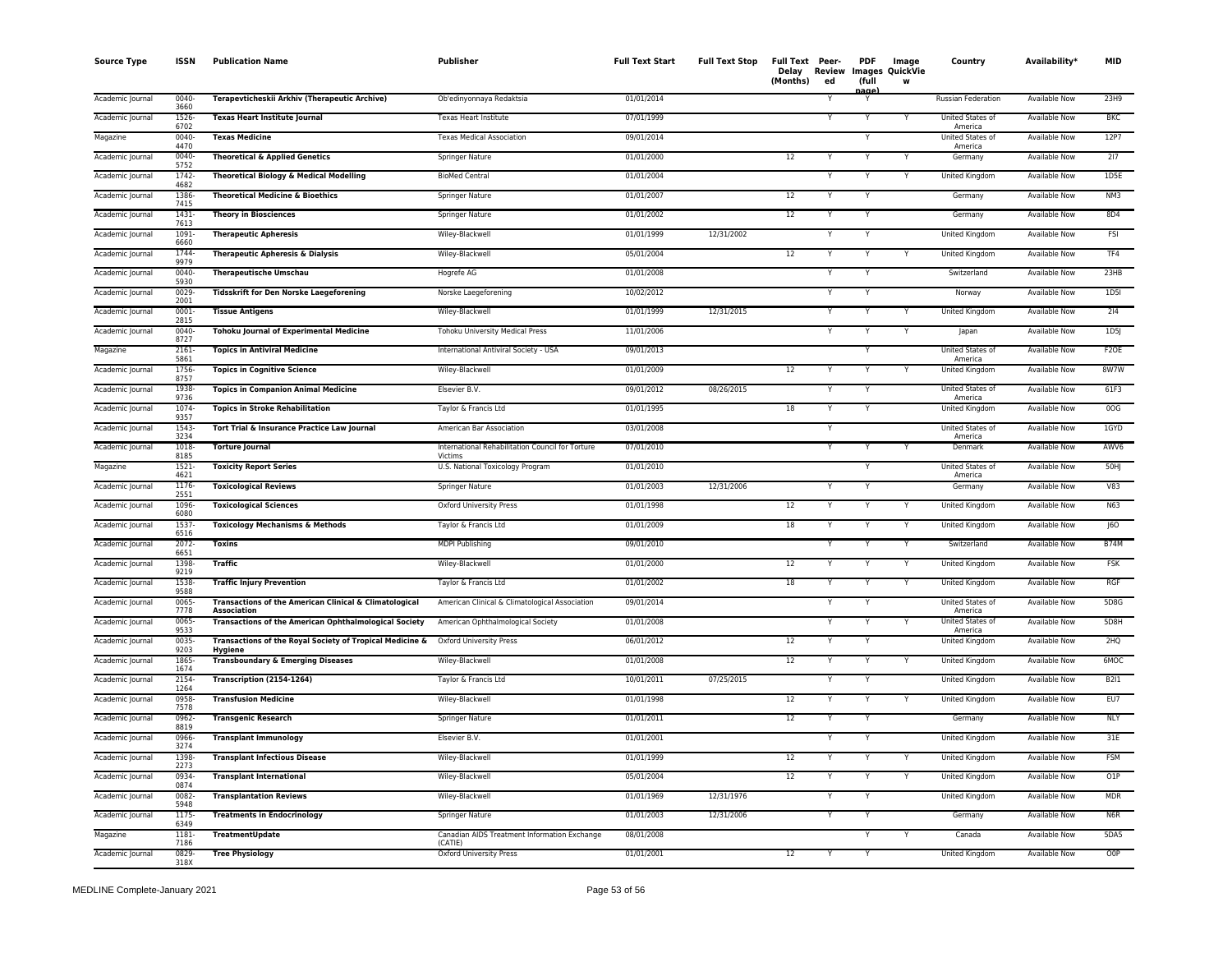| Source Type | ISSN | Publication Name | Publisher | Full Text Start | Full Text Stop | Full Text Delay (Months) | Peer-Reviewed | PDF Images (full page) | Image QuickView | Country | Availability* | MID |
|---|---|---|---|---|---|---|---|---|---|---|---|---|
| Academic Journal | 0040-3660 | **Terapevticheskii Arkhiv (Therapeutic Archive)** | Ob'edinyonnaya Redaktsia | 01/01/2014 | | | Y | Y | | Russian Federation | Available Now | 23H9 |
| Academic Journal | 1526-6702 | **Texas Heart Institute Journal** | Texas Heart Institute | 07/01/1999 | | | Y | Y | Y | United States of America | Available Now | BKC |
| Magazine | 0040-4470 | **Texas Medicine** | Texas Medical Association | 09/01/2014 | | | | Y | | United States of America | Available Now | 12P7 |
| Academic Journal | 0040-5752 | **Theoretical & Applied Genetics** | Springer Nature | 01/01/2000 | | 12 | Y | Y | Y | Germany | Available Now | 2I7 |
| Academic Journal | 1742-4682 | **Theoretical Biology & Medical Modelling** | BioMed Central | 01/01/2004 | | | Y | Y | Y | United Kingdom | Available Now | 1D5E |
| Academic Journal | 1386-7415 | **Theoretical Medicine & Bioethics** | Springer Nature | 01/01/2007 | | 12 | Y | Y | | Germany | Available Now | NM3 |
| Academic Journal | 1431-7613 | **Theory in Biosciences** | Springer Nature | 01/01/2002 | | 12 | Y | Y | | Germany | Available Now | 8D4 |
| Academic Journal | 1091-6660 | **Therapeutic Apheresis** | Wiley-Blackwell | 01/01/1999 | 12/31/2002 | | Y | Y | | United Kingdom | Available Now | FSI |
| Academic Journal | 1744-9979 | **Therapeutic Apheresis & Dialysis** | Wiley-Blackwell | 05/01/2004 | | 12 | Y | Y | Y | United Kingdom | Available Now | TF4 |
| Academic Journal | 0040-5930 | **Therapeutische Umschau** | Hogrefe AG | 01/01/2008 | | | Y | Y | | Switzerland | Available Now | 23HB |
| Academic Journal | 0029-2001 | **Tidsskrift for Den Norske Laegeforening** | Norske Laegeforening | 10/02/2012 | | | Y | Y | | Norway | Available Now | 1D5I |
| Academic Journal | 0001-2815 | **Tissue Antigens** | Wiley-Blackwell | 01/01/1999 | 12/31/2015 | | Y | Y | Y | United Kingdom | Available Now | 2I4 |
| Academic Journal | 0040-8727 | **Tohoku Journal of Experimental Medicine** | Tohoku University Medical Press | 11/01/2006 | | | Y | Y | Y | Japan | Available Now | 1D5J |
| Magazine | 2161-5861 | **Topics in Antiviral Medicine** | International Antiviral Society - USA | 09/01/2013 | | | | Y | | United States of America | Available Now | F2OE |
| Academic Journal | 1756-8757 | **Topics in Cognitive Science** | Wiley-Blackwell | 01/01/2009 | | 12 | Y | Y | Y | United Kingdom | Available Now | 8W7W |
| Academic Journal | 1938-9736 | **Topics in Companion Animal Medicine** | Elsevier B.V. | 09/01/2012 | 08/26/2015 | | Y | Y | | United States of America | Available Now | 61F3 |
| Academic Journal | 1074-9357 | **Topics in Stroke Rehabilitation** | Taylor & Francis Ltd | 01/01/1995 | | 18 | Y | Y | | United Kingdom | Available Now | 0OG |
| Academic Journal | 1543-3234 | **Tort Trial & Insurance Practice Law Journal** | American Bar Association | 03/01/2008 | | | Y | | | United States of America | Available Now | 1GYD |
| Academic Journal | 1018-8185 | **Torture Journal** | International Rehabilitation Council for Torture Victims | 07/01/2010 | | | Y | Y | Y | Denmark | Available Now | AWV6 |
| Magazine | 1521-4621 | **Toxicity Report Series** | U.S. National Toxicology Program | 01/01/2010 | | | | Y | | United States of America | Available Now | 50HJ |
| Academic Journal | 1176-2551 | **Toxicological Reviews** | Springer Nature | 01/01/2003 | 12/31/2006 | | Y | Y | | Germany | Available Now | V83 |
| Academic Journal | 1096-6080 | **Toxicological Sciences** | Oxford University Press | 01/01/1998 | | 12 | Y | Y | Y | United Kingdom | Available Now | N63 |
| Academic Journal | 1537-6516 | **Toxicology Mechanisms & Methods** | Taylor & Francis Ltd | 01/01/2009 | | 18 | Y | Y | Y | United Kingdom | Available Now | J6O |
| Academic Journal | 2072-6651 | **Toxins** | MDPI Publishing | 09/01/2010 | | | Y | Y | Y | Switzerland | Available Now | B74M |
| Academic Journal | 1398-9219 | **Traffic** | Wiley-Blackwell | 01/01/2000 | | 12 | Y | Y | Y | United Kingdom | Available Now | FSK |
| Academic Journal | 1538-9588 | **Traffic Injury Prevention** | Taylor & Francis Ltd | 01/01/2002 | | 18 | Y | Y | Y | United Kingdom | Available Now | RGF |
| Academic Journal | 0065-7778 | **Transactions of the American Clinical & Climatological Association** | American Clinical & Climatological Association | 09/01/2014 | | | Y | Y | | United States of America | Available Now | 5D8G |
| Academic Journal | 0065-9533 | **Transactions of the American Ophthalmological Society** | American Ophthalmological Society | 01/01/2008 | | | Y | Y | Y | United States of America | Available Now | 5D8H |
| Academic Journal | 0035-9203 | **Transactions of the Royal Society of Tropical Medicine & Hygiene** | Oxford University Press | 06/01/2012 | | 12 | Y | Y | | United Kingdom | Available Now | 2HQ |
| Academic Journal | 1865-1674 | **Transboundary & Emerging Diseases** | Wiley-Blackwell | 01/01/2008 | | 12 | Y | Y | Y | United Kingdom | Available Now | 6MOC |
| Academic Journal | 2154-1264 | **Transcription (2154-1264)** | Taylor & Francis Ltd | 10/01/2011 | 07/25/2015 | | Y | Y | | United Kingdom | Available Now | B2I1 |
| Academic Journal | 0958-7578 | **Transfusion Medicine** | Wiley-Blackwell | 01/01/1998 | | 12 | Y | Y | Y | United Kingdom | Available Now | EU7 |
| Academic Journal | 0962-8819 | **Transgenic Research** | Springer Nature | 01/01/2011 | | 12 | Y | Y | | Germany | Available Now | NLY |
| Academic Journal | 0966-3274 | **Transplant Immunology** | Elsevier B.V. | 01/01/2001 | | | Y | Y | | United Kingdom | Available Now | 31E |
| Academic Journal | 1398-2273 | **Transplant Infectious Disease** | Wiley-Blackwell | 01/01/1999 | | 12 | Y | Y | Y | United Kingdom | Available Now | FSM |
| Academic Journal | 0934-0874 | **Transplant International** | Wiley-Blackwell | 05/01/2004 | | 12 | Y | Y | Y | United Kingdom | Available Now | O1P |
| Academic Journal | 0082-5948 | **Transplantation Reviews** | Wiley-Blackwell | 01/01/1969 | 12/31/1976 | | Y | Y | | United Kingdom | Available Now | MDR |
| Academic Journal | 1175-6349 | **Treatments in Endocrinology** | Springer Nature | 01/01/2003 | 12/31/2006 | | Y | Y | | Germany | Available Now | N6R |
| Magazine | 1181-7186 | **TreatmentUpdate** | Canadian AIDS Treatment Information Exchange (CATIE) | 08/01/2008 | | | | Y | Y | Canada | Available Now | 5DA5 |
| Academic Journal | 0829-318X | **Tree Physiology** | Oxford University Press | 01/01/2001 | | 12 | Y | Y | | United Kingdom | Available Now | O0P |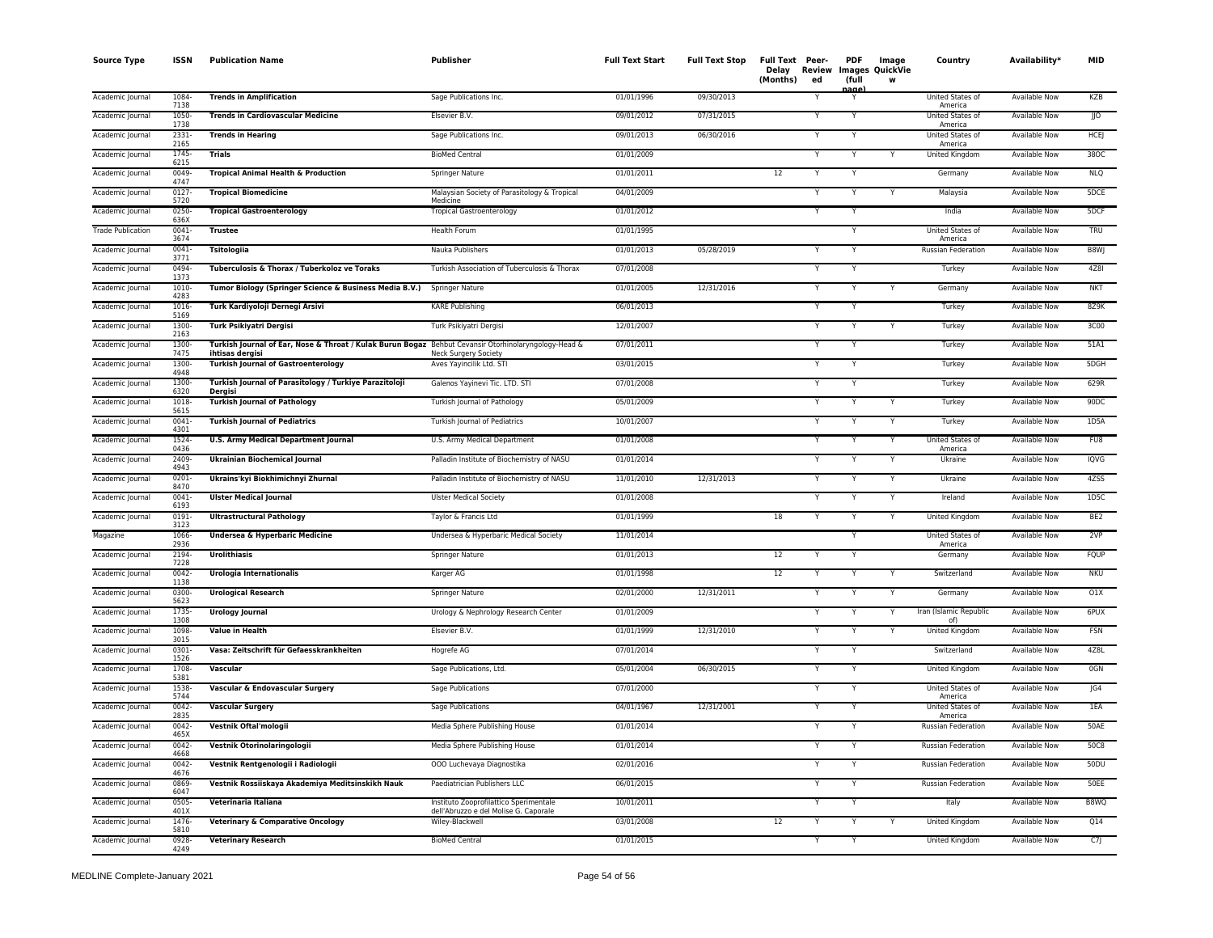| Source Type | ISSN | Publication Name | Publisher | Full Text Start | Full Text Stop | Full Text Delay (Months) | Peer-Reviewed | PDF (full page) | Image QuickView | Country | Availability* | MID |
|---|---|---|---|---|---|---|---|---|---|---|---|---|
| Academic Journal | 1084-7138 | **Trends in Amplification** | Sage Publications Inc. | 01/01/1996 | 09/30/2013 | | Y | Y | | United States of America | Available Now | KZB |
| Academic Journal | 1050-1738 | **Trends in Cardiovascular Medicine** | Elsevier B.V. | 09/01/2012 | 07/31/2015 | | Y | Y | | United States of America | Available Now | JJO |
| Academic Journal | 2331-2165 | **Trends in Hearing** | Sage Publications Inc. | 09/01/2013 | 06/30/2016 | | Y | Y | | United States of America | Available Now | HCEJ |
| Academic Journal | 1745-6215 | **Trials** | BioMed Central | 01/01/2009 | | | Y | Y | Y | United Kingdom | Available Now | 38OC |
| Academic Journal | 0049-4747 | **Tropical Animal Health & Production** | Springer Nature | 01/01/2011 | | 12 | Y | Y | | Germany | Available Now | NLQ |
| Academic Journal | 0127-5720 | **Tropical Biomedicine** | Malaysian Society of Parasitology & Tropical Medicine | 04/01/2009 | | | Y | Y | Y | Malaysia | Available Now | 5DCE |
| Academic Journal | 0250-636X | **Tropical Gastroenterology** | Tropical Gastroenterology | 01/01/2012 | | | Y | Y | | India | Available Now | 5DCF |
| Trade Publication | 0041-3674 | **Trustee** | Health Forum | 01/01/1995 | | | | Y | | United States of America | Available Now | TRU |
| Academic Journal | 0041-3771 | **Tsitologiia** | Nauka Publishers | 01/01/2013 | 05/28/2019 | | Y | Y | | Russian Federation | Available Now | B8WJ |
| Academic Journal | 0494-1373 | **Tuberculosis & Thorax / Tuberkoloz ve Toraks** | Turkish Association of Tuberculosis & Thorax | 07/01/2008 | | | Y | Y | | Turkey | Available Now | 4Z8I |
| Academic Journal | 1010-4283 | **Tumor Biology (Springer Science & Business Media B.V.)** | Springer Nature | 01/01/2005 | 12/31/2016 | | Y | Y | Y | Germany | Available Now | NKT |
| Academic Journal | 1016-5169 | **Turk Kardiyoloji Dernegi Arsivi** | KARE Publishing | 06/01/2013 | | | Y | Y | | Turkey | Available Now | 8Z9K |
| Academic Journal | 1300-2163 | **Turk Psikiyatri Dergisi** | Turk Psikiyatri Dergisi | 12/01/2007 | | | Y | Y | Y | Turkey | Available Now | 3C00 |
| Academic Journal | 1300-7475 | **Turkish Journal of Ear, Nose & Throat / Kulak Burun Bogaz ihtisas dergisi** | Behbut Cevansir Otorhinolaryngology-Head & Neck Surgery Society | 07/01/2011 | | | Y | Y | | Turkey | Available Now | 51A1 |
| Academic Journal | 1300-4948 | **Turkish Journal of Gastroenterology** | Aves Yayincilik Ltd. STI | 03/01/2015 | | | Y | Y | | Turkey | Available Now | 5DGH |
| Academic Journal | 1300-6320 | **Turkish Journal of Parasitology / Turkiye Parazitoloji Dergisi** | Galenos Yayinevi Tic. LTD. STI | 07/01/2008 | | | Y | Y | | Turkey | Available Now | 629R |
| Academic Journal | 1018-5615 | **Turkish Journal of Pathology** | Turkish Journal of Pathology | 05/01/2009 | | | Y | Y | Y | Turkey | Available Now | 90DC |
| Academic Journal | 0041-4301 | **Turkish Journal of Pediatrics** | Turkish Journal of Pediatrics | 10/01/2007 | | | Y | Y | Y | Turkey | Available Now | 1D5A |
| Academic Journal | 1524-0436 | **U.S. Army Medical Department Journal** | U.S. Army Medical Department | 01/01/2008 | | | Y | Y | Y | United States of America | Available Now | FU8 |
| Academic Journal | 2409-4943 | **Ukrainian Biochemical Journal** | Palladin Institute of Biochemistry of NASU | 01/01/2014 | | | Y | Y | Y | Ukraine | Available Now | IQVG |
| Academic Journal | 0201-8470 | **Ukrains'kyi Biokhimichnyi Zhurnal** | Palladin Institute of Biochemistry of NASU | 11/01/2010 | 12/31/2013 | | Y | Y | Y | Ukraine | Available Now | 4ZSS |
| Academic Journal | 0041-6193 | **Ulster Medical Journal** | Ulster Medical Society | 01/01/2008 | | | Y | Y | Y | Ireland | Available Now | 1D5C |
| Academic Journal | 0191-3123 | **Ultrastructural Pathology** | Taylor & Francis Ltd | 01/01/1999 | | 18 | Y | Y | Y | United Kingdom | Available Now | BE2 |
| Magazine | 1066-2936 | **Undersea & Hyperbaric Medicine** | Undersea & Hyperbaric Medical Society | 11/01/2014 | | | | Y | | United States of America | Available Now | 2VP |
| Academic Journal | 2194-7228 | **Urolithiasis** | Springer Nature | 01/01/2013 | | 12 | Y | Y | | Germany | Available Now | FQUP |
| Academic Journal | 0042-1138 | **Urologia Internationalis** | Karger AG | 01/01/1998 | | 12 | Y | Y | Y | Switzerland | Available Now | NKU |
| Academic Journal | 0300-5623 | **Urological Research** | Springer Nature | 02/01/2000 | 12/31/2011 | | Y | Y | Y | Germany | Available Now | O1X |
| Academic Journal | 1735-1308 | **Urology Journal** | Urology & Nephrology Research Center | 01/01/2009 | | | Y | Y | Y | Iran (Islamic Republic of) | Available Now | 6PUX |
| Academic Journal | 1098-3015 | **Value in Health** | Elsevier B.V. | 01/01/1999 | 12/31/2010 | | Y | Y | Y | United Kingdom | Available Now | FSN |
| Academic Journal | 0301-1526 | **Vasa: Zeitschrift für Gefaesskrankheiten** | Hogrefe AG | 07/01/2014 | | | Y | Y | | Switzerland | Available Now | 4Z8L |
| Academic Journal | 1708-5381 | **Vascular** | Sage Publications, Ltd. | 05/01/2004 | 06/30/2015 | | Y | Y | | United Kingdom | Available Now | 0GN |
| Academic Journal | 1538-5744 | **Vascular & Endovascular Surgery** | Sage Publications | 07/01/2000 | | | Y | Y | | United States of America | Available Now | JG4 |
| Academic Journal | 0042-2835 | **Vascular Surgery** | Sage Publications | 04/01/1967 | 12/31/2001 | | Y | Y | | United States of America | Available Now | 1EA |
| Academic Journal | 0042-465X | **Vestnik Oftal'mologii** | Media Sphere Publishing House | 01/01/2014 | | | Y | Y | | Russian Federation | Available Now | 50AE |
| Academic Journal | 0042-4668 | **Vestnik Otorinolaringologii** | Media Sphere Publishing House | 01/01/2014 | | | Y | Y | | Russian Federation | Available Now | 50C8 |
| Academic Journal | 0042-4676 | **Vestnik Rentgenologii i Radiologii** | OOO Luchevaya Diagnostika | 02/01/2016 | | | Y | Y | | Russian Federation | Available Now | 50DU |
| Academic Journal | 0869-6047 | **Vestnik Rossiiskaya Akademiya Meditsinskikh Nauk** | Paediatrician Publishers LLC | 06/01/2015 | | | Y | Y | | Russian Federation | Available Now | 50EE |
| Academic Journal | 0505-401X | **Veterinaria Italiana** | Instituto Zooprofilattico Sperimentale dell'Abruzzo e del Molise G. Caporale | 10/01/2011 | | | Y | Y | | Italy | Available Now | B8WQ |
| Academic Journal | 1476-5810 | **Veterinary & Comparative Oncology** | Wiley-Blackwell | 03/01/2008 | | 12 | Y | Y | Y | United Kingdom | Available Now | Q14 |
| Academic Journal | 0928-4249 | **Veterinary Research** | BioMed Central | 01/01/2015 | | | Y | Y | | United Kingdom | Available Now | C7J |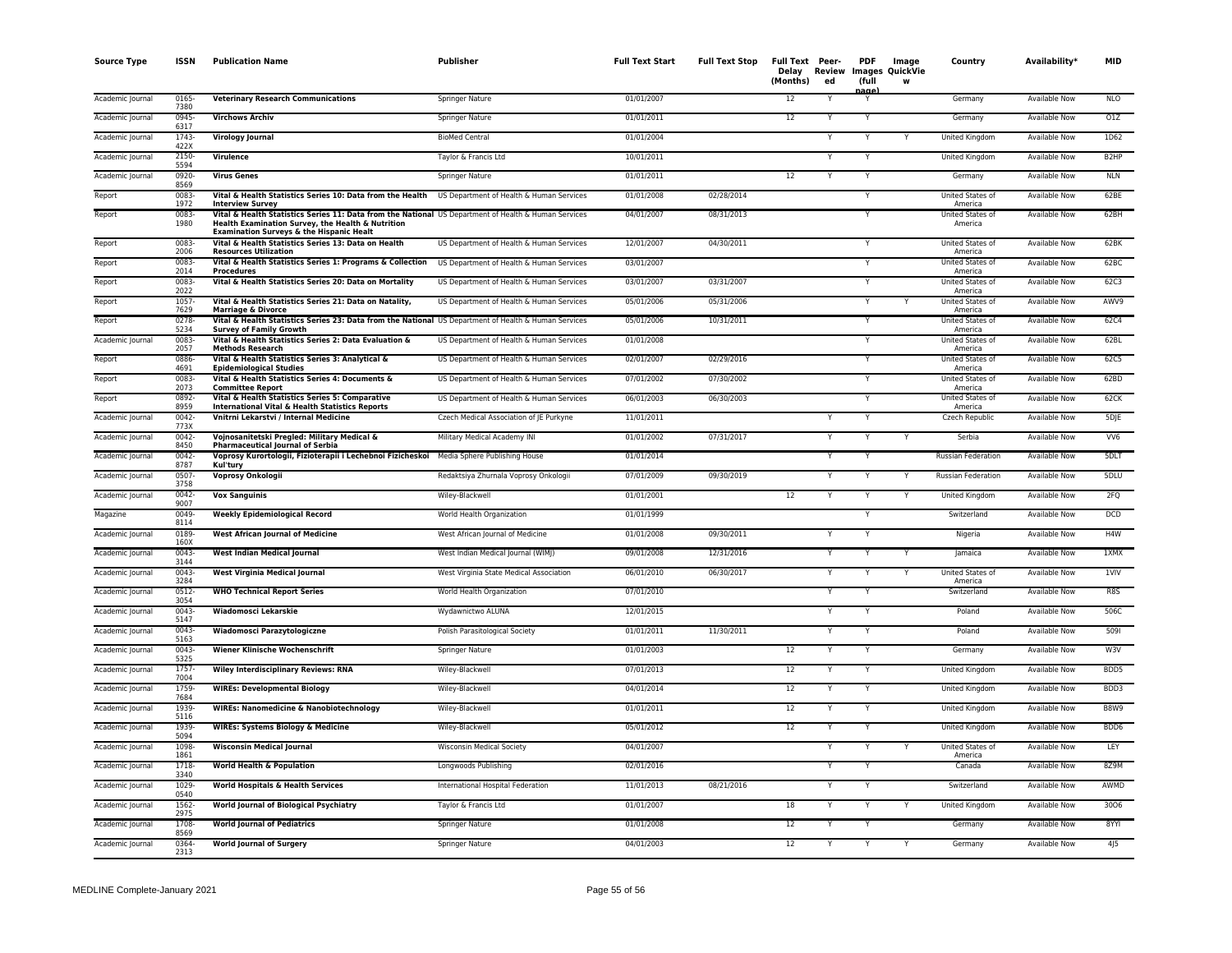| Source Type | ISSN | Publication Name | Publisher | Full Text Start | Full Text Stop | Full Text Delay (Months) | Peer-Review ed | PDF (full page) | Image Images QuickView | Country | Availability* | MID |
|---|---|---|---|---|---|---|---|---|---|---|---|---|
| Academic Journal | 0165-7380 | **Veterinary Research Communications** | Springer Nature | 01/01/2007 | | 12 | Y | Y | | Germany | Available Now | NLO |
| Academic Journal | 0945-6317 | **Virchows Archiv** | Springer Nature | 01/01/2011 | | 12 | Y | Y | | Germany | Available Now | O1Z |
| Academic Journal | 1743-422X | **Virology Journal** | BioMed Central | 01/01/2004 | | | Y | Y | Y | United Kingdom | Available Now | 1D62 |
| Academic Journal | 2150-5594 | **Virulence** | Taylor & Francis Ltd | 10/01/2011 | | | Y | Y | | United Kingdom | Available Now | B2HP |
| Academic Journal | 0920-8569 | **Virus Genes** | Springer Nature | 01/01/2011 | | 12 | Y | Y | | Germany | Available Now | NLN |
| Report | 0083-1972 | **Vital & Health Statistics Series 10: Data from the Health Interview Survey** | US Department of Health & Human Services | 01/01/2008 | 02/28/2014 | | | Y | | United States of America | Available Now | 62BE |
| Report | 0083-1980 | **Vital & Health Statistics Series 11: Data from the National Health Examination Survey, the Health & Nutrition Examination Surveys & the Hispanic Healt** | US Department of Health & Human Services | 04/01/2007 | 08/31/2013 | | | Y | | United States of America | Available Now | 62BH |
| Report | 0083-2006 | **Vital & Health Statistics Series 13: Data on Health Resources Utilization** | US Department of Health & Human Services | 12/01/2007 | 04/30/2011 | | | Y | | United States of America | Available Now | 62BK |
| Report | 0083-2014 | **Vital & Health Statistics Series 1: Programs & Collection Procedures** | US Department of Health & Human Services | 03/01/2007 | | | | Y | | United States of America | Available Now | 62BC |
| Report | 0083-2022 | **Vital & Health Statistics Series 20: Data on Mortality** | US Department of Health & Human Services | 03/01/2007 | 03/31/2007 | | | Y | | United States of America | Available Now | 62C3 |
| Report | 1057-7629 | **Vital & Health Statistics Series 21: Data on Natality, Marriage & Divorce** | US Department of Health & Human Services | 05/01/2006 | 05/31/2006 | | | Y | Y | United States of America | Available Now | AWV9 |
| Report | 0278-5234 | **Vital & Health Statistics Series 23: Data from the National Survey of Family Growth** | US Department of Health & Human Services | 05/01/2006 | 10/31/2011 | | | Y | | United States of America | Available Now | 62C4 |
| Academic Journal | 0083-2057 | **Vital & Health Statistics Series 2: Data Evaluation & Methods Research** | US Department of Health & Human Services | 01/01/2008 | | | | Y | | United States of America | Available Now | 62BL |
| Report | 0886-4691 | **Vital & Health Statistics Series 3: Analytical & Epidemiological Studies** | US Department of Health & Human Services | 02/01/2007 | 02/29/2016 | | | Y | | United States of America | Available Now | 62C5 |
| Report | 0083-2073 | **Vital & Health Statistics Series 4: Documents & Committee Report** | US Department of Health & Human Services | 07/01/2002 | 07/30/2002 | | | Y | | United States of America | Available Now | 62BD |
| Report | 0892-8959 | **Vital & Health Statistics Series 5: Comparative International Vital & Health Statistics Reports** | US Department of Health & Human Services | 06/01/2003 | 06/30/2003 | | | Y | | United States of America | Available Now | 62CK |
| Academic Journal | 0042-773X | **Vnitrni Lekarstvi / Internal Medicine** | Czech Medical Association of JE Purkyne | 11/01/2011 | | | Y | Y | | Czech Republic | Available Now | 5DJE |
| Academic Journal | 0042-8450 | **Vojnosanitetski Pregled: Military Medical & Pharmaceutical Journal of Serbia** | Military Medical Academy INI | 01/01/2002 | 07/31/2017 | | Y | Y | Y | Serbia | Available Now | VV6 |
| Academic Journal | 0042-8787 | **Voprosy Kurortologii, Fizioterapii i Lechebnoi Fizicheskoi Kul'tury** | Media Sphere Publishing House | 01/01/2014 | | | Y | Y | | Russian Federation | Available Now | 5DLT |
| Academic Journal | 0507-3758 | **Voprosy Onkologii** | Redaktsiya Zhurnala Voprosy Onkologii | 07/01/2009 | 09/30/2019 | | Y | Y | Y | Russian Federation | Available Now | 5DLU |
| Academic Journal | 0042-9007 | **Vox Sanguinis** | Wiley-Blackwell | 01/01/2001 | | 12 | Y | Y | Y | United Kingdom | Available Now | 2FQ |
| Magazine | 0049-8114 | **Weekly Epidemiological Record** | World Health Organization | 01/01/1999 | | | | Y | | Switzerland | Available Now | DCD |
| Academic Journal | 0189-160X | **West African Journal of Medicine** | West African Journal of Medicine | 01/01/2008 | 09/30/2011 | | Y | Y | | Nigeria | Available Now | H4W |
| Academic Journal | 0043-3144 | **West Indian Medical Journal** | West Indian Medical Journal (WIMJ) | 09/01/2008 | 12/31/2016 | | Y | Y | Y | Jamaica | Available Now | 1XMX |
| Academic Journal | 0043-3284 | **West Virginia Medical Journal** | West Virginia State Medical Association | 06/01/2010 | 06/30/2017 | | Y | Y | Y | United States of America | Available Now | 1VIV |
| Academic Journal | 0512-3054 | **WHO Technical Report Series** | World Health Organization | 07/01/2010 | | | Y | Y | | Switzerland | Available Now | R8S |
| Academic Journal | 0043-5147 | **Wiadomosci Lekarskie** | Wydawnictwo ALUNA | 12/01/2015 | | | Y | Y | | Poland | Available Now | 506C |
| Academic Journal | 0043-5163 | **Wiadomosci Parazytologiczne** | Polish Parasitological Society | 01/01/2011 | 11/30/2011 | | Y | Y | | Poland | Available Now | 509I |
| Academic Journal | 0043-5325 | **Wiener Klinische Wochenschrift** | Springer Nature | 01/01/2003 | | 12 | Y | Y | | Germany | Available Now | W3V |
| Academic Journal | 1757-7004 | **Wiley Interdisciplinary Reviews: RNA** | Wiley-Blackwell | 07/01/2013 | | 12 | Y | Y | | United Kingdom | Available Now | BDD5 |
| Academic Journal | 1759-7684 | **WIREs: Developmental Biology** | Wiley-Blackwell | 04/01/2014 | | 12 | Y | Y | | United Kingdom | Available Now | BDD3 |
| Academic Journal | 1939-5116 | **WIREs: Nanomedicine & Nanobiotechnology** | Wiley-Blackwell | 01/01/2011 | | 12 | Y | Y | | United Kingdom | Available Now | B8W9 |
| Academic Journal | 1939-5094 | **WIREs: Systems Biology & Medicine** | Wiley-Blackwell | 05/01/2012 | | 12 | Y | Y | | United Kingdom | Available Now | BDD6 |
| Academic Journal | 1098-1861 | **Wisconsin Medical Journal** | Wisconsin Medical Society | 04/01/2007 | | | Y | Y | Y | United States of America | Available Now | LEY |
| Academic Journal | 1718-3340 | **World Health & Population** | Longwoods Publishing | 02/01/2016 | | | Y | Y | | Canada | Available Now | 8Z9M |
| Academic Journal | 1029-0540 | **World Hospitals & Health Services** | International Hospital Federation | 11/01/2013 | 08/21/2016 | | Y | Y | | Switzerland | Available Now | AWMD |
| Academic Journal | 1562-2975 | **World Journal of Biological Psychiatry** | Taylor & Francis Ltd | 01/01/2007 | | 18 | Y | Y | Y | United Kingdom | Available Now | 30O6 |
| Academic Journal | 1708-8569 | **World Journal of Pediatrics** | Springer Nature | 01/01/2008 | | 12 | Y | Y | | Germany | Available Now | 8YYI |
| Academic Journal | 0364-2313 | **World Journal of Surgery** | Springer Nature | 04/01/2003 | | 12 | Y | Y | Y | Germany | Available Now | 4J5 |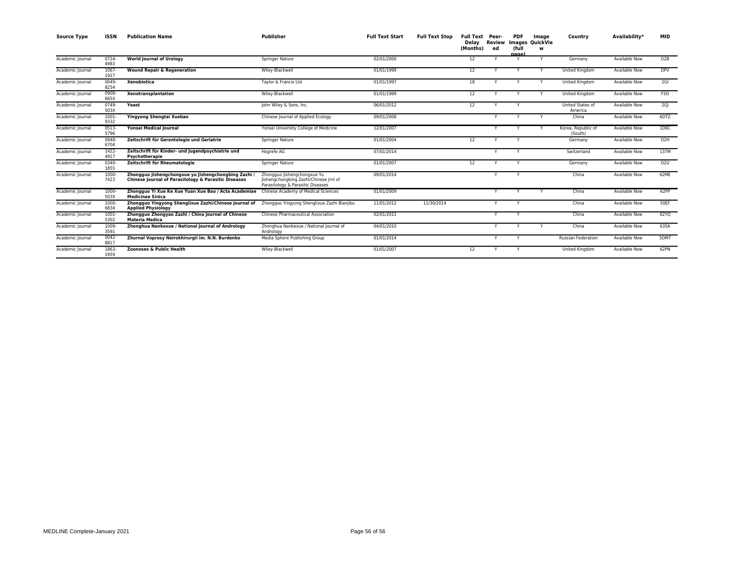| Source Type | ISSN | Publication Name | Publisher | Full Text Start | Full Text Stop | Full Text Delay (Months) | Peer-Reviewed | PDF Images (full page) | Image QuickView | Country | Availability* | MID |
|---|---|---|---|---|---|---|---|---|---|---|---|---|
| Academic Journal | 0724-4983 | **World Journal of Urology** | Springer Nature | 02/01/2000 | | 12 | Y | Y | Y | Germany | Available Now | O2B |
| Academic Journal | 1067-1927 | **Wound Repair & Regeneration** | Wiley-Blackwell | 01/01/1999 | | 12 | Y | Y | Y | United Kingdom | Available Now | DPV |
| Academic Journal | 0049-8254 | **Xenobiotica** | Taylor & Francis Ltd | 01/01/1997 | | 18 | Y | Y | Y | United Kingdom | Available Now | 2GI |
| Academic Journal | 0908-665X | **Xenotransplantation** | Wiley-Blackwell | 01/01/1999 | | 12 | Y | Y | Y | United Kingdom | Available Now | FSO |
| Academic Journal | 0749-503X | **Yeast** | John Wiley & Sons, Inc. | 06/01/2012 | | 12 | Y | Y | | United States of America | Available Now | 2GJ |
| Academic Journal | 1001-9332 | **Yingyong Shengtai Xuebao** | Chinese Journal of Applied Ecology | 09/01/2008 | | | Y | Y | Y | China | Available Now | 6DTZ |
| Academic Journal | 0513-5796 | **Yonsei Medical Journal** | Yonsei University College of Medicine | 12/01/2007 | | | Y | Y | Y | Korea, Republic of (South) | Available Now | 1D6C |
| Academic Journal | 0948-6704 | **Zeitschrift für Gerontologie und Geriatrie** | Springer Nature | 01/01/2004 | | 12 | Y | Y | | Germany | Available Now | O2H |
| Academic Journal | 1422-4917 | **Zeitschrift für Kinder- und Jugendpsychiatrie und Psychotherapie** | Hogrefe AG | 07/01/2014 | | | Y | Y | | Switzerland | Available Now | 137M |
| Academic Journal | 0340-1855 | **Zeitschrift für Rheumatologie** | Springer Nature | 01/01/2007 | | 12 | Y | Y | | Germany | Available Now | O2U |
| Academic Journal | 1000-7423 | **Zhongguo Jishengchongxue yu Jishengchongbing Zazhi / Chinese Journal of Parasitology & Parasitic Diseases** | Zhongguo Jishengchongxue Yu Jishengchongbing Zazhi/Chinese Jrnl of Parasitology & Parasitic Diseases | 09/01/2014 | | | Y | Y | | China | Available Now | 62ME |
| Academic Journal | 1000-503X | **Zhongguo Yi Xue Ke Xue Yuan Xue Bao / Acta Academiae Medicinae Sinica** | Chinese Academy of Medical Sciences | 01/01/2009 | | | Y | Y | Y | China | Available Now | 62PP |
| Academic Journal | 1000-6834 | **Zhongguo Yingyong Shenglixue Zazhi/Chinese Journal of Applied Physiology** | Zhongguo Yingyong Shenglixue Zazhi Bianjibu | 11/01/2012 | 11/30/2014 | | Y | Y | | China | Available Now | 50EF |
| Academic Journal | 1001-5302 | **Zhongguo Zhongyao Zazhi / China Journal of Chinese Materia Medica** | Chinese Pharmaceutical Association | 02/01/2011 | | | Y | Y | | China | Available Now | 62YQ |
| Academic Journal | 1009-3591 | **Zhonghua Nankexue / National Journal of Andrology** | Zhonghua Nankexue / National Journal of Andrology | 04/01/2010 | | | Y | Y | Y | China | Available Now | 635A |
| Academic Journal | 0042-8817 | **Zhurnal Voprosy Neirokhirurgii im. N.N. Burdenko** | Media Sphere Publishing Group | 01/01/2014 | | | Y | Y | | Russian Federation | Available Now | 5DM7 |
| Academic Journal | 1863-1959 | **Zoonoses & Public Health** | Wiley-Blackwell | 01/01/2007 | | 12 | Y | Y | | United Kingdom | Available Now | 62PN |